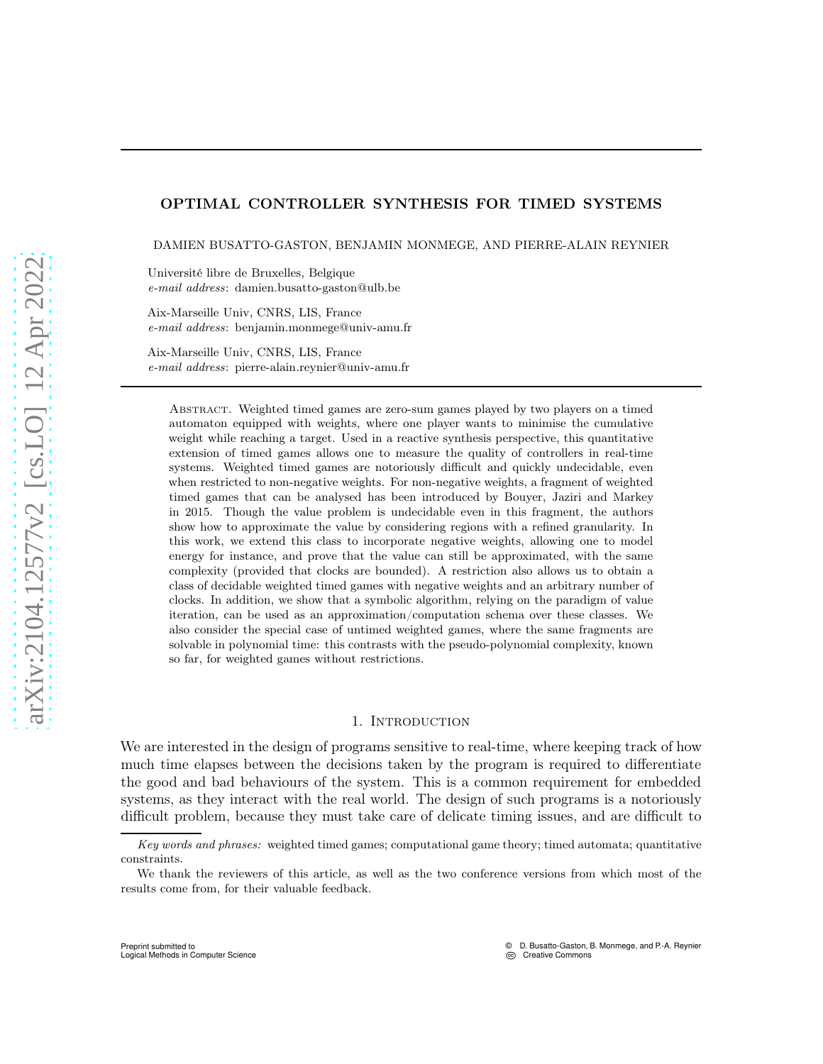# OPTIMAL CONTROLLER SYNTHESIS FOR TIMED SYSTEMS

DAMIEN BUSATTO-GASTON, BENJAMIN MONMEGE, AND PIERRE-ALAIN REYNIER

Université libre de Bruxelles, Belgique
*e-mail address*: damien.busatto-gaston@ulb.be

Aix-Marseille Univ, CNRS, LIS, France
*e-mail address*: benjamin.monmege@univ-amu.fr

Aix-Marseille Univ, CNRS, LIS, France
*e-mail address*: pierre-alain.reynier@univ-amu.fr

Abstract. Weighted timed games are zero-sum games played by two players on a timed automaton equipped with weights, where one player wants to minimise the cumulative weight while reaching a target. Used in a reactive synthesis perspective, this quantitative extension of timed games allows one to measure the quality of controllers in real-time systems. Weighted timed games are notoriously difficult and quickly undecidable, even when restricted to non-negative weights. For non-negative weights, a fragment of weighted timed games that can be analysed has been introduced by Bouyer, Jaziri and Markey in 2015. Though the value problem is undecidable even in this fragment, the authors show how to approximate the value by considering regions with a refined granularity. In this work, we extend this class to incorporate negative weights, allowing one to model energy for instance, and prove that the value can still be approximated, with the same complexity (provided that clocks are bounded). A restriction also allows us to obtain a class of decidable weighted timed games with negative weights and an arbitrary number of clocks. In addition, we show that a symbolic algorithm, relying on the paradigm of value iteration, can be used as an approximation/computation schema over these classes. We also consider the special case of untimed weighted games, where the same fragments are solvable in polynomial time: this contrasts with the pseudo-polynomial complexity, known so far, for weighted games without restrictions.

## 1. Introduction

We are interested in the design of programs sensitive to real-time, where keeping track of how much time elapses between the decisions taken by the program is required to differentiate the good and bad behaviours of the system. This is a common requirement for embedded systems, as they interact with the real world. The design of such programs is a notoriously difficult problem, because they must take care of delicate timing issues, and are difficult to

*Key words and phrases:* weighted timed games; computational game theory; timed automata; quantitative constraints.

We thank the reviewers of this article, as well as the two conference versions from which most of the results come from, for their valuable feedback.

Preprint submitted to
Logical Methods in Computer Science

© D. Busatto-Gaston, B. Monmege, and P.-A. Reynier
Creative Commons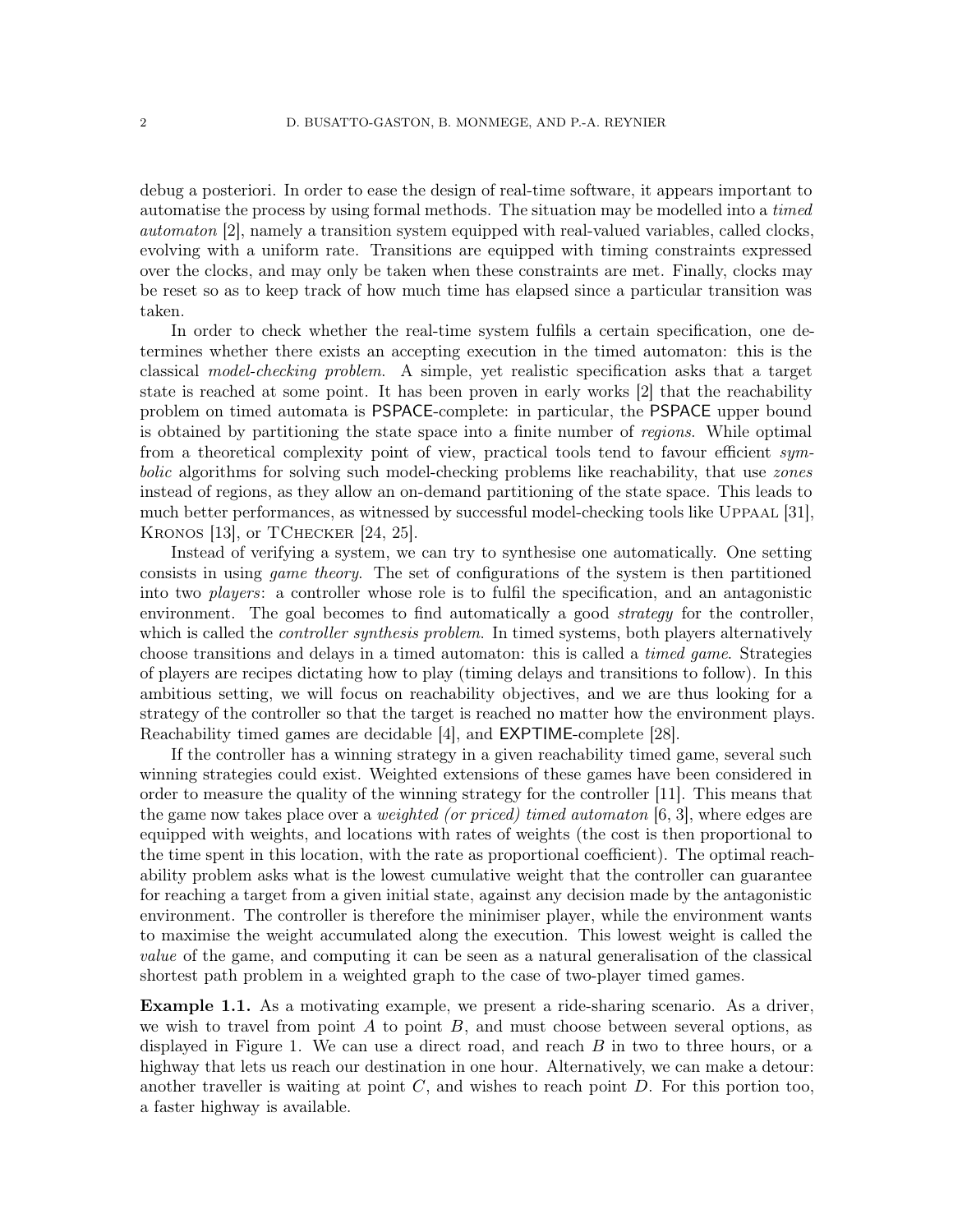debug a posteriori. In order to ease the design of real-time software, it appears important to automatise the process by using formal methods. The situation may be modelled into a *timed automaton* [2], namely a transition system equipped with real-valued variables, called clocks, evolving with a uniform rate. Transitions are equipped with timing constraints expressed over the clocks, and may only be taken when these constraints are met. Finally, clocks may be reset so as to keep track of how much time has elapsed since a particular transition was taken.

In order to check whether the real-time system fulfils a certain specification, one determines whether there exists an accepting execution in the timed automaton: this is the classical *model-checking problem*. A simple, yet realistic specification asks that a target state is reached at some point. It has been proven in early works [2] that the reachability problem on timed automata is PSPACE-complete: in particular, the PSPACE upper bound is obtained by partitioning the state space into a finite number of *regions*. While optimal from a theoretical complexity point of view, practical tools tend to favour efficient *symbolic* algorithms for solving such model-checking problems like reachability, that use *zones* instead of regions, as they allow an on-demand partitioning of the state space. This leads to much better performances, as witnessed by successful model-checking tools like Uppaal [31], Kronos [13], or TChecker [24, 25].

Instead of verifying a system, we can try to synthesise one automatically. One setting consists in using *game theory*. The set of configurations of the system is then partitioned into two *players*: a controller whose role is to fulfil the specification, and an antagonistic environment. The goal becomes to find automatically a good *strategy* for the controller, which is called the *controller synthesis problem*. In timed systems, both players alternatively choose transitions and delays in a timed automaton: this is called a *timed game*. Strategies of players are recipes dictating how to play (timing delays and transitions to follow). In this ambitious setting, we will focus on reachability objectives, and we are thus looking for a strategy of the controller so that the target is reached no matter how the environment plays. Reachability timed games are decidable [4], and EXPTIME-complete [28].

If the controller has a winning strategy in a given reachability timed game, several such winning strategies could exist. Weighted extensions of these games have been considered in order to measure the quality of the winning strategy for the controller [11]. This means that the game now takes place over a *weighted (or priced) timed automaton* [6, 3], where edges are equipped with weights, and locations with rates of weights (the cost is then proportional to the time spent in this location, with the rate as proportional coefficient). The optimal reachability problem asks what is the lowest cumulative weight that the controller can guarantee for reaching a target from a given initial state, against any decision made by the antagonistic environment. The controller is therefore the minimiser player, while the environment wants to maximise the weight accumulated along the execution. This lowest weight is called the *value* of the game, and computing it can be seen as a natural generalisation of the classical shortest path problem in a weighted graph to the case of two-player timed games.

**Example 1.1.** As a motivating example, we present a ride-sharing scenario. As a driver, we wish to travel from point $A$ to point $B$, and must choose between several options, as displayed in Figure 1. We can use a direct road, and reach $B$ in two to three hours, or a highway that lets us reach our destination in one hour. Alternatively, we can make a detour: another traveller is waiting at point $C$, and wishes to reach point $D$. For this portion too, a faster highway is available.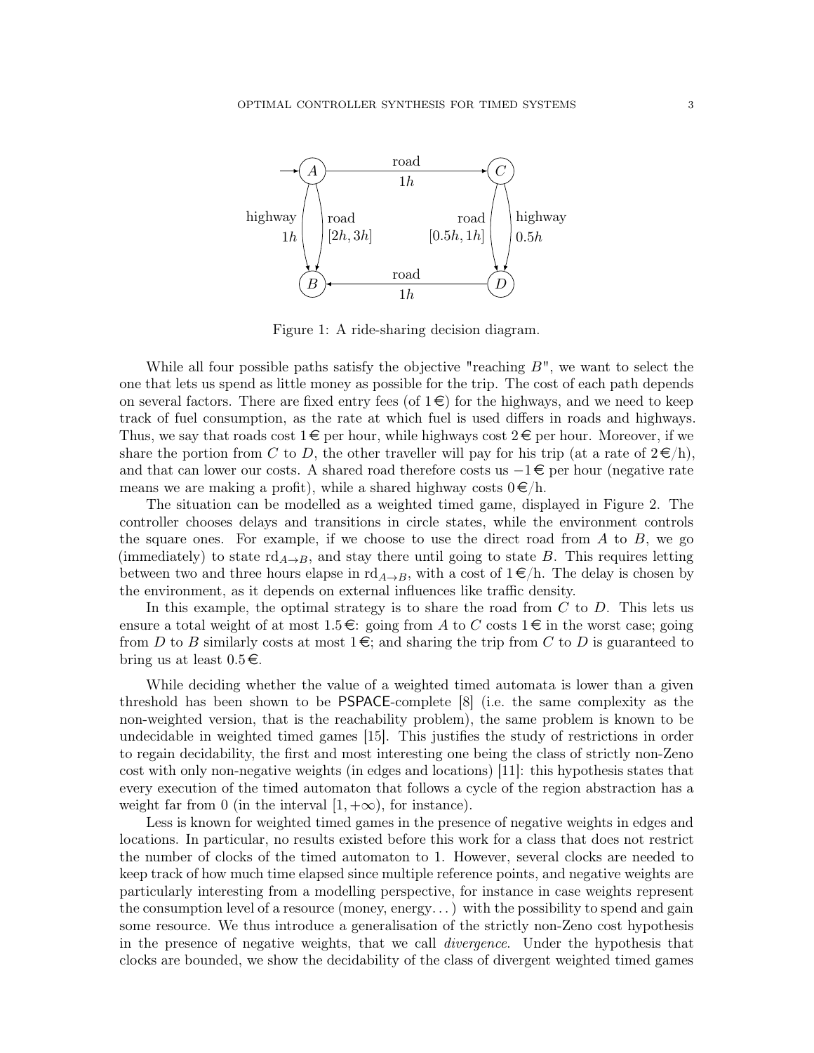Figure 1: A ride-sharing decision diagram.

While all four possible paths satisfy the objective "reaching $B$", we want to select the one that lets us spend as little money as possible for the trip. The cost of each path depends on several factors. There are fixed entry fees (of 1€) for the highways, and we need to keep track of fuel consumption, as the rate at which fuel is used differs in roads and highways. Thus, we say that roads cost 1€ per hour, while highways cost 2€ per hour. Moreover, if we share the portion from $C$ to $D$, the other traveller will pay for his trip (at a rate of 2€/h), and that can lower our costs. A shared road therefore costs us $-1$€ per hour (negative rate means we are making a profit), while a shared highway costs 0€/h.

The situation can be modelled as a weighted timed game, displayed in Figure 2. The controller chooses delays and transitions in circle states, while the environment controls the square ones. For example, if we choose to use the direct road from $A$ to $B$, we go (immediately) to state $\mathrm{rd}_{A\to B}$, and stay there until going to state $B$. This requires letting between two and three hours elapse in $\mathrm{rd}_{A\to B}$, with a cost of 1€/h. The delay is chosen by the environment, as it depends on external influences like traffic density.

In this example, the optimal strategy is to share the road from $C$ to $D$. This lets us ensure a total weight of at most 1.5€: going from $A$ to $C$ costs 1€ in the worst case; going from $D$ to $B$ similarly costs at most 1€; and sharing the trip from $C$ to $D$ is guaranteed to bring us at least 0.5€.

While deciding whether the value of a weighted timed automata is lower than a given threshold has been shown to be PSPACE-complete [8] (i.e. the same complexity as the non-weighted version, that is the reachability problem), the same problem is known to be undecidable in weighted timed games [15]. This justifies the study of restrictions in order to regain decidability, the first and most interesting one being the class of strictly non-Zeno cost with only non-negative weights (in edges and locations) [11]: this hypothesis states that every execution of the timed automaton that follows a cycle of the region abstraction has a weight far from 0 (in the interval $[1, +\infty)$, for instance).

Less is known for weighted timed games in the presence of negative weights in edges and locations. In particular, no results existed before this work for a class that does not restrict the number of clocks of the timed automaton to 1. However, several clocks are needed to keep track of how much time elapsed since multiple reference points, and negative weights are particularly interesting from a modelling perspective, for instance in case weights represent the consumption level of a resource (money, energy...) with the possibility to spend and gain some resource. We thus introduce a generalisation of the strictly non-Zeno cost hypothesis in the presence of negative weights, that we call *divergence*. Under the hypothesis that clocks are bounded, we show the decidability of the class of divergent weighted timed games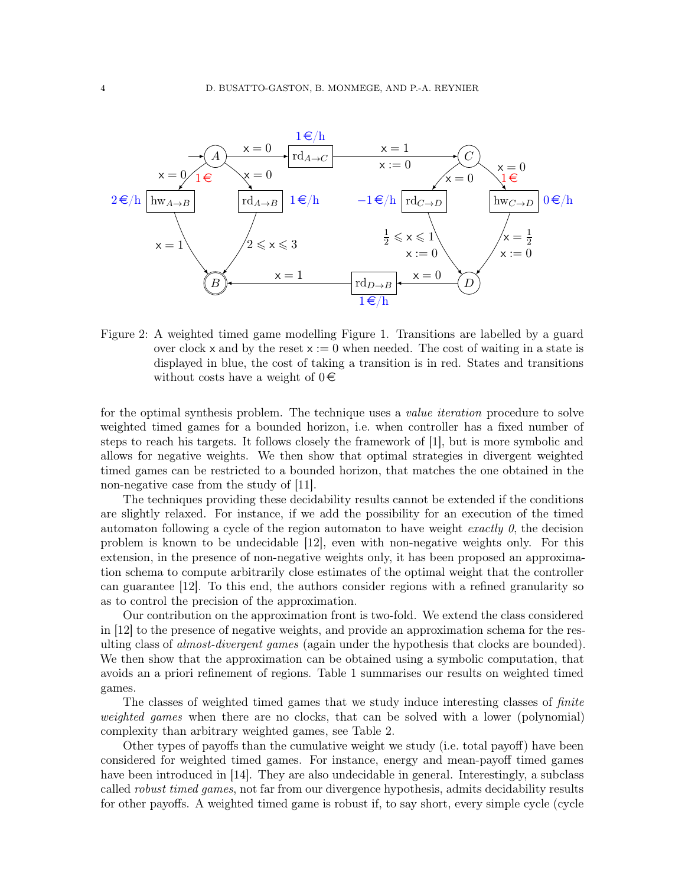Figure 2: A weighted timed game modelling Figure 1. Transitions are labelled by a guard over clock $x$ and by the reset $x := 0$ when needed. The cost of waiting in a state is displayed in blue, the cost of taking a transition is in red. States and transitions without costs have a weight of 0€

for the optimal synthesis problem. The technique uses a *value iteration* procedure to solve weighted timed games for a bounded horizon, i.e. when controller has a fixed number of steps to reach his targets. It follows closely the framework of [1], but is more symbolic and allows for negative weights. We then show that optimal strategies in divergent weighted timed games can be restricted to a bounded horizon, that matches the one obtained in the non-negative case from the study of [11].

The techniques providing these decidability results cannot be extended if the conditions are slightly relaxed. For instance, if we add the possibility for an execution of the timed automaton following a cycle of the region automaton to have weight *exactly 0*, the decision problem is known to be undecidable [12], even with non-negative weights only. For this extension, in the presence of non-negative weights only, it has been proposed an approximation schema to compute arbitrarily close estimates of the optimal weight that the controller can guarantee [12]. To this end, the authors consider regions with a refined granularity so as to control the precision of the approximation.

Our contribution on the approximation front is two-fold. We extend the class considered in [12] to the presence of negative weights, and provide an approximation schema for the resulting class of *almost-divergent games* (again under the hypothesis that clocks are bounded). We then show that the approximation can be obtained using a symbolic computation, that avoids an a priori refinement of regions. Table 1 summarises our results on weighted timed games.

The classes of weighted timed games that we study induce interesting classes of *finite weighted games* when there are no clocks, that can be solved with a lower (polynomial) complexity than arbitrary weighted games, see Table 2.

Other types of payoffs than the cumulative weight we study (i.e. total payoff) have been considered for weighted timed games. For instance, energy and mean-payoff timed games have been introduced in [14]. They are also undecidable in general. Interestingly, a subclass called *robust timed games*, not far from our divergence hypothesis, admits decidability results for other payoffs. A weighted timed game is robust if, to say short, every simple cycle (cycle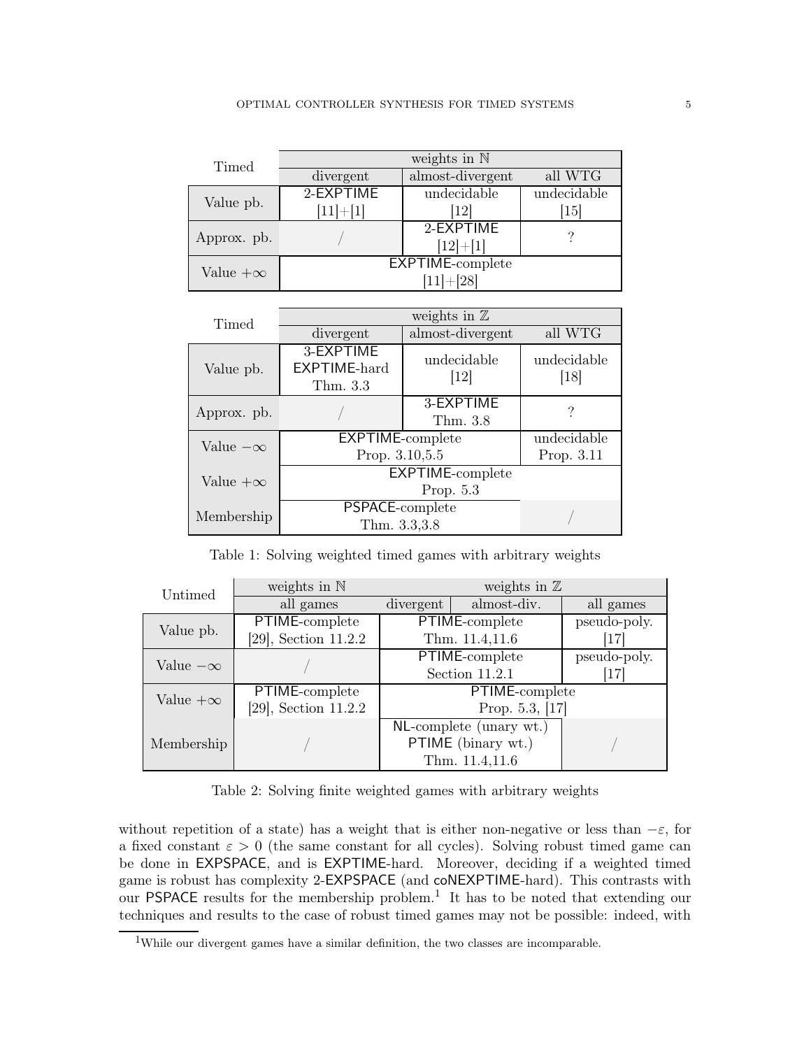| Timed | weights in $\mathbb{N}$ | | |
|---|---|---|---|
| | divergent | almost-divergent | all WTG |
| Value pb. | 2-EXPTIME [11]+[1] | undecidable [12] | undecidable [15] |
| Approx. pb. | / | 2-EXPTIME [12]+[1] | ? |
| Value $+\infty$ | EXPTIME-complete [11]+[28] | | |

| Timed | weights in $\mathbb{Z}$ | | |
|---|---|---|---|
| | divergent | almost-divergent | all WTG |
| Value pb. | 3-EXPTIME EXPTIME-hard Thm. 3.3 | undecidable [12] | undecidable [18] |
| Approx. pb. | / | 3-EXPTIME Thm. 3.8 | ? |
| Value $-\infty$ | EXPTIME-complete Prop. 3.10,5.5 | | undecidable Prop. 3.11 |
| Value $+\infty$ | EXPTIME-complete Prop. 5.3 | | |
| Membership | PSPACE-complete Thm. 3.3,3.8 | | / |

Table 1: Solving weighted timed games with arbitrary weights

| Untimed | weights in $\mathbb{N}$ | weights in $\mathbb{Z}$ | | |
|---|---|---|---|---|
| | all games | divergent | almost-div. | all games |
| Value pb. | PTIME-complete [29], Section 11.2.2 | PTIME-complete Thm. 11.4,11.6 | | pseudo-poly. [17] |
| Value $-\infty$ | / | PTIME-complete Section 11.2.1 | | pseudo-poly. [17] |
| Value $+\infty$ | PTIME-complete [29], Section 11.2.2 | PTIME-complete Prop. 5.3, [17] | | |
| Membership | / | NL-complete (unary wt.) PTIME (binary wt.) Thm. 11.4,11.6 | | / |

Table 2: Solving finite weighted games with arbitrary weights

without repetition of a state) has a weight that is either non-negative or less than $-\varepsilon$, for a fixed constant $\varepsilon > 0$ (the same constant for all cycles). Solving robust timed game can be done in EXPSPACE, and is EXPTIME-hard. Moreover, deciding if a weighted timed game is robust has complexity 2-EXPSPACE (and coNEXPTIME-hard). This contrasts with our PSPACE results for the membership problem.[1] It has to be noted that extending our techniques and results to the case of robust timed games may not be possible: indeed, with

[1] While our divergent games have a similar definition, the two classes are incomparable.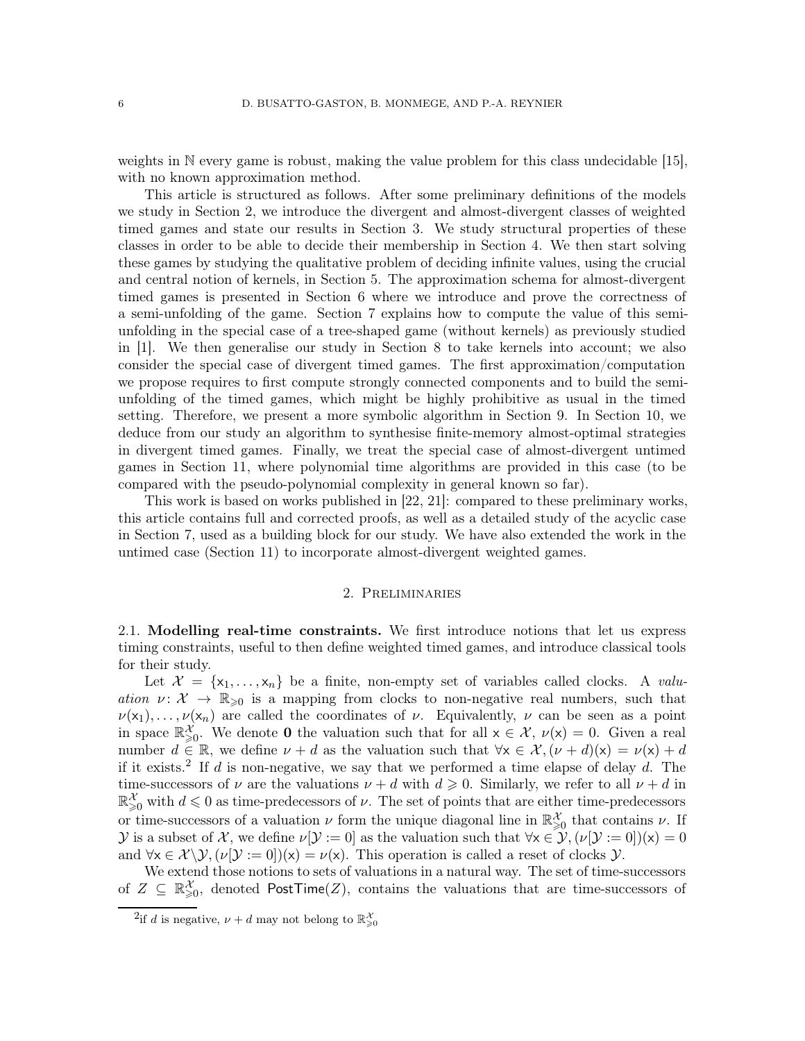weights in $\mathbb{N}$ every game is robust, making the value problem for this class undecidable [15], with no known approximation method.

This article is structured as follows. After some preliminary definitions of the models we study in Section 2, we introduce the divergent and almost-divergent classes of weighted timed games and state our results in Section 3. We study structural properties of these classes in order to be able to decide their membership in Section 4. We then start solving these games by studying the qualitative problem of deciding infinite values, using the crucial and central notion of kernels, in Section 5. The approximation schema for almost-divergent timed games is presented in Section 6 where we introduce and prove the correctness of a semi-unfolding of the game. Section 7 explains how to compute the value of this semi-unfolding in the special case of a tree-shaped game (without kernels) as previously studied in [1]. We then generalise our study in Section 8 to take kernels into account; we also consider the special case of divergent timed games. The first approximation/computation we propose requires to first compute strongly connected components and to build the semi-unfolding of the timed games, which might be highly prohibitive as usual in the timed setting. Therefore, we present a more symbolic algorithm in Section 9. In Section 10, we deduce from our study an algorithm to synthesise finite-memory almost-optimal strategies in divergent timed games. Finally, we treat the special case of almost-divergent untimed games in Section 11, where polynomial time algorithms are provided in this case (to be compared with the pseudo-polynomial complexity in general known so far).

This work is based on works published in [22, 21]: compared to these preliminary works, this article contains full and corrected proofs, as well as a detailed study of the acyclic case in Section 7, used as a building block for our study. We have also extended the work in the untimed case (Section 11) to incorporate almost-divergent weighted games.

## 2. Preliminaries

**2.1. Modelling real-time constraints.** We first introduce notions that let us express timing constraints, useful to then define weighted timed games, and introduce classical tools for their study.

Let $\mathcal{X} = \{\mathsf{x}_1, \dots, \mathsf{x}_n\}$ be a finite, non-empty set of variables called clocks. A *valuation* $\nu \colon \mathcal{X} \to \mathbb{R}_{\geqslant 0}$ is a mapping from clocks to non-negative real numbers, such that $\nu(\mathsf{x}_1), \dots, \nu(\mathsf{x}_n)$ are called the coordinates of $\nu$. Equivalently, $\nu$ can be seen as a point in space $\mathbb{R}_{\geqslant 0}^{\mathcal{X}}$. We denote $\mathbf{0}$ the valuation such that for all $\mathsf{x} \in \mathcal{X}$, $\nu(\mathsf{x}) = 0$. Given a real number $d \in \mathbb{R}$, we define $\nu + d$ as the valuation such that $\forall \mathsf{x} \in \mathcal{X}, (\nu + d)(\mathsf{x}) = \nu(\mathsf{x}) + d$ if it exists.[2] If $d$ is non-negative, we say that we performed a time elapse of delay $d$. The time-successors of $\nu$ are the valuations $\nu + d$ with $d \geqslant 0$. Similarly, we refer to all $\nu + d$ in $\mathbb{R}_{\geqslant 0}^{\mathcal{X}}$ with $d \leqslant 0$ as time-predecessors of $\nu$. The set of points that are either time-predecessors or time-successors of a valuation $\nu$ form the unique diagonal line in $\mathbb{R}_{\geqslant 0}^{\mathcal{X}}$ that contains $\nu$. If $\mathcal{Y}$ is a subset of $\mathcal{X}$, we define $\nu[\mathcal{Y} := 0]$ as the valuation such that $\forall \mathsf{x} \in \mathcal{Y}, (\nu[\mathcal{Y} := 0])(\mathsf{x}) = 0$ and $\forall \mathsf{x} \in \mathcal{X} \backslash \mathcal{Y}, (\nu[\mathcal{Y} := 0])(\mathsf{x}) = \nu(\mathsf{x})$. This operation is called a reset of clocks $\mathcal{Y}$.

We extend those notions to sets of valuations in a natural way. The set of time-successors of $Z \subseteq \mathbb{R}_{\geqslant 0}^{\mathcal{X}}$, denoted $\mathsf{PostTime}(Z)$, contains the valuations that are time-successors of

[2] if $d$ is negative, $\nu + d$ may not belong to $\mathbb{R}_{\geqslant 0}^{\mathcal{X}}$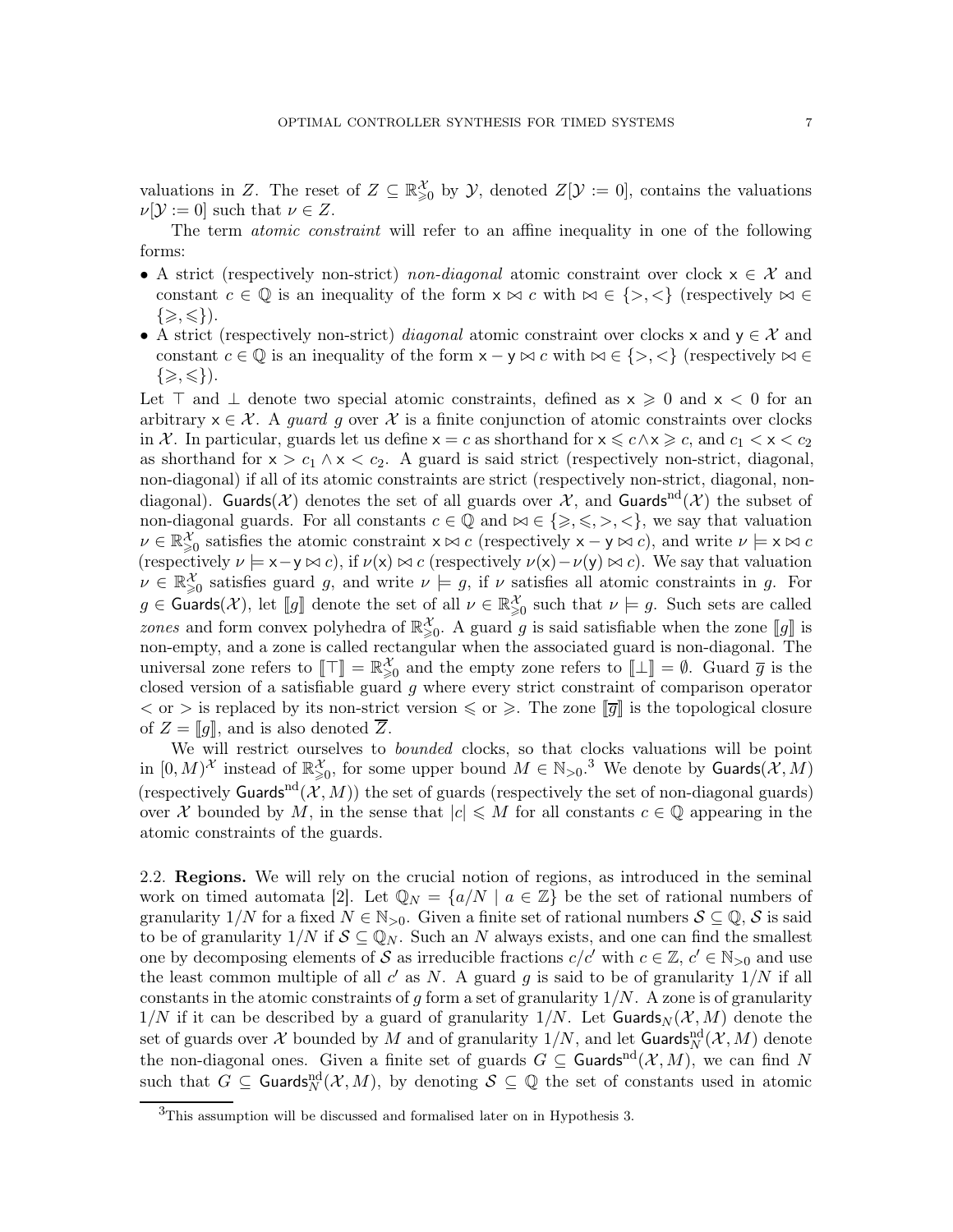valuations in $Z$. The reset of $Z \subseteq \mathbb{R}_{\geqslant 0}^{\mathcal{X}}$ by $\mathcal{Y}$, denoted $Z[\mathcal{Y} := 0]$, contains the valuations $\nu[\mathcal{Y} := 0]$ such that $\nu \in Z$.

The term *atomic constraint* will refer to an affine inequality in one of the following forms:

- A strict (respectively non-strict) *non-diagonal* atomic constraint over clock $\mathsf{x} \in \mathcal{X}$ and constant $c \in \mathbb{Q}$ is an inequality of the form $\mathsf{x} \bowtie c$ with $\bowtie \in \{>, <\}$ (respectively $\bowtie \in \{\geqslant, \leqslant\}$).
- A strict (respectively non-strict) *diagonal* atomic constraint over clocks $\mathsf{x}$ and $\mathsf{y} \in \mathcal{X}$ and constant $c \in \mathbb{Q}$ is an inequality of the form $\mathsf{x} - \mathsf{y} \bowtie c$ with $\bowtie \in \{>, <\}$ (respectively $\bowtie \in \{\geqslant, \leqslant\}$).

Let $\top$ and $\bot$ denote two special atomic constraints, defined as $\mathsf{x} \geqslant 0$ and $\mathsf{x} < 0$ for an arbitrary $\mathsf{x} \in \mathcal{X}$. A *guard* $g$ over $\mathcal{X}$ is a finite conjunction of atomic constraints over clocks in $\mathcal{X}$. In particular, guards let us define $\mathsf{x} = c$ as shorthand for $\mathsf{x} \leqslant c \wedge \mathsf{x} \geqslant c$, and $c_1 < \mathsf{x} < c_2$ as shorthand for $\mathsf{x} > c_1 \wedge \mathsf{x} < c_2$. A guard is said strict (respectively non-strict, diagonal, non-diagonal) if all of its atomic constraints are strict (respectively non-strict, diagonal, non-diagonal). $\mathsf{Guards}(\mathcal{X})$ denotes the set of all guards over $\mathcal{X}$, and $\mathsf{Guards}^{\mathrm{nd}}(\mathcal{X})$ the subset of non-diagonal guards. For all constants $c \in \mathbb{Q}$ and $\bowtie \in \{\geqslant, \leqslant, >, <\}$, we say that valuation $\nu \in \mathbb{R}_{\geqslant 0}^{\mathcal{X}}$ satisfies the atomic constraint $\mathsf{x} \bowtie c$ (respectively $\mathsf{x} - \mathsf{y} \bowtie c$), and write $\nu \models \mathsf{x} \bowtie c$ (respectively $\nu \models \mathsf{x} - \mathsf{y} \bowtie c$), if $\nu(\mathsf{x}) \bowtie c$ (respectively $\nu(\mathsf{x}) - \nu(\mathsf{y}) \bowtie c$). We say that valuation $\nu \in \mathbb{R}_{\geqslant 0}^{\mathcal{X}}$ satisfies guard $g$, and write $\nu \models g$, if $\nu$ satisfies all atomic constraints in $g$. For $g \in \mathsf{Guards}(\mathcal{X})$, let $[\![g]\!]$ denote the set of all $\nu \in \mathbb{R}_{\geqslant 0}^{\mathcal{X}}$ such that $\nu \models g$. Such sets are called *zones* and form convex polyhedra of $\mathbb{R}_{\geqslant 0}^{\mathcal{X}}$. A guard $g$ is said satisfiable when the zone $[\![g]\!]$ is non-empty, and a zone is called rectangular when the associated guard is non-diagonal. The universal zone refers to $[\![\top]\!] = \mathbb{R}_{\geqslant 0}^{\mathcal{X}}$ and the empty zone refers to $[\![\bot]\!] = \emptyset$. Guard $\overline{g}$ is the closed version of a satisfiable guard $g$ where every strict constraint of comparison operator $<$ or $>$ is replaced by its non-strict version $\leqslant$ or $\geqslant$. The zone $[\![\overline{g}]\!]$ is the topological closure of $Z = [\![g]\!]$, and is also denoted $\overline{Z}$.

We will restrict ourselves to *bounded* clocks, so that clocks valuations will be point in $[0, M)^{\mathcal{X}}$ instead of $\mathbb{R}_{\geqslant 0}^{\mathcal{X}}$, for some upper bound $M \in \mathbb{N}_{>0}$.[3] We denote by $\mathsf{Guards}(\mathcal{X}, M)$ (respectively $\mathsf{Guards}^{\mathrm{nd}}(\mathcal{X}, M)$) the set of guards (respectively the set of non-diagonal guards) over $\mathcal{X}$ bounded by $M$, in the sense that $|c| \leqslant M$ for all constants $c \in \mathbb{Q}$ appearing in the atomic constraints of the guards.

## 2.2. Regions.

We will rely on the crucial notion of regions, as introduced in the seminal work on timed automata [2]. Let $\mathbb{Q}_N = \{a/N \mid a \in \mathbb{Z}\}$ be the set of rational numbers of granularity $1/N$ for a fixed $N \in \mathbb{N}_{>0}$. Given a finite set of rational numbers $\mathcal{S} \subseteq \mathbb{Q}$, $\mathcal{S}$ is said to be of granularity $1/N$ if $\mathcal{S} \subseteq \mathbb{Q}_N$. Such an $N$ always exists, and one can find the smallest one by decomposing elements of $\mathcal{S}$ as irreducible fractions $c/c'$ with $c \in \mathbb{Z}$, $c' \in \mathbb{N}_{>0}$ and use the least common multiple of all $c'$ as $N$. A guard $g$ is said to be of granularity $1/N$ if all constants in the atomic constraints of $g$ form a set of granularity $1/N$. A zone is of granularity $1/N$ if it can be described by a guard of granularity $1/N$. Let $\mathsf{Guards}_N(\mathcal{X}, M)$ denote the set of guards over $\mathcal{X}$ bounded by $M$ and of granularity $1/N$, and let $\mathsf{Guards}_N^{\mathrm{nd}}(\mathcal{X}, M)$ denote the non-diagonal ones. Given a finite set of guards $G \subseteq \mathsf{Guards}^{\mathrm{nd}}(\mathcal{X}, M)$, we can find $N$ such that $G \subseteq \mathsf{Guards}_N^{\mathrm{nd}}(\mathcal{X}, M)$, by denoting $\mathcal{S} \subseteq \mathbb{Q}$ the set of constants used in atomic

[3] This assumption will be discussed and formalised later on in Hypothesis 3.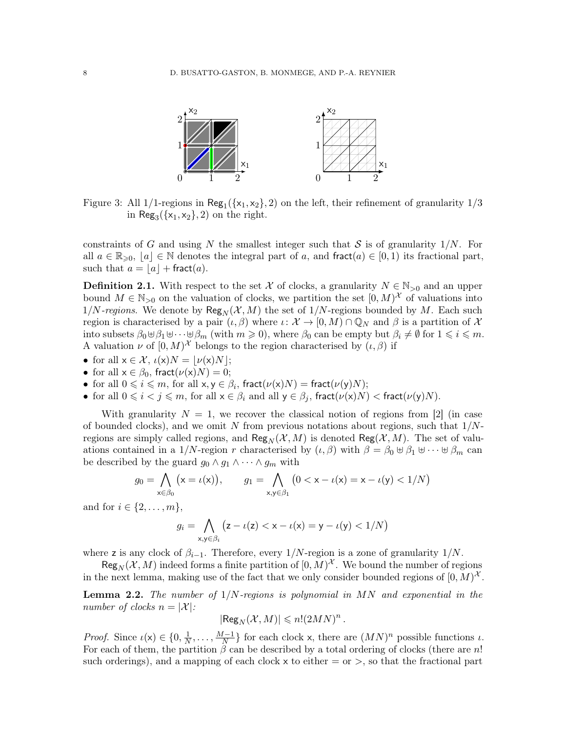Figure 3: All 1/1-regions in $\mathsf{Reg}_1(\{\mathsf{x}_1, \mathsf{x}_2\}, 2)$ on the left, their refinement of granularity 1/3 in $\mathsf{Reg}_3(\{\mathsf{x}_1, \mathsf{x}_2\}, 2)$ on the right.

constraints of $G$ and using $N$ the smallest integer such that $\mathcal{S}$ is of granularity $1/N$. For all $a \in \mathbb{R}_{\geqslant 0}$, $\lfloor a \rfloor \in \mathbb{N}$ denotes the integral part of $a$, and $\mathsf{fract}(a) \in [0, 1)$ its fractional part, such that $a = \lfloor a \rfloor + \mathsf{fract}(a)$.

**Definition 2.1.** With respect to the set $\mathcal{X}$ of clocks, a granularity $N \in \mathbb{N}_{>0}$ and an upper bound $M \in \mathbb{N}_{>0}$ on the valuation of clocks, we partition the set $[0, M)^{\mathcal{X}}$ of valuations into $1/N$*-regions*. We denote by $\mathsf{Reg}_N(\mathcal{X}, M)$ the set of $1/N$-regions bounded by $M$. Each such region is characterised by a pair $(\iota, \beta)$ where $\iota \colon \mathcal{X} \to [0, M) \cap \mathbb{Q}_N$ and $\beta$ is a partition of $\mathcal{X}$ into subsets $\beta_0 \uplus \beta_1 \uplus \cdots \uplus \beta_m$ (with $m \geqslant 0$), where $\beta_0$ can be empty but $\beta_i \neq \emptyset$ for $1 \leqslant i \leqslant m$. A valuation $\nu$ of $[0, M)^{\mathcal{X}}$ belongs to the region characterised by $(\iota, \beta)$ if

- for all $\mathsf{x} \in \mathcal{X}$, $\iota(\mathsf{x})N = \lfloor \nu(\mathsf{x})N \rfloor$;
- for all $\mathsf{x} \in \beta_0$, $\mathsf{fract}(\nu(\mathsf{x})N) = 0$;
- for all $0 \leqslant i \leqslant m$, for all $\mathsf{x}, \mathsf{y} \in \beta_i$, $\mathsf{fract}(\nu(\mathsf{x})N) = \mathsf{fract}(\nu(\mathsf{y})N)$;
- for all $0 \leqslant i < j \leqslant m$, for all $\mathsf{x} \in \beta_i$ and all $\mathsf{y} \in \beta_j$, $\mathsf{fract}(\nu(\mathsf{x})N) < \mathsf{fract}(\nu(\mathsf{y})N)$.

With granularity $N = 1$, we recover the classical notion of regions from [2] (in case of bounded clocks), and we omit $N$ from previous notations about regions, such that $1/N$-regions are simply called regions, and $\mathsf{Reg}_N(\mathcal{X}, M)$ is denoted $\mathsf{Reg}(\mathcal{X}, M)$. The set of valuations contained in a $1/N$-region $r$ characterised by $(\iota, \beta)$ with $\beta = \beta_0 \uplus \beta_1 \uplus \cdots \uplus \beta_m$ can be described by the guard $g_0 \wedge g_1 \wedge \cdots \wedge g_m$ with

$$g_0 = \bigwedge_{\mathsf{x} \in \beta_0} \big(\mathsf{x} = \iota(\mathsf{x})\big), \qquad g_1 = \bigwedge_{\mathsf{x}, \mathsf{y} \in \beta_1} \big(0 < \mathsf{x} - \iota(\mathsf{x}) = \mathsf{x} - \iota(\mathsf{y}) < 1/N\big)$$

and for $i \in \{2, \ldots, m\}$,

$$g_i = \bigwedge_{\mathsf{x}, \mathsf{y} \in \beta_i} \big(\mathsf{z} - \iota(\mathsf{z}) < \mathsf{x} - \iota(\mathsf{x}) = \mathsf{y} - \iota(\mathsf{y}) < 1/N\big)$$

where $\mathsf{z}$ is any clock of $\beta_{i-1}$. Therefore, every $1/N$-region is a zone of granularity $1/N$.

$\mathsf{Reg}_N(\mathcal{X}, M)$ indeed forms a finite partition of $[0, M)^{\mathcal{X}}$. We bound the number of regions in the next lemma, making use of the fact that we only consider bounded regions of $[0, M)^{\mathcal{X}}$.

**Lemma 2.2.** *The number of $1/N$-regions is polynomial in $MN$ and exponential in the number of clocks $n = |\mathcal{X}|$:*

$$|\mathsf{Reg}_N(\mathcal{X}, M)| \leqslant n!(2MN)^n\,.$$

*Proof.* Since $\iota(\mathsf{x}) \in \{0, \frac{1}{N}, \ldots, \frac{M-1}{N}\}$ for each clock $\mathsf{x}$, there are $(MN)^n$ possible functions $\iota$. For each of them, the partition $\beta$ can be described by a total ordering of clocks (there are $n!$ such orderings), and a mapping of each clock $\mathsf{x}$ to either $=$ or $>$, so that the fractional part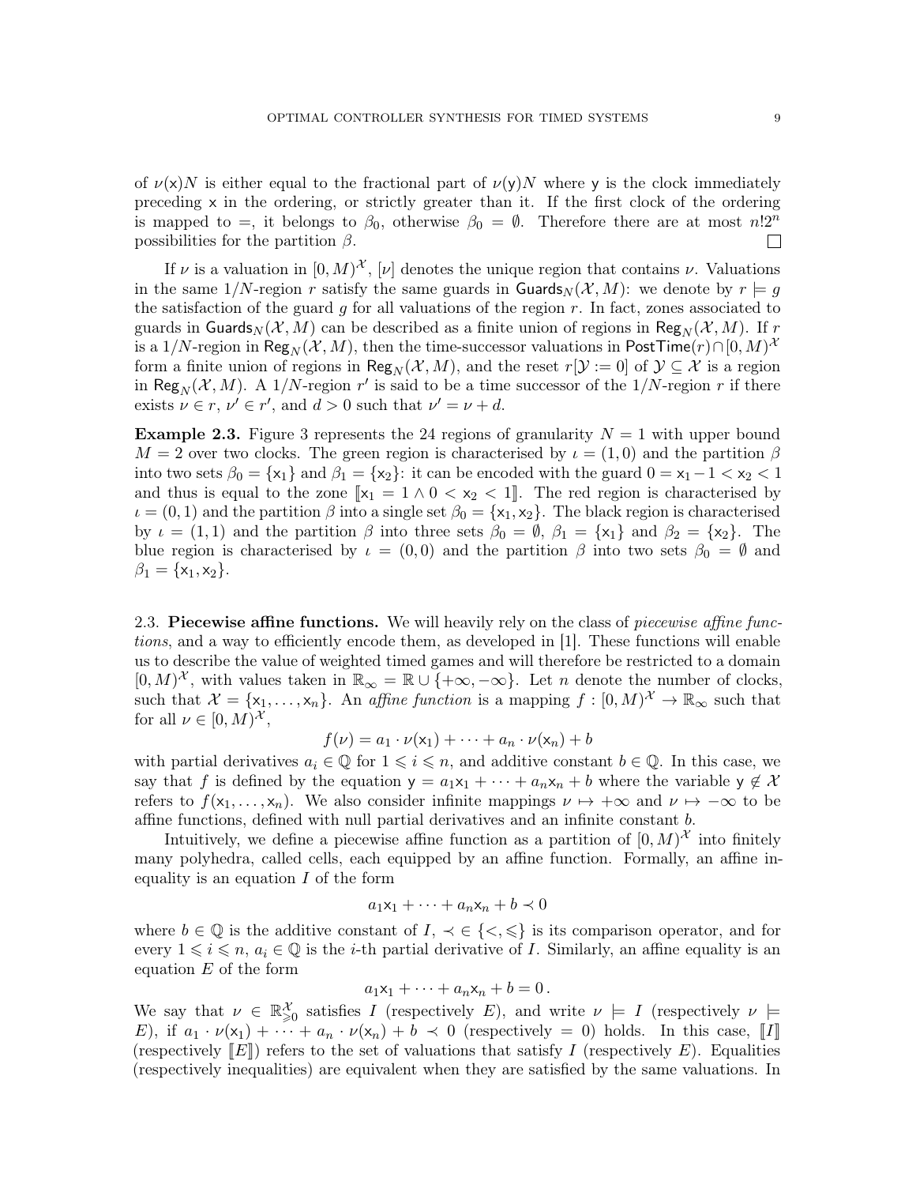of $\nu(\mathsf{x})N$ is either equal to the fractional part of $\nu(\mathsf{y})N$ where $\mathsf{y}$ is the clock immediately preceding $\mathsf{x}$ in the ordering, or strictly greater than it. If the first clock of the ordering is mapped to $=$, it belongs to $\beta_0$, otherwise $\beta_0 = \emptyset$. Therefore there are at most $n!2^n$ possibilities for the partition $\beta$. $\square$

If $\nu$ is a valuation in $[0, M)^{\mathcal{X}}$, $[\nu]$ denotes the unique region that contains $\nu$. Valuations in the same $1/N$-region $r$ satisfy the same guards in $\mathsf{Guards}_N(\mathcal{X}, M)$: we denote by $r \models g$ the satisfaction of the guard $g$ for all valuations of the region $r$. In fact, zones associated to guards in $\mathsf{Guards}_N(\mathcal{X}, M)$ can be described as a finite union of regions in $\mathsf{Reg}_N(\mathcal{X}, M)$. If $r$ is a $1/N$-region in $\mathsf{Reg}_N(\mathcal{X}, M)$, then the time-successor valuations in $\mathsf{PostTime}(r) \cap [0, M)^{\mathcal{X}}$ form a finite union of regions in $\mathsf{Reg}_N(\mathcal{X}, M)$, and the reset $r[\mathcal{Y} := 0]$ of $\mathcal{Y} \subseteq \mathcal{X}$ is a region in $\mathsf{Reg}_N(\mathcal{X}, M)$. A $1/N$-region $r'$ is said to be a time successor of the $1/N$-region $r$ if there exists $\nu \in r$, $\nu' \in r'$, and $d > 0$ such that $\nu' = \nu + d$.

**Example 2.3.** Figure 3 represents the 24 regions of granularity $N = 1$ with upper bound $M = 2$ over two clocks. The green region is characterised by $\iota = (1, 0)$ and the partition $\beta$ into two sets $\beta_0 = \{\mathsf{x}_1\}$ and $\beta_1 = \{\mathsf{x}_2\}$: it can be encoded with the guard $0 = \mathsf{x}_1 - 1 < \mathsf{x}_2 < 1$ and thus is equal to the zone $[\![\mathsf{x}_1 = 1 \land 0 < \mathsf{x}_2 < 1]\!]$. The red region is characterised by $\iota = (0, 1)$ and the partition $\beta$ into a single set $\beta_0 = \{\mathsf{x}_1, \mathsf{x}_2\}$. The black region is characterised by $\iota = (1, 1)$ and the partition $\beta$ into three sets $\beta_0 = \emptyset$, $\beta_1 = \{\mathsf{x}_1\}$ and $\beta_2 = \{\mathsf{x}_2\}$. The blue region is characterised by $\iota = (0, 0)$ and the partition $\beta$ into two sets $\beta_0 = \emptyset$ and $\beta_1 = \{\mathsf{x}_1, \mathsf{x}_2\}$.

## 2.3. Piecewise affine functions.

We will heavily rely on the class of *piecewise affine functions*, and a way to efficiently encode them, as developed in [1]. These functions will enable us to describe the value of weighted timed games and will therefore be restricted to a domain $[0, M)^{\mathcal{X}}$, with values taken in $\mathbb{R}_\infty = \mathbb{R} \cup \{+\infty, -\infty\}$. Let $n$ denote the number of clocks, such that $\mathcal{X} = \{\mathsf{x}_1, \dots, \mathsf{x}_n\}$. An *affine function* is a mapping $f : [0, M)^{\mathcal{X}} \to \mathbb{R}_\infty$ such that for all $\nu \in [0, M)^{\mathcal{X}}$,

$$f(\nu) = a_1 \cdot \nu(\mathsf{x}_1) + \cdots + a_n \cdot \nu(\mathsf{x}_n) + b$$

with partial derivatives $a_i \in \mathbb{Q}$ for $1 \leqslant i \leqslant n$, and additive constant $b \in \mathbb{Q}$. In this case, we say that $f$ is defined by the equation $\mathsf{y} = a_1\mathsf{x}_1 + \cdots + a_n\mathsf{x}_n + b$ where the variable $\mathsf{y} \notin \mathcal{X}$ refers to $f(\mathsf{x}_1, \dots, \mathsf{x}_n)$. We also consider infinite mappings $\nu \mapsto +\infty$ and $\nu \mapsto -\infty$ to be affine functions, defined with null partial derivatives and an infinite constant $b$.

Intuitively, we define a piecewise affine function as a partition of $[0, M)^{\mathcal{X}}$ into finitely many polyhedra, called cells, each equipped by an affine function. Formally, an affine inequality is an equation $I$ of the form

$$a_1\mathsf{x}_1 + \cdots + a_n\mathsf{x}_n + b \prec 0$$

where $b \in \mathbb{Q}$ is the additive constant of $I$, $\prec \in \{<, \leqslant\}$ is its comparison operator, and for every $1 \leqslant i \leqslant n$, $a_i \in \mathbb{Q}$ is the $i$-th partial derivative of $I$. Similarly, an affine equality is an equation $E$ of the form

$$a_1\mathsf{x}_1 + \cdots + a_n\mathsf{x}_n + b = 0\,.$$

We say that $\nu \in \mathbb{R}^{\mathcal{X}}_{\geqslant 0}$ satisfies $I$ (respectively $E$), and write $\nu \models I$ (respectively $\nu \models E$), if $a_1 \cdot \nu(\mathsf{x}_1) + \cdots + a_n \cdot \nu(\mathsf{x}_n) + b \prec 0$ (respectively $= 0$) holds. In this case, $[\![I]\!]$ (respectively $[\![E]\!]$) refers to the set of valuations that satisfy $I$ (respectively $E$). Equalities (respectively inequalities) are equivalent when they are satisfied by the same valuations. In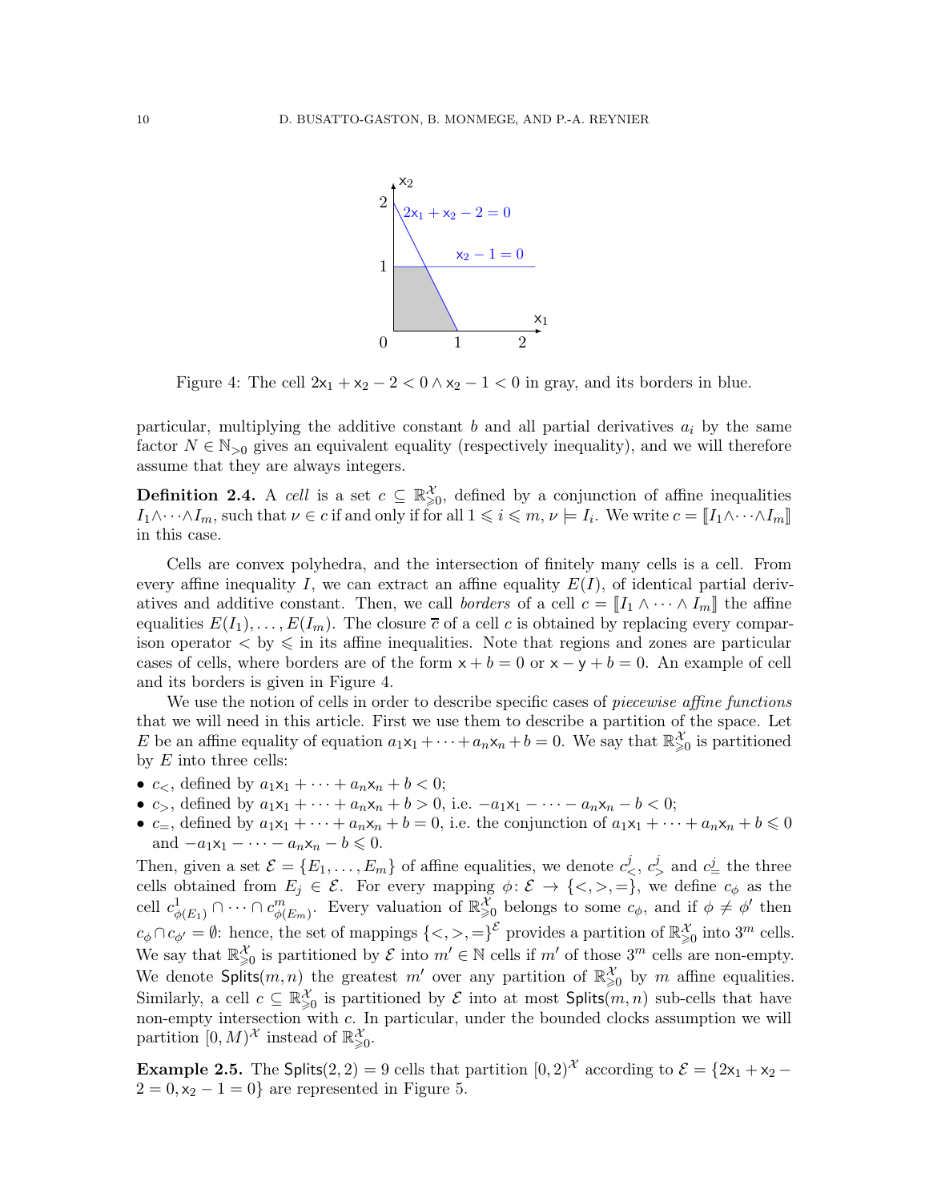Figure 4: The cell $2\mathsf{x}_1 + \mathsf{x}_2 - 2 < 0 \wedge \mathsf{x}_2 - 1 < 0$ in gray, and its borders in blue.

particular, multiplying the additive constant $b$ and all partial derivatives $a_i$ by the same factor $N \in \mathbb{N}_{>0}$ gives an equivalent equality (respectively inequality), and we will therefore assume that they are always integers.

**Definition 2.4.** A *cell* is a set $c \subseteq \mathbb{R}_{\geqslant 0}^{\mathcal{X}}$, defined by a conjunction of affine inequalities $I_1 \wedge \cdots \wedge I_m$, such that $\nu \in c$ if and only if for all $1 \leqslant i \leqslant m$, $\nu \models I_i$. We write $c = [\![ I_1 \wedge \cdots \wedge I_m ]\!]$ in this case.

Cells are convex polyhedra, and the intersection of finitely many cells is a cell. From every affine inequality $I$, we can extract an affine equality $E(I)$, of identical partial derivatives and additive constant. Then, we call *borders* of a cell $c = [\![ I_1 \wedge \cdots \wedge I_m ]\!]$ the affine equalities $E(I_1), \ldots, E(I_m)$. The closure $\overline{c}$ of a cell $c$ is obtained by replacing every comparison operator $<$ by $\leqslant$ in its affine inequalities. Note that regions and zones are particular cases of cells, where borders are of the form $\mathsf{x} + b = 0$ or $\mathsf{x} - \mathsf{y} + b = 0$. An example of cell and its borders is given in Figure 4.

We use the notion of cells in order to describe specific cases of *piecewise affine functions* that we will need in this article. First we use them to describe a partition of the space. Let $E$ be an affine equality of equation $a_1\mathsf{x}_1 + \cdots + a_n\mathsf{x}_n + b = 0$. We say that $\mathbb{R}_{\geqslant 0}^{\mathcal{X}}$ is partitioned by $E$ into three cells:

- $c_<$, defined by $a_1\mathsf{x}_1 + \cdots + a_n\mathsf{x}_n + b < 0$;
- $c_>$, defined by $a_1\mathsf{x}_1 + \cdots + a_n\mathsf{x}_n + b > 0$, i.e. $-a_1\mathsf{x}_1 - \cdots - a_n\mathsf{x}_n - b < 0$;
- $c_=$, defined by $a_1\mathsf{x}_1 + \cdots + a_n\mathsf{x}_n + b = 0$, i.e. the conjunction of $a_1\mathsf{x}_1 + \cdots + a_n\mathsf{x}_n + b \leqslant 0$ and $-a_1\mathsf{x}_1 - \cdots - a_n\mathsf{x}_n - b \leqslant 0$.

Then, given a set $\mathcal{E} = \{E_1, \ldots, E_m\}$ of affine equalities, we denote $c_<^j$, $c_>^j$ and $c_=^j$ the three cells obtained from $E_j \in \mathcal{E}$. For every mapping $\phi \colon \mathcal{E} \to \{<, >, =\}$, we define $c_\phi$ as the cell $c_{\phi(E_1)}^1 \cap \cdots \cap c_{\phi(E_m)}^m$. Every valuation of $\mathbb{R}_{\geqslant 0}^{\mathcal{X}}$ belongs to some $c_\phi$, and if $\phi \neq \phi'$ then $c_\phi \cap c_{\phi'} = \emptyset$: hence, the set of mappings $\{<, >, =\}^{\mathcal{E}}$ provides a partition of $\mathbb{R}_{\geqslant 0}^{\mathcal{X}}$ into $3^m$ cells. We say that $\mathbb{R}_{\geqslant 0}^{\mathcal{X}}$ is partitioned by $\mathcal{E}$ into $m' \in \mathbb{N}$ cells if $m'$ of those $3^m$ cells are non-empty. We denote $\mathsf{Splits}(m, n)$ the greatest $m'$ over any partition of $\mathbb{R}_{\geqslant 0}^{\mathcal{X}}$ by $m$ affine equalities. Similarly, a cell $c \subseteq \mathbb{R}_{\geqslant 0}^{\mathcal{X}}$ is partitioned by $\mathcal{E}$ into at most $\mathsf{Splits}(m, n)$ sub-cells that have non-empty intersection with $c$. In particular, under the bounded clocks assumption we will partition $[0, M)^{\mathcal{X}}$ instead of $\mathbb{R}_{\geqslant 0}^{\mathcal{X}}$.

**Example 2.5.** The $\mathsf{Splits}(2, 2) = 9$ cells that partition $[0, 2)^{\mathcal{X}}$ according to $\mathcal{E} = \{2\mathsf{x}_1 + \mathsf{x}_2 - 2 = 0, \mathsf{x}_2 - 1 = 0\}$ are represented in Figure 5.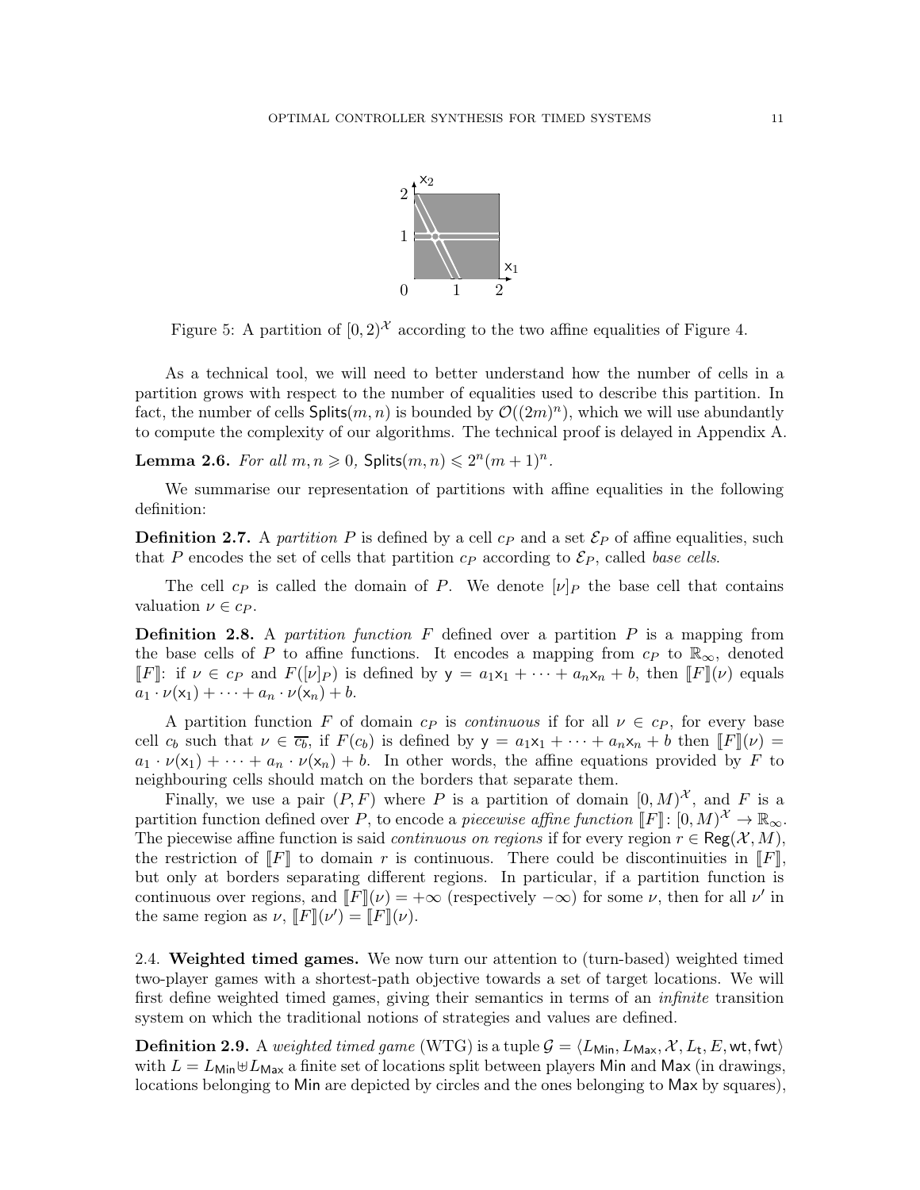Figure 5: A partition of $[0,2)^{\mathcal{X}}$ according to the two affine equalities of Figure 4.

As a technical tool, we will need to better understand how the number of cells in a partition grows with respect to the number of equalities used to describe this partition. In fact, the number of cells $\mathsf{Splits}(m,n)$ is bounded by $\mathcal{O}((2m)^n)$, which we will use abundantly to compute the complexity of our algorithms. The technical proof is delayed in Appendix A.

**Lemma 2.6.** *For all $m, n \geqslant 0$, $\mathsf{Splits}(m,n) \leqslant 2^n(m+1)^n$.*

We summarise our representation of partitions with affine equalities in the following definition:

**Definition 2.7.** A *partition* $P$ is defined by a cell $c_P$ and a set $\mathcal{E}_P$ of affine equalities, such that $P$ encodes the set of cells that partition $c_P$ according to $\mathcal{E}_P$, called *base cells*.

The cell $c_P$ is called the domain of $P$. We denote $[\nu]_P$ the base cell that contains valuation $\nu \in c_P$.

**Definition 2.8.** A *partition function* $F$ defined over a partition $P$ is a mapping from the base cells of $P$ to affine functions. It encodes a mapping from $c_P$ to $\mathbb{R}_\infty$, denoted $[\![F]\!]$: if $\nu \in c_P$ and $F([\nu]_P)$ is defined by $\mathsf{y} = a_1\mathsf{x}_1 + \cdots + a_n\mathsf{x}_n + b$, then $[\![F]\!](\nu)$ equals $a_1 \cdot \nu(\mathsf{x}_1) + \cdots + a_n \cdot \nu(\mathsf{x}_n) + b$.

A partition function $F$ of domain $c_P$ is *continuous* if for all $\nu \in c_P$, for every base cell $c_b$ such that $\nu \in \overline{c_b}$, if $F(c_b)$ is defined by $\mathsf{y} = a_1\mathsf{x}_1 + \cdots + a_n\mathsf{x}_n + b$ then $[\![F]\!](\nu) = a_1 \cdot \nu(\mathsf{x}_1) + \cdots + a_n \cdot \nu(\mathsf{x}_n) + b$. In other words, the affine equations provided by $F$ to neighbouring cells should match on the borders that separate them.

Finally, we use a pair $(P, F)$ where $P$ is a partition of domain $[0, M)^{\mathcal{X}}$, and $F$ is a partition function defined over $P$, to encode a *piecewise affine function* $[\![F]\!]\colon [0,M)^{\mathcal{X}} \to \mathbb{R}_\infty$. The piecewise affine function is said *continuous on regions* if for every region $r \in \mathsf{Reg}(\mathcal{X}, M)$, the restriction of $[\![F]\!]$ to domain $r$ is continuous. There could be discontinuities in $[\![F]\!]$, but only at borders separating different regions. In particular, if a partition function is continuous over regions, and $[\![F]\!](\nu) = +\infty$ (respectively $-\infty$) for some $\nu$, then for all $\nu'$ in the same region as $\nu$, $[\![F]\!](\nu') = [\![F]\!](\nu)$.

## 2.4. Weighted timed games.

We now turn our attention to (turn-based) weighted timed two-player games with a shortest-path objective towards a set of target locations. We will first define weighted timed games, giving their semantics in terms of an *infinite* transition system on which the traditional notions of strategies and values are defined.

**Definition 2.9.** A *weighted timed game* (WTG) is a tuple $\mathcal{G} = \langle L_{\mathsf{Min}}, L_{\mathsf{Max}}, \mathcal{X}, L_{\mathsf{t}}, E, \mathsf{wt}, \mathsf{fwt}\rangle$ with $L = L_{\mathsf{Min}} \uplus L_{\mathsf{Max}}$ a finite set of locations split between players $\mathsf{Min}$ and $\mathsf{Max}$ (in drawings, locations belonging to $\mathsf{Min}$ are depicted by circles and the ones belonging to $\mathsf{Max}$ by squares),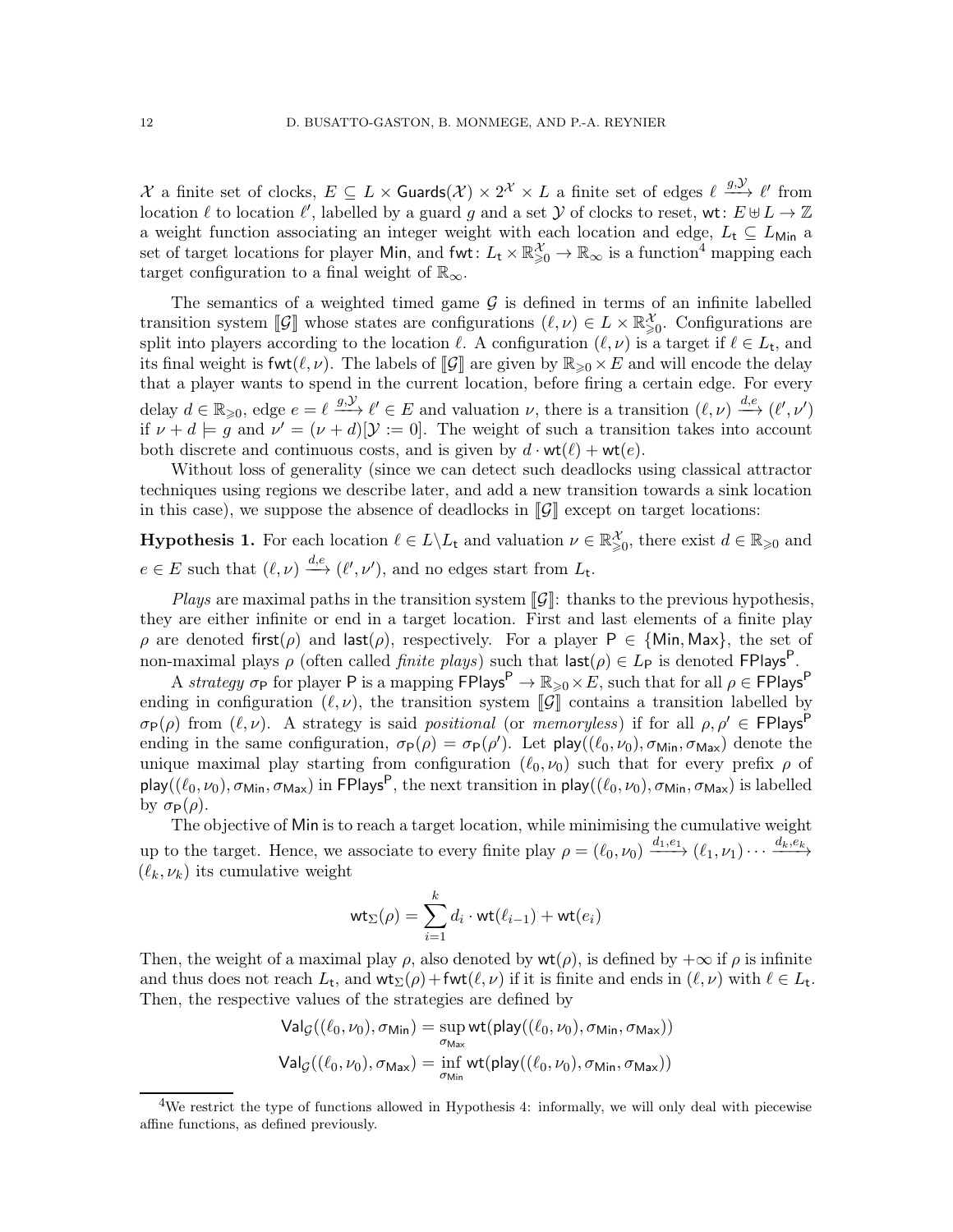$\mathcal{X}$ a finite set of clocks, $E \subseteq L \times \mathsf{Guards}(\mathcal{X}) \times 2^{\mathcal{X}} \times L$ a finite set of edges $\ell \xrightarrow{g,\mathcal{Y}} \ell'$ from location $\ell$ to location $\ell'$, labelled by a guard $g$ and a set $\mathcal{Y}$ of clocks to reset, $\mathsf{wt}\colon E \uplus L \to \mathbb{Z}$ a weight function associating an integer weight with each location and edge, $L_\mathsf{t} \subseteq L_\mathsf{Min}$ a set of target locations for player $\mathsf{Min}$, and $\mathsf{fwt}\colon L_\mathsf{t} \times \mathbb{R}_{\geqslant 0}^{\mathcal{X}} \to \mathbb{R}_\infty$ is a function[4] mapping each target configuration to a final weight of $\mathbb{R}_\infty$.

The semantics of a weighted timed game $\mathcal{G}$ is defined in terms of an infinite labelled transition system $[\![\mathcal{G}]\!]$ whose states are configurations $(\ell, \nu) \in L \times \mathbb{R}_{\geqslant 0}^{\mathcal{X}}$. Configurations are split into players according to the location $\ell$. A configuration $(\ell, \nu)$ is a target if $\ell \in L_\mathsf{t}$, and its final weight is $\mathsf{fwt}(\ell, \nu)$. The labels of $[\![\mathcal{G}]\!]$ are given by $\mathbb{R}_{\geqslant 0} \times E$ and will encode the delay that a player wants to spend in the current location, before firing a certain edge. For every delay $d \in \mathbb{R}_{\geqslant 0}$, edge $e = \ell \xrightarrow{g,\mathcal{Y}} \ell' \in E$ and valuation $\nu$, there is a transition $(\ell, \nu) \xrightarrow{d,e} (\ell', \nu')$ if $\nu + d \models g$ and $\nu' = (\nu + d)[\mathcal{Y} := 0]$. The weight of such a transition takes into account both discrete and continuous costs, and is given by $d \cdot \mathsf{wt}(\ell) + \mathsf{wt}(e)$.

Without loss of generality (since we can detect such deadlocks using classical attractor techniques using regions we describe later, and add a new transition towards a sink location in this case), we suppose the absence of deadlocks in $[\![\mathcal{G}]\!]$ except on target locations:

**Hypothesis 1.** For each location $\ell \in L \backslash L_\mathsf{t}$ and valuation $\nu \in \mathbb{R}_{\geqslant 0}^{\mathcal{X}}$, there exist $d \in \mathbb{R}_{\geqslant 0}$ and $e \in E$ such that $(\ell, \nu) \xrightarrow{d,e} (\ell', \nu')$, and no edges start from $L_\mathsf{t}$.

*Plays* are maximal paths in the transition system $[\![\mathcal{G}]\!]$: thanks to the previous hypothesis, they are either infinite or end in a target location. First and last elements of a finite play $\rho$ are denoted $\mathsf{first}(\rho)$ and $\mathsf{last}(\rho)$, respectively. For a player $\mathsf{P} \in \{\mathsf{Min}, \mathsf{Max}\}$, the set of non-maximal plays $\rho$ (often called *finite plays*) such that $\mathsf{last}(\rho) \in L_\mathsf{P}$ is denoted $\mathsf{FPlays}^\mathsf{P}$.

A *strategy* $\sigma_\mathsf{P}$ for player $\mathsf{P}$ is a mapping $\mathsf{FPlays}^\mathsf{P} \to \mathbb{R}_{\geqslant 0} \times E$, such that for all $\rho \in \mathsf{FPlays}^\mathsf{P}$ ending in configuration $(\ell, \nu)$, the transition system $[\![\mathcal{G}]\!]$ contains a transition labelled by $\sigma_\mathsf{P}(\rho)$ from $(\ell, \nu)$. A strategy is said *positional* (or *memoryless*) if for all $\rho, \rho' \in \mathsf{FPlays}^\mathsf{P}$ ending in the same configuration, $\sigma_\mathsf{P}(\rho) = \sigma_\mathsf{P}(\rho')$. Let $\mathsf{play}((\ell_0, \nu_0), \sigma_\mathsf{Min}, \sigma_\mathsf{Max})$ denote the unique maximal play starting from configuration $(\ell_0, \nu_0)$ such that for every prefix $\rho$ of $\mathsf{play}((\ell_0, \nu_0), \sigma_\mathsf{Min}, \sigma_\mathsf{Max})$ in $\mathsf{FPlays}^\mathsf{P}$, the next transition in $\mathsf{play}((\ell_0, \nu_0), \sigma_\mathsf{Min}, \sigma_\mathsf{Max})$ is labelled by $\sigma_\mathsf{P}(\rho)$.

The objective of $\mathsf{Min}$ is to reach a target location, while minimising the cumulative weight up to the target. Hence, we associate to every finite play $\rho = (\ell_0, \nu_0) \xrightarrow{d_1,e_1} (\ell_1, \nu_1) \cdots \xrightarrow{d_k,e_k} (\ell_k, \nu_k)$ its cumulative weight

$$\mathsf{wt}_\Sigma(\rho) = \sum_{i=1}^{k} d_i \cdot \mathsf{wt}(\ell_{i-1}) + \mathsf{wt}(e_i)$$

Then, the weight of a maximal play $\rho$, also denoted by $\mathsf{wt}(\rho)$, is defined by $+\infty$ if $\rho$ is infinite and thus does not reach $L_\mathsf{t}$, and $\mathsf{wt}_\Sigma(\rho) + \mathsf{fwt}(\ell, \nu)$ if it is finite and ends in $(\ell, \nu)$ with $\ell \in L_\mathsf{t}$. Then, the respective values of the strategies are defined by

$$\mathsf{Val}_\mathcal{G}((\ell_0, \nu_0), \sigma_\mathsf{Min}) = \sup_{\sigma_\mathsf{Max}} \mathsf{wt}(\mathsf{play}((\ell_0, \nu_0), \sigma_\mathsf{Min}, \sigma_\mathsf{Max}))$$
$$\mathsf{Val}_\mathcal{G}((\ell_0, \nu_0), \sigma_\mathsf{Max}) = \inf_{\sigma_\mathsf{Min}} \mathsf{wt}(\mathsf{play}((\ell_0, \nu_0), \sigma_\mathsf{Min}, \sigma_\mathsf{Max}))$$

[4] We restrict the type of functions allowed in Hypothesis 4: informally, we will only deal with piecewise affine functions, as defined previously.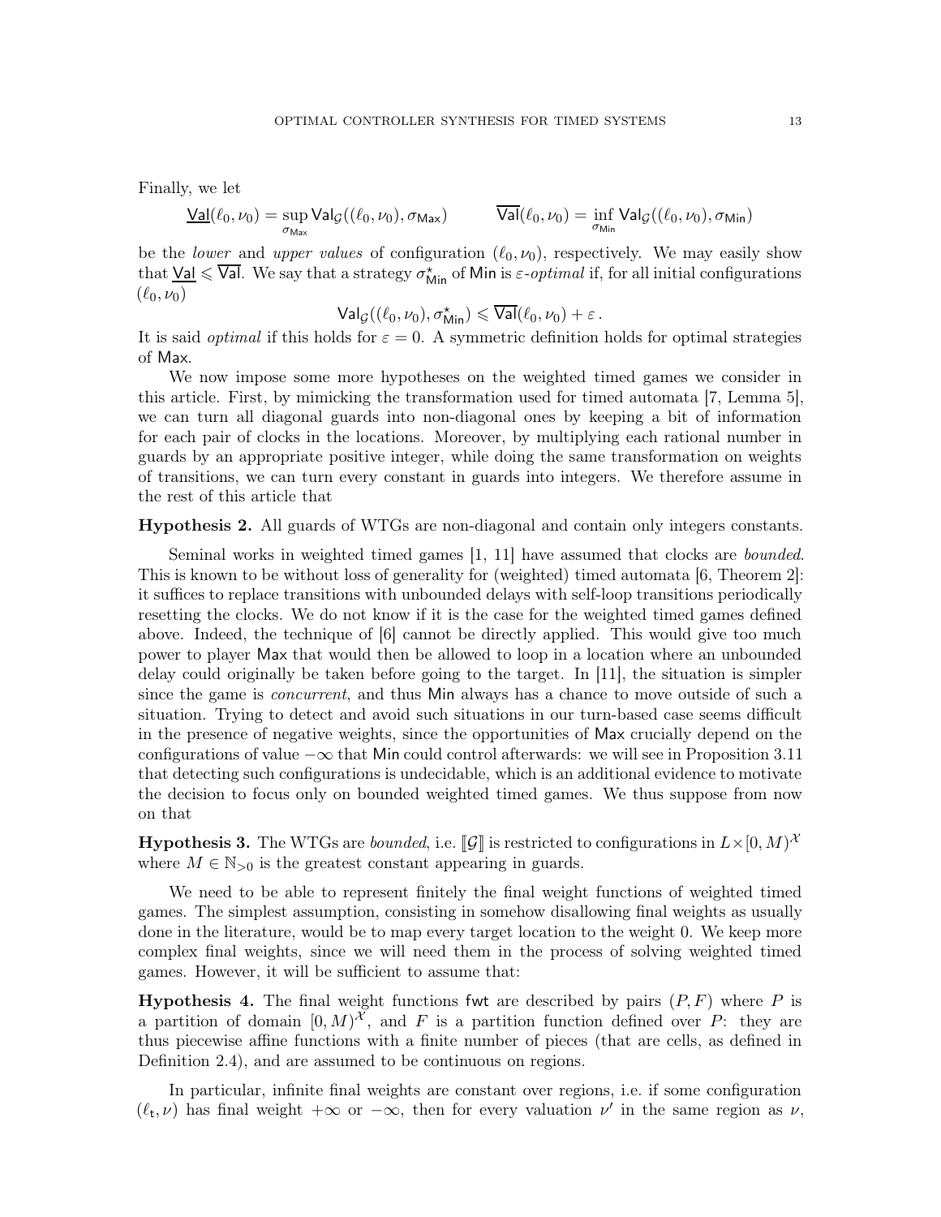Finally, we let

$$\underline{\mathsf{Val}}(\ell_0,\nu_0) = \sup_{\sigma_{\mathsf{Max}}} \mathsf{Val}_{\mathcal{G}}((\ell_0,\nu_0),\sigma_{\mathsf{Max}}) \qquad \overline{\mathsf{Val}}(\ell_0,\nu_0) = \inf_{\sigma_{\mathsf{Min}}} \mathsf{Val}_{\mathcal{G}}((\ell_0,\nu_0),\sigma_{\mathsf{Min}})$$

be the *lower* and *upper values* of configuration $(\ell_0,\nu_0)$, respectively. We may easily show that $\underline{\mathsf{Val}} \leqslant \overline{\mathsf{Val}}$. We say that a strategy $\sigma^\star_{\mathsf{Min}}$ of Min is $\varepsilon$*-optimal* if, for all initial configurations $(\ell_0,\nu_0)$

$$\mathsf{Val}_{\mathcal{G}}((\ell_0,\nu_0),\sigma^\star_{\mathsf{Min}}) \leqslant \overline{\mathsf{Val}}(\ell_0,\nu_0) + \varepsilon\,.$$

It is said *optimal* if this holds for $\varepsilon = 0$. A symmetric definition holds for optimal strategies of Max.

We now impose some more hypotheses on the weighted timed games we consider in this article. First, by mimicking the transformation used for timed automata [7, Lemma 5], we can turn all diagonal guards into non-diagonal ones by keeping a bit of information for each pair of clocks in the locations. Moreover, by multiplying each rational number in guards by an appropriate positive integer, while doing the same transformation on weights of transitions, we can turn every constant in guards into integers. We therefore assume in the rest of this article that

**Hypothesis 2.** All guards of WTGs are non-diagonal and contain only integers constants.

Seminal works in weighted timed games [1, 11] have assumed that clocks are *bounded*. This is known to be without loss of generality for (weighted) timed automata [6, Theorem 2]: it suffices to replace transitions with unbounded delays with self-loop transitions periodically resetting the clocks. We do not know if it is the case for the weighted timed games defined above. Indeed, the technique of [6] cannot be directly applied. This would give too much power to player Max that would then be allowed to loop in a location where an unbounded delay could originally be taken before going to the target. In [11], the situation is simpler since the game is *concurrent*, and thus Min always has a chance to move outside of such a situation. Trying to detect and avoid such situations in our turn-based case seems difficult in the presence of negative weights, since the opportunities of Max crucially depend on the configurations of value $-\infty$ that Min could control afterwards: we will see in Proposition 3.11 that detecting such configurations is undecidable, which is an additional evidence to motivate the decision to focus only on bounded weighted timed games. We thus suppose from now on that

**Hypothesis 3.** The WTGs are *bounded*, i.e. $[\![\mathcal{G}]\!]$ is restricted to configurations in $L\times[0,M)^{\mathcal{X}}$ where $M \in \mathbb{N}_{>0}$ is the greatest constant appearing in guards.

We need to be able to represent finitely the final weight functions of weighted timed games. The simplest assumption, consisting in somehow disallowing final weights as usually done in the literature, would be to map every target location to the weight 0. We keep more complex final weights, since we will need them in the process of solving weighted timed games. However, it will be sufficient to assume that:

**Hypothesis 4.** The final weight functions $\mathsf{fwt}$ are described by pairs $(P,F)$ where $P$ is a partition of domain $[0,M)^{\mathcal{X}}$, and $F$ is a partition function defined over $P$: they are thus piecewise affine functions with a finite number of pieces (that are cells, as defined in Definition 2.4), and are assumed to be continuous on regions.

In particular, infinite final weights are constant over regions, i.e. if some configuration $(\ell_{\mathsf{t}},\nu)$ has final weight $+\infty$ or $-\infty$, then for every valuation $\nu'$ in the same region as $\nu$,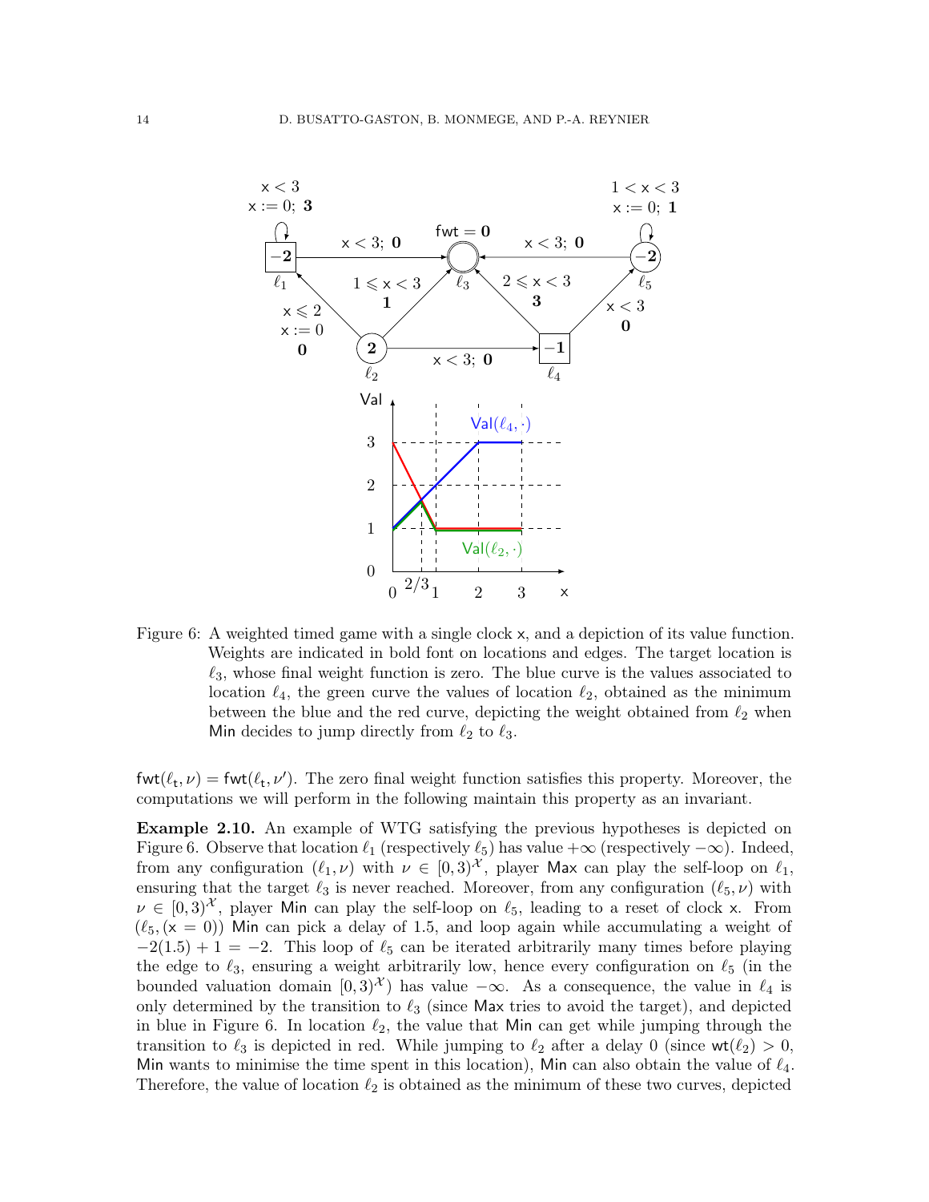Figure 6: A weighted timed game with a single clock $\mathsf{x}$, and a depiction of its value function. Weights are indicated in bold font on locations and edges. The target location is $\ell_3$, whose final weight function is zero. The blue curve is the values associated to location $\ell_4$, the green curve the values of location $\ell_2$, obtained as the minimum between the blue and the red curve, depicting the weight obtained from $\ell_2$ when Min decides to jump directly from $\ell_2$ to $\ell_3$.

$\mathsf{fwt}(\ell_t, \nu) = \mathsf{fwt}(\ell_t, \nu')$. The zero final weight function satisfies this property. Moreover, the computations we will perform in the following maintain this property as an invariant.

**Example 2.10.** An example of WTG satisfying the previous hypotheses is depicted on Figure 6. Observe that location $\ell_1$ (respectively $\ell_5$) has value $+\infty$ (respectively $-\infty$). Indeed, from any configuration $(\ell_1, \nu)$ with $\nu \in [0, 3)^{\mathcal{X}}$, player Max can play the self-loop on $\ell_1$, ensuring that the target $\ell_3$ is never reached. Moreover, from any configuration $(\ell_5, \nu)$ with $\nu \in [0, 3)^{\mathcal{X}}$, player Min can play the self-loop on $\ell_5$, leading to a reset of clock $\mathsf{x}$. From $(\ell_5, (\mathsf{x} = 0))$ Min can pick a delay of 1.5, and loop again while accumulating a weight of $-2(1.5) + 1 = -2$. This loop of $\ell_5$ can be iterated arbitrarily many times before playing the edge to $\ell_3$, ensuring a weight arbitrarily low, hence every configuration on $\ell_5$ (in the bounded valuation domain $[0, 3)^{\mathcal{X}}$) has value $-\infty$. As a consequence, the value in $\ell_4$ is only determined by the transition to $\ell_3$ (since Max tries to avoid the target), and depicted in blue in Figure 6. In location $\ell_2$, the value that Min can get while jumping through the transition to $\ell_3$ is depicted in red. While jumping to $\ell_2$ after a delay 0 (since $\mathsf{wt}(\ell_2) > 0$, Min wants to minimise the time spent in this location), Min can also obtain the value of $\ell_4$. Therefore, the value of location $\ell_2$ is obtained as the minimum of these two curves, depicted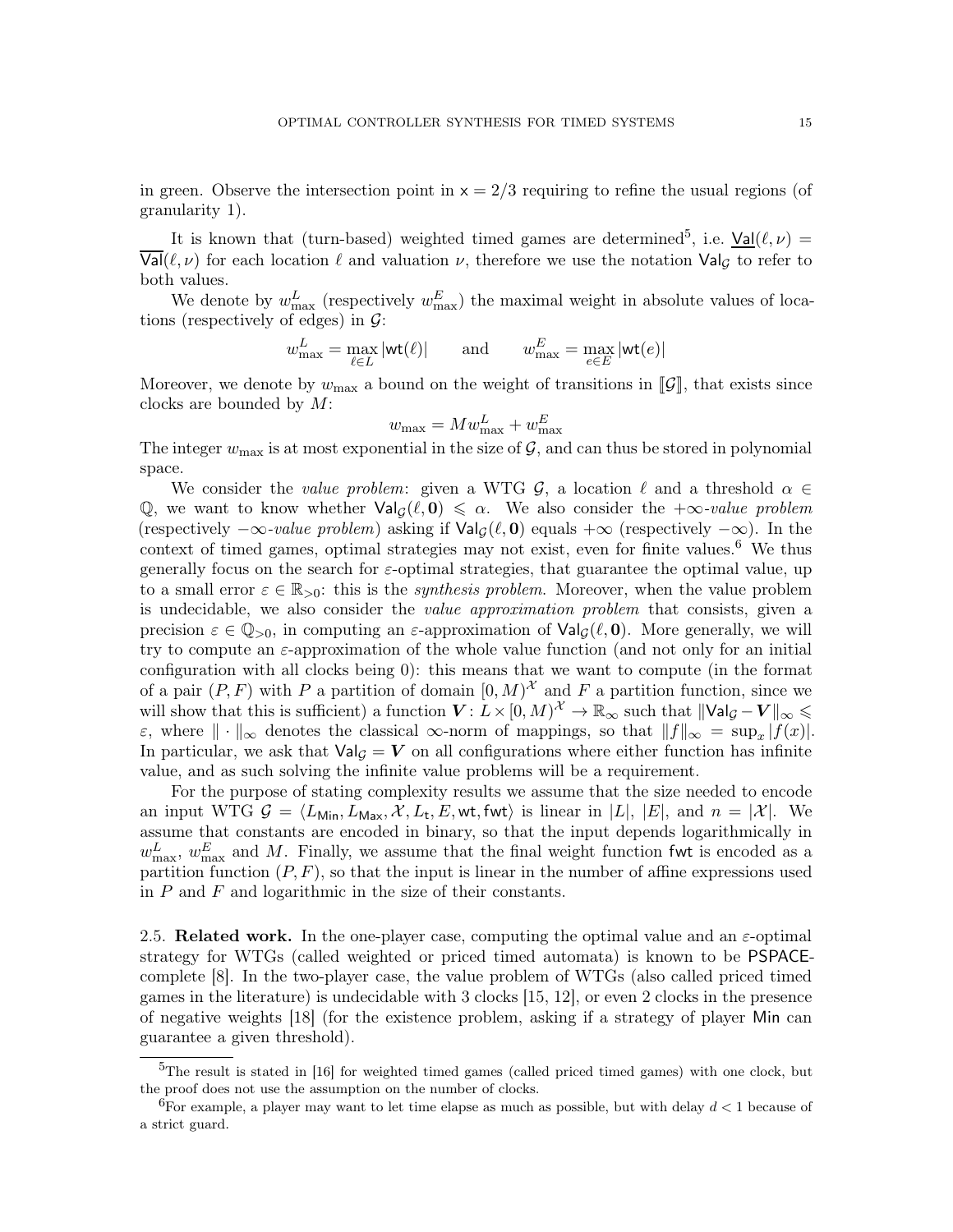in green. Observe the intersection point in $\mathsf{x} = 2/3$ requiring to refine the usual regions (of granularity 1).

It is known that (turn-based) weighted timed games are determined[5], i.e. $\underline{\mathsf{Val}}(\ell, \nu) = \overline{\mathsf{Val}}(\ell, \nu)$ for each location $\ell$ and valuation $\nu$, therefore we use the notation $\mathsf{Val}_\mathcal{G}$ to refer to both values.

We denote by $w^L_{\max}$ (respectively $w^E_{\max}$) the maximal weight in absolute values of locations (respectively of edges) in $\mathcal{G}$:

$$w^L_{\max} = \max_{\ell \in L} |\mathsf{wt}(\ell)| \qquad \text{and} \qquad w^E_{\max} = \max_{e \in E} |\mathsf{wt}(e)|$$

Moreover, we denote by $w_{\max}$ a bound on the weight of transitions in $[\![\mathcal{G}]\!]$, that exists since clocks are bounded by $M$:

$$w_{\max} = M w^L_{\max} + w^E_{\max}$$

The integer $w_{\max}$ is at most exponential in the size of $\mathcal{G}$, and can thus be stored in polynomial space.

We consider the *value problem*: given a WTG $\mathcal{G}$, a location $\ell$ and a threshold $\alpha \in \mathbb{Q}$, we want to know whether $\mathsf{Val}_\mathcal{G}(\ell, \mathbf{0}) \leqslant \alpha$. We also consider the *$+\infty$-value problem* (respectively *$-\infty$-value problem*) asking if $\mathsf{Val}_\mathcal{G}(\ell, \mathbf{0})$ equals $+\infty$ (respectively $-\infty$). In the context of timed games, optimal strategies may not exist, even for finite values.[6] We thus generally focus on the search for $\varepsilon$-optimal strategies, that guarantee the optimal value, up to a small error $\varepsilon \in \mathbb{R}_{>0}$: this is the *synthesis problem*. Moreover, when the value problem is undecidable, we also consider the *value approximation problem* that consists, given a precision $\varepsilon \in \mathbb{Q}_{>0}$, in computing an $\varepsilon$-approximation of $\mathsf{Val}_\mathcal{G}(\ell, \mathbf{0})$. More generally, we will try to compute an $\varepsilon$-approximation of the whole value function (and not only for an initial configuration with all clocks being 0): this means that we want to compute (in the format of a pair $(P, F)$ with $P$ a partition of domain $[0, M)^\mathcal{X}$ and $F$ a partition function, since we will show that this is sufficient) a function $\boldsymbol{V} \colon L \times [0, M)^\mathcal{X} \to \mathbb{R}_\infty$ such that $\|\mathsf{Val}_\mathcal{G} - \boldsymbol{V}\|_\infty \leqslant \varepsilon$, where $\|\cdot\|_\infty$ denotes the classical $\infty$-norm of mappings, so that $\|f\|_\infty = \sup_x |f(x)|$. In particular, we ask that $\mathsf{Val}_\mathcal{G} = \boldsymbol{V}$ on all configurations where either function has infinite value, and as such solving the infinite value problems will be a requirement.

For the purpose of stating complexity results we assume that the size needed to encode an input WTG $\mathcal{G} = \langle L_{\mathsf{Min}}, L_{\mathsf{Max}}, \mathcal{X}, L_\mathsf{t}, E, \mathsf{wt}, \mathsf{fwt}\rangle$ is linear in $|L|$, $|E|$, and $n = |\mathcal{X}|$. We assume that constants are encoded in binary, so that the input depends logarithmically in $w^L_{\max}$, $w^E_{\max}$ and $M$. Finally, we assume that the final weight function $\mathsf{fwt}$ is encoded as a partition function $(P, F)$, so that the input is linear in the number of affine expressions used in $P$ and $F$ and logarithmic in the size of their constants.

2.5. **Related work.** In the one-player case, computing the optimal value and an $\varepsilon$-optimal strategy for WTGs (called weighted or priced timed automata) is known to be PSPACE-complete [8]. In the two-player case, the value problem of WTGs (also called priced timed games in the literature) is undecidable with 3 clocks [15, 12], or even 2 clocks in the presence of negative weights [18] (for the existence problem, asking if a strategy of player Min can guarantee a given threshold).

---

[5]The result is stated in [16] for weighted timed games (called priced timed games) with one clock, but the proof does not use the assumption on the number of clocks.

[6]For example, a player may want to let time elapse as much as possible, but with delay $d < 1$ because of a strict guard.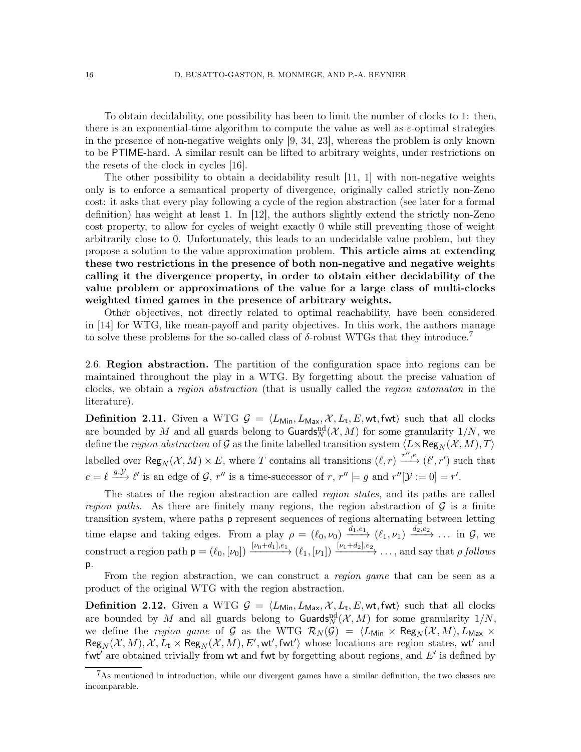To obtain decidability, one possibility has been to limit the number of clocks to 1: then, there is an exponential-time algorithm to compute the value as well as $\varepsilon$-optimal strategies in the presence of non-negative weights only [9, 34, 23], whereas the problem is only known to be PTIME-hard. A similar result can be lifted to arbitrary weights, under restrictions on the resets of the clock in cycles [16].

The other possibility to obtain a decidability result [11, 1] with non-negative weights only is to enforce a semantical property of divergence, originally called strictly non-Zeno cost: it asks that every play following a cycle of the region abstraction (see later for a formal definition) has weight at least 1. In [12], the authors slightly extend the strictly non-Zeno cost property, to allow for cycles of weight exactly 0 while still preventing those of weight arbitrarily close to 0. Unfortunately, this leads to an undecidable value problem, but they propose a solution to the value approximation problem. **This article aims at extending these two restrictions in the presence of both non-negative and negative weights calling it the divergence property, in order to obtain either decidability of the value problem or approximations of the value for a large class of multi-clocks weighted timed games in the presence of arbitrary weights.**

Other objectives, not directly related to optimal reachability, have been considered in [14] for WTG, like mean-payoff and parity objectives. In this work, the authors manage to solve these problems for the so-called class of $\delta$-robust WTGs that they introduce.[7]

## 2.6. Region abstraction.

The partition of the configuration space into regions can be maintained throughout the play in a WTG. By forgetting about the precise valuation of clocks, we obtain a *region abstraction* (that is usually called the *region automaton* in the literature).

**Definition 2.11.** Given a WTG $\mathcal{G} = \langle L_{\mathsf{Min}}, L_{\mathsf{Max}}, \mathcal{X}, L_{\mathsf{t}}, E, \mathsf{wt}, \mathsf{fwt}\rangle$ such that all clocks are bounded by $M$ and all guards belong to $\mathsf{Guards}^{\mathrm{nd}}_N(\mathcal{X}, M)$ for some granularity $1/N$, we define the *region abstraction* of $\mathcal{G}$ as the finite labelled transition system $\langle L \times \mathsf{Reg}_N(\mathcal{X}, M), T\rangle$ labelled over $\mathsf{Reg}_N(\mathcal{X}, M) \times E$, where $T$ contains all transitions $(\ell, r) \xrightarrow{r'', e} (\ell', r')$ such that $e = \ell \xrightarrow{g, \mathcal{Y}} \ell'$ is an edge of $\mathcal{G}$, $r''$ is a time-successor of $r$, $r'' \models g$ and $r''[\mathcal{Y} := 0] = r'$.

The states of the region abstraction are called *region states*, and its paths are called *region paths*. As there are finitely many regions, the region abstraction of $\mathcal{G}$ is a finite transition system, where paths $\mathsf{p}$ represent sequences of regions alternating between letting time elapse and taking edges. From a play $\rho = (\ell_0, \nu_0) \xrightarrow{d_1, e_1} (\ell_1, \nu_1) \xrightarrow{d_2, e_2} \dots$ in $\mathcal{G}$, we construct a region path $\mathsf{p} = (\ell_0, [\nu_0]) \xrightarrow{[\nu_0 + d_1], e_1} (\ell_1, [\nu_1]) \xrightarrow{[\nu_1 + d_2], e_2} \dots$, and say that $\rho$ *follows* $\mathsf{p}$.

From the region abstraction, we can construct a *region game* that can be seen as a product of the original WTG with the region abstraction.

**Definition 2.12.** Given a WTG $\mathcal{G} = \langle L_{\mathsf{Min}}, L_{\mathsf{Max}}, \mathcal{X}, L_{\mathsf{t}}, E, \mathsf{wt}, \mathsf{fwt}\rangle$ such that all clocks are bounded by $M$ and all guards belong to $\mathsf{Guards}^{\mathrm{nd}}_N(\mathcal{X}, M)$ for some granularity $1/N$, we define the *region game* of $\mathcal{G}$ as the WTG $\mathcal{R}_N(\mathcal{G}) = \langle L_{\mathsf{Min}} \times \mathsf{Reg}_N(\mathcal{X}, M), L_{\mathsf{Max}} \times \mathsf{Reg}_N(\mathcal{X}, M), \mathcal{X}, L_{\mathsf{t}} \times \mathsf{Reg}_N(\mathcal{X}, M), E', \mathsf{wt}', \mathsf{fwt}'\rangle$ whose locations are region states, $\mathsf{wt}'$ and $\mathsf{fwt}'$ are obtained trivially from $\mathsf{wt}$ and $\mathsf{fwt}$ by forgetting about regions, and $E'$ is defined by

[7] As mentioned in introduction, while our divergent games have a similar definition, the two classes are incomparable.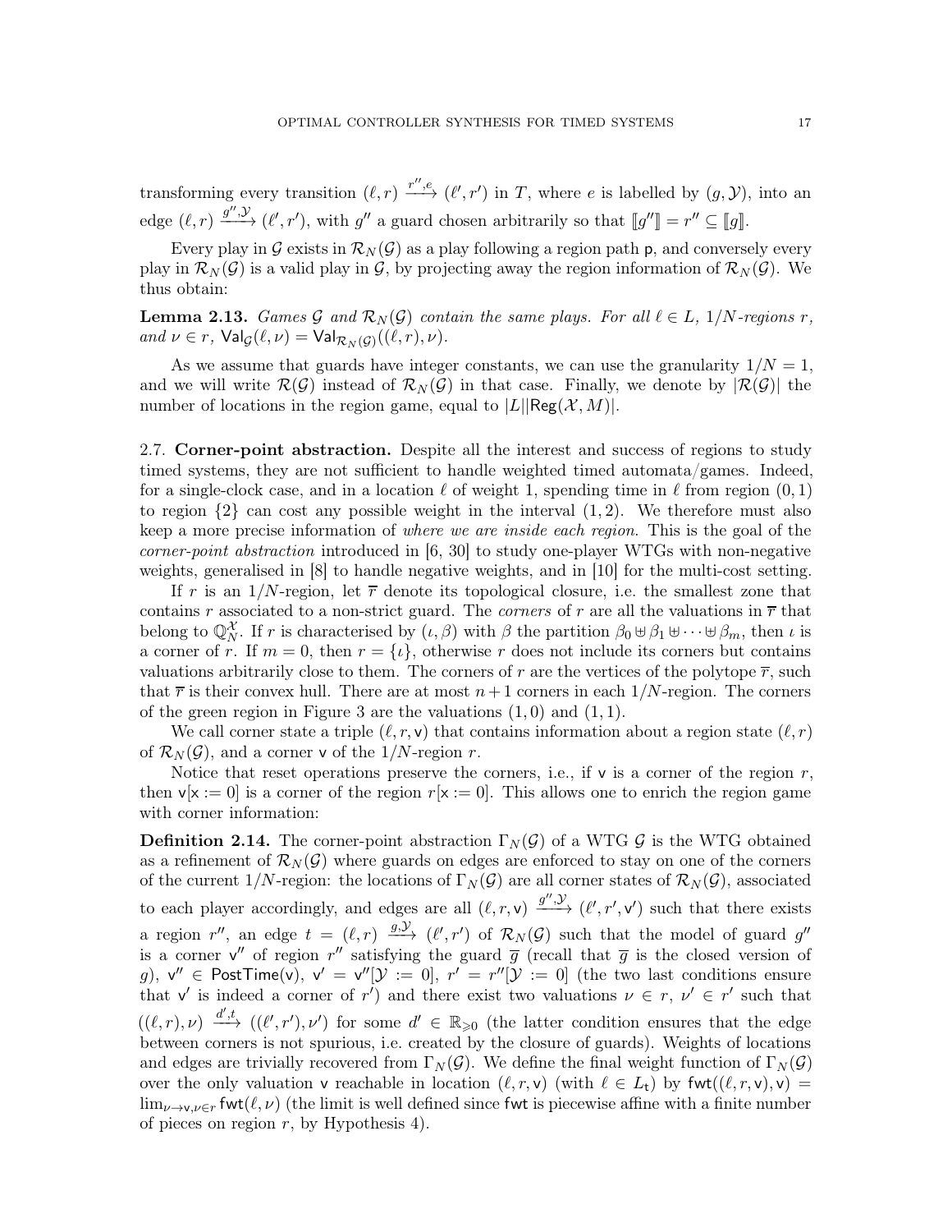transforming every transition $(\ell, r) \xrightarrow{r'', e} (\ell', r')$ in $T$, where $e$ is labelled by $(g, \mathcal{Y})$, into an edge $(\ell, r) \xrightarrow{g'', \mathcal{Y}} (\ell', r')$, with $g''$ a guard chosen arbitrarily so that $[\![g'']\!] = r'' \subseteq [\![g]\!]$.

Every play in $\mathcal{G}$ exists in $\mathcal{R}_N(\mathcal{G})$ as a play following a region path $\mathsf{p}$, and conversely every play in $\mathcal{R}_N(\mathcal{G})$ is a valid play in $\mathcal{G}$, by projecting away the region information of $\mathcal{R}_N(\mathcal{G})$. We thus obtain:

**Lemma 2.13.** *Games $\mathcal{G}$ and $\mathcal{R}_N(\mathcal{G})$ contain the same plays. For all $\ell \in L$, $1/N$-regions $r$, and $\nu \in r$, $\mathsf{Val}_{\mathcal{G}}(\ell, \nu) = \mathsf{Val}_{\mathcal{R}_N(\mathcal{G})}((\ell, r), \nu)$.*

As we assume that guards have integer constants, we can use the granularity $1/N = 1$, and we will write $\mathcal{R}(\mathcal{G})$ instead of $\mathcal{R}_N(\mathcal{G})$ in that case. Finally, we denote by $|\mathcal{R}(\mathcal{G})|$ the number of locations in the region game, equal to $|L||\mathsf{Reg}(\mathcal{X}, M)|$.

2.7. **Corner-point abstraction.** Despite all the interest and success of regions to study timed systems, they are not sufficient to handle weighted timed automata/games. Indeed, for a single-clock case, and in a location $\ell$ of weight 1, spending time in $\ell$ from region $(0, 1)$ to region $\{2\}$ can cost any possible weight in the interval $(1, 2)$. We therefore must also keep a more precise information of *where we are inside each region*. This is the goal of the *corner-point abstraction* introduced in [6, 30] to study one-player WTGs with non-negative weights, generalised in [8] to handle negative weights, and in [10] for the multi-cost setting.

If $r$ is an $1/N$-region, let $\overline{r}$ denote its topological closure, i.e. the smallest zone that contains $r$ associated to a non-strict guard. The *corners* of $r$ are all the valuations in $\overline{r}$ that belong to $\mathbb{Q}_N^{\mathcal{X}}$. If $r$ is characterised by $(\iota, \beta)$ with $\beta$ the partition $\beta_0 \uplus \beta_1 \uplus \cdots \uplus \beta_m$, then $\iota$ is a corner of $r$. If $m = 0$, then $r = \{\iota\}$, otherwise $r$ does not include its corners but contains valuations arbitrarily close to them. The corners of $r$ are the vertices of the polytope $\overline{r}$, such that $\overline{r}$ is their convex hull. There are at most $n+1$ corners in each $1/N$-region. The corners of the green region in Figure 3 are the valuations $(1, 0)$ and $(1, 1)$.

We call corner state a triple $(\ell, r, \mathsf{v})$ that contains information about a region state $(\ell, r)$ of $\mathcal{R}_N(\mathcal{G})$, and a corner $\mathsf{v}$ of the $1/N$-region $r$.

Notice that reset operations preserve the corners, i.e., if $\mathsf{v}$ is a corner of the region $r$, then $\mathsf{v}[\mathsf{x} := 0]$ is a corner of the region $r[\mathsf{x} := 0]$. This allows one to enrich the region game with corner information:

**Definition 2.14.** The corner-point abstraction $\Gamma_N(\mathcal{G})$ of a WTG $\mathcal{G}$ is the WTG obtained as a refinement of $\mathcal{R}_N(\mathcal{G})$ where guards on edges are enforced to stay on one of the corners of the current $1/N$-region: the locations of $\Gamma_N(\mathcal{G})$ are all corner states of $\mathcal{R}_N(\mathcal{G})$, associated to each player accordingly, and edges are all $(\ell, r, \mathsf{v}) \xrightarrow{g'', \mathcal{Y}} (\ell', r', \mathsf{v}')$ such that there exists a region $r''$, an edge $t = (\ell, r) \xrightarrow{g, \mathcal{Y}} (\ell', r')$ of $\mathcal{R}_N(\mathcal{G})$ such that the model of guard $g''$ is a corner $\mathsf{v}''$ of region $r''$ satisfying the guard $\overline{g}$ (recall that $\overline{g}$ is the closed version of $g$), $\mathsf{v}'' \in \mathsf{PostTime}(\mathsf{v})$, $\mathsf{v}' = \mathsf{v}''[\mathcal{Y} := 0]$, $r' = r''[\mathcal{Y} := 0]$ (the two last conditions ensure that $\mathsf{v}'$ is indeed a corner of $r'$) and there exist two valuations $\nu \in r$, $\nu' \in r'$ such that $((\ell, r), \nu) \xrightarrow{d', t} ((\ell', r'), \nu')$ for some $d' \in \mathbb{R}_{\geqslant 0}$ (the latter condition ensures that the edge between corners is not spurious, i.e. created by the closure of guards). Weights of locations and edges are trivially recovered from $\Gamma_N(\mathcal{G})$. We define the final weight function of $\Gamma_N(\mathcal{G})$ over the only valuation $\mathsf{v}$ reachable in location $(\ell, r, \mathsf{v})$ (with $\ell \in L_{\mathsf{t}}$) by $\mathsf{fwt}((\ell, r, \mathsf{v}), \mathsf{v}) = \lim_{\nu \to \mathsf{v}, \nu \in r} \mathsf{fwt}(\ell, \nu)$ (the limit is well defined since $\mathsf{fwt}$ is piecewise affine with a finite number of pieces on region $r$, by Hypothesis 4).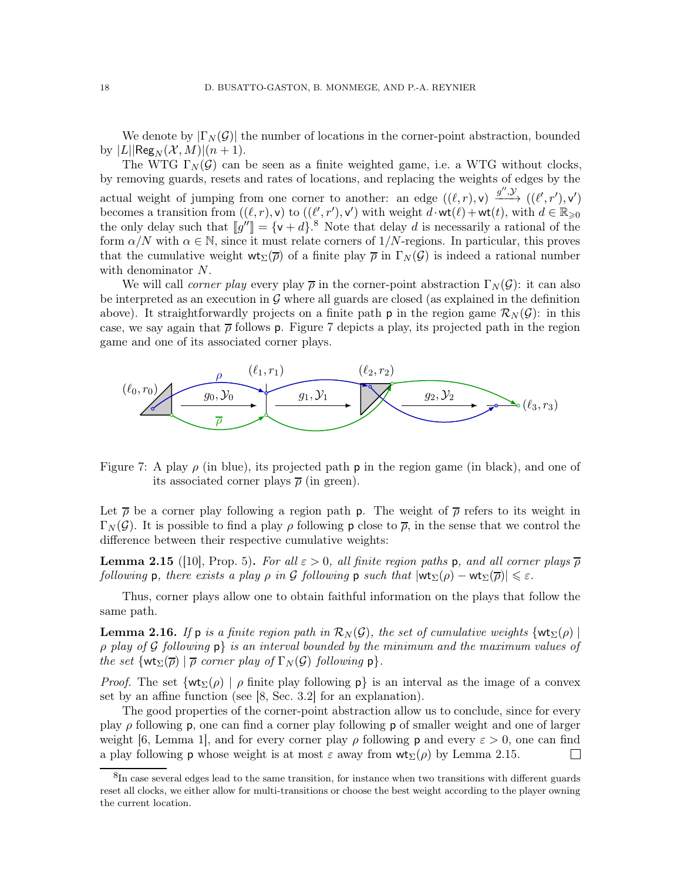We denote by $|\Gamma_N(\mathcal{G})|$ the number of locations in the corner-point abstraction, bounded by $|L||\mathsf{Reg}_N(\mathcal{X}, M)|(n+1)$.

The WTG $\Gamma_N(\mathcal{G})$ can be seen as a finite weighted game, i.e. a WTG without clocks, by removing guards, resets and rates of locations, and replacing the weights of edges by the actual weight of jumping from one corner to another: an edge $((\ell, r), \mathsf{v}) \xrightarrow{g'', \mathcal{Y}} ((\ell', r'), \mathsf{v}')$ becomes a transition from $((\ell, r), \mathsf{v})$ to $((\ell', r'), \mathsf{v}')$ with weight $d \cdot \mathsf{wt}(\ell) + \mathsf{wt}(t)$, with $d \in \mathbb{R}_{\geqslant 0}$ the only delay such that $[\![g'']\!] = \{\mathsf{v} + d\}$.[8] Note that delay $d$ is necessarily a rational of the form $\alpha/N$ with $\alpha \in \mathbb{N}$, since it must relate corners of $1/N$-regions. In particular, this proves that the cumulative weight $\mathsf{wt}_\Sigma(\overline{\rho})$ of a finite play $\overline{\rho}$ in $\Gamma_N(\mathcal{G})$ is indeed a rational number with denominator $N$.

We will call *corner play* every play $\overline{\rho}$ in the corner-point abstraction $\Gamma_N(\mathcal{G})$: it can also be interpreted as an execution in $\mathcal{G}$ where all guards are closed (as explained in the definition above). It straightforwardly projects on a finite path $\mathsf{p}$ in the region game $\mathcal{R}_N(\mathcal{G})$: in this case, we say again that $\overline{\rho}$ follows $\mathsf{p}$. Figure 7 depicts a play, its projected path in the region game and one of its associated corner plays.

Figure 7: A play $\rho$ (in blue), its projected path $\mathsf{p}$ in the region game (in black), and one of its associated corner plays $\overline{\rho}$ (in green).

Let $\overline{\rho}$ be a corner play following a region path $\mathsf{p}$. The weight of $\overline{\rho}$ refers to its weight in $\Gamma_N(\mathcal{G})$. It is possible to find a play $\rho$ following $\mathsf{p}$ close to $\overline{\rho}$, in the sense that we control the difference between their respective cumulative weights:

**Lemma 2.15** ([10], Prop. 5)**.** *For all $\varepsilon > 0$, all finite region paths $\mathsf{p}$, and all corner plays $\overline{\rho}$ following $\mathsf{p}$, there exists a play $\rho$ in $\mathcal{G}$ following $\mathsf{p}$ such that $|\mathsf{wt}_\Sigma(\rho) - \mathsf{wt}_\Sigma(\overline{\rho})| \leqslant \varepsilon$.*

Thus, corner plays allow one to obtain faithful information on the plays that follow the same path.

**Lemma 2.16.** *If $\mathsf{p}$ is a finite region path in $\mathcal{R}_N(\mathcal{G})$, the set of cumulative weights $\{\mathsf{wt}_\Sigma(\rho) \mid \rho$ play of $\mathcal{G}$ following $\mathsf{p}\}$ is an interval bounded by the minimum and the maximum values of the set $\{\mathsf{wt}_\Sigma(\overline{\rho}) \mid \overline{\rho}$ corner play of $\Gamma_N(\mathcal{G})$ following $\mathsf{p}\}$.*

*Proof.* The set $\{\mathsf{wt}_\Sigma(\rho) \mid \rho$ finite play following $\mathsf{p}\}$ is an interval as the image of a convex set by an affine function (see [8, Sec. 3.2] for an explanation).

The good properties of the corner-point abstraction allow us to conclude, since for every play $\rho$ following $\mathsf{p}$, one can find a corner play following $\mathsf{p}$ of smaller weight and one of larger weight [6, Lemma 1], and for every corner play $\rho$ following $\mathsf{p}$ and every $\varepsilon > 0$, one can find a play following $\mathsf{p}$ whose weight is at most $\varepsilon$ away from $\mathsf{wt}_\Sigma(\rho)$ by Lemma 2.15. □

[8] In case several edges lead to the same transition, for instance when two transitions with different guards reset all clocks, we either allow for multi-transitions or choose the best weight according to the player owning the current location.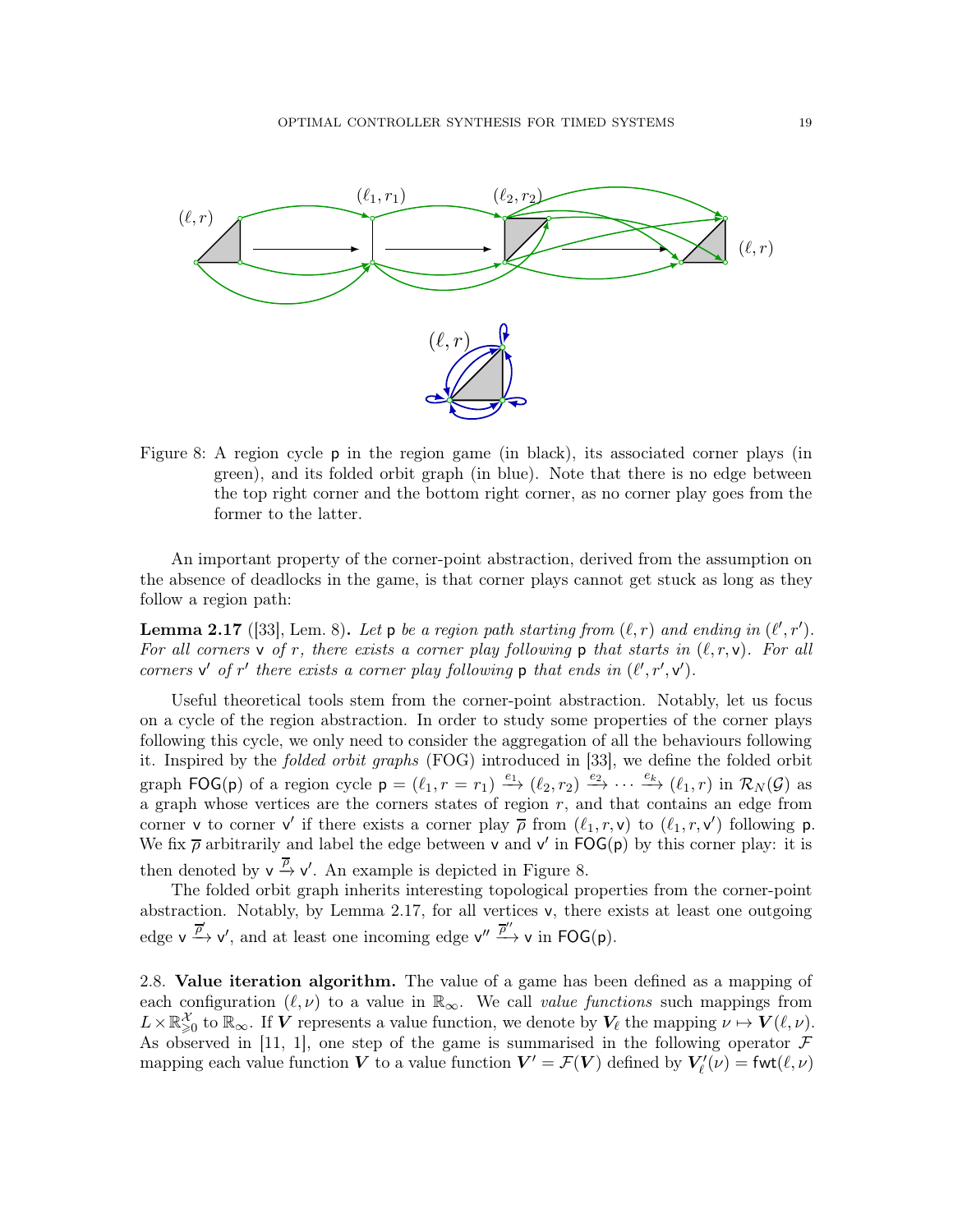Figure 8: A region cycle $\mathsf{p}$ in the region game (in black), its associated corner plays (in green), and its folded orbit graph (in blue). Note that there is no edge between the top right corner and the bottom right corner, as no corner play goes from the former to the latter.

An important property of the corner-point abstraction, derived from the assumption on the absence of deadlocks in the game, is that corner plays cannot get stuck as long as they follow a region path:

**Lemma 2.17** ([33], Lem. 8)**.** *Let $\mathsf{p}$ be a region path starting from $(\ell, r)$ and ending in $(\ell', r')$. For all corners $\mathsf{v}$ of $r$, there exists a corner play following $\mathsf{p}$ that starts in $(\ell, r, \mathsf{v})$. For all corners $\mathsf{v}'$ of $r'$ there exists a corner play following $\mathsf{p}$ that ends in $(\ell', r', \mathsf{v}')$.*

Useful theoretical tools stem from the corner-point abstraction. Notably, let us focus on a cycle of the region abstraction. In order to study some properties of the corner plays following this cycle, we only need to consider the aggregation of all the behaviours following it. Inspired by the *folded orbit graphs* (FOG) introduced in [33], we define the folded orbit graph $\mathsf{FOG}(\mathsf{p})$ of a region cycle $\mathsf{p} = (\ell_1, r = r_1) \xrightarrow{e_1} (\ell_2, r_2) \xrightarrow{e_2} \cdots \xrightarrow{e_k} (\ell_1, r)$ in $\mathcal{R}_N(\mathcal{G})$ as a graph whose vertices are the corners states of region $r$, and that contains an edge from corner $\mathsf{v}$ to corner $\mathsf{v}'$ if there exists a corner play $\overline{\rho}$ from $(\ell_1, r, \mathsf{v})$ to $(\ell_1, r, \mathsf{v}')$ following $\mathsf{p}$. We fix $\overline{\rho}$ arbitrarily and label the edge between $\mathsf{v}$ and $\mathsf{v}'$ in $\mathsf{FOG}(\mathsf{p})$ by this corner play: it is then denoted by $\mathsf{v} \xrightarrow{\overline{\rho}} \mathsf{v}'$. An example is depicted in Figure 8.

The folded orbit graph inherits interesting topological properties from the corner-point abstraction. Notably, by Lemma 2.17, for all vertices $\mathsf{v}$, there exists at least one outgoing edge $\mathsf{v} \xrightarrow{\overline{\rho}'} \mathsf{v}'$, and at least one incoming edge $\mathsf{v}'' \xrightarrow{\overline{\rho}''} \mathsf{v}$ in $\mathsf{FOG}(\mathsf{p})$.

2.8. **Value iteration algorithm.** The value of a game has been defined as a mapping of each configuration $(\ell, \nu)$ to a value in $\mathbb{R}_\infty$. We call *value functions* such mappings from $L \times \mathbb{R}^{\mathcal{X}}_{\geqslant 0}$ to $\mathbb{R}_\infty$. If $\boldsymbol{V}$ represents a value function, we denote by $\boldsymbol{V}_\ell$ the mapping $\nu \mapsto \boldsymbol{V}(\ell, \nu)$. As observed in [11, 1], one step of the game is summarised in the following operator $\mathcal{F}$ mapping each value function $\boldsymbol{V}$ to a value function $\boldsymbol{V}' = \mathcal{F}(\boldsymbol{V})$ defined by $\boldsymbol{V}'_\ell(\nu) = \mathsf{fwt}(\ell, \nu)$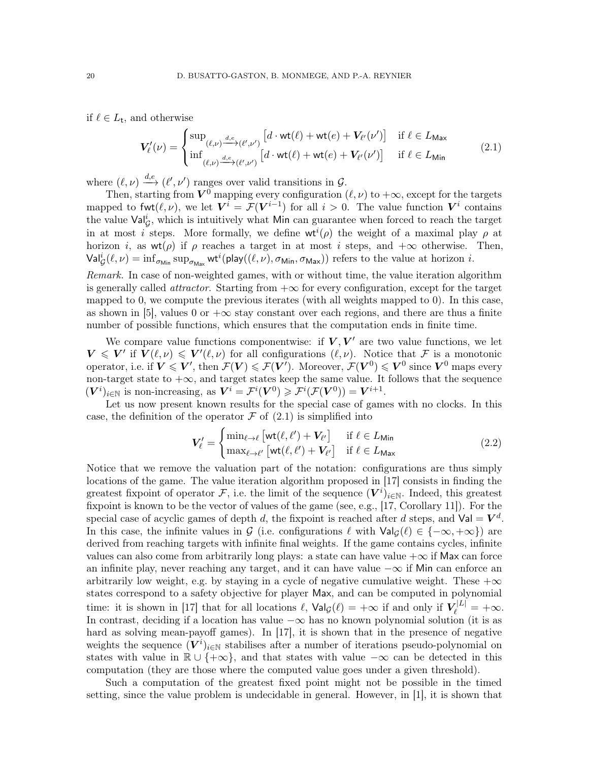if $\ell \in L_{\mathsf{t}}$, and otherwise

$$\boldsymbol{V}'_\ell(\nu) = \begin{cases} \sup_{(\ell,\nu)\xrightarrow{d,e}(\ell',\nu')} \left[d \cdot \mathsf{wt}(\ell) + \mathsf{wt}(e) + \boldsymbol{V}_{\ell'}(\nu')\right] & \text{if } \ell \in L_{\mathsf{Max}} \\ \inf_{(\ell,\nu)\xrightarrow{d,e}(\ell',\nu')} \left[d \cdot \mathsf{wt}(\ell) + \mathsf{wt}(e) + \boldsymbol{V}_{\ell'}(\nu')\right] & \text{if } \ell \in L_{\mathsf{Min}} \end{cases} \tag{2.1}$$

where $(\ell,\nu) \xrightarrow{d,e} (\ell',\nu')$ ranges over valid transitions in $\mathcal{G}$.

Then, starting from $\boldsymbol{V}^0$ mapping every configuration $(\ell,\nu)$ to $+\infty$, except for the targets mapped to $\mathsf{fwt}(\ell,\nu)$, we let $\boldsymbol{V}^i = \mathcal{F}(\boldsymbol{V}^{i-1})$ for all $i > 0$. The value function $\boldsymbol{V}^i$ contains the value $\mathsf{Val}^i_{\mathcal{G}}$, which is intuitively what $\mathsf{Min}$ can guarantee when forced to reach the target in at most $i$ steps. More formally, we define $\mathsf{wt}^i(\rho)$ the weight of a maximal play $\rho$ at horizon $i$, as $\mathsf{wt}(\rho)$ if $\rho$ reaches a target in at most $i$ steps, and $+\infty$ otherwise. Then, $\mathsf{Val}^i_{\mathcal{G}}(\ell,\nu) = \inf_{\sigma_{\mathsf{Min}}} \sup_{\sigma_{\mathsf{Max}}} \mathsf{wt}^i(\mathsf{play}((\ell,\nu),\sigma_{\mathsf{Min}},\sigma_{\mathsf{Max}}))$ refers to the value at horizon $i$.

*Remark.* In case of non-weighted games, with or without time, the value iteration algorithm is generally called *attractor*. Starting from $+\infty$ for every configuration, except for the target mapped to 0, we compute the previous iterates (with all weights mapped to 0). In this case, as shown in [5], values 0 or $+\infty$ stay constant over each regions, and there are thus a finite number of possible functions, which ensures that the computation ends in finite time.

We compare value functions componentwise: if $\boldsymbol{V}, \boldsymbol{V}'$ are two value functions, we let $\boldsymbol{V} \leqslant \boldsymbol{V}'$ if $\boldsymbol{V}(\ell,\nu) \leqslant \boldsymbol{V}'(\ell,\nu)$ for all configurations $(\ell,\nu)$. Notice that $\mathcal{F}$ is a monotonic operator, i.e. if $\boldsymbol{V} \leqslant \boldsymbol{V}'$, then $\mathcal{F}(\boldsymbol{V}) \leqslant \mathcal{F}(\boldsymbol{V}')$. Moreover, $\mathcal{F}(\boldsymbol{V}^0) \leqslant \boldsymbol{V}^0$ since $\boldsymbol{V}^0$ maps every non-target state to $+\infty$, and target states keep the same value. It follows that the sequence $(\boldsymbol{V}^i)_{i\in\mathbb{N}}$ is non-increasing, as $\boldsymbol{V}^i = \mathcal{F}^i(\boldsymbol{V}^0) \geqslant \mathcal{F}^i(\mathcal{F}(\boldsymbol{V}^0)) = \boldsymbol{V}^{i+1}$.

Let us now present known results for the special case of games with no clocks. In this case, the definition of the operator $\mathcal{F}$ of (2.1) is simplified into

$$\boldsymbol{V}'_\ell = \begin{cases} \min_{\ell\to\ell} \left[\mathsf{wt}(\ell,\ell') + \boldsymbol{V}_{\ell'}\right] & \text{if } \ell \in L_{\mathsf{Min}} \\ \max_{\ell\to\ell'} \left[\mathsf{wt}(\ell,\ell') + \boldsymbol{V}_{\ell'}\right] & \text{if } \ell \in L_{\mathsf{Max}} \end{cases} \tag{2.2}$$

Notice that we remove the valuation part of the notation: configurations are thus simply locations of the game. The value iteration algorithm proposed in [17] consists in finding the greatest fixpoint of operator $\mathcal{F}$, i.e. the limit of the sequence $(\boldsymbol{V}^i)_{i\in\mathbb{N}}$. Indeed, this greatest fixpoint is known to be the vector of values of the game (see, e.g., [17, Corollary 11]). For the special case of acyclic games of depth $d$, the fixpoint is reached after $d$ steps, and $\mathsf{Val} = \boldsymbol{V}^d$. In this case, the infinite values in $\mathcal{G}$ (i.e. configurations $\ell$ with $\mathsf{Val}_{\mathcal{G}}(\ell) \in \{-\infty,+\infty\}$) are derived from reaching targets with infinite final weights. If the game contains cycles, infinite values can also come from arbitrarily long plays: a state can have value $+\infty$ if $\mathsf{Max}$ can force an infinite play, never reaching any target, and it can have value $-\infty$ if $\mathsf{Min}$ can enforce an arbitrarily low weight, e.g. by staying in a cycle of negative cumulative weight. These $+\infty$ states correspond to a safety objective for player $\mathsf{Max}$, and can be computed in polynomial time: it is shown in [17] that for all locations $\ell$, $\mathsf{Val}_{\mathcal{G}}(\ell) = +\infty$ if and only if $\boldsymbol{V}^{|L|}_\ell = +\infty$. In contrast, deciding if a location has value $-\infty$ has no known polynomial solution (it is as hard as solving mean-payoff games). In [17], it is shown that in the presence of negative weights the sequence $(\boldsymbol{V}^i)_{i\in\mathbb{N}}$ stabilises after a number of iterations pseudo-polynomial on states with value in $\mathbb{R}\cup\{+\infty\}$, and that states with value $-\infty$ can be detected in this computation (they are those where the computed value goes under a given threshold).

Such a computation of the greatest fixed point might not be possible in the timed setting, since the value problem is undecidable in general. However, in [1], it is shown that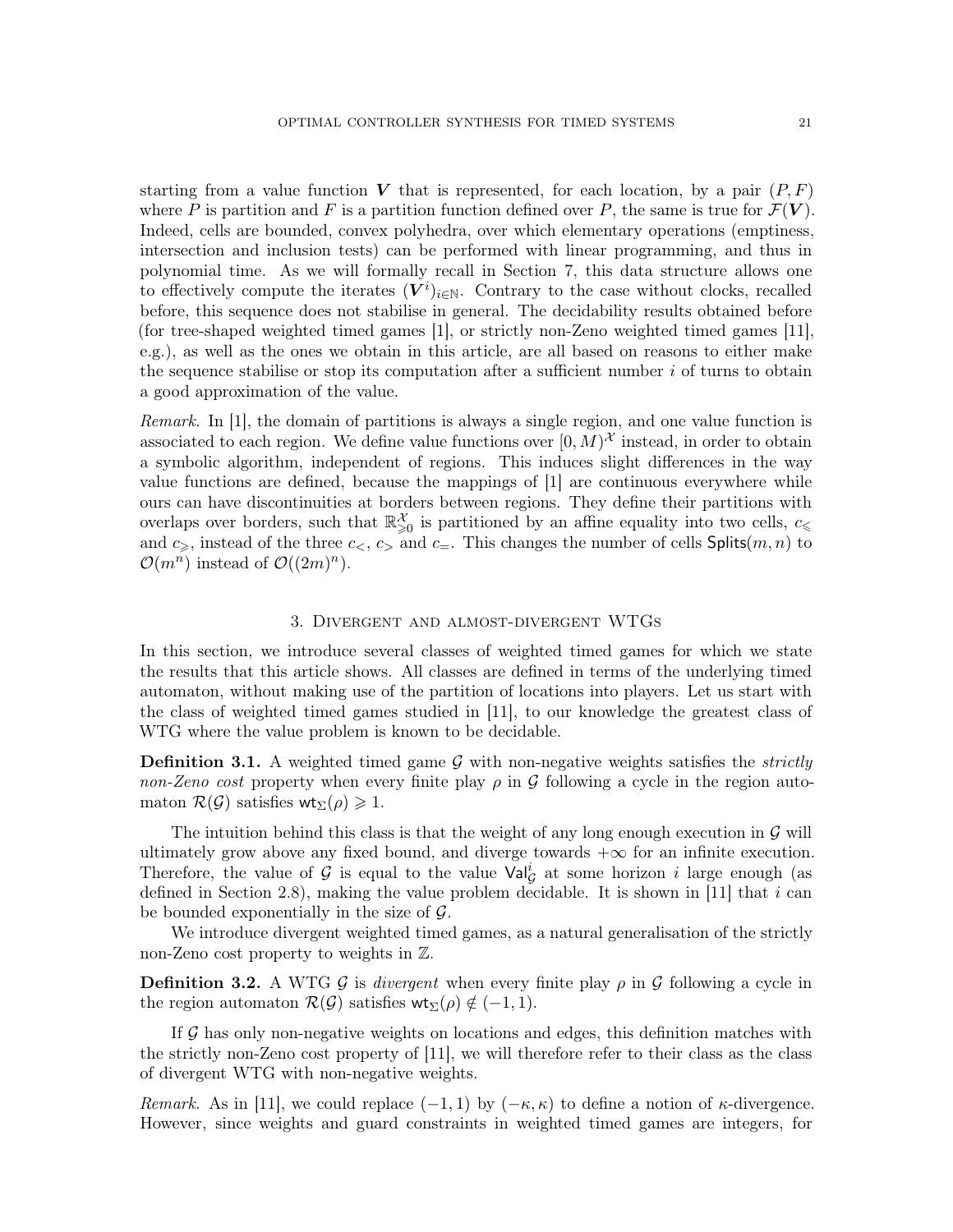starting from a value function $\boldsymbol{V}$ that is represented, for each location, by a pair $(P, F)$ where $P$ is partition and $F$ is a partition function defined over $P$, the same is true for $\mathcal{F}(\boldsymbol{V})$. Indeed, cells are bounded, convex polyhedra, over which elementary operations (emptiness, intersection and inclusion tests) can be performed with linear programming, and thus in polynomial time. As we will formally recall in Section 7, this data structure allows one to effectively compute the iterates $(\boldsymbol{V}^i)_{i\in\mathbb{N}}$. Contrary to the case without clocks, recalled before, this sequence does not stabilise in general. The decidability results obtained before (for tree-shaped weighted timed games [1], or strictly non-Zeno weighted timed games [11], e.g.), as well as the ones we obtain in this article, are all based on reasons to either make the sequence stabilise or stop its computation after a sufficient number $i$ of turns to obtain a good approximation of the value.

*Remark.* In [1], the domain of partitions is always a single region, and one value function is associated to each region. We define value functions over $[0, M)^{\mathcal{X}}$ instead, in order to obtain a symbolic algorithm, independent of regions. This induces slight differences in the way value functions are defined, because the mappings of [1] are continuous everywhere while ours can have discontinuities at borders between regions. They define their partitions with overlaps over borders, such that $\mathbb{R}_{\geqslant 0}^{\mathcal{X}}$ is partitioned by an affine equality into two cells, $c_{\leqslant}$ and $c_{\geqslant}$, instead of the three $c_{<}$, $c_{>}$ and $c_{=}$. This changes the number of cells $\mathsf{Splits}(m, n)$ to $\mathcal{O}(m^n)$ instead of $\mathcal{O}((2m)^n)$.

## 3. Divergent and almost-divergent WTGs

In this section, we introduce several classes of weighted timed games for which we state the results that this article shows. All classes are defined in terms of the underlying timed automaton, without making use of the partition of locations into players. Let us start with the class of weighted timed games studied in [11], to our knowledge the greatest class of WTG where the value problem is known to be decidable.

**Definition 3.1.** A weighted timed game $\mathcal{G}$ with non-negative weights satisfies the *strictly non-Zeno cost* property when every finite play $\rho$ in $\mathcal{G}$ following a cycle in the region automaton $\mathcal{R}(\mathcal{G})$ satisfies $\mathsf{wt}_\Sigma(\rho) \geqslant 1$.

The intuition behind this class is that the weight of any long enough execution in $\mathcal{G}$ will ultimately grow above any fixed bound, and diverge towards $+\infty$ for an infinite execution. Therefore, the value of $\mathcal{G}$ is equal to the value $\mathsf{Val}^i_{\mathcal{G}}$ at some horizon $i$ large enough (as defined in Section 2.8), making the value problem decidable. It is shown in [11] that $i$ can be bounded exponentially in the size of $\mathcal{G}$.

We introduce divergent weighted timed games, as a natural generalisation of the strictly non-Zeno cost property to weights in $\mathbb{Z}$.

**Definition 3.2.** A WTG $\mathcal{G}$ is *divergent* when every finite play $\rho$ in $\mathcal{G}$ following a cycle in the region automaton $\mathcal{R}(\mathcal{G})$ satisfies $\mathsf{wt}_\Sigma(\rho) \notin (-1, 1)$.

If $\mathcal{G}$ has only non-negative weights on locations and edges, this definition matches with the strictly non-Zeno cost property of [11], we will therefore refer to their class as the class of divergent WTG with non-negative weights.

*Remark.* As in [11], we could replace $(-1, 1)$ by $(-\kappa, \kappa)$ to define a notion of $\kappa$-divergence. However, since weights and guard constraints in weighted timed games are integers, for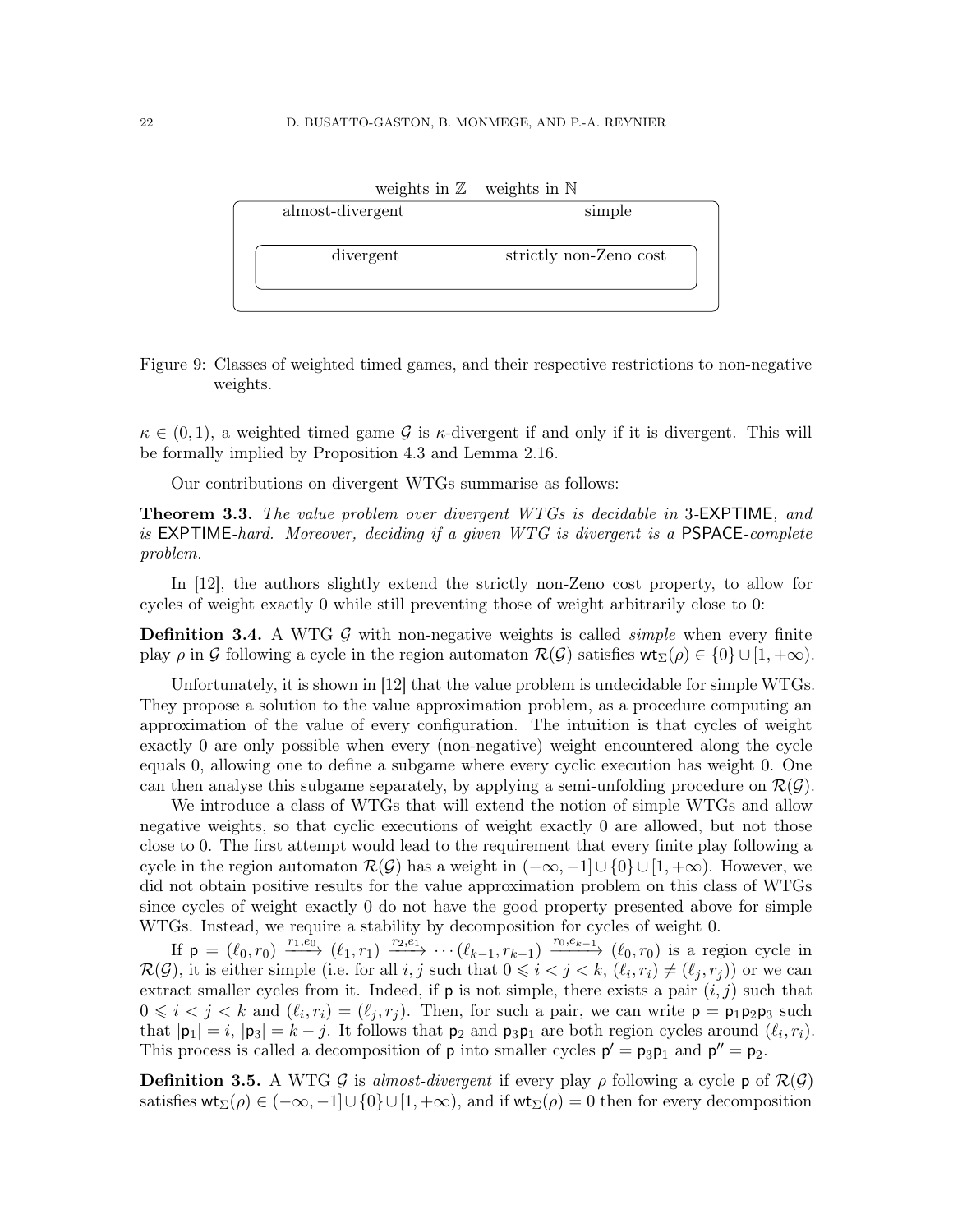| weights in $\mathbb{Z}$ | weights in $\mathbb{N}$ |
|---|---|
| almost-divergent | simple |
| divergent | strictly non-Zeno cost |

Figure 9: Classes of weighted timed games, and their respective restrictions to non-negative weights.

$\kappa \in (0,1)$, a weighted timed game $\mathcal{G}$ is $\kappa$-divergent if and only if it is divergent. This will be formally implied by Proposition 4.3 and Lemma 2.16.

Our contributions on divergent WTGs summarise as follows:

**Theorem 3.3.** *The value problem over divergent WTGs is decidable in* 3-EXPTIME*, and is* EXPTIME*-hard. Moreover, deciding if a given WTG is divergent is a* PSPACE*-complete problem.*

In [12], the authors slightly extend the strictly non-Zeno cost property, to allow for cycles of weight exactly 0 while still preventing those of weight arbitrarily close to 0:

**Definition 3.4.** A WTG $\mathcal{G}$ with non-negative weights is called *simple* when every finite play $\rho$ in $\mathcal{G}$ following a cycle in the region automaton $\mathcal{R}(\mathcal{G})$ satisfies $\mathsf{wt}_\Sigma(\rho) \in \{0\} \cup [1, +\infty)$.

Unfortunately, it is shown in [12] that the value problem is undecidable for simple WTGs. They propose a solution to the value approximation problem, as a procedure computing an approximation of the value of every configuration. The intuition is that cycles of weight exactly 0 are only possible when every (non-negative) weight encountered along the cycle equals 0, allowing one to define a subgame where every cyclic execution has weight 0. One can then analyse this subgame separately, by applying a semi-unfolding procedure on $\mathcal{R}(\mathcal{G})$.

We introduce a class of WTGs that will extend the notion of simple WTGs and allow negative weights, so that cyclic executions of weight exactly 0 are allowed, but not those close to 0. The first attempt would lead to the requirement that every finite play following a cycle in the region automaton $\mathcal{R}(\mathcal{G})$ has a weight in $(-\infty, -1] \cup \{0\} \cup [1, +\infty)$. However, we did not obtain positive results for the value approximation problem on this class of WTGs since cycles of weight exactly 0 do not have the good property presented above for simple WTGs. Instead, we require a stability by decomposition for cycles of weight 0.

If $\mathsf{p} = (\ell_0, r_0) \xrightarrow{r_1, e_0} (\ell_1, r_1) \xrightarrow{r_2, e_1} \cdots (\ell_{k-1}, r_{k-1}) \xrightarrow{r_0, e_{k-1}} (\ell_0, r_0)$ is a region cycle in $\mathcal{R}(\mathcal{G})$, it is either simple (i.e. for all $i, j$ such that $0 \leqslant i < j < k$, $(\ell_i, r_i) \neq (\ell_j, r_j)$) or we can extract smaller cycles from it. Indeed, if $\mathsf{p}$ is not simple, there exists a pair $(i, j)$ such that $0 \leqslant i < j < k$ and $(\ell_i, r_i) = (\ell_j, r_j)$. Then, for such a pair, we can write $\mathsf{p} = \mathsf{p}_1\mathsf{p}_2\mathsf{p}_3$ such that $|\mathsf{p}_1| = i$, $|\mathsf{p}_3| = k - j$. It follows that $\mathsf{p}_2$ and $\mathsf{p}_3\mathsf{p}_1$ are both region cycles around $(\ell_i, r_i)$. This process is called a decomposition of $\mathsf{p}$ into smaller cycles $\mathsf{p}' = \mathsf{p}_3\mathsf{p}_1$ and $\mathsf{p}'' = \mathsf{p}_2$.

**Definition 3.5.** A WTG $\mathcal{G}$ is *almost-divergent* if every play $\rho$ following a cycle $\mathsf{p}$ of $\mathcal{R}(\mathcal{G})$ satisfies $\mathsf{wt}_\Sigma(\rho) \in (-\infty, -1] \cup \{0\} \cup [1, +\infty)$, and if $\mathsf{wt}_\Sigma(\rho) = 0$ then for every decomposition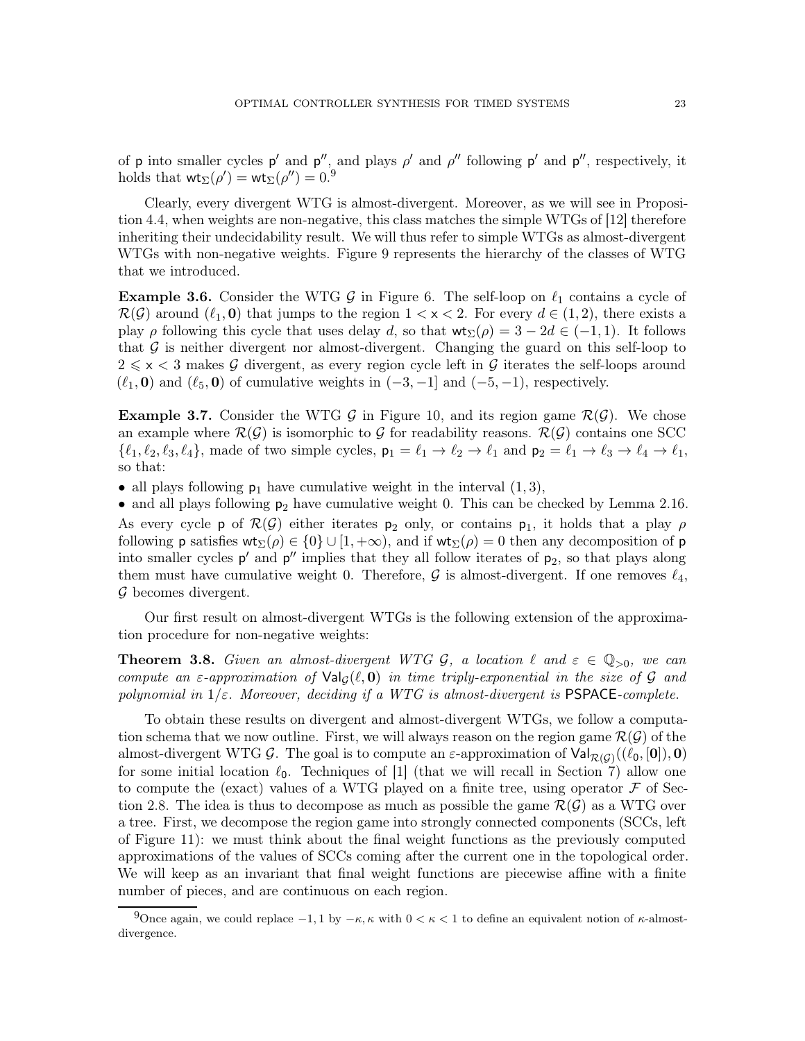of $\mathsf{p}$ into smaller cycles $\mathsf{p}'$ and $\mathsf{p}''$, and plays $\rho'$ and $\rho''$ following $\mathsf{p}'$ and $\mathsf{p}''$, respectively, it holds that $\mathsf{wt}_\Sigma(\rho') = \mathsf{wt}_\Sigma(\rho'') = 0$.[9]

Clearly, every divergent WTG is almost-divergent. Moreover, as we will see in Proposition 4.4, when weights are non-negative, this class matches the simple WTGs of [12] therefore inheriting their undecidability result. We will thus refer to simple WTGs as almost-divergent WTGs with non-negative weights. Figure 9 represents the hierarchy of the classes of WTG that we introduced.

**Example 3.6.** Consider the WTG $\mathcal{G}$ in Figure 6. The self-loop on $\ell_1$ contains a cycle of $\mathcal{R}(\mathcal{G})$ around $(\ell_1, \mathbf{0})$ that jumps to the region $1 < \mathsf{x} < 2$. For every $d \in (1,2)$, there exists a play $\rho$ following this cycle that uses delay $d$, so that $\mathsf{wt}_\Sigma(\rho) = 3 - 2d \in (-1, 1)$. It follows that $\mathcal{G}$ is neither divergent nor almost-divergent. Changing the guard on this self-loop to $2 \leqslant \mathsf{x} < 3$ makes $\mathcal{G}$ divergent, as every region cycle left in $\mathcal{G}$ iterates the self-loops around $(\ell_1, \mathbf{0})$ and $(\ell_5, \mathbf{0})$ of cumulative weights in $(-3, -1]$ and $(-5, -1)$, respectively.

**Example 3.7.** Consider the WTG $\mathcal{G}$ in Figure 10, and its region game $\mathcal{R}(\mathcal{G})$. We chose an example where $\mathcal{R}(\mathcal{G})$ is isomorphic to $\mathcal{G}$ for readability reasons. $\mathcal{R}(\mathcal{G})$ contains one SCC $\{\ell_1, \ell_2, \ell_3, \ell_4\}$, made of two simple cycles, $\mathsf{p}_1 = \ell_1 \to \ell_2 \to \ell_1$ and $\mathsf{p}_2 = \ell_1 \to \ell_3 \to \ell_4 \to \ell_1$, so that:

- all plays following $\mathsf{p}_1$ have cumulative weight in the interval $(1, 3)$,
- and all plays following $\mathsf{p}_2$ have cumulative weight 0. This can be checked by Lemma 2.16.

As every cycle $\mathsf{p}$ of $\mathcal{R}(\mathcal{G})$ either iterates $\mathsf{p}_2$ only, or contains $\mathsf{p}_1$, it holds that a play $\rho$ following $\mathsf{p}$ satisfies $\mathsf{wt}_\Sigma(\rho) \in \{0\} \cup [1, +\infty)$, and if $\mathsf{wt}_\Sigma(\rho) = 0$ then any decomposition of $\mathsf{p}$ into smaller cycles $\mathsf{p}'$ and $\mathsf{p}''$ implies that they all follow iterates of $\mathsf{p}_2$, so that plays along them must have cumulative weight 0. Therefore, $\mathcal{G}$ is almost-divergent. If one removes $\ell_4$, $\mathcal{G}$ becomes divergent.

Our first result on almost-divergent WTGs is the following extension of the approximation procedure for non-negative weights:

**Theorem 3.8.** *Given an almost-divergent WTG $\mathcal{G}$, a location $\ell$ and $\varepsilon \in \mathbb{Q}_{>0}$, we can compute an $\varepsilon$-approximation of $\mathsf{Val}_\mathcal{G}(\ell, \mathbf{0})$ in time triply-exponential in the size of $\mathcal{G}$ and polynomial in $1/\varepsilon$. Moreover, deciding if a WTG is almost-divergent is* PSPACE*-complete.*

To obtain these results on divergent and almost-divergent WTGs, we follow a computation schema that we now outline. First, we will always reason on the region game $\mathcal{R}(\mathcal{G})$ of the almost-divergent WTG $\mathcal{G}$. The goal is to compute an $\varepsilon$-approximation of $\mathsf{Val}_{\mathcal{R}(\mathcal{G})}((\ell_0, [\mathbf{0}]), \mathbf{0})$ for some initial location $\ell_0$. Techniques of [1] (that we will recall in Section 7) allow one to compute the (exact) values of a WTG played on a finite tree, using operator $\mathcal{F}$ of Section 2.8. The idea is thus to decompose as much as possible the game $\mathcal{R}(\mathcal{G})$ as a WTG over a tree. First, we decompose the region game into strongly connected components (SCCs, left of Figure 11): we must think about the final weight functions as the previously computed approximations of the values of SCCs coming after the current one in the topological order. We will keep as an invariant that final weight functions are piecewise affine with a finite number of pieces, and are continuous on each region.

[9] Once again, we could replace $-1, 1$ by $-\kappa, \kappa$ with $0 < \kappa < 1$ to define an equivalent notion of $\kappa$-almost-divergence.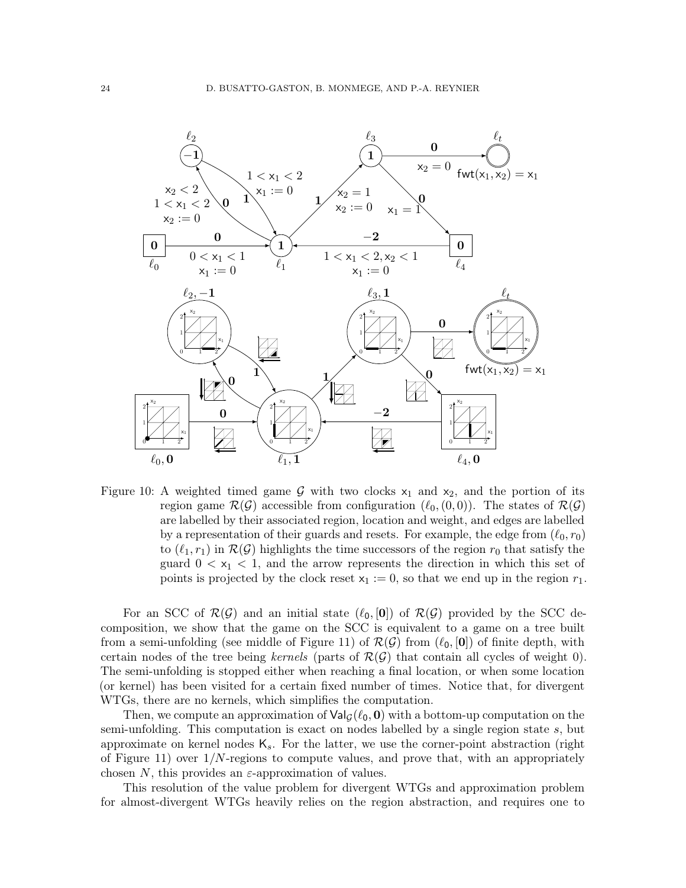Figure 10: A weighted timed game $\mathcal{G}$ with two clocks $x_1$ and $x_2$, and the portion of its region game $\mathcal{R}(\mathcal{G})$ accessible from configuration $(\ell_0, (0, 0))$. The states of $\mathcal{R}(\mathcal{G})$ are labelled by their associated region, location and weight, and edges are labelled by a representation of their guards and resets. For example, the edge from $(\ell_0, r_0)$ to $(\ell_1, r_1)$ in $\mathcal{R}(\mathcal{G})$ highlights the time successors of the region $r_0$ that satisfy the guard $0 < x_1 < 1$, and the arrow represents the direction in which this set of points is projected by the clock reset $x_1 := 0$, so that we end up in the region $r_1$.

For an SCC of $\mathcal{R}(\mathcal{G})$ and an initial state $(\ell_0, [\mathbf{0}])$ of $\mathcal{R}(\mathcal{G})$ provided by the SCC decomposition, we show that the game on the SCC is equivalent to a game on a tree built from a semi-unfolding (see middle of Figure 11) of $\mathcal{R}(\mathcal{G})$ from $(\ell_0, [\mathbf{0}])$ of finite depth, with certain nodes of the tree being *kernels* (parts of $\mathcal{R}(\mathcal{G})$ that contain all cycles of weight 0). The semi-unfolding is stopped either when reaching a final location, or when some location (or kernel) has been visited for a certain fixed number of times. Notice that, for divergent WTGs, there are no kernels, which simplifies the computation.

Then, we compute an approximation of $\mathsf{Val}_{\mathcal{G}}(\ell_0, \mathbf{0})$ with a bottom-up computation on the semi-unfolding. This computation is exact on nodes labelled by a single region state $s$, but approximate on kernel nodes $\mathsf{K}_s$. For the latter, we use the corner-point abstraction (right of Figure 11) over $1/N$-regions to compute values, and prove that, with an appropriately chosen $N$, this provides an $\varepsilon$-approximation of values.

This resolution of the value problem for divergent WTGs and approximation problem for almost-divergent WTGs heavily relies on the region abstraction, and requires one to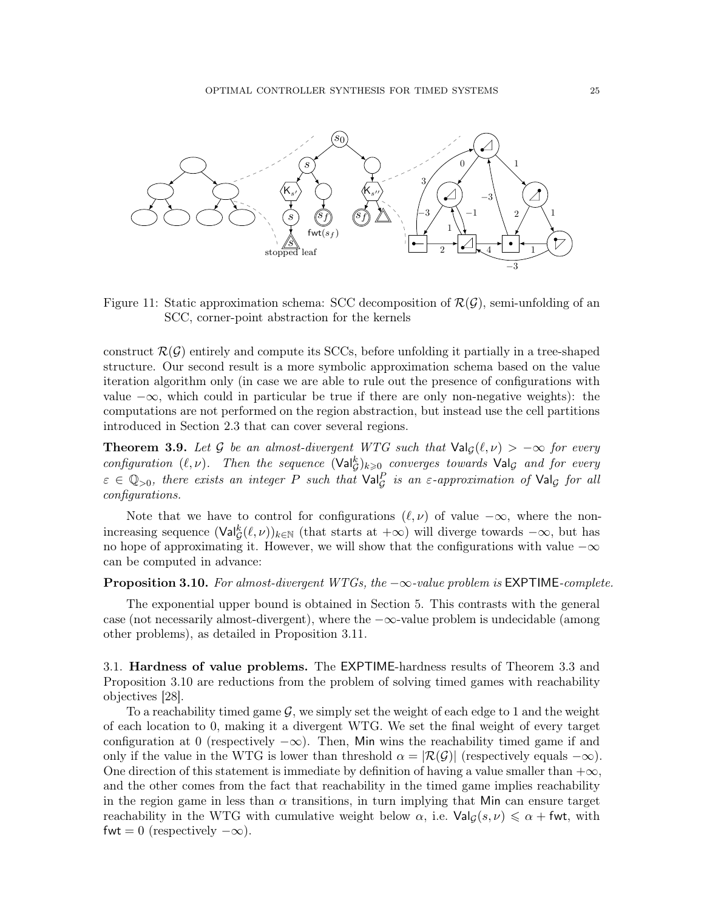Figure 11: Static approximation schema: SCC decomposition of $\mathcal{R}(\mathcal{G})$, semi-unfolding of an SCC, corner-point abstraction for the kernels

construct $\mathcal{R}(\mathcal{G})$ entirely and compute its SCCs, before unfolding it partially in a tree-shaped structure. Our second result is a more symbolic approximation schema based on the value iteration algorithm only (in case we are able to rule out the presence of configurations with value $-\infty$, which could in particular be true if there are only non-negative weights): the computations are not performed on the region abstraction, but instead use the cell partitions introduced in Section 2.3 that can cover several regions.

**Theorem 3.9.** *Let $\mathcal{G}$ be an almost-divergent WTG such that $\mathsf{Val}_{\mathcal{G}}(\ell,\nu) > -\infty$ for every configuration $(\ell,\nu)$. Then the sequence $(\mathsf{Val}^k_{\mathcal{G}})_{k\geqslant 0}$ converges towards $\mathsf{Val}_{\mathcal{G}}$ and for every $\varepsilon \in \mathbb{Q}_{>0}$, there exists an integer $P$ such that $\mathsf{Val}^P_{\mathcal{G}}$ is an $\varepsilon$-approximation of $\mathsf{Val}_{\mathcal{G}}$ for all configurations.*

Note that we have to control for configurations $(\ell,\nu)$ of value $-\infty$, where the non-increasing sequence $(\mathsf{Val}^k_{\mathcal{G}}(\ell,\nu))_{k\in\mathbb{N}}$ (that starts at $+\infty$) will diverge towards $-\infty$, but has no hope of approximating it. However, we will show that the configurations with value $-\infty$ can be computed in advance:

**Proposition 3.10.** *For almost-divergent WTGs, the $-\infty$-value problem is* EXPTIME*-complete.*

The exponential upper bound is obtained in Section 5. This contrasts with the general case (not necessarily almost-divergent), where the $-\infty$-value problem is undecidable (among other problems), as detailed in Proposition 3.11.

## 3.1. Hardness of value problems.

The EXPTIME-hardness results of Theorem 3.3 and Proposition 3.10 are reductions from the problem of solving timed games with reachability objectives [28].

To a reachability timed game $\mathcal{G}$, we simply set the weight of each edge to 1 and the weight of each location to 0, making it a divergent WTG. We set the final weight of every target configuration at 0 (respectively $-\infty$). Then, Min wins the reachability timed game if and only if the value in the WTG is lower than threshold $\alpha = |\mathcal{R}(\mathcal{G})|$ (respectively equals $-\infty$). One direction of this statement is immediate by definition of having a value smaller than $+\infty$, and the other comes from the fact that reachability in the timed game implies reachability in the region game in less than $\alpha$ transitions, in turn implying that Min can ensure target reachability in the WTG with cumulative weight below $\alpha$, i.e. $\mathsf{Val}_{\mathcal{G}}(s,\nu) \leqslant \alpha + \mathsf{fwt}$, with $\mathsf{fwt} = 0$ (respectively $-\infty$).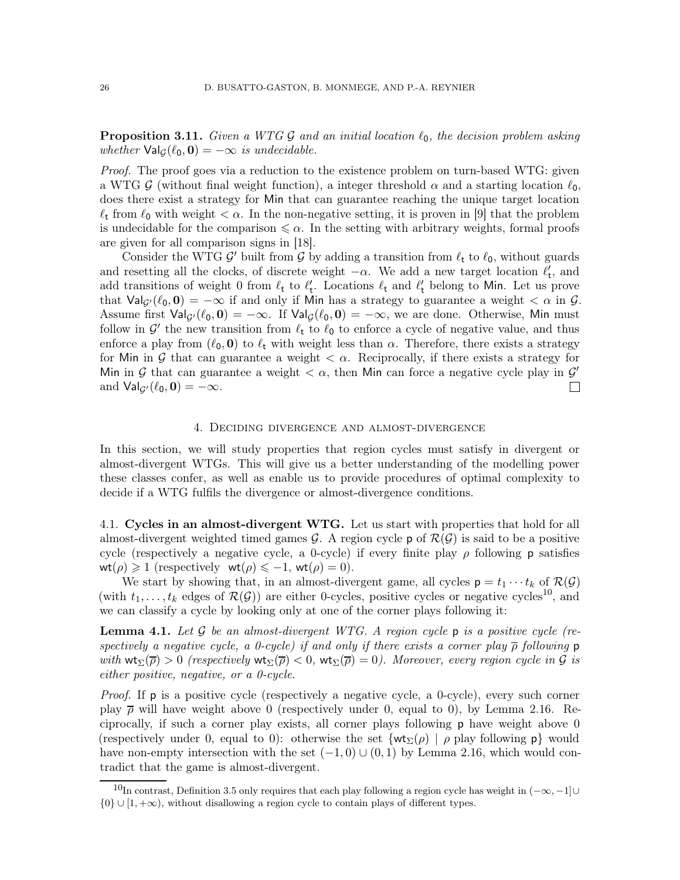**Proposition 3.11.** *Given a WTG $\mathcal{G}$ and an initial location $\ell_0$, the decision problem asking whether $\mathsf{Val}_{\mathcal{G}}(\ell_0, \mathbf{0}) = -\infty$ is undecidable.*

*Proof.* The proof goes via a reduction to the existence problem on turn-based WTG: given a WTG $\mathcal{G}$ (without final weight function), a integer threshold $\alpha$ and a starting location $\ell_0$, does there exist a strategy for $\mathsf{Min}$ that can guarantee reaching the unique target location $\ell_t$ from $\ell_0$ with weight $< \alpha$. In the non-negative setting, it is proven in [9] that the problem is undecidable for the comparison $\leqslant \alpha$. In the setting with arbitrary weights, formal proofs are given for all comparison signs in [18].

Consider the WTG $\mathcal{G}'$ built from $\mathcal{G}$ by adding a transition from $\ell_t$ to $\ell_0$, without guards and resetting all the clocks, of discrete weight $-\alpha$. We add a new target location $\ell'_t$, and add transitions of weight 0 from $\ell_t$ to $\ell'_t$. Locations $\ell_t$ and $\ell'_t$ belong to $\mathsf{Min}$. Let us prove that $\mathsf{Val}_{\mathcal{G}'}(\ell_0, \mathbf{0}) = -\infty$ if and only if $\mathsf{Min}$ has a strategy to guarantee a weight $< \alpha$ in $\mathcal{G}$. Assume first $\mathsf{Val}_{\mathcal{G}'}(\ell_0, \mathbf{0}) = -\infty$. If $\mathsf{Val}_{\mathcal{G}}(\ell_0, \mathbf{0}) = -\infty$, we are done. Otherwise, $\mathsf{Min}$ must follow in $\mathcal{G}'$ the new transition from $\ell_t$ to $\ell_0$ to enforce a cycle of negative value, and thus enforce a play from $(\ell_0, \mathbf{0})$ to $\ell_t$ with weight less than $\alpha$. Therefore, there exists a strategy for $\mathsf{Min}$ in $\mathcal{G}$ that can guarantee a weight $< \alpha$. Reciprocally, if there exists a strategy for $\mathsf{Min}$ in $\mathcal{G}$ that can guarantee a weight $< \alpha$, then $\mathsf{Min}$ can force a negative cycle play in $\mathcal{G}'$ and $\mathsf{Val}_{\mathcal{G}'}(\ell_0, \mathbf{0}) = -\infty$. $\square$

## 4. Deciding divergence and almost-divergence

In this section, we will study properties that region cycles must satisfy in divergent or almost-divergent WTGs. This will give us a better understanding of the modelling power these classes confer, as well as enable us to provide procedures of optimal complexity to decide if a WTG fulfils the divergence or almost-divergence conditions.

### 4.1. Cycles in an almost-divergent WTG.

Let us start with properties that hold for all almost-divergent weighted timed games $\mathcal{G}$. A region cycle $\mathsf{p}$ of $\mathcal{R}(\mathcal{G})$ is said to be a positive cycle (respectively a negative cycle, a 0-cycle) if every finite play $\rho$ following $\mathsf{p}$ satisfies $\mathsf{wt}(\rho) \geqslant 1$ (respectively $\mathsf{wt}(\rho) \leqslant -1$, $\mathsf{wt}(\rho) = 0$).

We start by showing that, in an almost-divergent game, all cycles $\mathsf{p} = t_1 \cdots t_k$ of $\mathcal{R}(\mathcal{G})$ (with $t_1, \dots, t_k$ edges of $\mathcal{R}(\mathcal{G})$) are either 0-cycles, positive cycles or negative cycles[10], and we can classify a cycle by looking only at one of the corner plays following it:

**Lemma 4.1.** *Let $\mathcal{G}$ be an almost-divergent WTG. A region cycle $\mathsf{p}$ is a positive cycle (respectively a negative cycle, a 0-cycle) if and only if there exists a corner play $\overline{\rho}$ following $\mathsf{p}$ with $\mathsf{wt}_\Sigma(\overline{\rho}) > 0$ (respectively $\mathsf{wt}_\Sigma(\overline{\rho}) < 0$, $\mathsf{wt}_\Sigma(\overline{\rho}) = 0$). Moreover, every region cycle in $\mathcal{G}$ is either positive, negative, or a 0-cycle.*

*Proof.* If $\mathsf{p}$ is a positive cycle (respectively a negative cycle, a 0-cycle), every such corner play $\overline{\rho}$ will have weight above 0 (respectively under 0, equal to 0), by Lemma 2.16. Reciprocally, if such a corner play exists, all corner plays following $\mathsf{p}$ have weight above 0 (respectively under 0, equal to 0): otherwise the set $\{\mathsf{wt}_\Sigma(\rho) \mid \rho \text{ play following } \mathsf{p}\}$ would have non-empty intersection with the set $(-1, 0) \cup (0, 1)$ by Lemma 2.16, which would contradict that the game is almost-divergent.

---

[10] In contrast, Definition 3.5 only requires that each play following a region cycle has weight in $(-\infty, -1] \cup \{0\} \cup [1, +\infty)$, without disallowing a region cycle to contain plays of different types.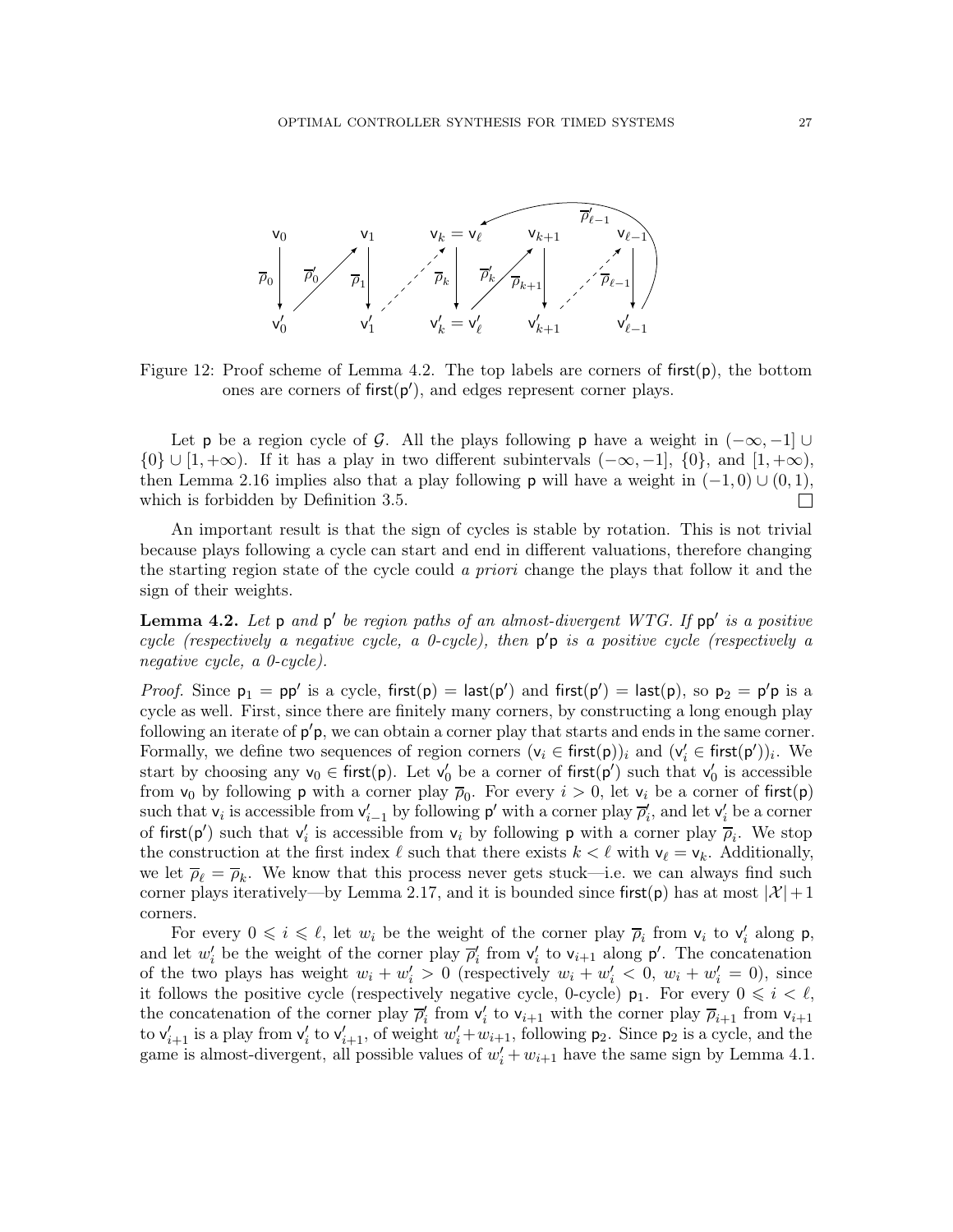Figure 12: Proof scheme of Lemma 4.2. The top labels are corners of $\mathsf{first}(\mathsf{p})$, the bottom ones are corners of $\mathsf{first}(\mathsf{p}')$, and edges represent corner plays.

Let $\mathsf{p}$ be a region cycle of $\mathcal{G}$. All the plays following $\mathsf{p}$ have a weight in $(-\infty,-1] \cup \{0\} \cup [1,+\infty)$. If it has a play in two different subintervals $(-\infty,-1]$, $\{0\}$, and $[1,+\infty)$, then Lemma 2.16 implies also that a play following $\mathsf{p}$ will have a weight in $(-1,0)\cup(0,1)$, which is forbidden by Definition 3.5. $\square$

An important result is that the sign of cycles is stable by rotation. This is not trivial because plays following a cycle can start and end in different valuations, therefore changing the starting region state of the cycle could *a priori* change the plays that follow it and the sign of their weights.

**Lemma 4.2.** *Let $\mathsf{p}$ and $\mathsf{p}'$ be region paths of an almost-divergent WTG. If $\mathsf{p}\mathsf{p}'$ is a positive cycle (respectively a negative cycle, a 0-cycle), then $\mathsf{p}'\mathsf{p}$ is a positive cycle (respectively a negative cycle, a 0-cycle).*

*Proof.* Since $\mathsf{p}_1 = \mathsf{p}\mathsf{p}'$ is a cycle, $\mathsf{first}(\mathsf{p}) = \mathsf{last}(\mathsf{p}')$ and $\mathsf{first}(\mathsf{p}') = \mathsf{last}(\mathsf{p})$, so $\mathsf{p}_2 = \mathsf{p}'\mathsf{p}$ is a cycle as well. First, since there are finitely many corners, by constructing a long enough play following an iterate of $\mathsf{p}'\mathsf{p}$, we can obtain a corner play that starts and ends in the same corner. Formally, we define two sequences of region corners $(\mathsf{v}_i \in \mathsf{first}(\mathsf{p}))_i$ and $(\mathsf{v}'_i \in \mathsf{first}(\mathsf{p}'))_i$. We start by choosing any $\mathsf{v}_0 \in \mathsf{first}(\mathsf{p})$. Let $\mathsf{v}'_0$ be a corner of $\mathsf{first}(\mathsf{p}')$ such that $\mathsf{v}'_0$ is accessible from $\mathsf{v}_0$ by following $\mathsf{p}$ with a corner play $\overline{\rho}_0$. For every $i>0$, let $\mathsf{v}_i$ be a corner of $\mathsf{first}(\mathsf{p})$ such that $\mathsf{v}_i$ is accessible from $\mathsf{v}'_{i-1}$ by following $\mathsf{p}'$ with a corner play $\overline{\rho}'_i$, and let $\mathsf{v}'_i$ be a corner of $\mathsf{first}(\mathsf{p}')$ such that $\mathsf{v}'_i$ is accessible from $\mathsf{v}_i$ by following $\mathsf{p}$ with a corner play $\overline{\rho}_i$. We stop the construction at the first index $\ell$ such that there exists $k<\ell$ with $\mathsf{v}_\ell = \mathsf{v}_k$. Additionally, we let $\overline{\rho}_\ell = \overline{\rho}_k$. We know that this process never gets stuck—i.e. we can always find such corner plays iteratively—by Lemma 2.17, and it is bounded since $\mathsf{first}(\mathsf{p})$ has at most $|\mathcal{X}|+1$ corners.

For every $0 \leqslant i \leqslant \ell$, let $w_i$ be the weight of the corner play $\overline{\rho}_i$ from $\mathsf{v}_i$ to $\mathsf{v}'_i$ along $\mathsf{p}$, and let $w'_i$ be the weight of the corner play $\overline{\rho}'_i$ from $\mathsf{v}'_i$ to $\mathsf{v}_{i+1}$ along $\mathsf{p}'$. The concatenation of the two plays has weight $w_i + w'_i > 0$ (respectively $w_i + w'_i < 0$, $w_i + w'_i = 0$), since it follows the positive cycle (respectively negative cycle, 0-cycle) $\mathsf{p}_1$. For every $0 \leqslant i < \ell$, the concatenation of the corner play $\overline{\rho}'_i$ from $\mathsf{v}'_i$ to $\mathsf{v}_{i+1}$ with the corner play $\overline{\rho}_{i+1}$ from $\mathsf{v}_{i+1}$ to $\mathsf{v}'_{i+1}$ is a play from $\mathsf{v}'_i$ to $\mathsf{v}'_{i+1}$, of weight $w'_i + w_{i+1}$, following $\mathsf{p}_2$. Since $\mathsf{p}_2$ is a cycle, and the game is almost-divergent, all possible values of $w'_i + w_{i+1}$ have the same sign by Lemma 4.1.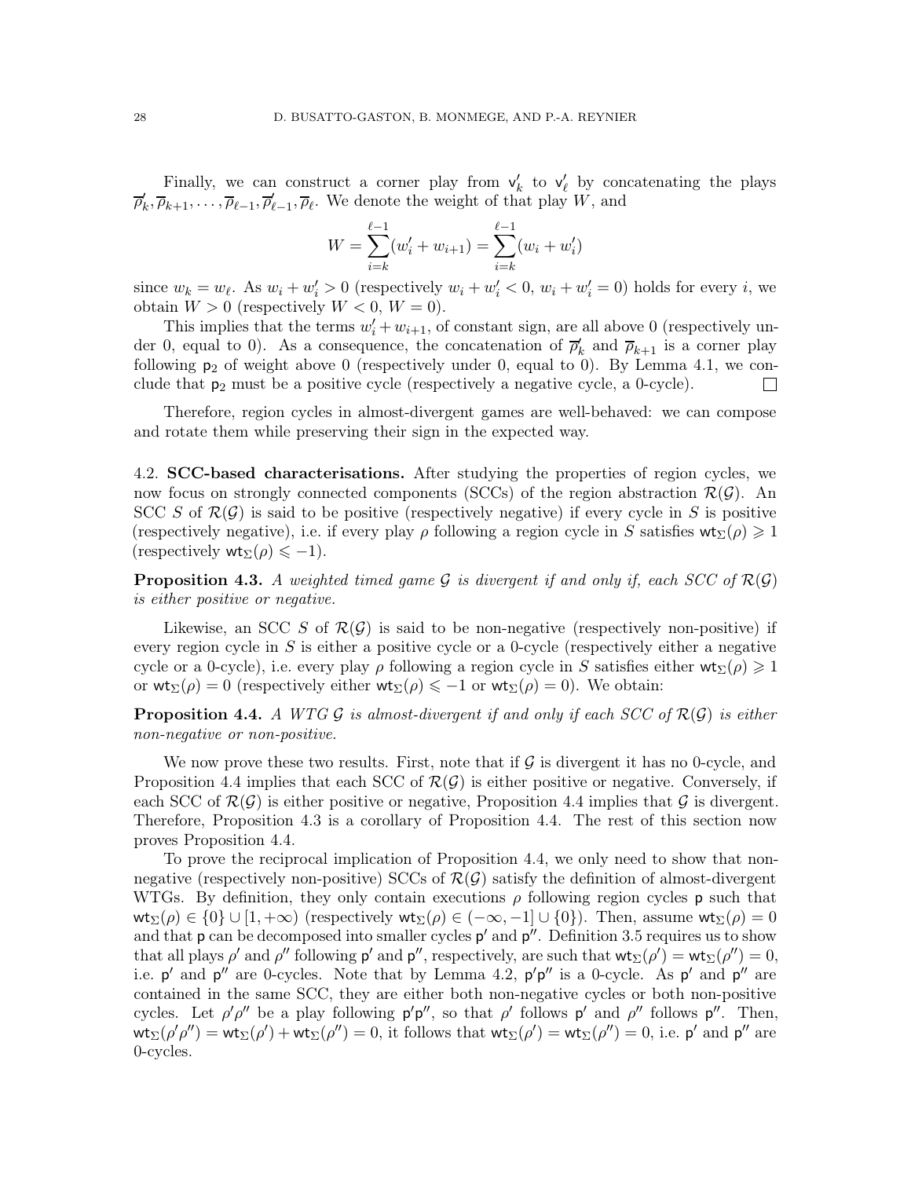Finally, we can construct a corner play from $\mathsf{v}'_k$ to $\mathsf{v}'_\ell$ by concatenating the plays $\overline{\rho}'_k, \overline{\rho}_{k+1}, \ldots, \overline{\rho}_{\ell-1}, \overline{\rho}'_{\ell-1}, \overline{\rho}_\ell$. We denote the weight of that play $W$, and

$$W = \sum_{i=k}^{\ell-1}(w'_i + w_{i+1}) = \sum_{i=k}^{\ell-1}(w_i + w'_i)$$

since $w_k = w_\ell$. As $w_i + w'_i > 0$ (respectively $w_i + w'_i < 0$, $w_i + w'_i = 0$) holds for every $i$, we obtain $W > 0$ (respectively $W < 0$, $W = 0$).

This implies that the terms $w'_i + w_{i+1}$, of constant sign, are all above 0 (respectively under 0, equal to 0). As a consequence, the concatenation of $\overline{\rho}'_k$ and $\overline{\rho}_{k+1}$ is a corner play following $\mathsf{p}_2$ of weight above 0 (respectively under 0, equal to 0). By Lemma 4.1, we conclude that $\mathsf{p}_2$ must be a positive cycle (respectively a negative cycle, a 0-cycle). □

Therefore, region cycles in almost-divergent games are well-behaved: we can compose and rotate them while preserving their sign in the expected way.

4.2. **SCC-based characterisations.** After studying the properties of region cycles, we now focus on strongly connected components (SCCs) of the region abstraction $\mathcal{R}(\mathcal{G})$. An SCC $S$ of $\mathcal{R}(\mathcal{G})$ is said to be positive (respectively negative) if every cycle in $S$ is positive (respectively negative), i.e. if every play $\rho$ following a region cycle in $S$ satisfies $\mathsf{wt}_\Sigma(\rho) \geqslant 1$ (respectively $\mathsf{wt}_\Sigma(\rho) \leqslant -1$).

**Proposition 4.3.** *A weighted timed game $\mathcal{G}$ is divergent if and only if, each SCC of $\mathcal{R}(\mathcal{G})$ is either positive or negative.*

Likewise, an SCC $S$ of $\mathcal{R}(\mathcal{G})$ is said to be non-negative (respectively non-positive) if every region cycle in $S$ is either a positive cycle or a 0-cycle (respectively either a negative cycle or a 0-cycle), i.e. every play $\rho$ following a region cycle in $S$ satisfies either $\mathsf{wt}_\Sigma(\rho) \geqslant 1$ or $\mathsf{wt}_\Sigma(\rho) = 0$ (respectively either $\mathsf{wt}_\Sigma(\rho) \leqslant -1$ or $\mathsf{wt}_\Sigma(\rho) = 0$). We obtain:

**Proposition 4.4.** *A WTG $\mathcal{G}$ is almost-divergent if and only if each SCC of $\mathcal{R}(\mathcal{G})$ is either non-negative or non-positive.*

We now prove these two results. First, note that if $\mathcal{G}$ is divergent it has no 0-cycle, and Proposition 4.4 implies that each SCC of $\mathcal{R}(\mathcal{G})$ is either positive or negative. Conversely, if each SCC of $\mathcal{R}(\mathcal{G})$ is either positive or negative, Proposition 4.4 implies that $\mathcal{G}$ is divergent. Therefore, Proposition 4.3 is a corollary of Proposition 4.4. The rest of this section now proves Proposition 4.4.

To prove the reciprocal implication of Proposition 4.4, we only need to show that non-negative (respectively non-positive) SCCs of $\mathcal{R}(\mathcal{G})$ satisfy the definition of almost-divergent WTGs. By definition, they only contain executions $\rho$ following region cycles $\mathsf{p}$ such that $\mathsf{wt}_\Sigma(\rho) \in \{0\} \cup [1, +\infty)$ (respectively $\mathsf{wt}_\Sigma(\rho) \in (-\infty, -1] \cup \{0\}$). Then, assume $\mathsf{wt}_\Sigma(\rho) = 0$ and that $\mathsf{p}$ can be decomposed into smaller cycles $\mathsf{p}'$ and $\mathsf{p}''$. Definition 3.5 requires us to show that all plays $\rho'$ and $\rho''$ following $\mathsf{p}'$ and $\mathsf{p}''$, respectively, are such that $\mathsf{wt}_\Sigma(\rho') = \mathsf{wt}_\Sigma(\rho'') = 0$, i.e. $\mathsf{p}'$ and $\mathsf{p}''$ are 0-cycles. Note that by Lemma 4.2, $\mathsf{p}'\mathsf{p}''$ is a 0-cycle. As $\mathsf{p}'$ and $\mathsf{p}''$ are contained in the same SCC, they are either both non-negative cycles or both non-positive cycles. Let $\rho'\rho''$ be a play following $\mathsf{p}'\mathsf{p}''$, so that $\rho'$ follows $\mathsf{p}'$ and $\rho''$ follows $\mathsf{p}''$. Then, $\mathsf{wt}_\Sigma(\rho'\rho'') = \mathsf{wt}_\Sigma(\rho') + \mathsf{wt}_\Sigma(\rho'') = 0$, it follows that $\mathsf{wt}_\Sigma(\rho') = \mathsf{wt}_\Sigma(\rho'') = 0$, i.e. $\mathsf{p}'$ and $\mathsf{p}''$ are 0-cycles.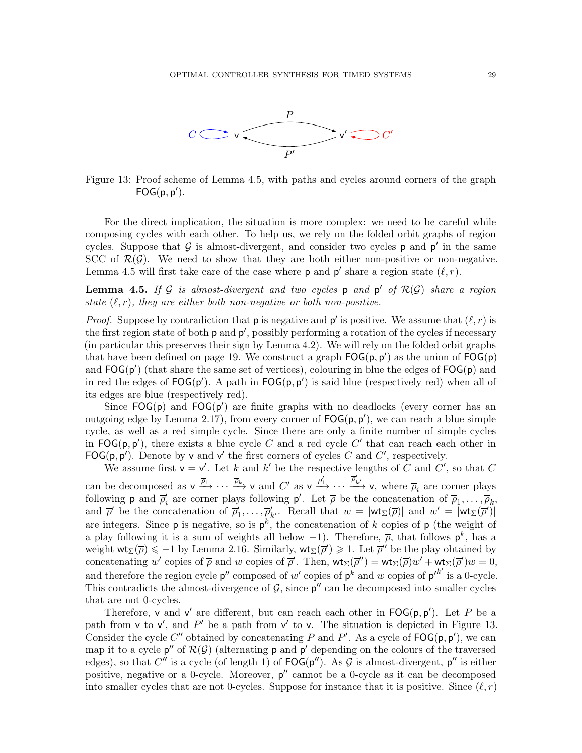Figure 13: Proof scheme of Lemma 4.5, with paths and cycles around corners of the graph $\mathsf{FOG}(\mathsf{p},\mathsf{p}')$.

For the direct implication, the situation is more complex: we need to be careful while composing cycles with each other. To help us, we rely on the folded orbit graphs of region cycles. Suppose that $\mathcal{G}$ is almost-divergent, and consider two cycles $\mathsf{p}$ and $\mathsf{p}'$ in the same SCC of $\mathcal{R}(\mathcal{G})$. We need to show that they are both either non-positive or non-negative. Lemma 4.5 will first take care of the case where $\mathsf{p}$ and $\mathsf{p}'$ share a region state $(\ell, r)$.

**Lemma 4.5.** *If $\mathcal{G}$ is almost-divergent and two cycles $\mathsf{p}$ and $\mathsf{p}'$ of $\mathcal{R}(\mathcal{G})$ share a region state $(\ell, r)$, they are either both non-negative or both non-positive.*

*Proof.* Suppose by contradiction that $\mathsf{p}$ is negative and $\mathsf{p}'$ is positive. We assume that $(\ell, r)$ is the first region state of both $\mathsf{p}$ and $\mathsf{p}'$, possibly performing a rotation of the cycles if necessary (in particular this preserves their sign by Lemma 4.2). We will rely on the folded orbit graphs that have been defined on page 19. We construct a graph $\mathsf{FOG}(\mathsf{p},\mathsf{p}')$ as the union of $\mathsf{FOG}(\mathsf{p})$ and $\mathsf{FOG}(\mathsf{p}')$ (that share the same set of vertices), colouring in blue the edges of $\mathsf{FOG}(\mathsf{p})$ and in red the edges of $\mathsf{FOG}(\mathsf{p}')$. A path in $\mathsf{FOG}(\mathsf{p},\mathsf{p}')$ is said blue (respectively red) when all of its edges are blue (respectively red).

Since $\mathsf{FOG}(\mathsf{p})$ and $\mathsf{FOG}(\mathsf{p}')$ are finite graphs with no deadlocks (every corner has an outgoing edge by Lemma 2.17), from every corner of $\mathsf{FOG}(\mathsf{p},\mathsf{p}')$, we can reach a blue simple cycle, as well as a red simple cycle. Since there are only a finite number of simple cycles in $\mathsf{FOG}(\mathsf{p},\mathsf{p}')$, there exists a blue cycle $C$ and a red cycle $C'$ that can reach each other in $\mathsf{FOG}(\mathsf{p},\mathsf{p}')$. Denote by $\mathsf{v}$ and $\mathsf{v}'$ the first corners of cycles $C$ and $C'$, respectively.

We assume first $\mathsf{v} = \mathsf{v}'$. Let $k$ and $k'$ be the respective lengths of $C$ and $C'$, so that $C$ can be decomposed as $\mathsf{v} \xrightarrow{\overline{\rho}_1} \cdots \xrightarrow{\overline{\rho}_k} \mathsf{v}$ and $C'$ as $\mathsf{v} \xrightarrow{\overline{\rho}'_1} \cdots \xrightarrow{\overline{\rho}'_{k'}} \mathsf{v}$, where $\overline{\rho}_i$ are corner plays following $\mathsf{p}$ and $\overline{\rho}'_i$ are corner plays following $\mathsf{p}'$. Let $\overline{\rho}$ be the concatenation of $\overline{\rho}_1, \dots, \overline{\rho}_k$, and $\overline{\rho}'$ be the concatenation of $\overline{\rho}'_1, \dots, \overline{\rho}'_{k'}$. Recall that $w = |\mathsf{wt}_\Sigma(\overline{\rho})|$ and $w' = |\mathsf{wt}_\Sigma(\overline{\rho}')|$ are integers. Since $\mathsf{p}$ is negative, so is $\mathsf{p}^k$, the concatenation of $k$ copies of $\mathsf{p}$ (the weight of a play following it is a sum of weights all below $-1$). Therefore, $\overline{\rho}$, that follows $\mathsf{p}^k$, has a weight $\mathsf{wt}_\Sigma(\overline{\rho}) \leqslant -1$ by Lemma 2.16. Similarly, $\mathsf{wt}_\Sigma(\overline{\rho}') \geqslant 1$. Let $\overline{\rho}''$ be the play obtained by concatenating $w'$ copies of $\overline{\rho}$ and $w$ copies of $\overline{\rho}'$. Then, $\mathsf{wt}_\Sigma(\overline{\rho}'') = \mathsf{wt}_\Sigma(\overline{\rho})w' + \mathsf{wt}_\Sigma(\overline{\rho}')w = 0$, and therefore the region cycle $\mathsf{p}''$ composed of $w'$ copies of $\mathsf{p}^k$ and $w$ copies of ${\mathsf{p}'}^{k'}$ is a 0-cycle. This contradicts the almost-divergence of $\mathcal{G}$, since $\mathsf{p}''$ can be decomposed into smaller cycles that are not 0-cycles.

Therefore, $\mathsf{v}$ and $\mathsf{v}'$ are different, but can reach each other in $\mathsf{FOG}(\mathsf{p},\mathsf{p}')$. Let $P$ be a path from $\mathsf{v}$ to $\mathsf{v}'$, and $P'$ be a path from $\mathsf{v}'$ to $\mathsf{v}$. The situation is depicted in Figure 13. Consider the cycle $C''$ obtained by concatenating $P$ and $P'$. As a cycle of $\mathsf{FOG}(\mathsf{p},\mathsf{p}')$, we can map it to a cycle $\mathsf{p}''$ of $\mathcal{R}(\mathcal{G})$ (alternating $\mathsf{p}$ and $\mathsf{p}'$ depending on the colours of the traversed edges), so that $C''$ is a cycle (of length 1) of $\mathsf{FOG}(\mathsf{p}'')$. As $\mathcal{G}$ is almost-divergent, $\mathsf{p}''$ is either positive, negative or a 0-cycle. Moreover, $\mathsf{p}''$ cannot be a 0-cycle as it can be decomposed into smaller cycles that are not 0-cycles. Suppose for instance that it is positive. Since $(\ell, r)$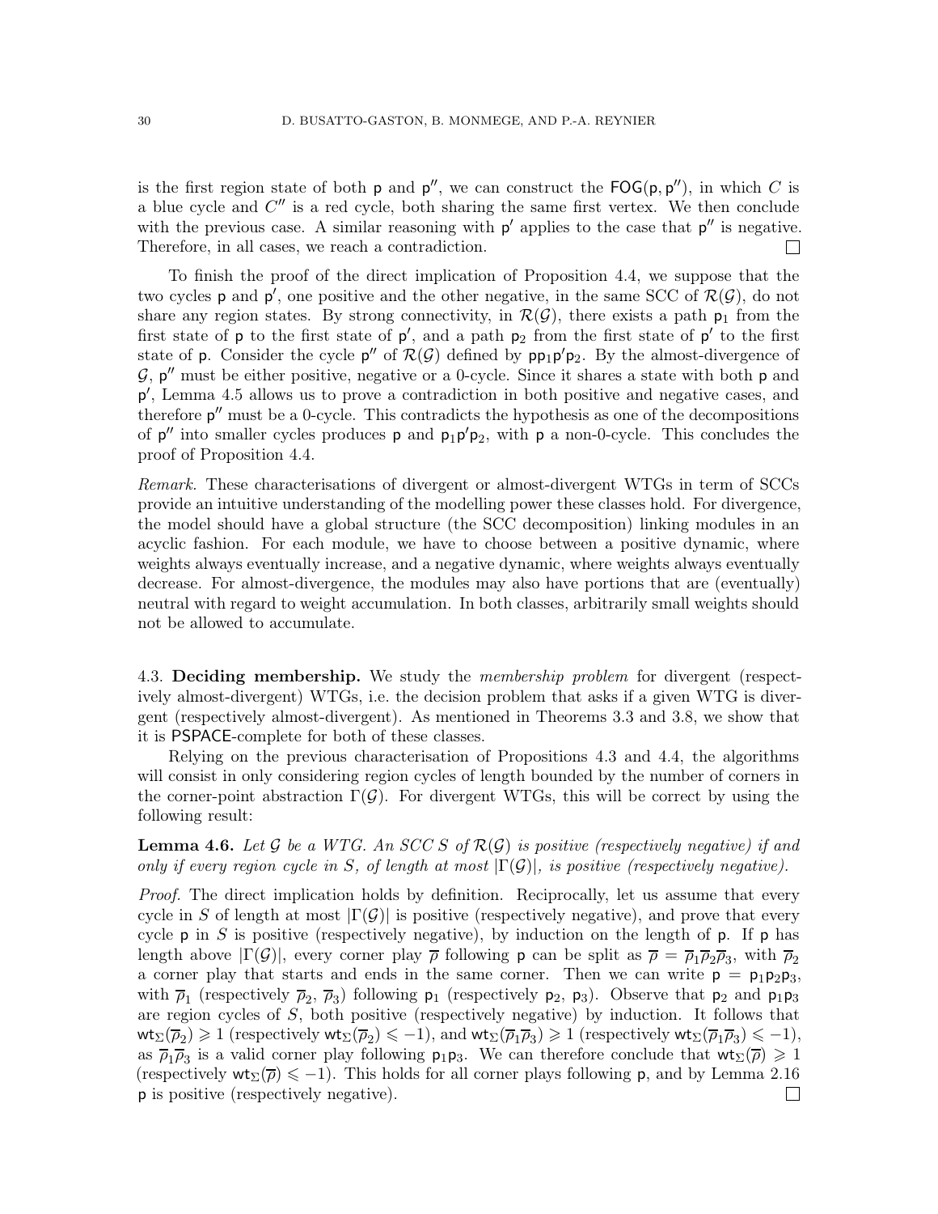is the first region state of both $\mathsf{p}$ and $\mathsf{p}''$, we can construct the $\mathsf{FOG}(\mathsf{p}, \mathsf{p}'')$, in which $C$ is a blue cycle and $C''$ is a red cycle, both sharing the same first vertex. We then conclude with the previous case. A similar reasoning with $\mathsf{p}'$ applies to the case that $\mathsf{p}''$ is negative. Therefore, in all cases, we reach a contradiction. □

To finish the proof of the direct implication of Proposition 4.4, we suppose that the two cycles $\mathsf{p}$ and $\mathsf{p}'$, one positive and the other negative, in the same SCC of $\mathcal{R}(\mathcal{G})$, do not share any region states. By strong connectivity, in $\mathcal{R}(\mathcal{G})$, there exists a path $\mathsf{p}_1$ from the first state of $\mathsf{p}$ to the first state of $\mathsf{p}'$, and a path $\mathsf{p}_2$ from the first state of $\mathsf{p}'$ to the first state of $\mathsf{p}$. Consider the cycle $\mathsf{p}''$ of $\mathcal{R}(\mathcal{G})$ defined by $\mathsf{p}\mathsf{p}_1\mathsf{p}'\mathsf{p}_2$. By the almost-divergence of $\mathcal{G}$, $\mathsf{p}''$ must be either positive, negative or a 0-cycle. Since it shares a state with both $\mathsf{p}$ and $\mathsf{p}'$, Lemma 4.5 allows us to prove a contradiction in both positive and negative cases, and therefore $\mathsf{p}''$ must be a 0-cycle. This contradicts the hypothesis as one of the decompositions of $\mathsf{p}''$ into smaller cycles produces $\mathsf{p}$ and $\mathsf{p}_1\mathsf{p}'\mathsf{p}_2$, with $\mathsf{p}$ a non-0-cycle. This concludes the proof of Proposition 4.4.

*Remark.* These characterisations of divergent or almost-divergent WTGs in term of SCCs provide an intuitive understanding of the modelling power these classes hold. For divergence, the model should have a global structure (the SCC decomposition) linking modules in an acyclic fashion. For each module, we have to choose between a positive dynamic, where weights always eventually increase, and a negative dynamic, where weights always eventually decrease. For almost-divergence, the modules may also have portions that are (eventually) neutral with regard to weight accumulation. In both classes, arbitrarily small weights should not be allowed to accumulate.

### 4.3. Deciding membership.

We study the *membership problem* for divergent (respectively almost-divergent) WTGs, i.e. the decision problem that asks if a given WTG is divergent (respectively almost-divergent). As mentioned in Theorems 3.3 and 3.8, we show that it is PSPACE-complete for both of these classes.

Relying on the previous characterisation of Propositions 4.3 and 4.4, the algorithms will consist in only considering region cycles of length bounded by the number of corners in the corner-point abstraction $\Gamma(\mathcal{G})$. For divergent WTGs, this will be correct by using the following result:

**Lemma 4.6.** *Let $\mathcal{G}$ be a WTG. An SCC $S$ of $\mathcal{R}(\mathcal{G})$ is positive (respectively negative) if and only if every region cycle in $S$, of length at most $|\Gamma(\mathcal{G})|$, is positive (respectively negative).*

*Proof.* The direct implication holds by definition. Reciprocally, let us assume that every cycle in $S$ of length at most $|\Gamma(\mathcal{G})|$ is positive (respectively negative), and prove that every cycle $\mathsf{p}$ in $S$ is positive (respectively negative), by induction on the length of $\mathsf{p}$. If $\mathsf{p}$ has length above $|\Gamma(\mathcal{G})|$, every corner play $\overline{\rho}$ following $\mathsf{p}$ can be split as $\overline{\rho} = \overline{\rho}_1\overline{\rho}_2\overline{\rho}_3$, with $\overline{\rho}_2$ a corner play that starts and ends in the same corner. Then we can write $\mathsf{p} = \mathsf{p}_1\mathsf{p}_2\mathsf{p}_3$, with $\overline{\rho}_1$ (respectively $\overline{\rho}_2$, $\overline{\rho}_3$) following $\mathsf{p}_1$ (respectively $\mathsf{p}_2$, $\mathsf{p}_3$). Observe that $\mathsf{p}_2$ and $\mathsf{p}_1\mathsf{p}_3$ are region cycles of $S$, both positive (respectively negative) by induction. It follows that $\mathsf{wt}_\Sigma(\overline{\rho}_2) \geqslant 1$ (respectively $\mathsf{wt}_\Sigma(\overline{\rho}_2) \leqslant -1$), and $\mathsf{wt}_\Sigma(\overline{\rho}_1\overline{\rho}_3) \geqslant 1$ (respectively $\mathsf{wt}_\Sigma(\overline{\rho}_1\overline{\rho}_3) \leqslant -1$), as $\overline{\rho}_1\overline{\rho}_3$ is a valid corner play following $\mathsf{p}_1\mathsf{p}_3$. We can therefore conclude that $\mathsf{wt}_\Sigma(\overline{\rho}) \geqslant 1$ (respectively $\mathsf{wt}_\Sigma(\overline{\rho}) \leqslant -1$). This holds for all corner plays following $\mathsf{p}$, and by Lemma 2.16 $\mathsf{p}$ is positive (respectively negative). □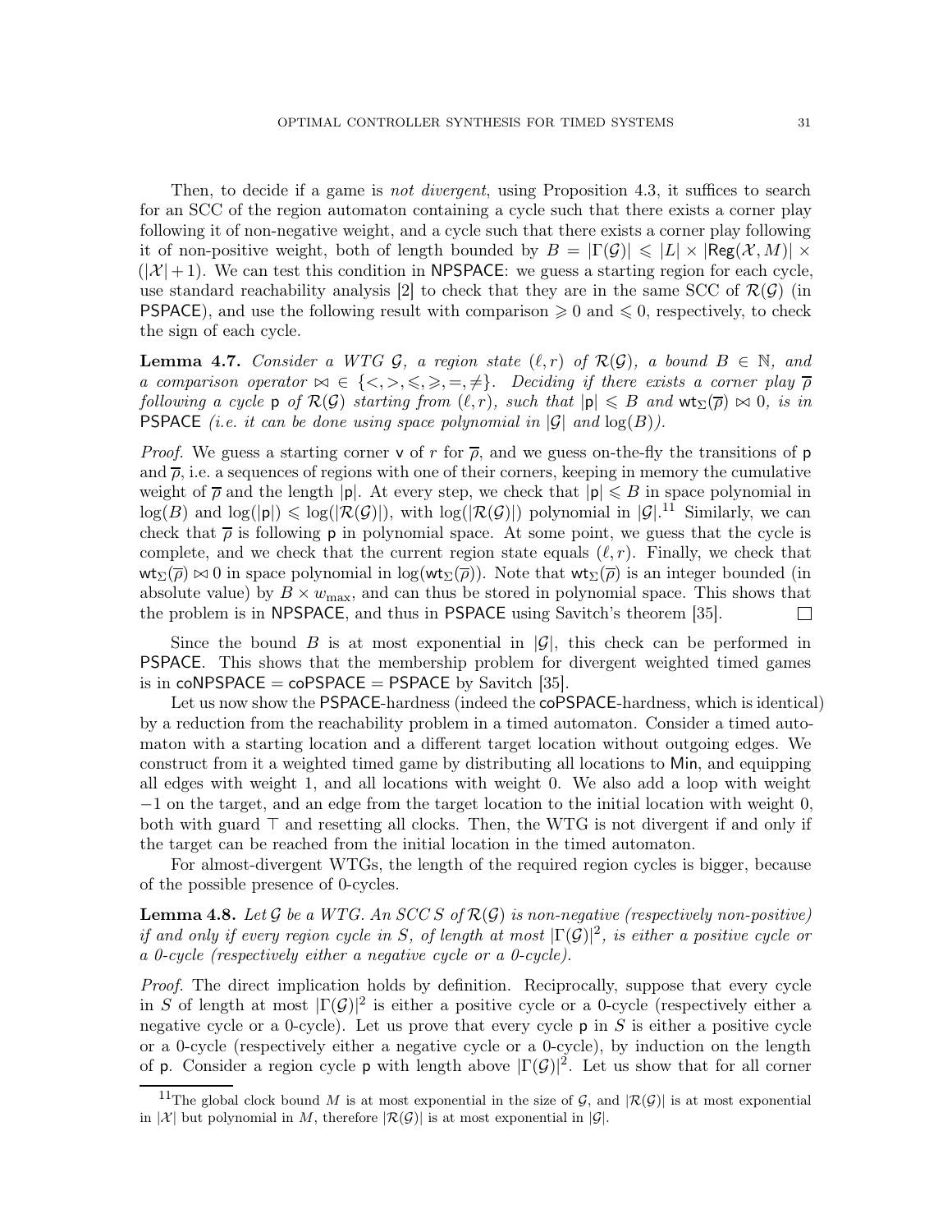Then, to decide if a game is *not divergent*, using Proposition 4.3, it suffices to search for an SCC of the region automaton containing a cycle such that there exists a corner play following it of non-negative weight, and a cycle such that there exists a corner play following it of non-positive weight, both of length bounded by $B = |\Gamma(\mathcal{G})| \leqslant |L| \times |\mathsf{Reg}(\mathcal{X}, M)| \times (|\mathcal{X}|+1)$. We can test this condition in NPSPACE: we guess a starting region for each cycle, use standard reachability analysis [2] to check that they are in the same SCC of $\mathcal{R}(\mathcal{G})$ (in PSPACE), and use the following result with comparison $\geqslant 0$ and $\leqslant 0$, respectively, to check the sign of each cycle.

**Lemma 4.7.** *Consider a WTG $\mathcal{G}$, a region state $(\ell, r)$ of $\mathcal{R}(\mathcal{G})$, a bound $B \in \mathbb{N}$, and a comparison operator $\bowtie \in \{<, >, \leqslant, \geqslant, =, \neq\}$. Deciding if there exists a corner play $\overline{\rho}$ following a cycle $\mathsf{p}$ of $\mathcal{R}(\mathcal{G})$ starting from $(\ell, r)$, such that $|\mathsf{p}| \leqslant B$ and $\mathsf{wt}_\Sigma(\overline{\rho}) \bowtie 0$, is in PSPACE (i.e. it can be done using space polynomial in $|\mathcal{G}|$ and $\log(B)$).*

*Proof.* We guess a starting corner $\mathsf{v}$ of $r$ for $\overline{\rho}$, and we guess on-the-fly the transitions of $\mathsf{p}$ and $\overline{\rho}$, i.e. a sequences of regions with one of their corners, keeping in memory the cumulative weight of $\overline{\rho}$ and the length $|\mathsf{p}|$. At every step, we check that $|\mathsf{p}| \leqslant B$ in space polynomial in $\log(B)$ and $\log(|\mathsf{p}|) \leqslant \log(|\mathcal{R}(\mathcal{G})|)$, with $\log(|\mathcal{R}(\mathcal{G})|)$ polynomial in $|\mathcal{G}|$.[11] Similarly, we can check that $\overline{\rho}$ is following $\mathsf{p}$ in polynomial space. At some point, we guess that the cycle is complete, and we check that the current region state equals $(\ell, r)$. Finally, we check that $\mathsf{wt}_\Sigma(\overline{\rho}) \bowtie 0$ in space polynomial in $\log(\mathsf{wt}_\Sigma(\overline{\rho}))$. Note that $\mathsf{wt}_\Sigma(\overline{\rho})$ is an integer bounded (in absolute value) by $B \times w_{\max}$, and can thus be stored in polynomial space. This shows that the problem is in NPSPACE, and thus in PSPACE using Savitch's theorem [35]. □

Since the bound $B$ is at most exponential in $|\mathcal{G}|$, this check can be performed in PSPACE. This shows that the membership problem for divergent weighted timed games is in coNPSPACE = coPSPACE = PSPACE by Savitch [35].

Let us now show the PSPACE-hardness (indeed the coPSPACE-hardness, which is identical) by a reduction from the reachability problem in a timed automaton. Consider a timed automaton with a starting location and a different target location without outgoing edges. We construct from it a weighted timed game by distributing all locations to Min, and equipping all edges with weight 1, and all locations with weight 0. We also add a loop with weight $-1$ on the target, and an edge from the target location to the initial location with weight 0, both with guard $\top$ and resetting all clocks. Then, the WTG is not divergent if and only if the target can be reached from the initial location in the timed automaton.

For almost-divergent WTGs, the length of the required region cycles is bigger, because of the possible presence of 0-cycles.

**Lemma 4.8.** *Let $\mathcal{G}$ be a WTG. An SCC $S$ of $\mathcal{R}(\mathcal{G})$ is non-negative (respectively non-positive) if and only if every region cycle in $S$, of length at most $|\Gamma(\mathcal{G})|^2$, is either a positive cycle or a 0-cycle (respectively either a negative cycle or a 0-cycle).*

*Proof.* The direct implication holds by definition. Reciprocally, suppose that every cycle in $S$ of length at most $|\Gamma(\mathcal{G})|^2$ is either a positive cycle or a 0-cycle (respectively either a negative cycle or a 0-cycle). Let us prove that every cycle $\mathsf{p}$ in $S$ is either a positive cycle or a 0-cycle (respectively either a negative cycle or a 0-cycle), by induction on the length of $\mathsf{p}$. Consider a region cycle $\mathsf{p}$ with length above $|\Gamma(\mathcal{G})|^2$. Let us show that for all corner

[11] The global clock bound $M$ is at most exponential in the size of $\mathcal{G}$, and $|\mathcal{R}(\mathcal{G})|$ is at most exponential in $|\mathcal{X}|$ but polynomial in $M$, therefore $|\mathcal{R}(\mathcal{G})|$ is at most exponential in $|\mathcal{G}|$.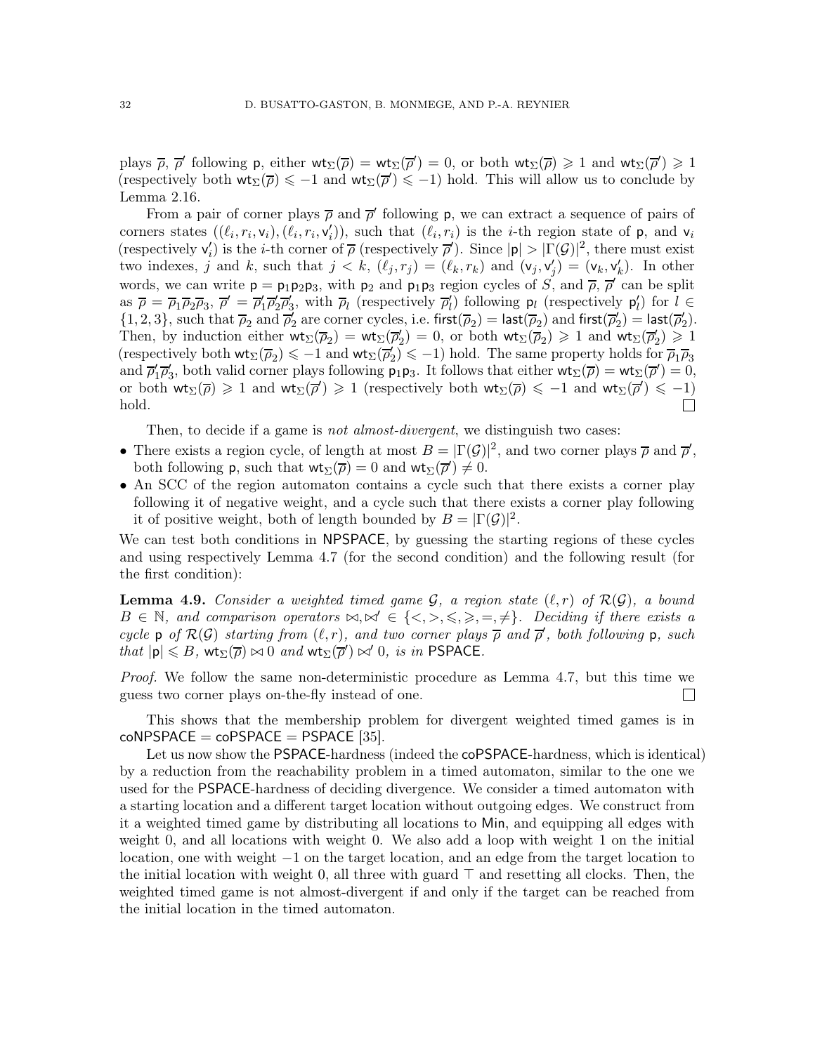plays $\overline{\rho}$, $\overline{\rho}'$ following $\mathsf{p}$, either $\mathsf{wt}_\Sigma(\overline{\rho}) = \mathsf{wt}_\Sigma(\overline{\rho}') = 0$, or both $\mathsf{wt}_\Sigma(\overline{\rho}) \geqslant 1$ and $\mathsf{wt}_\Sigma(\overline{\rho}') \geqslant 1$ (respectively both $\mathsf{wt}_\Sigma(\overline{\rho}) \leqslant -1$ and $\mathsf{wt}_\Sigma(\overline{\rho}') \leqslant -1$) hold. This will allow us to conclude by Lemma 2.16.

From a pair of corner plays $\overline{\rho}$ and $\overline{\rho}'$ following $\mathsf{p}$, we can extract a sequence of pairs of corners states $((\ell_i, r_i, \mathsf{v}_i), (\ell_i, r_i, \mathsf{v}'_i))$, such that $(\ell_i, r_i)$ is the $i$-th region state of $\mathsf{p}$, and $\mathsf{v}_i$ (respectively $\mathsf{v}'_i$) is the $i$-th corner of $\overline{\rho}$ (respectively $\overline{\rho}'$). Since $|\mathsf{p}| > |\Gamma(\mathcal{G})|^2$, there must exist two indexes, $j$ and $k$, such that $j < k$, $(\ell_j, r_j) = (\ell_k, r_k)$ and $(\mathsf{v}_j, \mathsf{v}'_j) = (\mathsf{v}_k, \mathsf{v}'_k)$. In other words, we can write $\mathsf{p} = \mathsf{p}_1\mathsf{p}_2\mathsf{p}_3$, with $\mathsf{p}_2$ and $\mathsf{p}_1\mathsf{p}_3$ region cycles of $S$, and $\overline{\rho}$, $\overline{\rho}'$ can be split as $\overline{\rho} = \overline{\rho}_1\overline{\rho}_2\overline{\rho}_3$, $\overline{\rho}' = \overline{\rho}'_1\overline{\rho}'_2\overline{\rho}'_3$, with $\overline{\rho}_l$ (respectively $\overline{\rho}'_l$) following $\mathsf{p}_l$ (respectively $\mathsf{p}'_l$) for $l \in \{1, 2, 3\}$, such that $\overline{\rho}_2$ and $\overline{\rho}'_2$ are corner cycles, i.e. $\mathsf{first}(\overline{\rho}_2) = \mathsf{last}(\overline{\rho}_2)$ and $\mathsf{first}(\overline{\rho}'_2) = \mathsf{last}(\overline{\rho}'_2)$. Then, by induction either $\mathsf{wt}_\Sigma(\overline{\rho}_2) = \mathsf{wt}_\Sigma(\overline{\rho}'_2) = 0$, or both $\mathsf{wt}_\Sigma(\overline{\rho}_2) \geqslant 1$ and $\mathsf{wt}_\Sigma(\overline{\rho}'_2) \geqslant 1$ (respectively both $\mathsf{wt}_\Sigma(\overline{\rho}_2) \leqslant -1$ and $\mathsf{wt}_\Sigma(\overline{\rho}'_2) \leqslant -1$) hold. The same property holds for $\overline{\rho}_1\overline{\rho}_3$ and $\overline{\rho}'_1\overline{\rho}'_3$, both valid corner plays following $\mathsf{p}_1\mathsf{p}_3$. It follows that either $\mathsf{wt}_\Sigma(\overline{\rho}) = \mathsf{wt}_\Sigma(\overline{\rho}') = 0$, or both $\mathsf{wt}_\Sigma(\overline{\rho}) \geqslant 1$ and $\mathsf{wt}_\Sigma(\overline{\rho}') \geqslant 1$ (respectively both $\mathsf{wt}_\Sigma(\overline{\rho}) \leqslant -1$ and $\mathsf{wt}_\Sigma(\overline{\rho}') \leqslant -1$) hold. ◻

Then, to decide if a game is *not almost-divergent*, we distinguish two cases:

- There exists a region cycle, of length at most $B = |\Gamma(\mathcal{G})|^2$, and two corner plays $\overline{\rho}$ and $\overline{\rho}'$, both following $\mathsf{p}$, such that $\mathsf{wt}_\Sigma(\overline{\rho}) = 0$ and $\mathsf{wt}_\Sigma(\overline{\rho}') \neq 0$.
- An SCC of the region automaton contains a cycle such that there exists a corner play following it of negative weight, and a cycle such that there exists a corner play following it of positive weight, both of length bounded by $B = |\Gamma(\mathcal{G})|^2$.

We can test both conditions in NPSPACE, by guessing the starting regions of these cycles and using respectively Lemma 4.7 (for the second condition) and the following result (for the first condition):

**Lemma 4.9.** *Consider a weighted timed game $\mathcal{G}$, a region state $(\ell, r)$ of $\mathcal{R}(\mathcal{G})$, a bound $B \in \mathbb{N}$, and comparison operators $\bowtie, \bowtie' \in \{<, >, \leqslant, \geqslant, =, \neq\}$. Deciding if there exists a cycle $\mathsf{p}$ of $\mathcal{R}(\mathcal{G})$ starting from $(\ell, r)$, and two corner plays $\overline{\rho}$ and $\overline{\rho}'$, both following $\mathsf{p}$, such that $|\mathsf{p}| \leqslant B$, $\mathsf{wt}_\Sigma(\overline{\rho}) \bowtie 0$ and $\mathsf{wt}_\Sigma(\overline{\rho}') \bowtie' 0$, is in* PSPACE.

*Proof.* We follow the same non-deterministic procedure as Lemma 4.7, but this time we guess two corner plays on-the-fly instead of one. ◻

This shows that the membership problem for divergent weighted timed games is in coNPSPACE = coPSPACE = PSPACE [35].

Let us now show the PSPACE-hardness (indeed the coPSPACE-hardness, which is identical) by a reduction from the reachability problem in a timed automaton, similar to the one we used for the PSPACE-hardness of deciding divergence. We consider a timed automaton with a starting location and a different target location without outgoing edges. We construct from it a weighted timed game by distributing all locations to Min, and equipping all edges with weight 0, and all locations with weight 0. We also add a loop with weight 1 on the initial location, one with weight $-1$ on the target location, and an edge from the target location to the initial location with weight 0, all three with guard $\top$ and resetting all clocks. Then, the weighted timed game is not almost-divergent if and only if the target can be reached from the initial location in the timed automaton.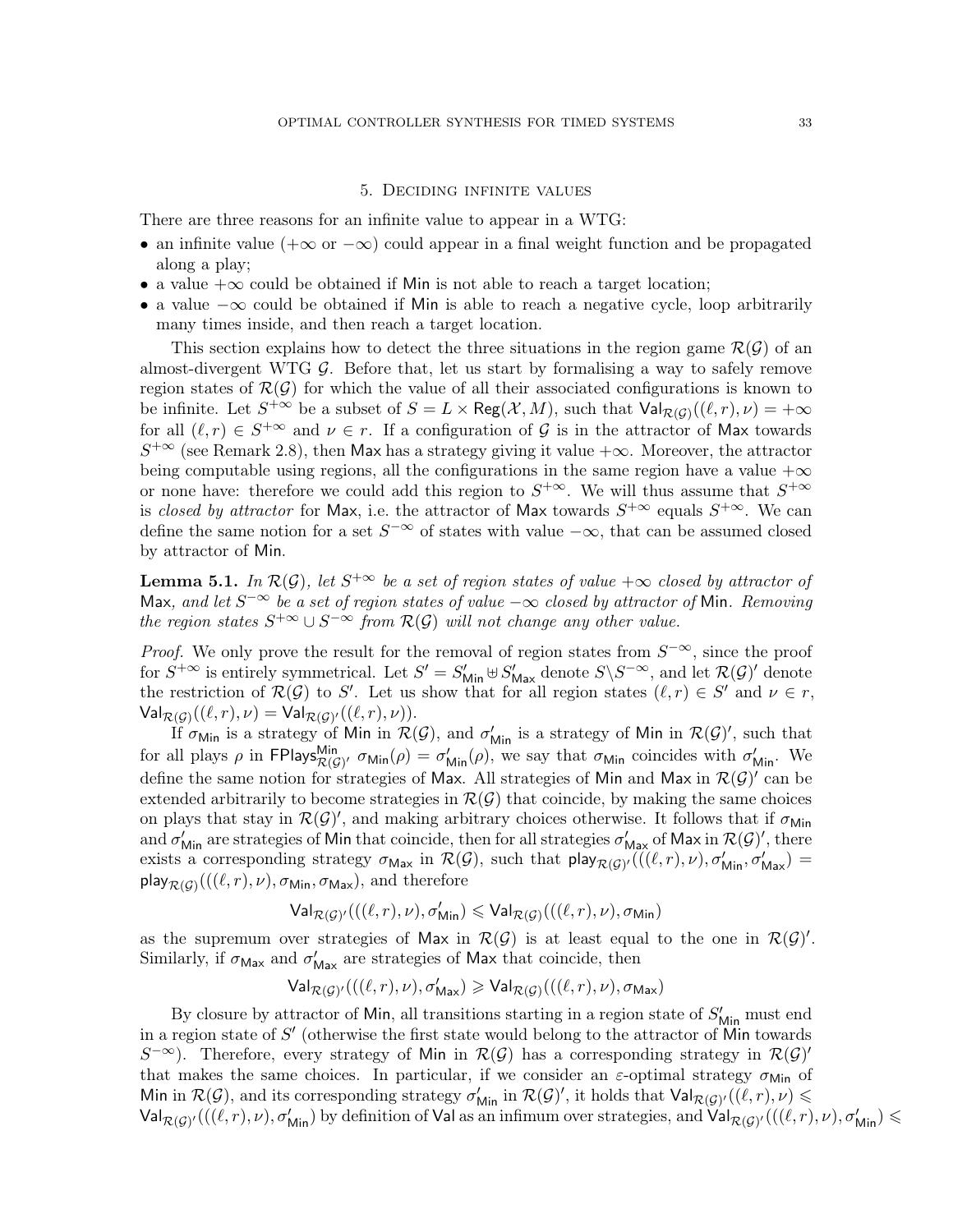## 5. Deciding infinite values

There are three reasons for an infinite value to appear in a WTG:

- an infinite value ($+\infty$ or $-\infty$) could appear in a final weight function and be propagated along a play;
- a value $+\infty$ could be obtained if $\mathsf{Min}$ is not able to reach a target location;
- a value $-\infty$ could be obtained if $\mathsf{Min}$ is able to reach a negative cycle, loop arbitrarily many times inside, and then reach a target location.

This section explains how to detect the three situations in the region game $\mathcal{R}(\mathcal{G})$ of an almost-divergent WTG $\mathcal{G}$. Before that, let us start by formalising a way to safely remove region states of $\mathcal{R}(\mathcal{G})$ for which the value of all their associated configurations is known to be infinite. Let $S^{+\infty}$ be a subset of $S = L \times \mathsf{Reg}(\mathcal{X}, M)$, such that $\mathsf{Val}_{\mathcal{R}(\mathcal{G})}((\ell, r), \nu) = +\infty$ for all $(\ell, r) \in S^{+\infty}$ and $\nu \in r$. If a configuration of $\mathcal{G}$ is in the attractor of $\mathsf{Max}$ towards $S^{+\infty}$ (see Remark 2.8), then $\mathsf{Max}$ has a strategy giving it value $+\infty$. Moreover, the attractor being computable using regions, all the configurations in the same region have a value $+\infty$ or none have: therefore we could add this region to $S^{+\infty}$. We will thus assume that $S^{+\infty}$ is *closed by attractor* for $\mathsf{Max}$, i.e. the attractor of $\mathsf{Max}$ towards $S^{+\infty}$ equals $S^{+\infty}$. We can define the same notion for a set $S^{-\infty}$ of states with value $-\infty$, that can be assumed closed by attractor of $\mathsf{Min}$.

**Lemma 5.1.** *In $\mathcal{R}(\mathcal{G})$, let $S^{+\infty}$ be a set of region states of value $+\infty$ closed by attractor of* $\mathsf{Max}$*, and let $S^{-\infty}$ be a set of region states of value $-\infty$ closed by attractor of* $\mathsf{Min}$*. Removing the region states $S^{+\infty} \cup S^{-\infty}$ from $\mathcal{R}(\mathcal{G})$ will not change any other value.*

*Proof.* We only prove the result for the removal of region states from $S^{-\infty}$, since the proof for $S^{+\infty}$ is entirely symmetrical. Let $S' = S'_{\mathsf{Min}} \uplus S'_{\mathsf{Max}}$ denote $S \backslash S^{-\infty}$, and let $\mathcal{R}(\mathcal{G})'$ denote the restriction of $\mathcal{R}(\mathcal{G})$ to $S'$. Let us show that for all region states $(\ell, r) \in S'$ and $\nu \in r$, $\mathsf{Val}_{\mathcal{R}(\mathcal{G})}((\ell, r), \nu) = \mathsf{Val}_{\mathcal{R}(\mathcal{G})'}((\ell, r), \nu))$.

If $\sigma_{\mathsf{Min}}$ is a strategy of $\mathsf{Min}$ in $\mathcal{R}(\mathcal{G})$, and $\sigma'_{\mathsf{Min}}$ is a strategy of $\mathsf{Min}$ in $\mathcal{R}(\mathcal{G})'$, such that for all plays $\rho$ in $\mathsf{FPlays}^{\mathsf{Min}}_{\mathcal{R}(\mathcal{G})'}$ $\sigma_{\mathsf{Min}}(\rho) = \sigma'_{\mathsf{Min}}(\rho)$, we say that $\sigma_{\mathsf{Min}}$ coincides with $\sigma'_{\mathsf{Min}}$. We define the same notion for strategies of $\mathsf{Max}$. All strategies of $\mathsf{Min}$ and $\mathsf{Max}$ in $\mathcal{R}(\mathcal{G})'$ can be extended arbitrarily to become strategies in $\mathcal{R}(\mathcal{G})$ that coincide, by making the same choices on plays that stay in $\mathcal{R}(\mathcal{G})'$, and making arbitrary choices otherwise. It follows that if $\sigma_{\mathsf{Min}}$ and $\sigma'_{\mathsf{Min}}$ are strategies of $\mathsf{Min}$ that coincide, then for all strategies $\sigma'_{\mathsf{Max}}$ of $\mathsf{Max}$ in $\mathcal{R}(\mathcal{G})'$, there exists a corresponding strategy $\sigma_{\mathsf{Max}}$ in $\mathcal{R}(\mathcal{G})$, such that $\mathsf{play}_{\mathcal{R}(\mathcal{G})'}(((\ell, r), \nu), \sigma'_{\mathsf{Min}}, \sigma'_{\mathsf{Max}}) = \mathsf{play}_{\mathcal{R}(\mathcal{G})}(((\ell, r), \nu), \sigma_{\mathsf{Min}}, \sigma_{\mathsf{Max}})$, and therefore

$$\mathsf{Val}_{\mathcal{R}(\mathcal{G})'}(((\ell, r), \nu), \sigma'_{\mathsf{Min}}) \leqslant \mathsf{Val}_{\mathcal{R}(\mathcal{G})}(((\ell, r), \nu), \sigma_{\mathsf{Min}})$$

as the supremum over strategies of $\mathsf{Max}$ in $\mathcal{R}(\mathcal{G})$ is at least equal to the one in $\mathcal{R}(\mathcal{G})'$. Similarly, if $\sigma_{\mathsf{Max}}$ and $\sigma'_{\mathsf{Max}}$ are strategies of $\mathsf{Max}$ that coincide, then

$$\mathsf{Val}_{\mathcal{R}(\mathcal{G})'}(((\ell, r), \nu), \sigma'_{\mathsf{Max}}) \geqslant \mathsf{Val}_{\mathcal{R}(\mathcal{G})}(((\ell, r), \nu), \sigma_{\mathsf{Max}})$$

By closure by attractor of $\mathsf{Min}$, all transitions starting in a region state of $S'_{\mathsf{Min}}$ must end in a region state of $S'$ (otherwise the first state would belong to the attractor of $\mathsf{Min}$ towards $S^{-\infty}$). Therefore, every strategy of $\mathsf{Min}$ in $\mathcal{R}(\mathcal{G})$ has a corresponding strategy in $\mathcal{R}(\mathcal{G})'$ that makes the same choices. In particular, if we consider an $\varepsilon$-optimal strategy $\sigma_{\mathsf{Min}}$ of $\mathsf{Min}$ in $\mathcal{R}(\mathcal{G})$, and its corresponding strategy $\sigma'_{\mathsf{Min}}$ in $\mathcal{R}(\mathcal{G})'$, it holds that $\mathsf{Val}_{\mathcal{R}(\mathcal{G})'}((\ell, r), \nu) \leqslant \mathsf{Val}_{\mathcal{R}(\mathcal{G})'}(((\ell, r), \nu), \sigma'_{\mathsf{Min}})$ by definition of $\mathsf{Val}$ as an infimum over strategies, and $\mathsf{Val}_{\mathcal{R}(\mathcal{G})'}(((\ell, r), \nu), \sigma'_{\mathsf{Min}}) \leqslant$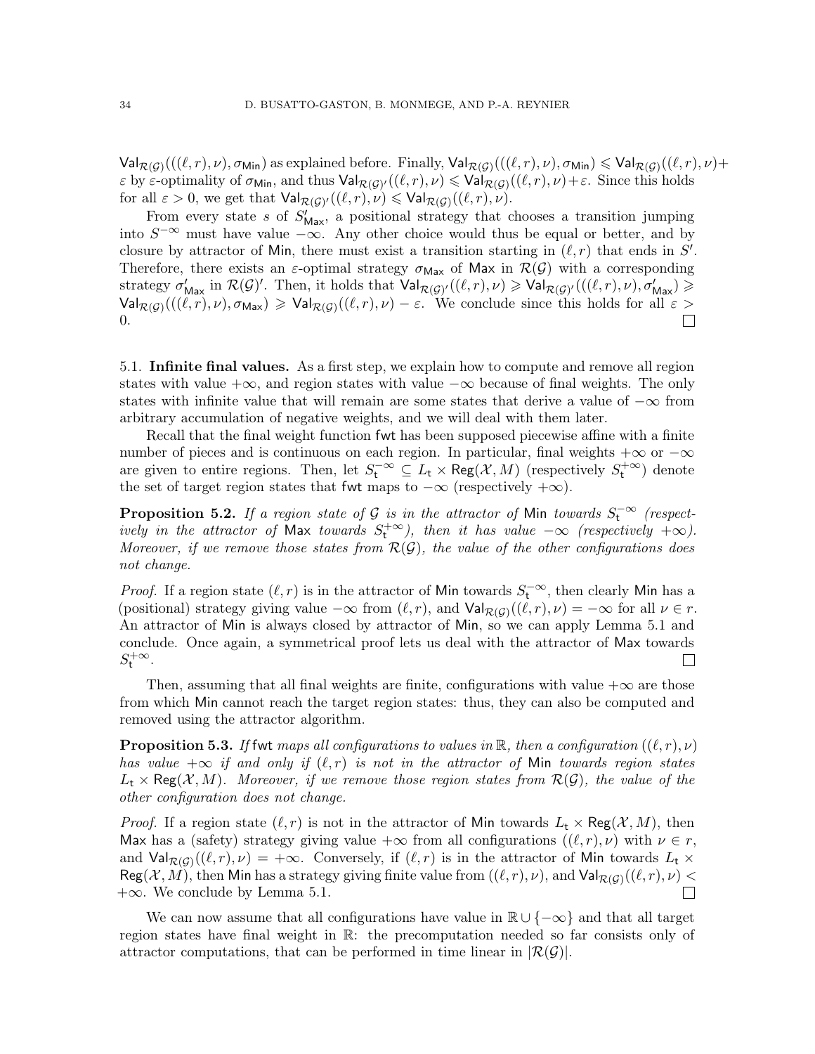$\mathsf{Val}_{\mathcal{R}(\mathcal{G})}(((\ell,r),\nu),\sigma_{\mathsf{Min}})$ as explained before. Finally, $\mathsf{Val}_{\mathcal{R}(\mathcal{G})}(((\ell,r),\nu),\sigma_{\mathsf{Min}}) \leqslant \mathsf{Val}_{\mathcal{R}(\mathcal{G})}((\ell,r),\nu)+\varepsilon$ by $\varepsilon$-optimality of $\sigma_{\mathsf{Min}}$, and thus $\mathsf{Val}_{\mathcal{R}(\mathcal{G})'}((\ell,r),\nu) \leqslant \mathsf{Val}_{\mathcal{R}(\mathcal{G})}((\ell,r),\nu)+\varepsilon$. Since this holds for all $\varepsilon > 0$, we get that $\mathsf{Val}_{\mathcal{R}(\mathcal{G})'}((\ell,r),\nu) \leqslant \mathsf{Val}_{\mathcal{R}(\mathcal{G})}((\ell,r),\nu)$.

From every state $s$ of $S'_{\mathsf{Max}}$, a positional strategy that chooses a transition jumping into $S^{-\infty}$ must have value $-\infty$. Any other choice would thus be equal or better, and by closure by attractor of Min, there must exist a transition starting in $(\ell,r)$ that ends in $S'$. Therefore, there exists an $\varepsilon$-optimal strategy $\sigma_{\mathsf{Max}}$ of Max in $\mathcal{R}(\mathcal{G})$ with a corresponding strategy $\sigma'_{\mathsf{Max}}$ in $\mathcal{R}(\mathcal{G})'$. Then, it holds that $\mathsf{Val}_{\mathcal{R}(\mathcal{G})'}((\ell,r),\nu) \geqslant \mathsf{Val}_{\mathcal{R}(\mathcal{G})'}(((\ell,r),\nu),\sigma'_{\mathsf{Max}}) \geqslant \mathsf{Val}_{\mathcal{R}(\mathcal{G})}(((\ell,r),\nu),\sigma_{\mathsf{Max}}) \geqslant \mathsf{Val}_{\mathcal{R}(\mathcal{G})}((\ell,r),\nu) - \varepsilon$. We conclude since this holds for all $\varepsilon > 0$. □

5.1. **Infinite final values.** As a first step, we explain how to compute and remove all region states with value $+\infty$, and region states with value $-\infty$ because of final weights. The only states with infinite value that will remain are some states that derive a value of $-\infty$ from arbitrary accumulation of negative weights, and we will deal with them later.

Recall that the final weight function $\mathsf{fwt}$ has been supposed piecewise affine with a finite number of pieces and is continuous on each region. In particular, final weights $+\infty$ or $-\infty$ are given to entire regions. Then, let $S_{\mathsf{t}}^{-\infty} \subseteq L_{\mathsf{t}} \times \mathsf{Reg}(\mathcal{X}, M)$ (respectively $S_{\mathsf{t}}^{+\infty}$) denote the set of target region states that $\mathsf{fwt}$ maps to $-\infty$ (respectively $+\infty$).

**Proposition 5.2.** *If a region state of $\mathcal{G}$ is in the attractor of* Min *towards $S_{\mathsf{t}}^{-\infty}$ (respectively in the attractor of* Max *towards $S_{\mathsf{t}}^{+\infty}$), then it has value $-\infty$ (respectively $+\infty$). Moreover, if we remove those states from $\mathcal{R}(\mathcal{G})$, the value of the other configurations does not change.*

*Proof.* If a region state $(\ell,r)$ is in the attractor of Min towards $S_{\mathsf{t}}^{-\infty}$, then clearly Min has a (positional) strategy giving value $-\infty$ from $(\ell,r)$, and $\mathsf{Val}_{\mathcal{R}(\mathcal{G})}((\ell,r),\nu) = -\infty$ for all $\nu \in r$. An attractor of Min is always closed by attractor of Min, so we can apply Lemma 5.1 and conclude. Once again, a symmetrical proof lets us deal with the attractor of Max towards $S_{\mathsf{t}}^{+\infty}$. □

Then, assuming that all final weights are finite, configurations with value $+\infty$ are those from which Min cannot reach the target region states: thus, they can also be computed and removed using the attractor algorithm.

**Proposition 5.3.** *If* $\mathsf{fwt}$ *maps all configurations to values in $\mathbb{R}$, then a configuration $((\ell,r),\nu)$ has value $+\infty$ if and only if $(\ell,r)$ is not in the attractor of* Min *towards region states $L_{\mathsf{t}} \times \mathsf{Reg}(\mathcal{X}, M)$. Moreover, if we remove those region states from $\mathcal{R}(\mathcal{G})$, the value of the other configuration does not change.*

*Proof.* If a region state $(\ell,r)$ is not in the attractor of Min towards $L_{\mathsf{t}} \times \mathsf{Reg}(\mathcal{X}, M)$, then Max has a (safety) strategy giving value $+\infty$ from all configurations $((\ell,r),\nu)$ with $\nu \in r$, and $\mathsf{Val}_{\mathcal{R}(\mathcal{G})}((\ell,r),\nu) = +\infty$. Conversely, if $(\ell,r)$ is in the attractor of Min towards $L_{\mathsf{t}} \times \mathsf{Reg}(\mathcal{X}, M)$, then Min has a strategy giving finite value from $((\ell,r),\nu)$, and $\mathsf{Val}_{\mathcal{R}(\mathcal{G})}((\ell,r),\nu) < +\infty$. We conclude by Lemma 5.1. □

We can now assume that all configurations have value in $\mathbb{R} \cup \{-\infty\}$ and that all target region states have final weight in $\mathbb{R}$: the precomputation needed so far consists only of attractor computations, that can be performed in time linear in $|\mathcal{R}(\mathcal{G})|$.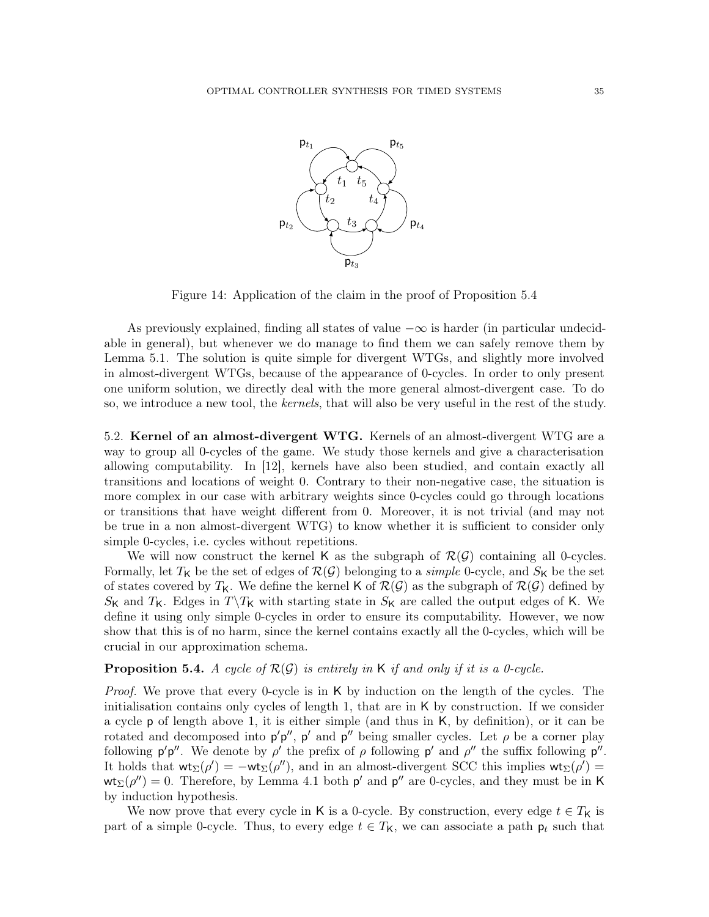Figure 14: Application of the claim in the proof of Proposition 5.4

As previously explained, finding all states of value $-\infty$ is harder (in particular undecidable in general), but whenever we do manage to find them we can safely remove them by Lemma 5.1. The solution is quite simple for divergent WTGs, and slightly more involved in almost-divergent WTGs, because of the appearance of 0-cycles. In order to only present one uniform solution, we directly deal with the more general almost-divergent case. To do so, we introduce a new tool, the *kernels*, that will also be very useful in the rest of the study.

5.2. **Kernel of an almost-divergent WTG.** Kernels of an almost-divergent WTG are a way to group all 0-cycles of the game. We study those kernels and give a characterisation allowing computability. In [12], kernels have also been studied, and contain exactly all transitions and locations of weight 0. Contrary to their non-negative case, the situation is more complex in our case with arbitrary weights since 0-cycles could go through locations or transitions that have weight different from 0. Moreover, it is not trivial (and may not be true in a non almost-divergent WTG) to know whether it is sufficient to consider only simple 0-cycles, i.e. cycles without repetitions.

We will now construct the kernel $\mathsf{K}$ as the subgraph of $\mathcal{R}(\mathcal{G})$ containing all 0-cycles. Formally, let $T_{\mathsf{K}}$ be the set of edges of $\mathcal{R}(\mathcal{G})$ belonging to a *simple* 0-cycle, and $S_{\mathsf{K}}$ be the set of states covered by $T_{\mathsf{K}}$. We define the kernel $\mathsf{K}$ of $\mathcal{R}(\mathcal{G})$ as the subgraph of $\mathcal{R}(\mathcal{G})$ defined by $S_{\mathsf{K}}$ and $T_{\mathsf{K}}$. Edges in $T \backslash T_{\mathsf{K}}$ with starting state in $S_{\mathsf{K}}$ are called the output edges of $\mathsf{K}$. We define it using only simple 0-cycles in order to ensure its computability. However, we now show that this is of no harm, since the kernel contains exactly all the 0-cycles, which will be crucial in our approximation schema.

**Proposition 5.4.** *A cycle of $\mathcal{R}(\mathcal{G})$ is entirely in $\mathsf{K}$ if and only if it is a 0-cycle.*

*Proof.* We prove that every 0-cycle is in $\mathsf{K}$ by induction on the length of the cycles. The initialisation contains only cycles of length 1, that are in $\mathsf{K}$ by construction. If we consider a cycle $\mathsf{p}$ of length above 1, it is either simple (and thus in $\mathsf{K}$, by definition), or it can be rotated and decomposed into $\mathsf{p}'\mathsf{p}''$, $\mathsf{p}'$ and $\mathsf{p}''$ being smaller cycles. Let $\rho$ be a corner play following $\mathsf{p}'\mathsf{p}''$. We denote by $\rho'$ the prefix of $\rho$ following $\mathsf{p}'$ and $\rho''$ the suffix following $\mathsf{p}''$. It holds that $\mathsf{wt}_\Sigma(\rho') = -\mathsf{wt}_\Sigma(\rho'')$, and in an almost-divergent SCC this implies $\mathsf{wt}_\Sigma(\rho') = \mathsf{wt}_\Sigma(\rho'') = 0$. Therefore, by Lemma 4.1 both $\mathsf{p}'$ and $\mathsf{p}''$ are 0-cycles, and they must be in $\mathsf{K}$ by induction hypothesis.

We now prove that every cycle in $\mathsf{K}$ is a 0-cycle. By construction, every edge $t \in T_{\mathsf{K}}$ is part of a simple 0-cycle. Thus, to every edge $t \in T_{\mathsf{K}}$, we can associate a path $\mathsf{p}_t$ such that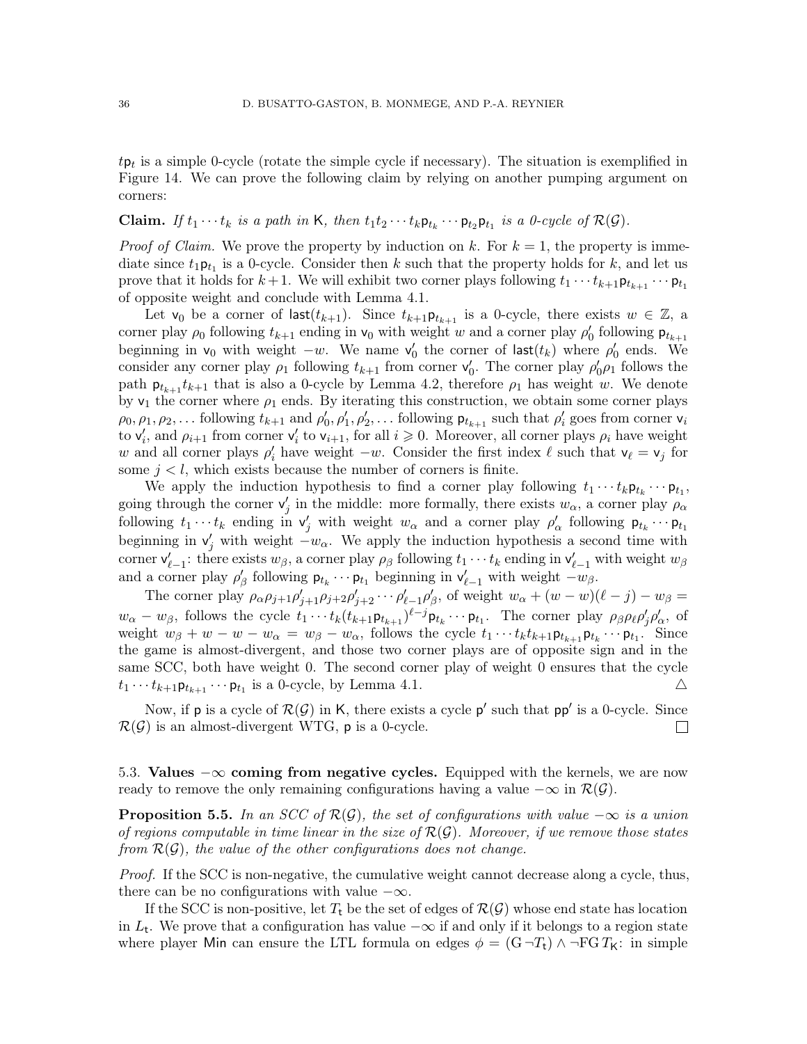$t\mathsf{p}_t$ is a simple 0-cycle (rotate the simple cycle if necessary). The situation is exemplified in Figure 14. We can prove the following claim by relying on another pumping argument on corners:

**Claim.** *If $t_1 \cdots t_k$ is a path in $\mathsf{K}$, then $t_1 t_2 \cdots t_k \mathsf{p}_{t_k} \cdots \mathsf{p}_{t_2} \mathsf{p}_{t_1}$ is a 0-cycle of $\mathcal{R}(\mathcal{G})$.*

*Proof of Claim.* We prove the property by induction on $k$. For $k = 1$, the property is immediate since $t_1 \mathsf{p}_{t_1}$ is a 0-cycle. Consider then $k$ such that the property holds for $k$, and let us prove that it holds for $k+1$. We will exhibit two corner plays following $t_1 \cdots t_{k+1} \mathsf{p}_{t_{k+1}} \cdots \mathsf{p}_{t_1}$ of opposite weight and conclude with Lemma 4.1.

Let $\mathsf{v}_0$ be a corner of $\mathsf{last}(t_{k+1})$. Since $t_{k+1}\mathsf{p}_{t_{k+1}}$ is a 0-cycle, there exists $w \in \mathbb{Z}$, a corner play $\rho_0$ following $t_{k+1}$ ending in $\mathsf{v}_0$ with weight $w$ and a corner play $\rho'_0$ following $\mathsf{p}_{t_{k+1}}$ beginning in $\mathsf{v}_0$ with weight $-w$. We name $\mathsf{v}'_0$ the corner of $\mathsf{last}(t_k)$ where $\rho'_0$ ends. We consider any corner play $\rho_1$ following $t_{k+1}$ from corner $\mathsf{v}'_0$. The corner play $\rho'_0\rho_1$ follows the path $\mathsf{p}_{t_{k+1}} t_{k+1}$ that is also a 0-cycle by Lemma 4.2, therefore $\rho_1$ has weight $w$. We denote by $\mathsf{v}_1$ the corner where $\rho_1$ ends. By iterating this construction, we obtain some corner plays $\rho_0, \rho_1, \rho_2, \dots$ following $t_{k+1}$ and $\rho'_0, \rho'_1, \rho'_2, \dots$ following $\mathsf{p}_{t_{k+1}}$ such that $\rho'_i$ goes from corner $\mathsf{v}_i$ to $\mathsf{v}'_i$, and $\rho_{i+1}$ from corner $\mathsf{v}'_i$ to $\mathsf{v}_{i+1}$, for all $i \geqslant 0$. Moreover, all corner plays $\rho_i$ have weight $w$ and all corner plays $\rho'_i$ have weight $-w$. Consider the first index $\ell$ such that $\mathsf{v}_\ell = \mathsf{v}_j$ for some $j < l$, which exists because the number of corners is finite.

We apply the induction hypothesis to find a corner play following $t_1 \cdots t_k \mathsf{p}_{t_k} \cdots \mathsf{p}_{t_1}$, going through the corner $\mathsf{v}'_j$ in the middle: more formally, there exists $w_\alpha$, a corner play $\rho_\alpha$ following $t_1 \cdots t_k$ ending in $\mathsf{v}'_j$ with weight $w_\alpha$ and a corner play $\rho'_\alpha$ following $\mathsf{p}_{t_k} \cdots \mathsf{p}_{t_1}$ beginning in $\mathsf{v}'_j$ with weight $-w_\alpha$. We apply the induction hypothesis a second time with corner $\mathsf{v}'_{\ell-1}$: there exists $w_\beta$, a corner play $\rho_\beta$ following $t_1 \cdots t_k$ ending in $\mathsf{v}'_{\ell-1}$ with weight $w_\beta$ and a corner play $\rho'_\beta$ following $\mathsf{p}_{t_k} \cdots \mathsf{p}_{t_1}$ beginning in $\mathsf{v}'_{\ell-1}$ with weight $-w_\beta$.

The corner play $\rho_\alpha \rho_{j+1} \rho'_{j+1} \rho_{j+2} \rho'_{j+2} \cdots \rho'_{\ell-1} \rho'_\beta$, of weight $w_\alpha + (w - w)(\ell - j) - w_\beta = w_\alpha - w_\beta$, follows the cycle $t_1 \cdots t_k (t_{k+1} \mathsf{p}_{t_{k+1}})^{\ell - j} \mathsf{p}_{t_k} \cdots \mathsf{p}_{t_1}$. The corner play $\rho_\beta \rho_\ell \rho'_j \rho'_\alpha$, of weight $w_\beta + w - w - w_\alpha = w_\beta - w_\alpha$, follows the cycle $t_1 \cdots t_k t_{k+1} \mathsf{p}_{t_{k+1}} \mathsf{p}_{t_k} \cdots \mathsf{p}_{t_1}$. Since the game is almost-divergent, and those two corner plays are of opposite sign and in the same SCC, both have weight 0. The second corner play of weight 0 ensures that the cycle $t_1 \cdots t_{k+1} \mathsf{p}_{t_{k+1}} \cdots \mathsf{p}_{t_1}$ is a 0-cycle, by Lemma 4.1. △

Now, if $\mathsf{p}$ is a cycle of $\mathcal{R}(\mathcal{G})$ in $\mathsf{K}$, there exists a cycle $\mathsf{p}'$ such that $\mathsf{p}\mathsf{p}'$ is a 0-cycle. Since $\mathcal{R}(\mathcal{G})$ is an almost-divergent WTG, $\mathsf{p}$ is a 0-cycle. □

### 5.3. Values $-\infty$ coming from negative cycles.

Equipped with the kernels, we are now ready to remove the only remaining configurations having a value $-\infty$ in $\mathcal{R}(\mathcal{G})$.

**Proposition 5.5.** *In an SCC of $\mathcal{R}(\mathcal{G})$, the set of configurations with value $-\infty$ is a union of regions computable in time linear in the size of $\mathcal{R}(\mathcal{G})$. Moreover, if we remove those states from $\mathcal{R}(\mathcal{G})$, the value of the other configurations does not change.*

*Proof.* If the SCC is non-negative, the cumulative weight cannot decrease along a cycle, thus, there can be no configurations with value $-\infty$.

If the SCC is non-positive, let $T_\mathsf{t}$ be the set of edges of $\mathcal{R}(\mathcal{G})$ whose end state has location in $L_\mathsf{t}$. We prove that a configuration has value $-\infty$ if and only if it belongs to a region state where player $\mathsf{Min}$ can ensure the LTL formula on edges $\phi = (\mathrm{G}\,\neg T_\mathsf{t}) \wedge \neg \mathrm{FG}\, T_\mathsf{K}$: in simple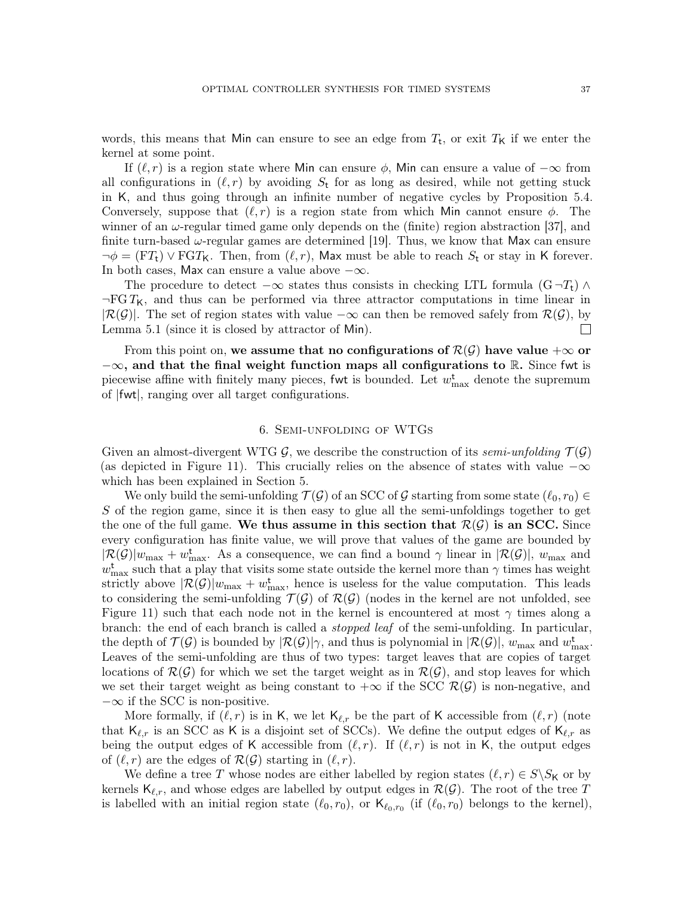words, this means that Min can ensure to see an edge from $T_\mathsf{t}$, or exit $T_\mathsf{K}$ if we enter the kernel at some point.

If $(\ell, r)$ is a region state where Min can ensure $\phi$, Min can ensure a value of $-\infty$ from all configurations in $(\ell, r)$ by avoiding $S_\mathsf{t}$ for as long as desired, while not getting stuck in K, and thus going through an infinite number of negative cycles by Proposition 5.4. Conversely, suppose that $(\ell, r)$ is a region state from which Min cannot ensure $\phi$. The winner of an $\omega$-regular timed game only depends on the (finite) region abstraction [37], and finite turn-based $\omega$-regular games are determined [19]. Thus, we know that Max can ensure $\neg\phi = (\mathrm{F} T_\mathsf{t}) \vee \mathrm{FG} T_\mathsf{K}$. Then, from $(\ell, r)$, Max must be able to reach $S_\mathsf{t}$ or stay in K forever. In both cases, Max can ensure a value above $-\infty$.

The procedure to detect $-\infty$ states thus consists in checking LTL formula $(\mathrm{G}\,\neg T_\mathsf{t}) \wedge \neg \mathrm{FG}\, T_\mathsf{K}$, and thus can be performed via three attractor computations in time linear in $|\mathcal{R}(\mathcal{G})|$. The set of region states with value $-\infty$ can then be removed safely from $\mathcal{R}(\mathcal{G})$, by Lemma 5.1 (since it is closed by attractor of Min). □

From this point on, **we assume that no configurations of $\mathcal{R}(\mathcal{G})$ have value $+\infty$ or $-\infty$, and that the final weight function maps all configurations to $\mathbb{R}$.** Since fwt is piecewise affine with finitely many pieces, fwt is bounded. Let $w^\mathsf{t}_{\max}$ denote the supremum of $|\mathsf{fwt}|$, ranging over all target configurations.

## 6. Semi-unfolding of WTGs

Given an almost-divergent WTG $\mathcal{G}$, we describe the construction of its *semi-unfolding* $\mathcal{T}(\mathcal{G})$ (as depicted in Figure 11). This crucially relies on the absence of states with value $-\infty$ which has been explained in Section 5.

We only build the semi-unfolding $\mathcal{T}(\mathcal{G})$ of an SCC of $\mathcal{G}$ starting from some state $(\ell_0, r_0) \in S$ of the region game, since it is then easy to glue all the semi-unfoldings together to get the one of the full game. **We thus assume in this section that $\mathcal{R}(\mathcal{G})$ is an SCC.** Since every configuration has finite value, we will prove that values of the game are bounded by $|\mathcal{R}(\mathcal{G})| w_{\max} + w^\mathsf{t}_{\max}$. As a consequence, we can find a bound $\gamma$ linear in $|\mathcal{R}(\mathcal{G})|$, $w_{\max}$ and $w^\mathsf{t}_{\max}$ such that a play that visits some state outside the kernel more than $\gamma$ times has weight strictly above $|\mathcal{R}(\mathcal{G})| w_{\max} + w^\mathsf{t}_{\max}$, hence is useless for the value computation. This leads to considering the semi-unfolding $\mathcal{T}(\mathcal{G})$ of $\mathcal{R}(\mathcal{G})$ (nodes in the kernel are not unfolded, see Figure 11) such that each node not in the kernel is encountered at most $\gamma$ times along a branch: the end of each branch is called a *stopped leaf* of the semi-unfolding. In particular, the depth of $\mathcal{T}(\mathcal{G})$ is bounded by $|\mathcal{R}(\mathcal{G})|\gamma$, and thus is polynomial in $|\mathcal{R}(\mathcal{G})|$, $w_{\max}$ and $w^\mathsf{t}_{\max}$. Leaves of the semi-unfolding are thus of two types: target leaves that are copies of target locations of $\mathcal{R}(\mathcal{G})$ for which we set the target weight as in $\mathcal{R}(\mathcal{G})$, and stop leaves for which we set their target weight as being constant to $+\infty$ if the SCC $\mathcal{R}(\mathcal{G})$ is non-negative, and $-\infty$ if the SCC is non-positive.

More formally, if $(\ell, r)$ is in K, we let $\mathsf{K}_{\ell,r}$ be the part of K accessible from $(\ell, r)$ (note that $\mathsf{K}_{\ell,r}$ is an SCC as K is a disjoint set of SCCs). We define the output edges of $\mathsf{K}_{\ell,r}$ as being the output edges of K accessible from $(\ell, r)$. If $(\ell, r)$ is not in K, the output edges of $(\ell, r)$ are the edges of $\mathcal{R}(\mathcal{G})$ starting in $(\ell, r)$.

We define a tree $T$ whose nodes are either labelled by region states $(\ell, r) \in S \backslash S_\mathsf{K}$ or by kernels $\mathsf{K}_{\ell,r}$, and whose edges are labelled by output edges in $\mathcal{R}(\mathcal{G})$. The root of the tree $T$ is labelled with an initial region state $(\ell_0, r_0)$, or $\mathsf{K}_{\ell_0,r_0}$ (if $(\ell_0, r_0)$ belongs to the kernel),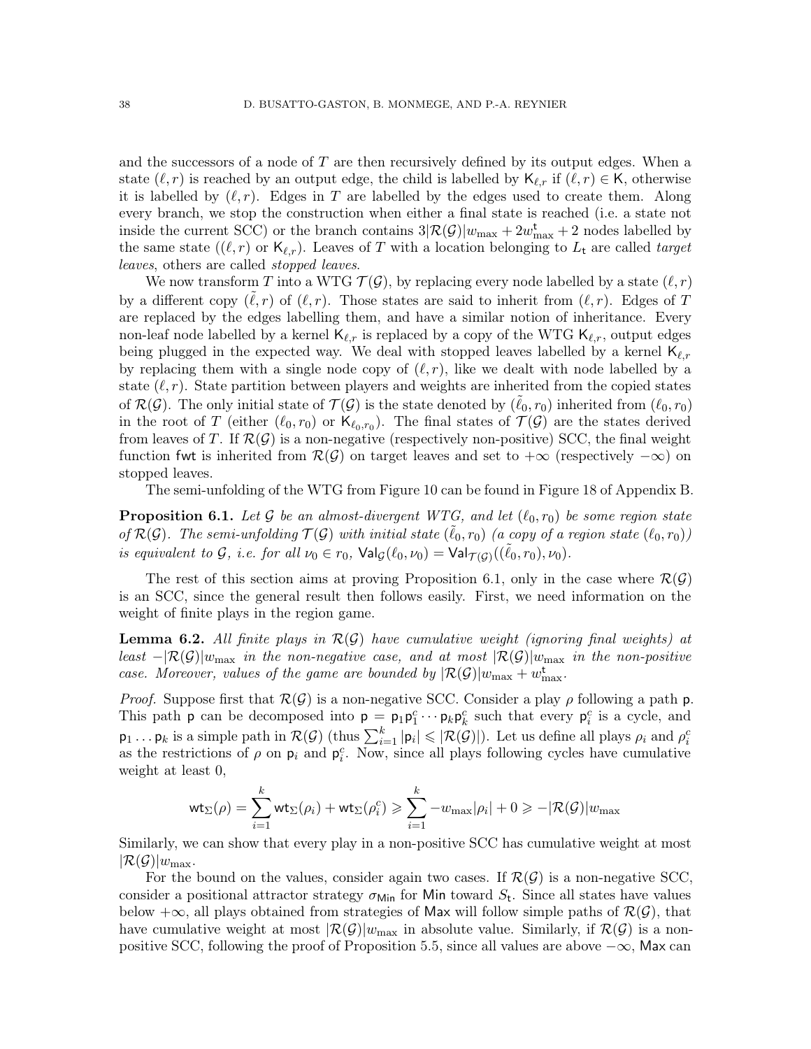and the successors of a node of $T$ are then recursively defined by its output edges. When a state $(\ell, r)$ is reached by an output edge, the child is labelled by $\mathsf{K}_{\ell,r}$ if $(\ell, r) \in \mathsf{K}$, otherwise it is labelled by $(\ell, r)$. Edges in $T$ are labelled by the edges used to create them. Along every branch, we stop the construction when either a final state is reached (i.e. a state not inside the current SCC) or the branch contains $3|\mathcal{R}(\mathcal{G})|w_{\max} + 2w^{\mathsf{t}}_{\max} + 2$ nodes labelled by the same state ($(\ell, r)$ or $\mathsf{K}_{\ell,r}$). Leaves of $T$ with a location belonging to $L_{\mathsf{t}}$ are called *target leaves*, others are called *stopped leaves*.

We now transform $T$ into a WTG $\mathcal{T}(\mathcal{G})$, by replacing every node labelled by a state $(\ell, r)$ by a different copy $(\tilde{\ell}, r)$ of $(\ell, r)$. Those states are said to inherit from $(\ell, r)$. Edges of $T$ are replaced by the edges labelling them, and have a similar notion of inheritance. Every non-leaf node labelled by a kernel $\mathsf{K}_{\ell,r}$ is replaced by a copy of the WTG $\mathsf{K}_{\ell,r}$, output edges being plugged in the expected way. We deal with stopped leaves labelled by a kernel $\mathsf{K}_{\ell,r}$ by replacing them with a single node copy of $(\ell, r)$, like we dealt with node labelled by a state $(\ell, r)$. State partition between players and weights are inherited from the copied states of $\mathcal{R}(\mathcal{G})$. The only initial state of $\mathcal{T}(\mathcal{G})$ is the state denoted by $(\tilde{\ell}_0, r_0)$ inherited from $(\ell_0, r_0)$ in the root of $T$ (either $(\ell_0, r_0)$ or $\mathsf{K}_{\ell_0,r_0}$). The final states of $\mathcal{T}(\mathcal{G})$ are the states derived from leaves of $T$. If $\mathcal{R}(\mathcal{G})$ is a non-negative (respectively non-positive) SCC, the final weight function $\mathsf{fwt}$ is inherited from $\mathcal{R}(\mathcal{G})$ on target leaves and set to $+\infty$ (respectively $-\infty$) on stopped leaves.

The semi-unfolding of the WTG from Figure 10 can be found in Figure 18 of Appendix B.

**Proposition 6.1.** *Let $\mathcal{G}$ be an almost-divergent WTG, and let $(\ell_0, r_0)$ be some region state of $\mathcal{R}(\mathcal{G})$. The semi-unfolding $\mathcal{T}(\mathcal{G})$ with initial state $(\tilde{\ell}_0, r_0)$ (a copy of a region state $(\ell_0, r_0)$) is equivalent to $\mathcal{G}$, i.e. for all $\nu_0 \in r_0$, $\mathsf{Val}_{\mathcal{G}}(\ell_0, \nu_0) = \mathsf{Val}_{\mathcal{T}(\mathcal{G})}((\tilde{\ell}_0, r_0), \nu_0)$.*

The rest of this section aims at proving Proposition 6.1, only in the case where $\mathcal{R}(\mathcal{G})$ is an SCC, since the general result then follows easily. First, we need information on the weight of finite plays in the region game.

**Lemma 6.2.** *All finite plays in $\mathcal{R}(\mathcal{G})$ have cumulative weight (ignoring final weights) at least $-|\mathcal{R}(\mathcal{G})|w_{\max}$ in the non-negative case, and at most $|\mathcal{R}(\mathcal{G})|w_{\max}$ in the non-positive case. Moreover, values of the game are bounded by $|\mathcal{R}(\mathcal{G})|w_{\max} + w^{\mathsf{t}}_{\max}$.*

*Proof.* Suppose first that $\mathcal{R}(\mathcal{G})$ is a non-negative SCC. Consider a play $\rho$ following a path $\mathsf{p}$. This path $\mathsf{p}$ can be decomposed into $\mathsf{p} = \mathsf{p}_1\mathsf{p}_1^c \cdots \mathsf{p}_k\mathsf{p}_k^c$ such that every $\mathsf{p}_i^c$ is a cycle, and $\mathsf{p}_1 \dots \mathsf{p}_k$ is a simple path in $\mathcal{R}(\mathcal{G})$ (thus $\sum_{i=1}^k |\mathsf{p}_i| \leqslant |\mathcal{R}(\mathcal{G})|$). Let us define all plays $\rho_i$ and $\rho_i^c$ as the restrictions of $\rho$ on $\mathsf{p}_i$ and $\mathsf{p}_i^c$. Now, since all plays following cycles have cumulative weight at least 0,

$$\mathsf{wt}_\Sigma(\rho) = \sum_{i=1}^{k} \mathsf{wt}_\Sigma(\rho_i) + \mathsf{wt}_\Sigma(\rho_i^c) \geqslant \sum_{i=1}^{k} -w_{\max}|\rho_i| + 0 \geqslant -|\mathcal{R}(\mathcal{G})|w_{\max}$$

Similarly, we can show that every play in a non-positive SCC has cumulative weight at most $|\mathcal{R}(\mathcal{G})|w_{\max}$.

For the bound on the values, consider again two cases. If $\mathcal{R}(\mathcal{G})$ is a non-negative SCC, consider a positional attractor strategy $\sigma_{\mathsf{Min}}$ for $\mathsf{Min}$ toward $S_{\mathsf{t}}$. Since all states have values below $+\infty$, all plays obtained from strategies of $\mathsf{Max}$ will follow simple paths of $\mathcal{R}(\mathcal{G})$, that have cumulative weight at most $|\mathcal{R}(\mathcal{G})|w_{\max}$ in absolute value. Similarly, if $\mathcal{R}(\mathcal{G})$ is a non-positive SCC, following the proof of Proposition 5.5, since all values are above $-\infty$, $\mathsf{Max}$ can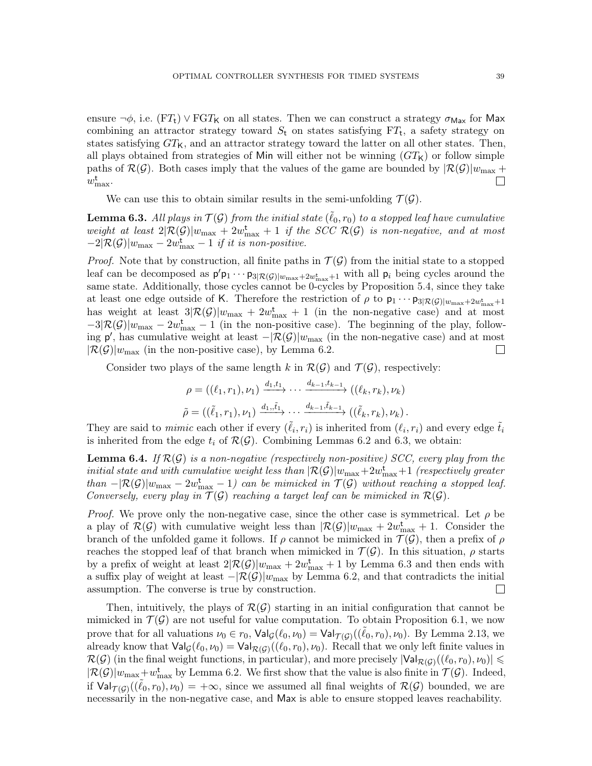ensure $\neg\phi$, i.e. $(\mathrm{F}T_{\mathsf{t}}) \vee \mathrm{FG}T_{\mathsf{K}}$ on all states. Then we can construct a strategy $\sigma_{\mathsf{Max}}$ for $\mathsf{Max}$ combining an attractor strategy toward $S_{\mathsf{t}}$ on states satisfying $\mathrm{F}T_{\mathsf{t}}$, a safety strategy on states satisfying $GT_{\mathsf{K}}$, and an attractor strategy toward the latter on all other states. Then, all plays obtained from strategies of $\mathsf{Min}$ will either not be winning ($GT_{\mathsf{K}}$) or follow simple paths of $\mathcal{R}(\mathcal{G})$. Both cases imply that the values of the game are bounded by $|\mathcal{R}(\mathcal{G})|w_{\max} + w^{\mathsf{t}}_{\max}$. □

We can use this to obtain similar results in the semi-unfolding $\mathcal{T}(\mathcal{G})$.

**Lemma 6.3.** *All plays in $\mathcal{T}(\mathcal{G})$ from the initial state $(\tilde{\ell}_0, r_0)$ to a stopped leaf have cumulative weight at least $2|\mathcal{R}(\mathcal{G})|w_{\max} + 2w^{\mathsf{t}}_{\max} + 1$ if the SCC $\mathcal{R}(\mathcal{G})$ is non-negative, and at most $-2|\mathcal{R}(\mathcal{G})|w_{\max} - 2w^{\mathsf{t}}_{\max} - 1$ if it is non-positive.*

*Proof.* Note that by construction, all finite paths in $\mathcal{T}(\mathcal{G})$ from the initial state to a stopped leaf can be decomposed as $\mathsf{p}'\mathsf{p}_1 \cdots \mathsf{p}_{3|\mathcal{R}(\mathcal{G})|w_{\max}+2w^{\mathsf{t}}_{\max}+1}$ with all $\mathsf{p}_i$ being cycles around the same state. Additionally, those cycles cannot be 0-cycles by Proposition 5.4, since they take at least one edge outside of $\mathsf{K}$. Therefore the restriction of $\rho$ to $\mathsf{p}_1 \cdots \mathsf{p}_{3|\mathcal{R}(\mathcal{G})|w_{\max}+2w^{\mathsf{t}}_{\max}+1}$ has weight at least $3|\mathcal{R}(\mathcal{G})|w_{\max} + 2w^{\mathsf{t}}_{\max} + 1$ (in the non-negative case) and at most $-3|\mathcal{R}(\mathcal{G})|w_{\max} - 2w^{\mathsf{t}}_{\max} - 1$ (in the non-positive case). The beginning of the play, following $\mathsf{p}'$, has cumulative weight at least $-|\mathcal{R}(\mathcal{G})|w_{\max}$ (in the non-negative case) and at most $|\mathcal{R}(\mathcal{G})|w_{\max}$ (in the non-positive case), by Lemma 6.2. □

Consider two plays of the same length $k$ in $\mathcal{R}(\mathcal{G})$ and $\mathcal{T}(\mathcal{G})$, respectively:

$$\rho = ((\ell_1, r_1), \nu_1) \xrightarrow{d_1, t_1} \cdots \xrightarrow{d_{k-1}, t_{k-1}} ((\ell_k, r_k), \nu_k)$$

$$\tilde{\rho} = ((\tilde{\ell}_1, r_1), \nu_1) \xrightarrow{d_1, \tilde{t}_1} \cdots \xrightarrow{d_{k-1}, \tilde{t}_{k-1}} ((\tilde{\ell}_k, r_k), \nu_k)\,.$$

They are said to *mimic* each other if every $(\tilde{\ell}_i, r_i)$ is inherited from $(\ell_i, r_i)$ and every edge $\tilde{t}_i$ is inherited from the edge $t_i$ of $\mathcal{R}(\mathcal{G})$. Combining Lemmas 6.2 and 6.3, we obtain:

**Lemma 6.4.** *If $\mathcal{R}(\mathcal{G})$ is a non-negative (respectively non-positive) SCC, every play from the initial state and with cumulative weight less than $|\mathcal{R}(\mathcal{G})|w_{\max}+2w^{\mathsf{t}}_{\max}+1$ (respectively greater than $-|\mathcal{R}(\mathcal{G})|w_{\max} - 2w^{\mathsf{t}}_{\max} - 1$) can be mimicked in $\mathcal{T}(\mathcal{G})$ without reaching a stopped leaf. Conversely, every play in $\mathcal{T}(\mathcal{G})$ reaching a target leaf can be mimicked in $\mathcal{R}(\mathcal{G})$.*

*Proof.* We prove only the non-negative case, since the other case is symmetrical. Let $\rho$ be a play of $\mathcal{R}(\mathcal{G})$ with cumulative weight less than $|\mathcal{R}(\mathcal{G})|w_{\max} + 2w^{\mathsf{t}}_{\max} + 1$. Consider the branch of the unfolded game it follows. If $\rho$ cannot be mimicked in $\mathcal{T}(\mathcal{G})$, then a prefix of $\rho$ reaches the stopped leaf of that branch when mimicked in $\mathcal{T}(\mathcal{G})$. In this situation, $\rho$ starts by a prefix of weight at least $2|\mathcal{R}(\mathcal{G})|w_{\max} + 2w^{\mathsf{t}}_{\max} + 1$ by Lemma 6.3 and then ends with a suffix play of weight at least $-|\mathcal{R}(\mathcal{G})|w_{\max}$ by Lemma 6.2, and that contradicts the initial assumption. The converse is true by construction. □

Then, intuitively, the plays of $\mathcal{R}(\mathcal{G})$ starting in an initial configuration that cannot be mimicked in $\mathcal{T}(\mathcal{G})$ are not useful for value computation. To obtain Proposition 6.1, we now prove that for all valuations $\nu_0 \in r_0$, $\mathsf{Val}_{\mathcal{G}}(\ell_0, \nu_0) = \mathsf{Val}_{\mathcal{T}(\mathcal{G})}((\tilde{\ell}_0, r_0), \nu_0)$. By Lemma 2.13, we already know that $\mathsf{Val}_{\mathcal{G}}(\ell_0, \nu_0) = \mathsf{Val}_{\mathcal{R}(\mathcal{G})}((\ell_0, r_0), \nu_0)$. Recall that we only left finite values in $\mathcal{R}(\mathcal{G})$ (in the final weight functions, in particular), and more precisely $|\mathsf{Val}_{\mathcal{R}(\mathcal{G})}((\ell_0, r_0), \nu_0)| \leqslant |\mathcal{R}(\mathcal{G})|w_{\max} + w^{\mathsf{t}}_{\max}$ by Lemma 6.2. We first show that the value is also finite in $\mathcal{T}(\mathcal{G})$. Indeed, if $\mathsf{Val}_{\mathcal{T}(\mathcal{G})}((\tilde{\ell}_0, r_0), \nu_0) = +\infty$, since we assumed all final weights of $\mathcal{R}(\mathcal{G})$ bounded, we are necessarily in the non-negative case, and $\mathsf{Max}$ is able to ensure stopped leaves reachability.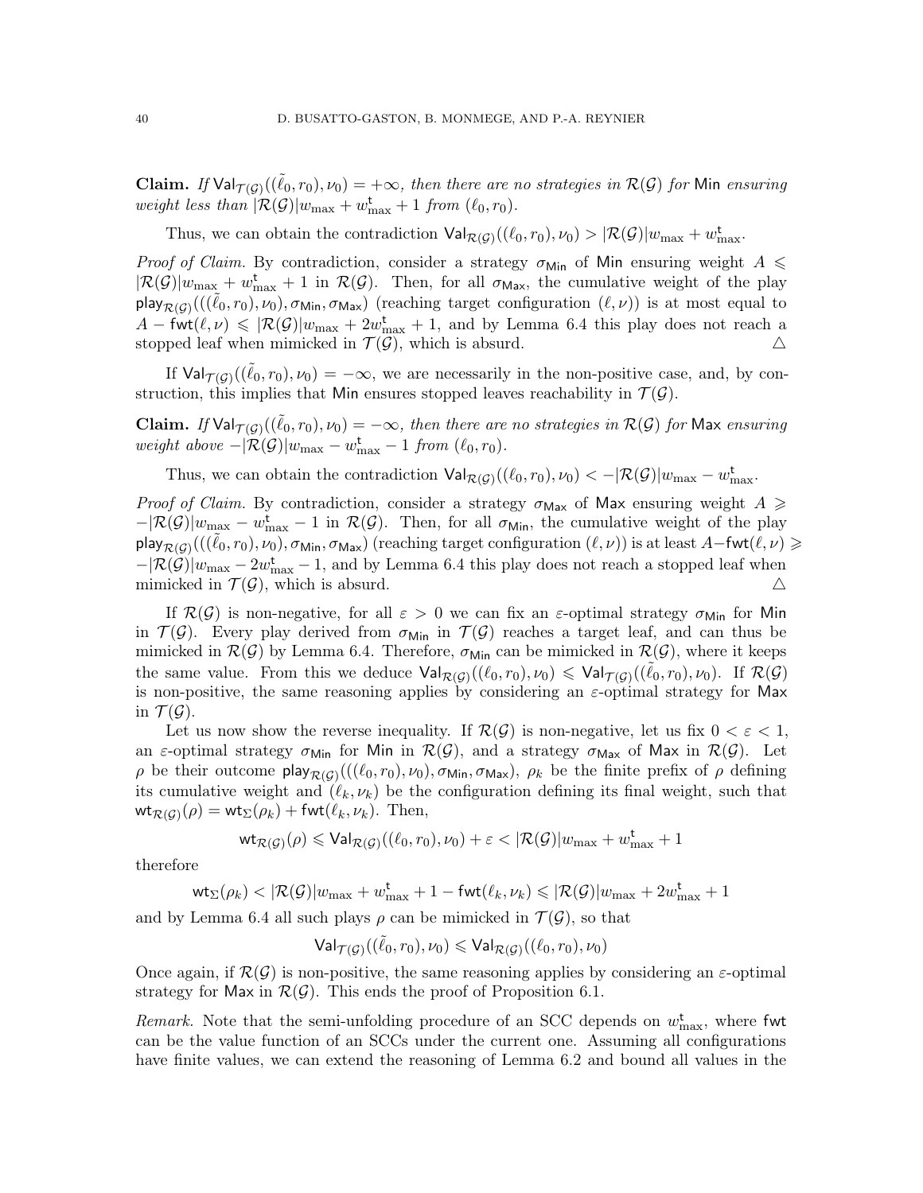**Claim.** *If $\mathsf{Val}_{\mathcal{T}(\mathcal{G})}((\tilde{\ell}_0, r_0), \nu_0) = +\infty$, then there are no strategies in $\mathcal{R}(\mathcal{G})$ for* Min *ensuring weight less than $|\mathcal{R}(\mathcal{G})| w_{\max} + w^{\mathsf{t}}_{\max} + 1$ from $(\ell_0, r_0)$.*

Thus, we can obtain the contradiction $\mathsf{Val}_{\mathcal{R}(\mathcal{G})}((\ell_0, r_0), \nu_0) > |\mathcal{R}(\mathcal{G})| w_{\max} + w^{\mathsf{t}}_{\max}$.

*Proof of Claim.* By contradiction, consider a strategy $\sigma_{\mathsf{Min}}$ of Min ensuring weight $A \leqslant |\mathcal{R}(\mathcal{G})| w_{\max} + w^{\mathsf{t}}_{\max} + 1$ in $\mathcal{R}(\mathcal{G})$. Then, for all $\sigma_{\mathsf{Max}}$, the cumulative weight of the play $\mathsf{play}_{\mathcal{R}(\mathcal{G})}(((\tilde{\ell}_0, r_0), \nu_0), \sigma_{\mathsf{Min}}, \sigma_{\mathsf{Max}})$ (reaching target configuration $(\ell, \nu)$) is at most equal to $A - \mathsf{fwt}(\ell, \nu) \leqslant |\mathcal{R}(\mathcal{G})| w_{\max} + 2 w^{\mathsf{t}}_{\max} + 1$, and by Lemma 6.4 this play does not reach a stopped leaf when mimicked in $\mathcal{T}(\mathcal{G})$, which is absurd. △

If $\mathsf{Val}_{\mathcal{T}(\mathcal{G})}((\tilde{\ell}_0, r_0), \nu_0) = -\infty$, we are necessarily in the non-positive case, and, by construction, this implies that Min ensures stopped leaves reachability in $\mathcal{T}(\mathcal{G})$.

**Claim.** *If $\mathsf{Val}_{\mathcal{T}(\mathcal{G})}((\tilde{\ell}_0, r_0), \nu_0) = -\infty$, then there are no strategies in $\mathcal{R}(\mathcal{G})$ for* Max *ensuring weight above $-|\mathcal{R}(\mathcal{G})| w_{\max} - w^{\mathsf{t}}_{\max} - 1$ from $(\ell_0, r_0)$.*

Thus, we can obtain the contradiction $\mathsf{Val}_{\mathcal{R}(\mathcal{G})}((\ell_0, r_0), \nu_0) < -|\mathcal{R}(\mathcal{G})| w_{\max} - w^{\mathsf{t}}_{\max}$.

*Proof of Claim.* By contradiction, consider a strategy $\sigma_{\mathsf{Max}}$ of Max ensuring weight $A \geqslant -|\mathcal{R}(\mathcal{G})| w_{\max} - w^{\mathsf{t}}_{\max} - 1$ in $\mathcal{R}(\mathcal{G})$. Then, for all $\sigma_{\mathsf{Min}}$, the cumulative weight of the play $\mathsf{play}_{\mathcal{R}(\mathcal{G})}(((\tilde{\ell}_0, r_0), \nu_0), \sigma_{\mathsf{Min}}, \sigma_{\mathsf{Max}})$ (reaching target configuration $(\ell, \nu)$) is at least $A - \mathsf{fwt}(\ell, \nu) \geqslant -|\mathcal{R}(\mathcal{G})| w_{\max} - 2 w^{\mathsf{t}}_{\max} - 1$, and by Lemma 6.4 this play does not reach a stopped leaf when mimicked in $\mathcal{T}(\mathcal{G})$, which is absurd. △

If $\mathcal{R}(\mathcal{G})$ is non-negative, for all $\varepsilon > 0$ we can fix an $\varepsilon$-optimal strategy $\sigma_{\mathsf{Min}}$ for Min in $\mathcal{T}(\mathcal{G})$. Every play derived from $\sigma_{\mathsf{Min}}$ in $\mathcal{T}(\mathcal{G})$ reaches a target leaf, and can thus be mimicked in $\mathcal{R}(\mathcal{G})$ by Lemma 6.4. Therefore, $\sigma_{\mathsf{Min}}$ can be mimicked in $\mathcal{R}(\mathcal{G})$, where it keeps the same value. From this we deduce $\mathsf{Val}_{\mathcal{R}(\mathcal{G})}((\ell_0, r_0), \nu_0) \leqslant \mathsf{Val}_{\mathcal{T}(\mathcal{G})}((\tilde{\ell}_0, r_0), \nu_0)$. If $\mathcal{R}(\mathcal{G})$ is non-positive, the same reasoning applies by considering an $\varepsilon$-optimal strategy for Max in $\mathcal{T}(\mathcal{G})$.

Let us now show the reverse inequality. If $\mathcal{R}(\mathcal{G})$ is non-negative, let us fix $0 < \varepsilon < 1$, an $\varepsilon$-optimal strategy $\sigma_{\mathsf{Min}}$ for Min in $\mathcal{R}(\mathcal{G})$, and a strategy $\sigma_{\mathsf{Max}}$ of Max in $\mathcal{R}(\mathcal{G})$. Let $\rho$ be their outcome $\mathsf{play}_{\mathcal{R}(\mathcal{G})}(((\ell_0, r_0), \nu_0), \sigma_{\mathsf{Min}}, \sigma_{\mathsf{Max}})$, $\rho_k$ be the finite prefix of $\rho$ defining its cumulative weight and $(\ell_k, \nu_k)$ be the configuration defining its final weight, such that $\mathsf{wt}_{\mathcal{R}(\mathcal{G})}(\rho) = \mathsf{wt}_{\Sigma}(\rho_k) + \mathsf{fwt}(\ell_k, \nu_k)$. Then,

$$\mathsf{wt}_{\mathcal{R}(\mathcal{G})}(\rho) \leqslant \mathsf{Val}_{\mathcal{R}(\mathcal{G})}((\ell_0, r_0), \nu_0) + \varepsilon < |\mathcal{R}(\mathcal{G})| w_{\max} + w^{\mathsf{t}}_{\max} + 1$$

therefore

$$\mathsf{wt}_{\Sigma}(\rho_k) < |\mathcal{R}(\mathcal{G})| w_{\max} + w^{\mathsf{t}}_{\max} + 1 - \mathsf{fwt}(\ell_k, \nu_k) \leqslant |\mathcal{R}(\mathcal{G})| w_{\max} + 2 w^{\mathsf{t}}_{\max} + 1$$

and by Lemma 6.4 all such plays $\rho$ can be mimicked in $\mathcal{T}(\mathcal{G})$, so that

$$\mathsf{Val}_{\mathcal{T}(\mathcal{G})}((\tilde{\ell}_0, r_0), \nu_0) \leqslant \mathsf{Val}_{\mathcal{R}(\mathcal{G})}((\ell_0, r_0), \nu_0)$$

Once again, if $\mathcal{R}(\mathcal{G})$ is non-positive, the same reasoning applies by considering an $\varepsilon$-optimal strategy for Max in $\mathcal{R}(\mathcal{G})$. This ends the proof of Proposition 6.1.

*Remark.* Note that the semi-unfolding procedure of an SCC depends on $w^{\mathsf{t}}_{\max}$, where $\mathsf{fwt}$ can be the value function of an SCCs under the current one. Assuming all configurations have finite values, we can extend the reasoning of Lemma 6.2 and bound all values in the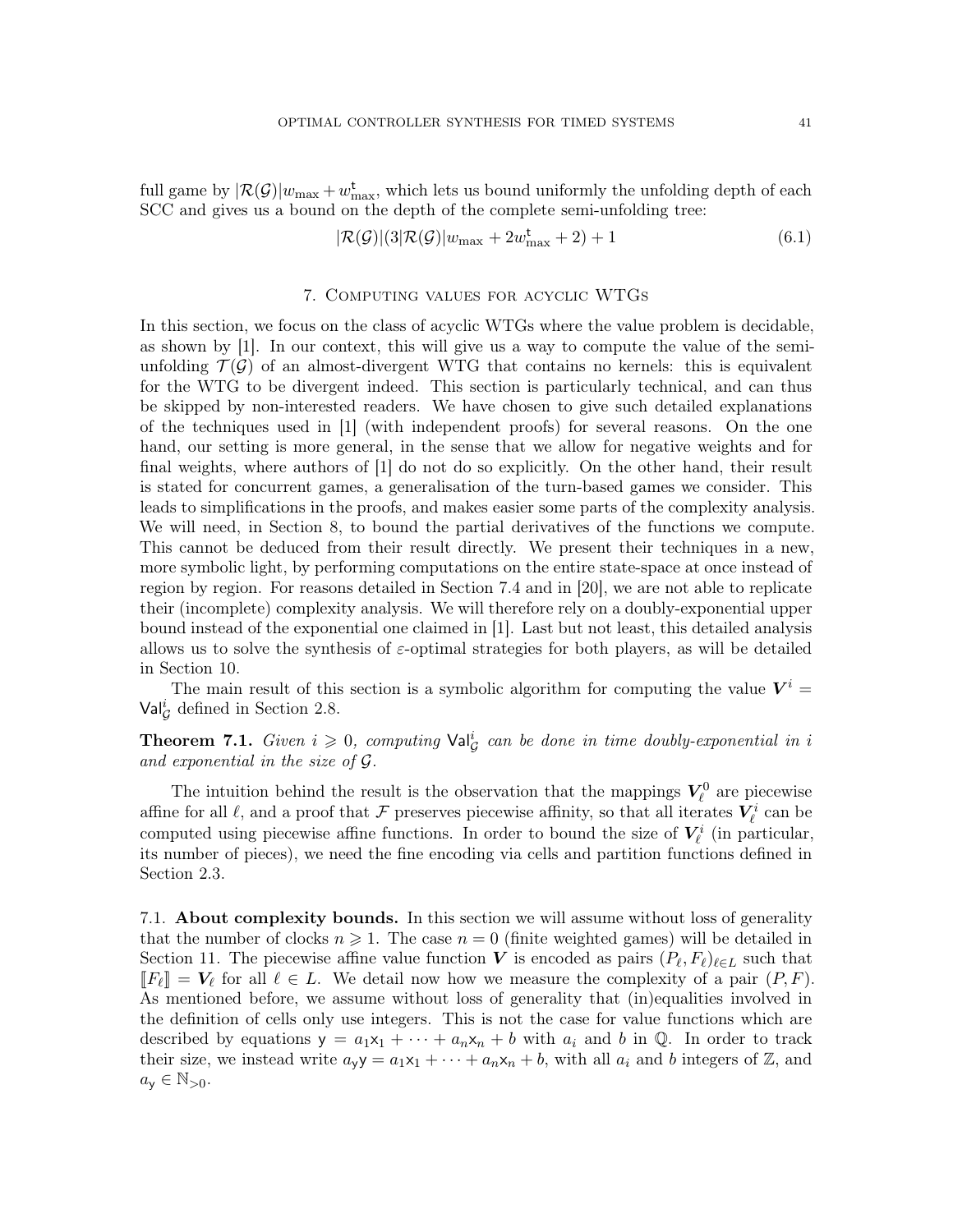full game by $|\mathcal{R}(\mathcal{G})|w_{\max} + w^{\mathsf{t}}_{\max}$, which lets us bound uniformly the unfolding depth of each SCC and gives us a bound on the depth of the complete semi-unfolding tree:

$$|\mathcal{R}(\mathcal{G})|(3|\mathcal{R}(\mathcal{G})|w_{\max} + 2w^{\mathsf{t}}_{\max} + 2) + 1 \tag{6.1}$$

## 7. Computing values for acyclic WTGs

In this section, we focus on the class of acyclic WTGs where the value problem is decidable, as shown by [1]. In our context, this will give us a way to compute the value of the semi-unfolding $\mathcal{T}(\mathcal{G})$ of an almost-divergent WTG that contains no kernels: this is equivalent for the WTG to be divergent indeed. This section is particularly technical, and can thus be skipped by non-interested readers. We have chosen to give such detailed explanations of the techniques used in [1] (with independent proofs) for several reasons. On the one hand, our setting is more general, in the sense that we allow for negative weights and for final weights, where authors of [1] do not do so explicitly. On the other hand, their result is stated for concurrent games, a generalisation of the turn-based games we consider. This leads to simplifications in the proofs, and makes easier some parts of the complexity analysis. We will need, in Section 8, to bound the partial derivatives of the functions we compute. This cannot be deduced from their result directly. We present their techniques in a new, more symbolic light, by performing computations on the entire state-space at once instead of region by region. For reasons detailed in Section 7.4 and in [20], we are not able to replicate their (incomplete) complexity analysis. We will therefore rely on a doubly-exponential upper bound instead of the exponential one claimed in [1]. Last but not least, this detailed analysis allows us to solve the synthesis of $\varepsilon$-optimal strategies for both players, as will be detailed in Section 10.

The main result of this section is a symbolic algorithm for computing the value $\boldsymbol{V}^i = \mathsf{Val}^i_{\mathcal{G}}$ defined in Section 2.8.

**Theorem 7.1.** *Given $i \geqslant 0$, computing $\mathsf{Val}^i_{\mathcal{G}}$ can be done in time doubly-exponential in $i$ and exponential in the size of $\mathcal{G}$.*

The intuition behind the result is the observation that the mappings $\boldsymbol{V}^0_\ell$ are piecewise affine for all $\ell$, and a proof that $\mathcal{F}$ preserves piecewise affinity, so that all iterates $\boldsymbol{V}^i_\ell$ can be computed using piecewise affine functions. In order to bound the size of $\boldsymbol{V}^i_\ell$ (in particular, its number of pieces), we need the fine encoding via cells and partition functions defined in Section 2.3.

### 7.1. About complexity bounds.

In this section we will assume without loss of generality that the number of clocks $n \geqslant 1$. The case $n = 0$ (finite weighted games) will be detailed in Section 11. The piecewise affine value function $\boldsymbol{V}$ is encoded as pairs $(P_\ell, F_\ell)_{\ell \in L}$ such that $[\![F_\ell]\!] = \boldsymbol{V}_\ell$ for all $\ell \in L$. We detail now how we measure the complexity of a pair $(P, F)$. As mentioned before, we assume without loss of generality that (in)equalities involved in the definition of cells only use integers. This is not the case for value functions which are described by equations $\mathsf{y} = a_1\mathsf{x}_1 + \cdots + a_n\mathsf{x}_n + b$ with $a_i$ and $b$ in $\mathbb{Q}$. In order to track their size, we instead write $a_{\mathsf{y}}\mathsf{y} = a_1\mathsf{x}_1 + \cdots + a_n\mathsf{x}_n + b$, with all $a_i$ and $b$ integers of $\mathbb{Z}$, and $a_{\mathsf{y}} \in \mathbb{N}_{>0}$.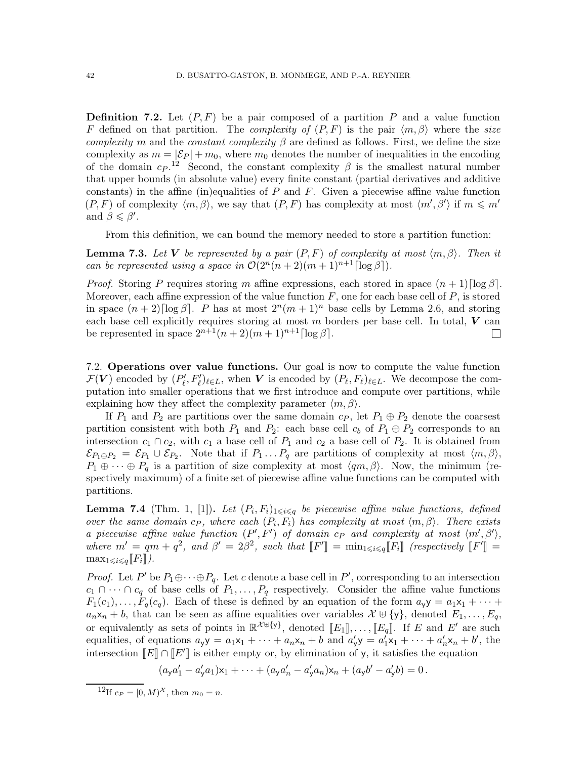**Definition 7.2.** Let $(P, F)$ be a pair composed of a partition $P$ and a value function $F$ defined on that partition. The *complexity of* $(P, F)$ is the pair $\langle m, \beta \rangle$ where the *size complexity* $m$ and the *constant complexity* $\beta$ are defined as follows. First, we define the size complexity as $m = |\mathcal{E}_P| + m_0$, where $m_0$ denotes the number of inequalities in the encoding of the domain $c_P$.[12] Second, the constant complexity $\beta$ is the smallest natural number that upper bounds (in absolute value) every finite constant (partial derivatives and additive constants) in the affine (in)equalities of $P$ and $F$. Given a piecewise affine value function $(P, F)$ of complexity $\langle m, \beta \rangle$, we say that $(P, F)$ has complexity at most $\langle m', \beta' \rangle$ if $m \leqslant m'$ and $\beta \leqslant \beta'$.

From this definition, we can bound the memory needed to store a partition function:

**Lemma 7.3.** *Let* $\boldsymbol{V}$ *be represented by a pair* $(P, F)$ *of complexity at most* $\langle m, \beta \rangle$*. Then it can be represented using a space in* $\mathcal{O}(2^n(n+2)(m+1)^{n+1}\lceil \log \beta \rceil)$*.*

*Proof.* Storing $P$ requires storing $m$ affine expressions, each stored in space $(n+1)\lceil \log \beta \rceil$. Moreover, each affine expression of the value function $F$, one for each base cell of $P$, is stored in space $(n+2)\lceil \log \beta \rceil$. $P$ has at most $2^n(m+1)^n$ base cells by Lemma 2.6, and storing each base cell explicitly requires storing at most $m$ borders per base cell. In total, $\boldsymbol{V}$ can be represented in space $2^{n+1}(n+2)(m+1)^{n+1}\lceil \log \beta \rceil$. □

7.2. **Operations over value functions.** Our goal is now to compute the value function $\mathcal{F}(\boldsymbol{V})$ encoded by $(P'_\ell, F'_\ell)_{\ell \in L}$, when $\boldsymbol{V}$ is encoded by $(P_\ell, F_\ell)_{\ell \in L}$. We decompose the computation into smaller operations that we first introduce and compute over partitions, while explaining how they affect the complexity parameter $\langle m, \beta \rangle$.

If $P_1$ and $P_2$ are partitions over the same domain $c_P$, let $P_1 \oplus P_2$ denote the coarsest partition consistent with both $P_1$ and $P_2$: each base cell $c_b$ of $P_1 \oplus P_2$ corresponds to an intersection $c_1 \cap c_2$, with $c_1$ a base cell of $P_1$ and $c_2$ a base cell of $P_2$. It is obtained from $\mathcal{E}_{P_1 \oplus P_2} = \mathcal{E}_{P_1} \cup \mathcal{E}_{P_2}$. Note that if $P_1 \dots P_q$ are partitions of complexity at most $\langle m, \beta \rangle$, $P_1 \oplus \cdots \oplus P_q$ is a partition of size complexity at most $\langle qm, \beta \rangle$. Now, the minimum (respectively maximum) of a finite set of piecewise affine value functions can be computed with partitions.

**Lemma 7.4** (Thm. 1, [1])**.** *Let* $(P_i, F_i)_{1 \leqslant i \leqslant q}$ *be piecewise affine value functions, defined over the same domain* $c_P$*, where each* $(P_i, F_i)$ *has complexity at most* $\langle m, \beta \rangle$*. There exists a piecewise affine value function* $(P', F')$ *of domain* $c_P$ *and complexity at most* $\langle m', \beta' \rangle$*, where* $m' = qm + q^2$*, and* $\beta' = 2\beta^2$*, such that* $[\![F']\!] = \min_{1 \leqslant i \leqslant q} [\![F_i]\!]$ *(respectively* $[\![F']\!] = \max_{1 \leqslant i \leqslant q} [\![F_i]\!]$*).*

*Proof.* Let $P'$ be $P_1 \oplus \cdots \oplus P_q$. Let $c$ denote a base cell in $P'$, corresponding to an intersection $c_1 \cap \cdots \cap c_q$ of base cells of $P_1, \dots, P_q$ respectively. Consider the affine value functions $F_1(c_1), \dots, F_q(c_q)$. Each of these is defined by an equation of the form $a_{\mathsf{y}}\mathsf{y} = a_1\mathsf{x}_1 + \cdots + a_n\mathsf{x}_n + b$, that can be seen as affine equalities over variables $\mathcal{X} \uplus \{\mathsf{y}\}$, denoted $E_1, \dots, E_q$, or equivalently as sets of points in $\mathbb{R}^{\mathcal{X} \uplus \{\mathsf{y}\}}$, denoted $[\![E_1]\!], \dots, [\![E_q]\!]$. If $E$ and $E'$ are such equalities, of equations $a_{\mathsf{y}}\mathsf{y} = a_1\mathsf{x}_1 + \cdots + a_n\mathsf{x}_n + b$ and $a'_{\mathsf{y}}\mathsf{y} = a'_1\mathsf{x}_1 + \cdots + a'_n\mathsf{x}_n + b'$, the intersection $[\![E]\!] \cap [\![E']\!]$ is either empty or, by elimination of $\mathsf{y}$, it satisfies the equation

$$(a_{\mathsf{y}}a'_1 - a'_{\mathsf{y}}a_1)\mathsf{x}_1 + \cdots + (a_{\mathsf{y}}a'_n - a'_{\mathsf{y}}a_n)\mathsf{x}_n + (a_{\mathsf{y}}b' - a'_{\mathsf{y}}b) = 0\,.$$

[12] If $c_P = [0, M)^{\mathcal{X}}$, then $m_0 = n$.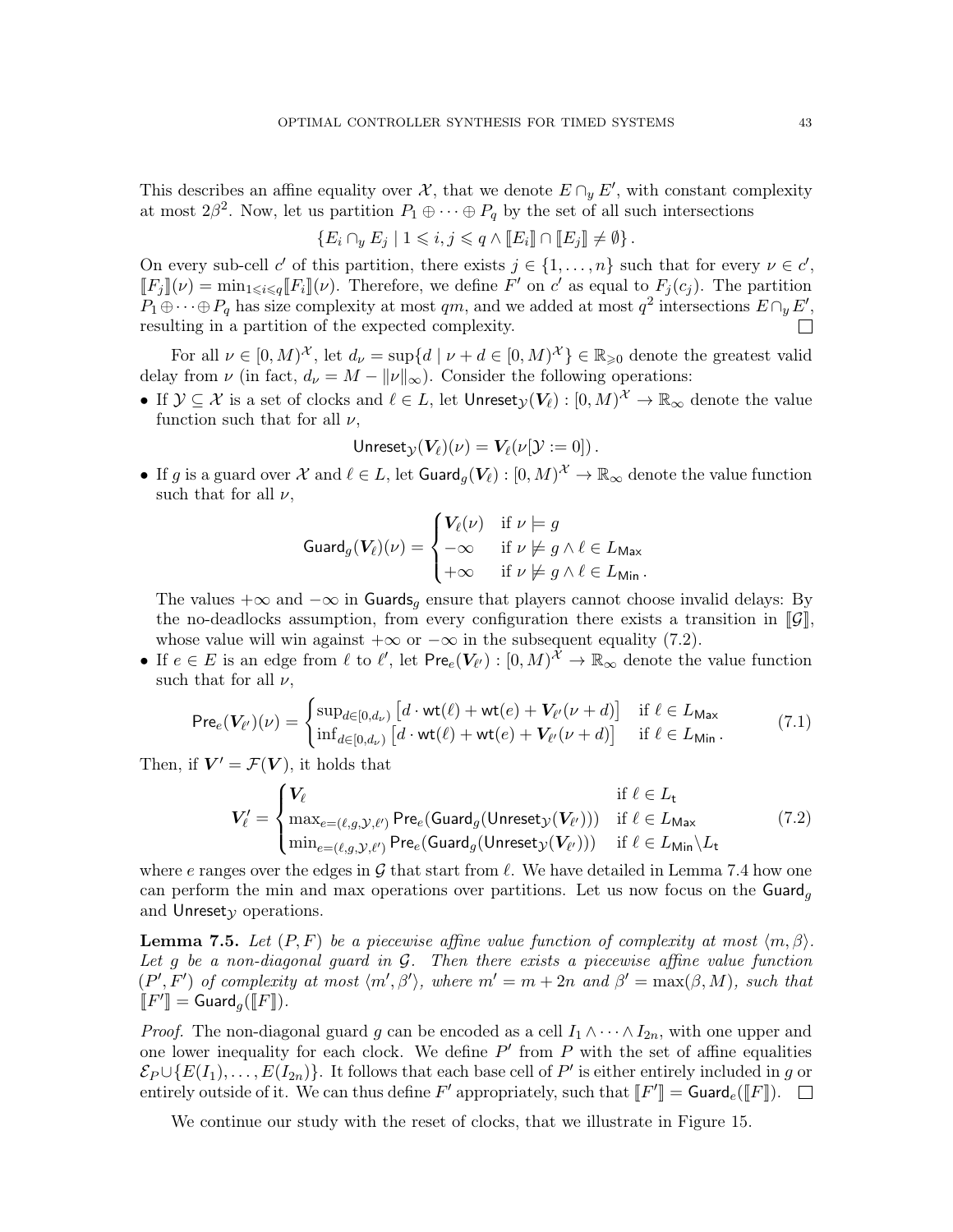This describes an affine equality over $\mathcal{X}$, that we denote $E \cap_y E'$, with constant complexity at most $2\beta^2$. Now, let us partition $P_1 \oplus \cdots \oplus P_q$ by the set of all such intersections

$$\{E_i \cap_y E_j \mid 1 \leqslant i, j \leqslant q \wedge [\![E_i]\!] \cap [\![E_j]\!] \neq \emptyset\}.$$

On every sub-cell $c'$ of this partition, there exists $j \in \{1, \ldots, n\}$ such that for every $\nu \in c'$, $[\![F_j]\!](\nu) = \min_{1 \leqslant i \leqslant q} [\![F_i]\!](\nu)$. Therefore, we define $F'$ on $c'$ as equal to $F_j(c_j)$. The partition $P_1 \oplus \cdots \oplus P_q$ has size complexity at most $qm$, and we added at most $q^2$ intersections $E \cap_y E'$, resulting in a partition of the expected complexity. $\square$

For all $\nu \in [0, M)^{\mathcal{X}}$, let $d_\nu = \sup\{d \mid \nu + d \in [0, M)^{\mathcal{X}}\} \in \mathbb{R}_{\geqslant 0}$ denote the greatest valid delay from $\nu$ (in fact, $d_\nu = M - \|\nu\|_\infty$). Consider the following operations:

- If $\mathcal{Y} \subseteq \mathcal{X}$ is a set of clocks and $\ell \in L$, let $\mathsf{Unreset}_{\mathcal{Y}}(\boldsymbol{V}_\ell) \colon [0, M)^{\mathcal{X}} \to \mathbb{R}_\infty$ denote the value function such that for all $\nu$,
$$\mathsf{Unreset}_{\mathcal{Y}}(\boldsymbol{V}_\ell)(\nu) = \boldsymbol{V}_\ell(\nu[\mathcal{Y} := 0]).$$
- If $g$ is a guard over $\mathcal{X}$ and $\ell \in L$, let $\mathsf{Guard}_g(\boldsymbol{V}_\ell) \colon [0, M)^{\mathcal{X}} \to \mathbb{R}_\infty$ denote the value function such that for all $\nu$,
$$\mathsf{Guard}_g(\boldsymbol{V}_\ell)(\nu) = \begin{cases} \boldsymbol{V}_\ell(\nu) & \text{if } \nu \models g \\ -\infty & \text{if } \nu \not\models g \wedge \ell \in L_{\mathsf{Max}} \\ +\infty & \text{if } \nu \not\models g \wedge \ell \in L_{\mathsf{Min}}. \end{cases}$$
The values $+\infty$ and $-\infty$ in $\mathsf{Guards}_g$ ensure that players cannot choose invalid delays: By the no-deadlocks assumption, from every configuration there exists a transition in $[\![\mathcal{G}]\!]$, whose value will win against $+\infty$ or $-\infty$ in the subsequent equality (7.2).
- If $e \in E$ is an edge from $\ell$ to $\ell'$, let $\mathsf{Pre}_e(\boldsymbol{V}_{\ell'}) \colon [0, M)^{\mathcal{X}} \to \mathbb{R}_\infty$ denote the value function such that for all $\nu$,
$$\mathsf{Pre}_e(\boldsymbol{V}_{\ell'})(\nu) = \begin{cases} \sup_{d \in [0, d_\nu)} \big[d \cdot \mathsf{wt}(\ell) + \mathsf{wt}(e) + \boldsymbol{V}_{\ell'}(\nu + d)\big] & \text{if } \ell \in L_{\mathsf{Max}} \\ \inf_{d \in [0, d_\nu)} \big[d \cdot \mathsf{wt}(\ell) + \mathsf{wt}(e) + \boldsymbol{V}_{\ell'}(\nu + d)\big] & \text{if } \ell \in L_{\mathsf{Min}}. \end{cases} \tag{7.1}$$

Then, if $\boldsymbol{V}' = \mathcal{F}(\boldsymbol{V})$, it holds that

$$\boldsymbol{V}'_\ell = \begin{cases} \boldsymbol{V}_\ell & \text{if } \ell \in L_{\mathsf{t}} \\ \max_{e = (\ell, g, \mathcal{Y}, \ell')} \mathsf{Pre}_e(\mathsf{Guard}_g(\mathsf{Unreset}_{\mathcal{Y}}(\boldsymbol{V}_{\ell'}))) & \text{if } \ell \in L_{\mathsf{Max}} \\ \min_{e = (\ell, g, \mathcal{Y}, \ell')} \mathsf{Pre}_e(\mathsf{Guard}_g(\mathsf{Unreset}_{\mathcal{Y}}(\boldsymbol{V}_{\ell'}))) & \text{if } \ell \in L_{\mathsf{Min}} \backslash L_{\mathsf{t}} \end{cases} \tag{7.2}$$

where $e$ ranges over the edges in $\mathcal{G}$ that start from $\ell$. We have detailed in Lemma 7.4 how one can perform the min and max operations over partitions. Let us now focus on the $\mathsf{Guard}_g$ and $\mathsf{Unreset}_{\mathcal{Y}}$ operations.

**Lemma 7.5.** *Let $(P, F)$ be a piecewise affine value function of complexity at most $\langle m, \beta \rangle$. Let $g$ be a non-diagonal guard in $\mathcal{G}$. Then there exists a piecewise affine value function $(P', F')$ of complexity at most $\langle m', \beta' \rangle$, where $m' = m + 2n$ and $\beta' = \max(\beta, M)$, such that $[\![F']\!] = \mathsf{Guard}_g([\![F]\!])$.*

*Proof.* The non-diagonal guard $g$ can be encoded as a cell $I_1 \wedge \cdots \wedge I_{2n}$, with one upper and one lower inequality for each clock. We define $P'$ from $P$ with the set of affine equalities $\mathcal{E}_P \cup \{E(I_1), \ldots, E(I_{2n})\}$. It follows that each base cell of $P'$ is either entirely included in $g$ or entirely outside of it. We can thus define $F'$ appropriately, such that $[\![F']\!] = \mathsf{Guard}_e([\![F]\!])$. $\square$

We continue our study with the reset of clocks, that we illustrate in Figure 15.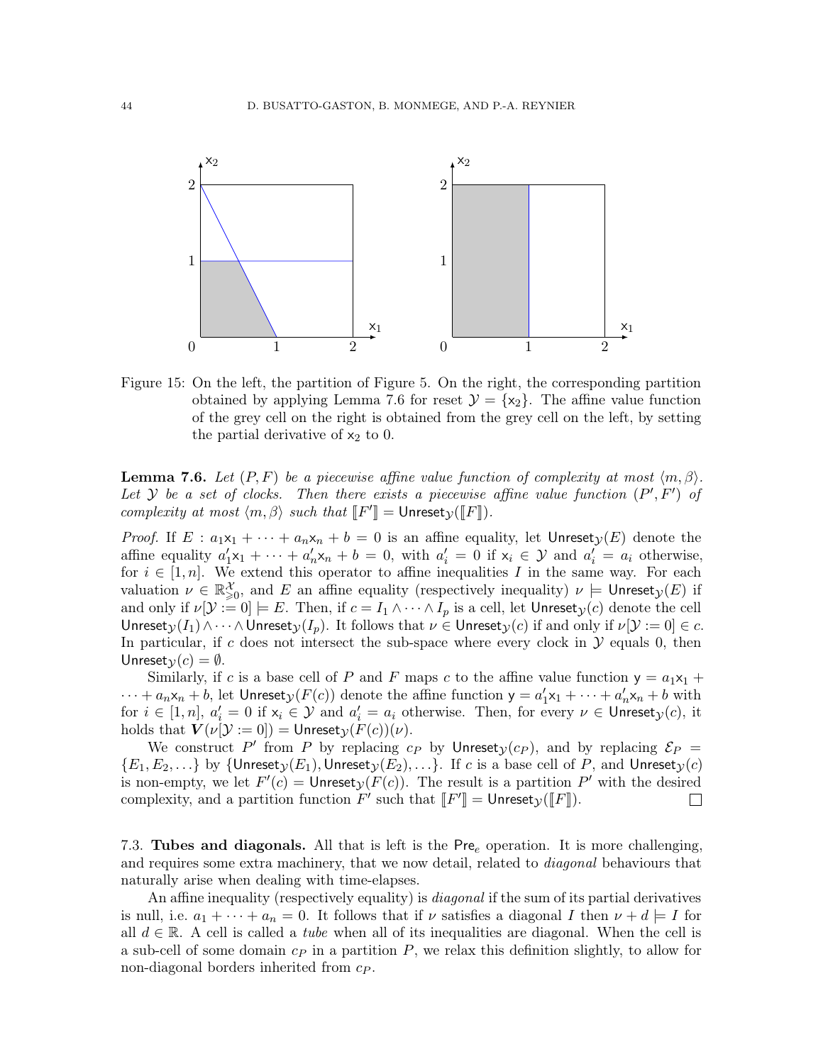Figure 15: On the left, the partition of Figure 5. On the right, the corresponding partition obtained by applying Lemma 7.6 for reset $\mathcal{Y} = \{\mathsf{x}_2\}$. The affine value function of the grey cell on the right is obtained from the grey cell on the left, by setting the partial derivative of $\mathsf{x}_2$ to 0.

**Lemma 7.6.** *Let $(P, F)$ be a piecewise affine value function of complexity at most $\langle m, \beta\rangle$. Let $\mathcal{Y}$ be a set of clocks. Then there exists a piecewise affine value function $(P', F')$ of complexity at most $\langle m, \beta\rangle$ such that $[\![F']\!] = \mathsf{Unreset}_{\mathcal{Y}}([\![F]\!])$.*

*Proof.* If $E : a_1\mathsf{x}_1 + \cdots + a_n\mathsf{x}_n + b = 0$ is an affine equality, let $\mathsf{Unreset}_{\mathcal{Y}}(E)$ denote the affine equality $a'_1\mathsf{x}_1 + \cdots + a'_n\mathsf{x}_n + b = 0$, with $a'_i = 0$ if $\mathsf{x}_i \in \mathcal{Y}$ and $a'_i = a_i$ otherwise, for $i \in [1, n]$. We extend this operator to affine inequalities $I$ in the same way. For each valuation $\nu \in \mathbb{R}^{\mathcal{X}}_{\geqslant 0}$, and $E$ an affine equality (respectively inequality) $\nu \models \mathsf{Unreset}_{\mathcal{Y}}(E)$ if and only if $\nu[\mathcal{Y} := 0] \models E$. Then, if $c = I_1 \wedge \cdots \wedge I_p$ is a cell, let $\mathsf{Unreset}_{\mathcal{Y}}(c)$ denote the cell $\mathsf{Unreset}_{\mathcal{Y}}(I_1) \wedge \cdots \wedge \mathsf{Unreset}_{\mathcal{Y}}(I_p)$. It follows that $\nu \in \mathsf{Unreset}_{\mathcal{Y}}(c)$ if and only if $\nu[\mathcal{Y} := 0] \in c$. In particular, if $c$ does not intersect the sub-space where every clock in $\mathcal{Y}$ equals 0, then $\mathsf{Unreset}_{\mathcal{Y}}(c) = \emptyset$.

Similarly, if $c$ is a base cell of $P$ and $F$ maps $c$ to the affine value function $\mathsf{y} = a_1\mathsf{x}_1 + \cdots + a_n\mathsf{x}_n + b$, let $\mathsf{Unreset}_{\mathcal{Y}}(F(c))$ denote the affine function $\mathsf{y} = a'_1\mathsf{x}_1 + \cdots + a'_n\mathsf{x}_n + b$ with for $i \in [1, n]$, $a'_i = 0$ if $\mathsf{x}_i \in \mathcal{Y}$ and $a'_i = a_i$ otherwise. Then, for every $\nu \in \mathsf{Unreset}_{\mathcal{Y}}(c)$, it holds that $\boldsymbol{V}(\nu[\mathcal{Y} := 0]) = \mathsf{Unreset}_{\mathcal{Y}}(F(c))(\nu)$.

We construct $P'$ from $P$ by replacing $c_P$ by $\mathsf{Unreset}_{\mathcal{Y}}(c_P)$, and by replacing $\mathcal{E}_P = \{E_1, E_2, \ldots\}$ by $\{\mathsf{Unreset}_{\mathcal{Y}}(E_1), \mathsf{Unreset}_{\mathcal{Y}}(E_2), \ldots\}$. If $c$ is a base cell of $P$, and $\mathsf{Unreset}_{\mathcal{Y}}(c)$ is non-empty, we let $F'(c) = \mathsf{Unreset}_{\mathcal{Y}}(F(c))$. The result is a partition $P'$ with the desired complexity, and a partition function $F'$ such that $[\![F']\!] = \mathsf{Unreset}_{\mathcal{Y}}([\![F]\!])$. ☐

7.3. **Tubes and diagonals.** All that is left is the $\mathsf{Pre}_e$ operation. It is more challenging, and requires some extra machinery, that we now detail, related to *diagonal* behaviours that naturally arise when dealing with time-elapses.

An affine inequality (respectively equality) is *diagonal* if the sum of its partial derivatives is null, i.e. $a_1 + \cdots + a_n = 0$. It follows that if $\nu$ satisfies a diagonal $I$ then $\nu + d \models I$ for all $d \in \mathbb{R}$. A cell is called a *tube* when all of its inequalities are diagonal. When the cell is a sub-cell of some domain $c_P$ in a partition $P$, we relax this definition slightly, to allow for non-diagonal borders inherited from $c_P$.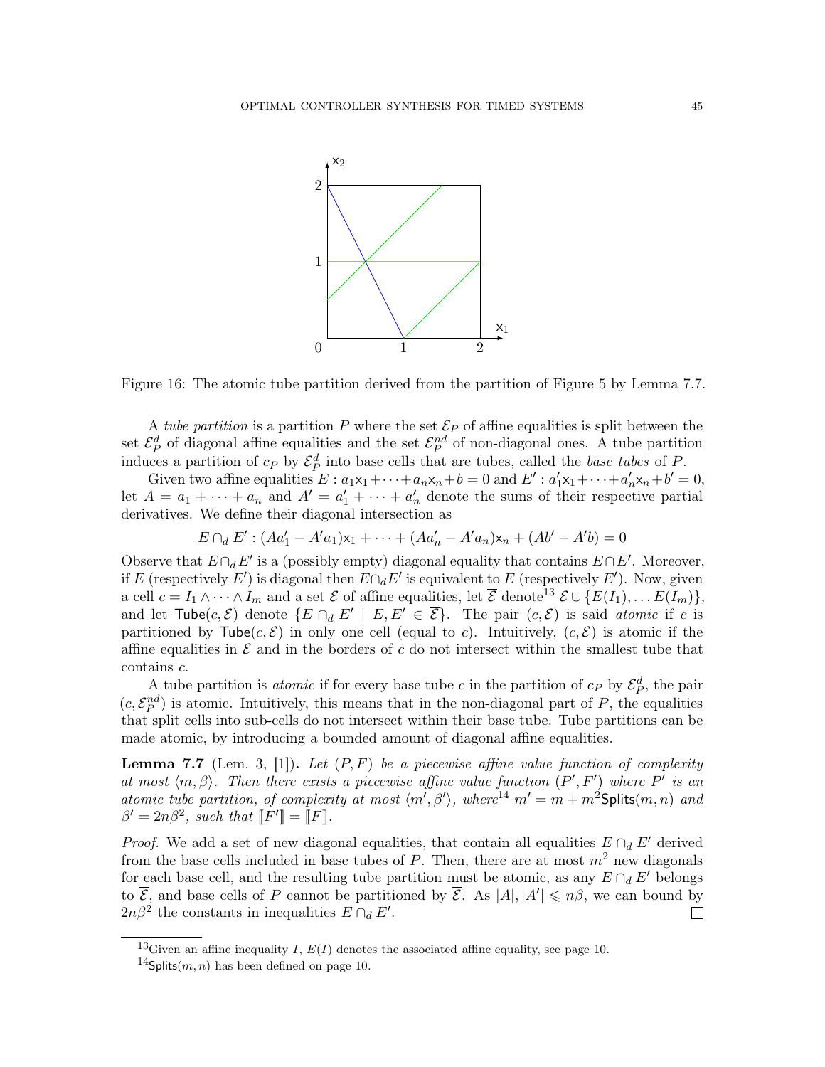Figure 16: The atomic tube partition derived from the partition of Figure 5 by Lemma 7.7.

A *tube partition* is a partition $P$ where the set $\mathcal{E}_P$ of affine equalities is split between the set $\mathcal{E}_P^d$ of diagonal affine equalities and the set $\mathcal{E}_P^{nd}$ of non-diagonal ones. A tube partition induces a partition of $c_P$ by $\mathcal{E}_P^d$ into base cells that are tubes, called the *base tubes* of $P$.

Given two affine equalities $E : a_1\mathsf{x}_1+\cdots+a_n\mathsf{x}_n+b=0$ and $E' : a'_1\mathsf{x}_1+\cdots+a'_n\mathsf{x}_n+b'=0$, let $A = a_1 + \cdots + a_n$ and $A' = a'_1 + \cdots + a'_n$ denote the sums of their respective partial derivatives. We define their diagonal intersection as

$$E \cap_d E' : (Aa'_1 - A'a_1)\mathsf{x}_1 + \cdots + (Aa'_n - A'a_n)\mathsf{x}_n + (Ab' - A'b) = 0$$

Observe that $E \cap_d E'$ is a (possibly empty) diagonal equality that contains $E \cap E'$. Moreover, if $E$ (respectively $E'$) is diagonal then $E \cap_d E'$ is equivalent to $E$ (respectively $E'$). Now, given a cell $c = I_1 \wedge \cdots \wedge I_m$ and a set $\mathcal{E}$ of affine equalities, let $\overline{\mathcal{E}}$ denote[13] $\mathcal{E} \cup \{E(I_1), \ldots E(I_m)\}$, and let $\mathsf{Tube}(c, \mathcal{E})$ denote $\{E \cap_d E' \mid E, E' \in \overline{\mathcal{E}}\}$. The pair $(c, \mathcal{E})$ is said *atomic* if $c$ is partitioned by $\mathsf{Tube}(c, \mathcal{E})$ in only one cell (equal to $c$). Intuitively, $(c, \mathcal{E})$ is atomic if the affine equalities in $\mathcal{E}$ and in the borders of $c$ do not intersect within the smallest tube that contains $c$.

A tube partition is *atomic* if for every base tube $c$ in the partition of $c_P$ by $\mathcal{E}_P^d$, the pair $(c, \mathcal{E}_P^{nd})$ is atomic. Intuitively, this means that in the non-diagonal part of $P$, the equalities that split cells into sub-cells do not intersect within their base tube. Tube partitions can be made atomic, by introducing a bounded amount of diagonal affine equalities.

**Lemma 7.7** (Lem. 3, [1])**.** *Let $(P, F)$ be a piecewise affine value function of complexity at most $\langle m, \beta \rangle$. Then there exists a piecewise affine value function $(P', F')$ where $P'$ is an atomic tube partition, of complexity at most $\langle m', \beta' \rangle$, where*[14] *$m' = m + m^2\mathsf{Splits}(m, n)$ and $\beta' = 2n\beta^2$, such that $[\![F']\!] = [\![F]\!]$.*

*Proof.* We add a set of new diagonal equalities, that contain all equalities $E \cap_d E'$ derived from the base cells included in base tubes of $P$. Then, there are at most $m^2$ new diagonals for each base cell, and the resulting tube partition must be atomic, as any $E \cap_d E'$ belongs to $\overline{\mathcal{E}}$, and base cells of $P$ cannot be partitioned by $\overline{\mathcal{E}}$. As $|A|, |A'| \leqslant n\beta$, we can bound by $2n\beta^2$ the constants in inequalities $E \cap_d E'$. □

---

[13] Given an affine inequality $I$, $E(I)$ denotes the associated affine equality, see page 10.

[14] $\mathsf{Splits}(m, n)$ has been defined on page 10.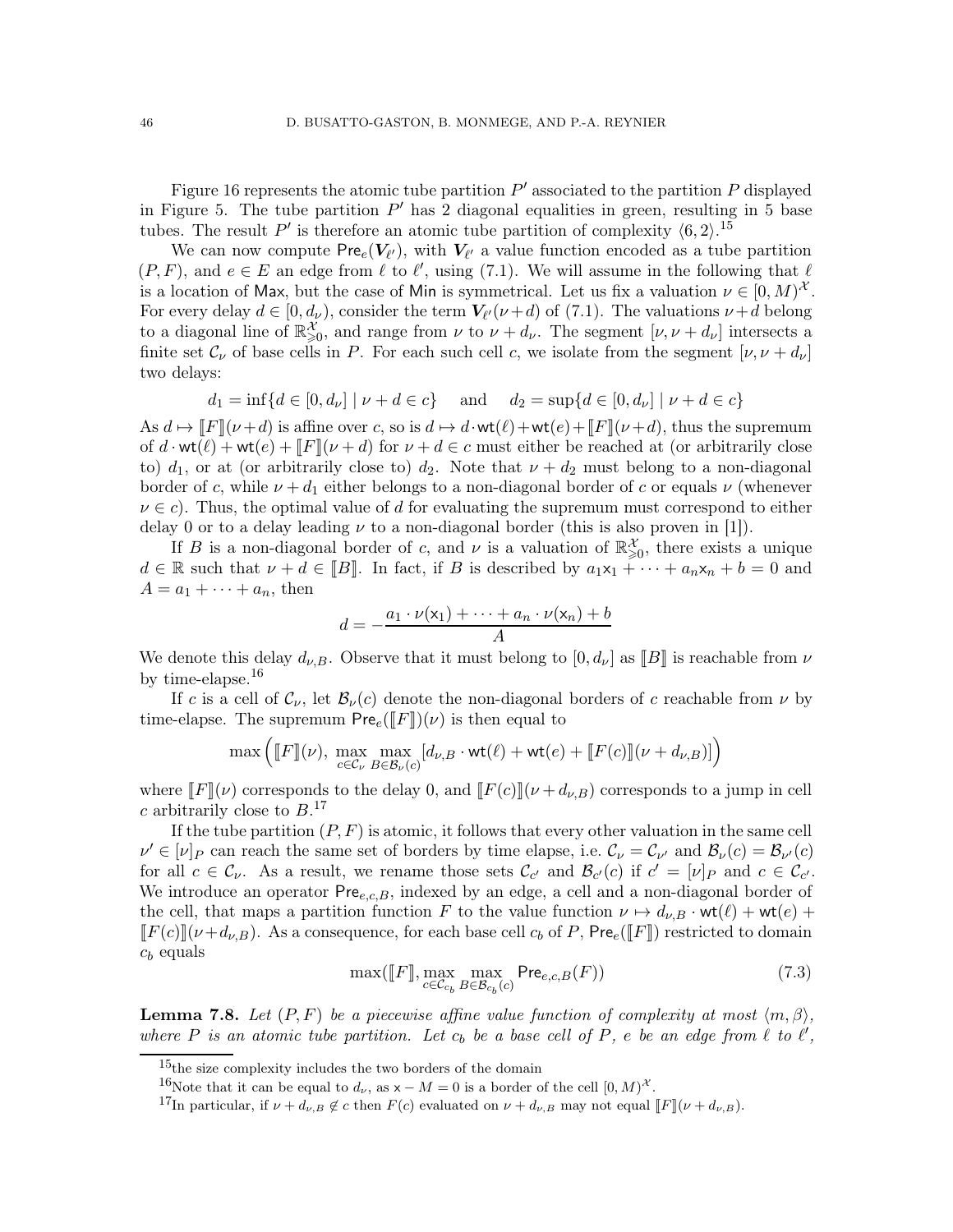Figure 16 represents the atomic tube partition $P'$ associated to the partition $P$ displayed in Figure 5. The tube partition $P'$ has 2 diagonal equalities in green, resulting in 5 base tubes. The result $P'$ is therefore an atomic tube partition of complexity $\langle 6, 2\rangle$.[15]

We can now compute $\mathsf{Pre}_e(\boldsymbol{V}_{\ell'})$, with $\boldsymbol{V}_{\ell'}$ a value function encoded as a tube partition $(P, F)$, and $e \in E$ an edge from $\ell$ to $\ell'$, using (7.1). We will assume in the following that $\ell$ is a location of $\mathsf{Max}$, but the case of $\mathsf{Min}$ is symmetrical. Let us fix a valuation $\nu \in [0, M)^{\mathcal{X}}$. For every delay $d \in [0, d_\nu)$, consider the term $\boldsymbol{V}_{\ell'}(\nu + d)$ of (7.1). The valuations $\nu + d$ belong to a diagonal line of $\mathbb{R}^{\mathcal{X}}_{\geqslant 0}$, and range from $\nu$ to $\nu + d_\nu$. The segment $[\nu, \nu + d_\nu]$ intersects a finite set $\mathcal{C}_\nu$ of base cells in $P$. For each such cell $c$, we isolate from the segment $[\nu, \nu + d_\nu]$ two delays:

$$d_1 = \inf\{d \in [0, d_\nu] \mid \nu + d \in c\} \quad \text{ and } \quad d_2 = \sup\{d \in [0, d_\nu] \mid \nu + d \in c\}$$

As $d \mapsto [\![F]\!](\nu + d)$ is affine over $c$, so is $d \mapsto d \cdot \mathsf{wt}(\ell) + \mathsf{wt}(e) + [\![F]\!](\nu + d)$, thus the supremum of $d \cdot \mathsf{wt}(\ell) + \mathsf{wt}(e) + [\![F]\!](\nu + d)$ for $\nu + d \in c$ must either be reached at (or arbitrarily close to) $d_1$, or at (or arbitrarily close to) $d_2$. Note that $\nu + d_2$ must belong to a non-diagonal border of $c$, while $\nu + d_1$ either belongs to a non-diagonal border of $c$ or equals $\nu$ (whenever $\nu \in c$). Thus, the optimal value of $d$ for evaluating the supremum must correspond to either delay 0 or to a delay leading $\nu$ to a non-diagonal border (this is also proven in [1]).

If $B$ is a non-diagonal border of $c$, and $\nu$ is a valuation of $\mathbb{R}^{\mathcal{X}}_{\geqslant 0}$, there exists a unique $d \in \mathbb{R}$ such that $\nu + d \in [\![B]\!]$. In fact, if $B$ is described by $a_1\mathsf{x}_1 + \cdots + a_n\mathsf{x}_n + b = 0$ and $A = a_1 + \cdots + a_n$, then

$$d = -\frac{a_1 \cdot \nu(\mathsf{x}_1) + \cdots + a_n \cdot \nu(\mathsf{x}_n) + b}{A}$$

We denote this delay $d_{\nu,B}$. Observe that it must belong to $[0, d_\nu]$ as $[\![B]\!]$ is reachable from $\nu$ by time-elapse.[16]

If $c$ is a cell of $\mathcal{C}_\nu$, let $\mathcal{B}_\nu(c)$ denote the non-diagonal borders of $c$ reachable from $\nu$ by time-elapse. The supremum $\mathsf{Pre}_e([\![F]\!])(\nu)$ is then equal to

$$\max\Big([\![F]\!](\nu),\ \max_{c \in \mathcal{C}_\nu} \max_{B \in \mathcal{B}_\nu(c)} [d_{\nu,B} \cdot \mathsf{wt}(\ell) + \mathsf{wt}(e) + [\![F(c)]\!](\nu + d_{\nu,B})]\Big)$$

where $[\![F]\!](\nu)$ corresponds to the delay 0, and $[\![F(c)]\!](\nu + d_{\nu,B})$ corresponds to a jump in cell $c$ arbitrarily close to $B$.[17]

If the tube partition $(P, F)$ is atomic, it follows that every other valuation in the same cell $\nu' \in [\nu]_P$ can reach the same set of borders by time elapse, i.e. $\mathcal{C}_\nu = \mathcal{C}_{\nu'}$ and $\mathcal{B}_\nu(c) = \mathcal{B}_{\nu'}(c)$ for all $c \in \mathcal{C}_\nu$. As a result, we rename those sets $\mathcal{C}_{c'}$ and $\mathcal{B}_{c'}(c)$ if $c' = [\nu]_P$ and $c \in \mathcal{C}_{c'}$. We introduce an operator $\mathsf{Pre}_{e,c,B}$, indexed by an edge, a cell and a non-diagonal border of the cell, that maps a partition function $F$ to the value function $\nu \mapsto d_{\nu,B} \cdot \mathsf{wt}(\ell) + \mathsf{wt}(e) + [\![F(c)]\!](\nu + d_{\nu,B})$. As a consequence, for each base cell $c_b$ of $P$, $\mathsf{Pre}_e([\![F]\!])$ restricted to domain $c_b$ equals

$$\max([\![F]\!], \max_{c \in \mathcal{C}_{c_b}} \max_{B \in \mathcal{B}_{c_b}(c)} \mathsf{Pre}_{e,c,B}(F)) \tag{7.3}$$

**Lemma 7.8.** *Let $(P, F)$ be a piecewise affine value function of complexity at most $\langle m, \beta\rangle$, where $P$ is an atomic tube partition. Let $c_b$ be a base cell of $P$, $e$ be an edge from $\ell$ to $\ell'$,*

---

[15] the size complexity includes the two borders of the domain

[16] Note that it can be equal to $d_\nu$, as $\mathsf{x} - M = 0$ is a border of the cell $[0, M)^{\mathcal{X}}$.

[17] In particular, if $\nu + d_{\nu,B} \notin c$ then $F(c)$ evaluated on $\nu + d_{\nu,B}$ may not equal $[\![F]\!](\nu + d_{\nu,B})$.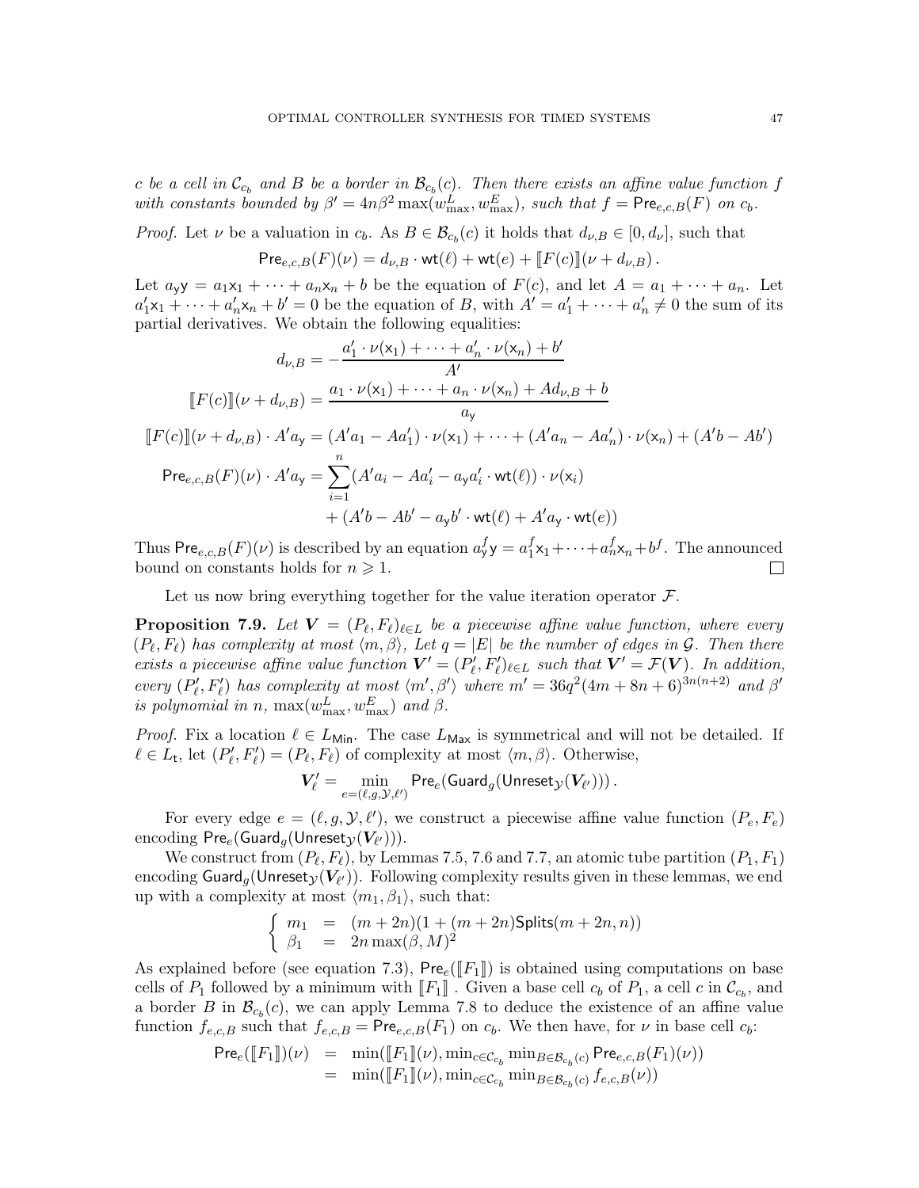*$c$ be a cell in $\mathcal{C}_{c_b}$ and $B$ be a border in $\mathcal{B}_{c_b}(c)$. Then there exists an affine value function $f$ with constants bounded by $\beta' = 4n\beta^2 \max(w^L_{\max}, w^E_{\max})$, such that $f = \mathsf{Pre}_{e,c,B}(F)$ on $c_b$.*

*Proof.* Let $\nu$ be a valuation in $c_b$. As $B \in \mathcal{B}_{c_b}(c)$ it holds that $d_{\nu,B} \in [0, d_\nu]$, such that

$$\mathsf{Pre}_{e,c,B}(F)(\nu) = d_{\nu,B} \cdot \mathsf{wt}(\ell) + \mathsf{wt}(e) + [\![F(c)]\!](\nu + d_{\nu,B})\,.$$

Let $a_{\mathsf{y}}\mathsf{y} = a_1\mathsf{x}_1 + \cdots + a_n\mathsf{x}_n + b$ be the equation of $F(c)$, and let $A = a_1 + \cdots + a_n$. Let $a'_1\mathsf{x}_1 + \cdots + a'_n\mathsf{x}_n + b' = 0$ be the equation of $B$, with $A' = a'_1 + \cdots + a'_n \neq 0$ the sum of its partial derivatives. We obtain the following equalities:

$$
\begin{aligned}
d_{\nu,B} &= -\frac{a'_1 \cdot \nu(\mathsf{x}_1) + \cdots + a'_n \cdot \nu(\mathsf{x}_n) + b'}{A'} \\
[\![F(c)]\!](\nu + d_{\nu,B}) &= \frac{a_1 \cdot \nu(\mathsf{x}_1) + \cdots + a_n \cdot \nu(\mathsf{x}_n) + A d_{\nu,B} + b}{a_{\mathsf{y}}} \\
[\![F(c)]\!](\nu + d_{\nu,B}) \cdot A' a_{\mathsf{y}} &= (A'a_1 - Aa'_1) \cdot \nu(\mathsf{x}_1) + \cdots + (A'a_n - Aa'_n) \cdot \nu(\mathsf{x}_n) + (A'b - Ab') \\
\mathsf{Pre}_{e,c,B}(F)(\nu) \cdot A' a_{\mathsf{y}} &= \sum_{i=1}^{n} (A'a_i - Aa'_i - a_{\mathsf{y}} a'_i \cdot \mathsf{wt}(\ell)) \cdot \nu(\mathsf{x}_i) \\
&\quad + (A'b - Ab' - a_{\mathsf{y}} b' \cdot \mathsf{wt}(\ell) + A' a_{\mathsf{y}} \cdot \mathsf{wt}(e))
\end{aligned}
$$

Thus $\mathsf{Pre}_{e,c,B}(F)(\nu)$ is described by an equation $a^f_{\mathsf{y}}\mathsf{y} = a^f_1\mathsf{x}_1 + \cdots + a^f_n\mathsf{x}_n + b^f$. The announced bound on constants holds for $n \geqslant 1$. $\square$

Let us now bring everything together for the value iteration operator $\mathcal{F}$.

**Proposition 7.9.** *Let $\boldsymbol{V} = (P_\ell, F_\ell)_{\ell \in L}$ be a piecewise affine value function, where every $(P_\ell, F_\ell)$ has complexity at most $\langle m, \beta \rangle$, Let $q = |E|$ be the number of edges in $\mathcal{G}$. Then there exists a piecewise affine value function $\boldsymbol{V}' = (P'_\ell, F'_\ell)_{\ell \in L}$ such that $\boldsymbol{V}' = \mathcal{F}(\boldsymbol{V})$. In addition, every $(P'_\ell, F'_\ell)$ has complexity at most $\langle m', \beta' \rangle$ where $m' = 36q^2(4m + 8n + 6)^{3n(n+2)}$ and $\beta'$ is polynomial in $n$, $\max(w^L_{\max}, w^E_{\max})$ and $\beta$.*

*Proof.* Fix a location $\ell \in L_{\mathsf{Min}}$. The case $L_{\mathsf{Max}}$ is symmetrical and will not be detailed. If $\ell \in L_{\mathsf{t}}$, let $(P'_\ell, F'_\ell) = (P_\ell, F_\ell)$ of complexity at most $\langle m, \beta \rangle$. Otherwise,

$$\boldsymbol{V}'_\ell = \min_{e=(\ell,g,\mathcal{Y},\ell')} \mathsf{Pre}_e(\mathsf{Guard}_g(\mathsf{Unreset}_{\mathcal{Y}}(\boldsymbol{V}_{\ell'})))\,.$$

For every edge $e = (\ell, g, \mathcal{Y}, \ell')$, we construct a piecewise affine value function $(P_e, F_e)$ encoding $\mathsf{Pre}_e(\mathsf{Guard}_g(\mathsf{Unreset}_{\mathcal{Y}}(\boldsymbol{V}_{\ell'})))$.

We construct from $(P_\ell, F_\ell)$, by Lemmas 7.5, 7.6 and 7.7, an atomic tube partition $(P_1, F_1)$ encoding $\mathsf{Guard}_g(\mathsf{Unreset}_{\mathcal{Y}}(\boldsymbol{V}_{\ell'}))$. Following complexity results given in these lemmas, we end up with a complexity at most $\langle m_1, \beta_1 \rangle$, such that:

$$
\begin{cases}
m_1 &= (m + 2n)(1 + (m + 2n)\mathsf{Splits}(m + 2n, n)) \\
\beta_1 &= 2n \max(\beta, M)^2
\end{cases}
$$

As explained before (see equation 7.3), $\mathsf{Pre}_e([\![F_1]\!])$ is obtained using computations on base cells of $P_1$ followed by a minimum with $[\![F_1]\!]$ . Given a base cell $c_b$ of $P_1$, a cell $c$ in $\mathcal{C}_{c_b}$, and a border $B$ in $\mathcal{B}_{c_b}(c)$, we can apply Lemma 7.8 to deduce the existence of an affine value function $f_{e,c,B}$ such that $f_{e,c,B} = \mathsf{Pre}_{e,c,B}(F_1)$ on $c_b$. We then have, for $\nu$ in base cell $c_b$:

$$
\begin{aligned}
\mathsf{Pre}_e([\![F_1]\!])(\nu) &= \min([\![F_1]\!](\nu), \min_{c \in \mathcal{C}_{c_b}} \min_{B \in \mathcal{B}_{c_b}(c)} \mathsf{Pre}_{e,c,B}(F_1)(\nu)) \\
&= \min([\![F_1]\!](\nu), \min_{c \in \mathcal{C}_{c_b}} \min_{B \in \mathcal{B}_{c_b}(c)} f_{e,c,B}(\nu))
\end{aligned}
$$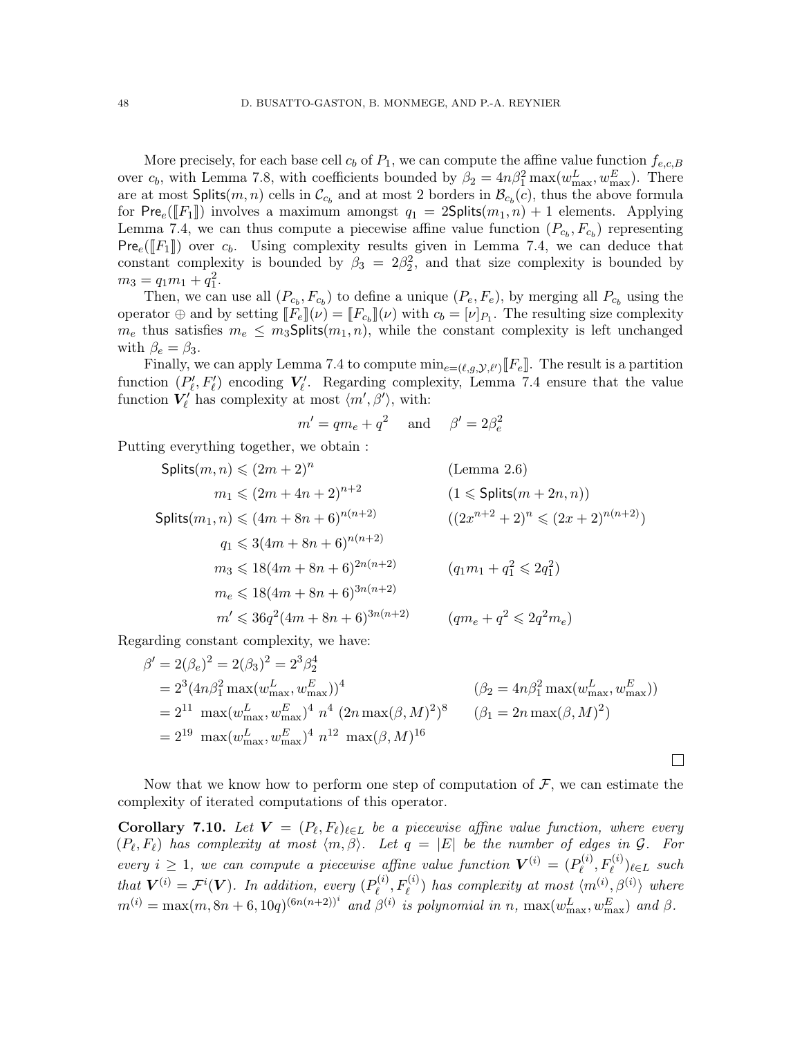More precisely, for each base cell $c_b$ of $P_1$, we can compute the affine value function $f_{e,c,B}$ over $c_b$, with Lemma 7.8, with coefficients bounded by $\beta_2 = 4n\beta_1^2 \max(w^L_{\max}, w^E_{\max})$. There are at most $\mathsf{Splits}(m,n)$ cells in $\mathcal{C}_{c_b}$ and at most 2 borders in $\mathcal{B}_{c_b}(c)$, thus the above formula for $\mathsf{Pre}_e([\![F_1]\!])$ involves a maximum amongst $q_1 = 2\mathsf{Splits}(m_1, n) + 1$ elements. Applying Lemma 7.4, we can thus compute a piecewise affine value function $(P_{c_b}, F_{c_b})$ representing $\mathsf{Pre}_e([\![F_1]\!])$ over $c_b$. Using complexity results given in Lemma 7.4, we can deduce that constant complexity is bounded by $\beta_3 = 2\beta_2^2$, and that size complexity is bounded by $m_3 = q_1 m_1 + q_1^2$.

Then, we can use all $(P_{c_b}, F_{c_b})$ to define a unique $(P_e, F_e)$, by merging all $P_{c_b}$ using the operator $\oplus$ and by setting $[\![F_e]\!](\nu) = [\![F_{c_b}]\!](\nu)$ with $c_b = [\nu]_{P_1}$. The resulting size complexity $m_e$ thus satisfies $m_e \leq m_3 \mathsf{Splits}(m_1, n)$, while the constant complexity is left unchanged with $\beta_e = \beta_3$.

Finally, we can apply Lemma 7.4 to compute $\min_{e=(\ell,g,\mathcal{Y},\ell')} [\![F_e]\!]$. The result is a partition function $(P'_\ell, F'_\ell)$ encoding $\boldsymbol{V}'_\ell$. Regarding complexity, Lemma 7.4 ensure that the value function $\boldsymbol{V}'_\ell$ has complexity at most $\langle m', \beta' \rangle$, with:

$$m' = q m_e + q^2 \quad \text{and} \quad \beta' = 2\beta_e^2$$

Putting everything together, we obtain :

$$\begin{aligned}
\mathsf{Splits}(m,n) &\leqslant (2m+2)^n && \text{(Lemma 2.6)}\\
m_1 &\leqslant (2m+4n+2)^{n+2} && (1 \leqslant \mathsf{Splits}(m+2n, n))\\
\mathsf{Splits}(m_1,n) &\leqslant (4m+8n+6)^{n(n+2)} && ((2x^{n+2}+2)^n \leqslant (2x+2)^{n(n+2)})\\
q_1 &\leqslant 3(4m+8n+6)^{n(n+2)} &&\\
m_3 &\leqslant 18(4m+8n+6)^{2n(n+2)} && (q_1 m_1 + q_1^2 \leqslant 2q_1^2)\\
m_e &\leqslant 18(4m+8n+6)^{3n(n+2)} &&\\
m' &\leqslant 36q^2(4m+8n+6)^{3n(n+2)} && (q m_e + q^2 \leqslant 2q^2 m_e)
\end{aligned}$$

Regarding constant complexity, we have:

$$\begin{aligned}
\beta' &= 2(\beta_e)^2 = 2(\beta_3)^2 = 2^3\beta_2^4\\
&= 2^3(4n\beta_1^2 \max(w^L_{\max}, w^E_{\max}))^4 && (\beta_2 = 4n\beta_1^2 \max(w^L_{\max}, w^E_{\max}))\\
&= 2^{11}\ \max(w^L_{\max}, w^E_{\max})^4\ n^4\ (2n\max(\beta, M)^2)^8 && (\beta_1 = 2n\max(\beta, M)^2)\\
&= 2^{19}\ \max(w^L_{\max}, w^E_{\max})^4\ n^{12}\ \max(\beta, M)^{16}
\end{aligned}$$

□

Now that we know how to perform one step of computation of $\mathcal{F}$, we can estimate the complexity of iterated computations of this operator.

**Corollary 7.10.** *Let $\boldsymbol{V} = (P_\ell, F_\ell)_{\ell \in L}$ be a piecewise affine value function, where every $(P_\ell, F_\ell)$ has complexity at most $\langle m, \beta \rangle$. Let $q = |E|$ be the number of edges in $\mathcal{G}$. For every $i \geq 1$, we can compute a piecewise affine value function $\boldsymbol{V}^{(i)} = (P_\ell^{(i)}, F_\ell^{(i)})_{\ell \in L}$ such that $\boldsymbol{V}^{(i)} = \mathcal{F}^i(\boldsymbol{V})$. In addition, every $(P_\ell^{(i)}, F_\ell^{(i)})$ has complexity at most $\langle m^{(i)}, \beta^{(i)} \rangle$ where $m^{(i)} = \max(m, 8n+6, 10q)^{(6n(n+2))^i}$ and $\beta^{(i)}$ is polynomial in $n$, $\max(w^L_{\max}, w^E_{\max})$ and $\beta$.*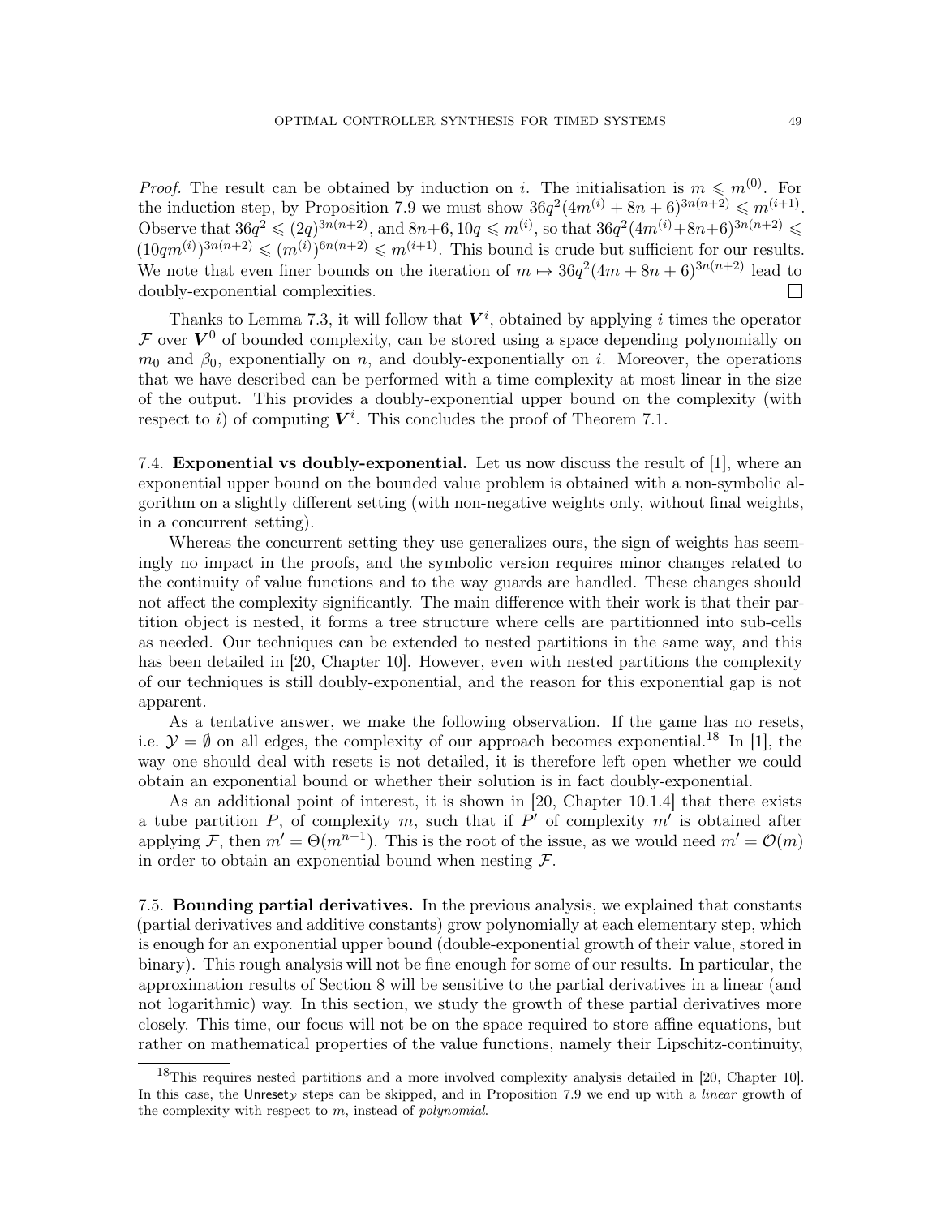*Proof.* The result can be obtained by induction on $i$. The initialisation is $m \leqslant m^{(0)}$. For the induction step, by Proposition 7.9 we must show $36q^2(4m^{(i)} + 8n + 6)^{3n(n+2)} \leqslant m^{(i+1)}$. Observe that $36q^2 \leqslant (2q)^{3n(n+2)}$, and $8n+6, 10q \leqslant m^{(i)}$, so that $36q^2(4m^{(i)}+8n+6)^{3n(n+2)} \leqslant (10qm^{(i)})^{3n(n+2)} \leqslant (m^{(i)})^{6n(n+2)} \leqslant m^{(i+1)}$. This bound is crude but sufficient for our results. We note that even finer bounds on the iteration of $m \mapsto 36q^2(4m + 8n + 6)^{3n(n+2)}$ lead to doubly-exponential complexities. $\square$

Thanks to Lemma 7.3, it will follow that $\boldsymbol{V}^i$, obtained by applying $i$ times the operator $\mathcal{F}$ over $\boldsymbol{V}^0$ of bounded complexity, can be stored using a space depending polynomially on $m_0$ and $\beta_0$, exponentially on $n$, and doubly-exponentially on $i$. Moreover, the operations that we have described can be performed with a time complexity at most linear in the size of the output. This provides a doubly-exponential upper bound on the complexity (with respect to $i$) of computing $\boldsymbol{V}^i$. This concludes the proof of Theorem 7.1.

### 7.4. Exponential vs doubly-exponential.

Let us now discuss the result of [1], where an exponential upper bound on the bounded value problem is obtained with a non-symbolic algorithm on a slightly different setting (with non-negative weights only, without final weights, in a concurrent setting).

Whereas the concurrent setting they use generalizes ours, the sign of weights has seemingly no impact in the proofs, and the symbolic version requires minor changes related to the continuity of value functions and to the way guards are handled. These changes should not affect the complexity significantly. The main difference with their work is that their partition object is nested, it forms a tree structure where cells are partitionned into sub-cells as needed. Our techniques can be extended to nested partitions in the same way, and this has been detailed in [20, Chapter 10]. However, even with nested partitions the complexity of our techniques is still doubly-exponential, and the reason for this exponential gap is not apparent.

As a tentative answer, we make the following observation. If the game has no resets, i.e. $\mathcal{Y} = \emptyset$ on all edges, the complexity of our approach becomes exponential.[18] In [1], the way one should deal with resets is not detailed, it is therefore left open whether we could obtain an exponential bound or whether their solution is in fact doubly-exponential.

As an additional point of interest, it is shown in [20, Chapter 10.1.4] that there exists a tube partition $P$, of complexity $m$, such that if $P'$ of complexity $m'$ is obtained after applying $\mathcal{F}$, then $m' = \Theta(m^{n-1})$. This is the root of the issue, as we would need $m' = \mathcal{O}(m)$ in order to obtain an exponential bound when nesting $\mathcal{F}$.

### 7.5. Bounding partial derivatives.

In the previous analysis, we explained that constants (partial derivatives and additive constants) grow polynomially at each elementary step, which is enough for an exponential upper bound (double-exponential growth of their value, stored in binary). This rough analysis will not be fine enough for some of our results. In particular, the approximation results of Section 8 will be sensitive to the partial derivatives in a linear (and not logarithmic) way. In this section, we study the growth of these partial derivatives more closely. This time, our focus will not be on the space required to store affine equations, but rather on mathematical properties of the value functions, namely their Lipschitz-continuity,

[18] This requires nested partitions and a more involved complexity analysis detailed in [20, Chapter 10]. In this case, the $\mathsf{Unreset}_{\mathcal{Y}}$ steps can be skipped, and in Proposition 7.9 we end up with a *linear* growth of the complexity with respect to $m$, instead of *polynomial*.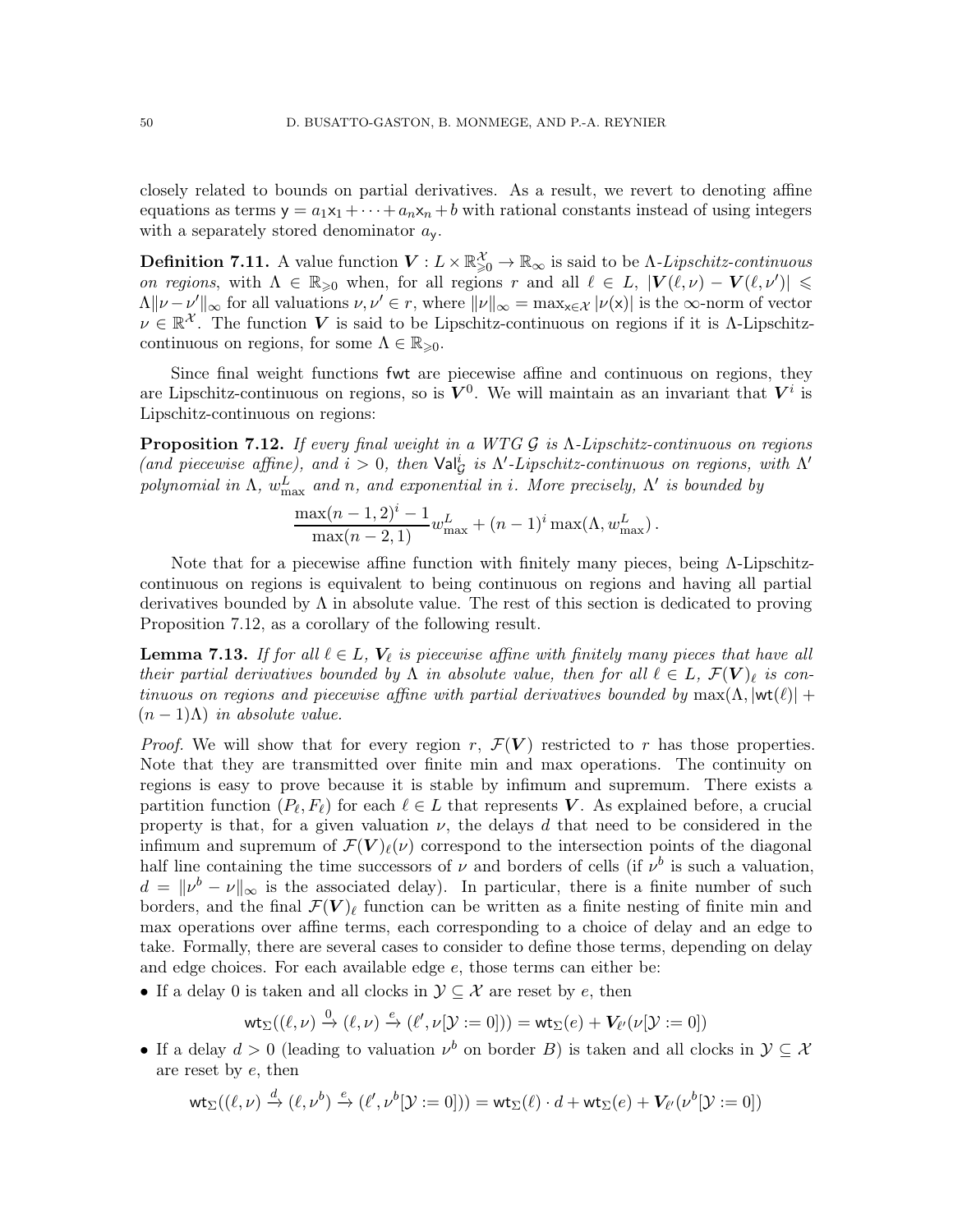closely related to bounds on partial derivatives. As a result, we revert to denoting affine equations as terms $\mathsf{y} = a_1\mathsf{x}_1 + \cdots + a_n\mathsf{x}_n + b$ with rational constants instead of using integers with a separately stored denominator $a_\mathsf{y}$.

**Definition 7.11.** A value function $\boldsymbol{V} : L \times \mathbb{R}_{\geqslant 0}^{\mathcal{X}} \to \mathbb{R}_\infty$ is said to be $\Lambda$-*Lipschitz-continuous on regions*, with $\Lambda \in \mathbb{R}_{\geqslant 0}$ when, for all regions $r$ and all $\ell \in L$, $|\boldsymbol{V}(\ell, \nu) - \boldsymbol{V}(\ell, \nu')| \leqslant \Lambda\|\nu - \nu'\|_\infty$ for all valuations $\nu, \nu' \in r$, where $\|\nu\|_\infty = \max_{\mathsf{x} \in \mathcal{X}} |\nu(\mathsf{x})|$ is the $\infty$-norm of vector $\nu \in \mathbb{R}^{\mathcal{X}}$. The function $\boldsymbol{V}$ is said to be Lipschitz-continuous on regions if it is $\Lambda$-Lipschitz-continuous on regions, for some $\Lambda \in \mathbb{R}_{\geqslant 0}$.

Since final weight functions $\mathsf{fwt}$ are piecewise affine and continuous on regions, they are Lipschitz-continuous on regions, so is $\boldsymbol{V}^0$. We will maintain as an invariant that $\boldsymbol{V}^i$ is Lipschitz-continuous on regions:

**Proposition 7.12.** *If every final weight in a WTG $\mathcal{G}$ is $\Lambda$-Lipschitz-continuous on regions (and piecewise affine), and $i > 0$, then $\mathsf{Val}^i_{\mathcal{G}}$ is $\Lambda'$-Lipschitz-continuous on regions, with $\Lambda'$ polynomial in $\Lambda$, $w^L_{\max}$ and $n$, and exponential in $i$. More precisely, $\Lambda'$ is bounded by*

$$\frac{\max(n-1, 2)^i - 1}{\max(n-2, 1)} w^L_{\max} + (n-1)^i \max(\Lambda, w^L_{\max})\,.$$

Note that for a piecewise affine function with finitely many pieces, being $\Lambda$-Lipschitz-continuous on regions is equivalent to being continuous on regions and having all partial derivatives bounded by $\Lambda$ in absolute value. The rest of this section is dedicated to proving Proposition 7.12, as a corollary of the following result.

**Lemma 7.13.** *If for all $\ell \in L$, $\boldsymbol{V}_\ell$ is piecewise affine with finitely many pieces that have all their partial derivatives bounded by $\Lambda$ in absolute value, then for all $\ell \in L$, $\mathcal{F}(\boldsymbol{V})_\ell$ is continuous on regions and piecewise affine with partial derivatives bounded by $\max(\Lambda, |\mathsf{wt}(\ell)| + (n-1)\Lambda)$ in absolute value.*

*Proof.* We will show that for every region $r$, $\mathcal{F}(\boldsymbol{V})$ restricted to $r$ has those properties. Note that they are transmitted over finite min and max operations. The continuity on regions is easy to prove because it is stable by infimum and supremum. There exists a partition function $(P_\ell, F_\ell)$ for each $\ell \in L$ that represents $\boldsymbol{V}$. As explained before, a crucial property is that, for a given valuation $\nu$, the delays $d$ that need to be considered in the infimum and supremum of $\mathcal{F}(\boldsymbol{V})_\ell(\nu)$ correspond to the intersection points of the diagonal half line containing the time successors of $\nu$ and borders of cells (if $\nu^b$ is such a valuation, $d = \|\nu^b - \nu\|_\infty$ is the associated delay). In particular, there is a finite number of such borders, and the final $\mathcal{F}(\boldsymbol{V})_\ell$ function can be written as a finite nesting of finite min and max operations over affine terms, each corresponding to a choice of delay and an edge to take. Formally, there are several cases to consider to define those terms, depending on delay and edge choices. For each available edge $e$, those terms can either be:

- If a delay 0 is taken and all clocks in $\mathcal{Y} \subseteq \mathcal{X}$ are reset by $e$, then
$$\mathsf{wt}_\Sigma((\ell, \nu) \xrightarrow{0} (\ell, \nu) \xrightarrow{e} (\ell', \nu[\mathcal{Y} := 0])) = \mathsf{wt}_\Sigma(e) + \boldsymbol{V}_{\ell'}(\nu[\mathcal{Y} := 0])$$
- If a delay $d > 0$ (leading to valuation $\nu^b$ on border $B$) is taken and all clocks in $\mathcal{Y} \subseteq \mathcal{X}$ are reset by $e$, then
$$\mathsf{wt}_\Sigma((\ell, \nu) \xrightarrow{d} (\ell, \nu^b) \xrightarrow{e} (\ell', \nu^b[\mathcal{Y} := 0])) = \mathsf{wt}_\Sigma(\ell) \cdot d + \mathsf{wt}_\Sigma(e) + \boldsymbol{V}_{\ell'}(\nu^b[\mathcal{Y} := 0])$$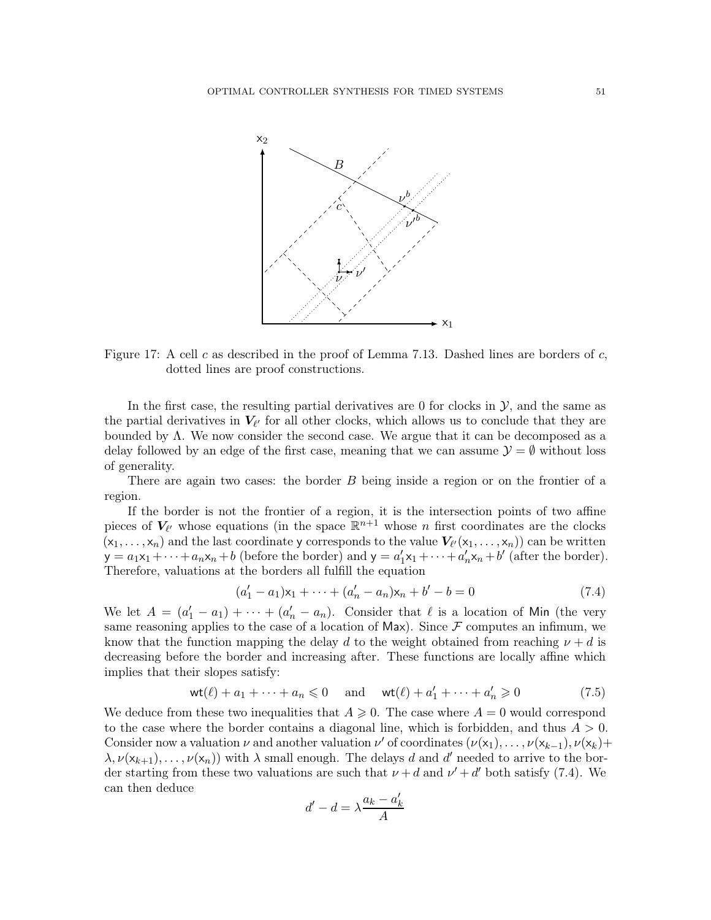Figure 17: A cell $c$ as described in the proof of Lemma 7.13. Dashed lines are borders of $c$, dotted lines are proof constructions.

In the first case, the resulting partial derivatives are 0 for clocks in $\mathcal{Y}$, and the same as the partial derivatives in $\boldsymbol{V}_{\ell'}$ for all other clocks, which allows us to conclude that they are bounded by $\Lambda$. We now consider the second case. We argue that it can be decomposed as a delay followed by an edge of the first case, meaning that we can assume $\mathcal{Y} = \emptyset$ without loss of generality.

There are again two cases: the border $B$ being inside a region or on the frontier of a region.

If the border is not the frontier of a region, it is the intersection points of two affine pieces of $\boldsymbol{V}_{\ell'}$ whose equations (in the space $\mathbb{R}^{n+1}$ whose $n$ first coordinates are the clocks $(\mathsf{x}_1, \dots, \mathsf{x}_n)$ and the last coordinate $\mathsf{y}$ corresponds to the value $\boldsymbol{V}_{\ell'}(\mathsf{x}_1, \dots, \mathsf{x}_n)$) can be written $\mathsf{y} = a_1\mathsf{x}_1 + \dots + a_n\mathsf{x}_n + b$ (before the border) and $\mathsf{y} = a'_1\mathsf{x}_1 + \dots + a'_n\mathsf{x}_n + b'$ (after the border). Therefore, valuations at the borders all fulfill the equation

$$(a'_1 - a_1)\mathsf{x}_1 + \dots + (a'_n - a_n)\mathsf{x}_n + b' - b = 0 \tag{7.4}$$

We let $A = (a'_1 - a_1) + \dots + (a'_n - a_n)$. Consider that $\ell$ is a location of $\mathsf{Min}$ (the very same reasoning applies to the case of a location of $\mathsf{Max}$). Since $\mathcal{F}$ computes an infimum, we know that the function mapping the delay $d$ to the weight obtained from reaching $\nu + d$ is decreasing before the border and increasing after. These functions are locally affine which implies that their slopes satisfy:

$$\mathsf{wt}(\ell) + a_1 + \dots + a_n \leqslant 0 \quad \text{ and } \quad \mathsf{wt}(\ell) + a'_1 + \dots + a'_n \geqslant 0 \tag{7.5}$$

We deduce from these two inequalities that $A \geqslant 0$. The case where $A = 0$ would correspond to the case where the border contains a diagonal line, which is forbidden, and thus $A > 0$. Consider now a valuation $\nu$ and another valuation $\nu'$ of coordinates $(\nu(\mathsf{x}_1), \dots, \nu(\mathsf{x}_{k-1}), \nu(\mathsf{x}_k) + \lambda, \nu(\mathsf{x}_{k+1}), \dots, \nu(\mathsf{x}_n))$ with $\lambda$ small enough. The delays $d$ and $d'$ needed to arrive to the border starting from these two valuations are such that $\nu + d$ and $\nu' + d'$ both satisfy (7.4). We can then deduce

$$d' - d = \lambda \frac{a_k - a'_k}{A}$$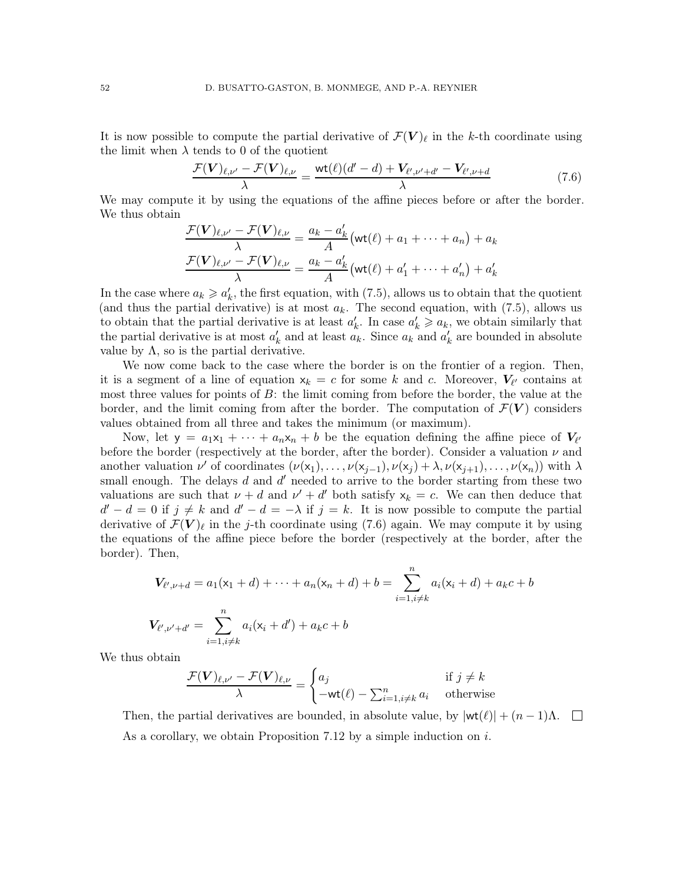It is now possible to compute the partial derivative of $\mathcal{F}(\boldsymbol{V})_\ell$ in the $k$-th coordinate using the limit when $\lambda$ tends to 0 of the quotient

$$\frac{\mathcal{F}(\boldsymbol{V})_{\ell,\nu'} - \mathcal{F}(\boldsymbol{V})_{\ell,\nu}}{\lambda} = \frac{\mathsf{wt}(\ell)(d'-d) + \boldsymbol{V}_{\ell',\nu'+d'} - \boldsymbol{V}_{\ell',\nu+d}}{\lambda} \tag{7.6}$$

We may compute it by using the equations of the affine pieces before or after the border. We thus obtain

$$\frac{\mathcal{F}(\boldsymbol{V})_{\ell,\nu'} - \mathcal{F}(\boldsymbol{V})_{\ell,\nu}}{\lambda} = \frac{a_k - a'_k}{A}\big(\mathsf{wt}(\ell) + a_1 + \cdots + a_n\big) + a_k$$

$$\frac{\mathcal{F}(\boldsymbol{V})_{\ell,\nu'} - \mathcal{F}(\boldsymbol{V})_{\ell,\nu}}{\lambda} = \frac{a_k - a'_k}{A}\big(\mathsf{wt}(\ell) + a'_1 + \cdots + a'_n\big) + a'_k$$

In the case where $a_k \geqslant a'_k$, the first equation, with (7.5), allows us to obtain that the quotient (and thus the partial derivative) is at most $a_k$. The second equation, with (7.5), allows us to obtain that the partial derivative is at least $a'_k$. In case $a'_k \geqslant a_k$, we obtain similarly that the partial derivative is at most $a'_k$ and at least $a_k$. Since $a_k$ and $a'_k$ are bounded in absolute value by $\Lambda$, so is the partial derivative.

We now come back to the case where the border is on the frontier of a region. Then, it is a segment of a line of equation $\mathsf{x}_k = c$ for some $k$ and $c$. Moreover, $\boldsymbol{V}_{\ell'}$ contains at most three values for points of $B$: the limit coming from before the border, the value at the border, and the limit coming from after the border. The computation of $\mathcal{F}(\boldsymbol{V})$ considers values obtained from all three and takes the minimum (or maximum).

Now, let $\mathsf{y} = a_1\mathsf{x}_1 + \cdots + a_n\mathsf{x}_n + b$ be the equation defining the affine piece of $\boldsymbol{V}_{\ell'}$ before the border (respectively at the border, after the border). Consider a valuation $\nu$ and another valuation $\nu'$ of coordinates $(\nu(\mathsf{x}_1), \ldots, \nu(\mathsf{x}_{j-1}), \nu(\mathsf{x}_j) + \lambda, \nu(\mathsf{x}_{j+1}), \ldots, \nu(\mathsf{x}_n))$ with $\lambda$ small enough. The delays $d$ and $d'$ needed to arrive to the border starting from these two valuations are such that $\nu + d$ and $\nu' + d'$ both satisfy $\mathsf{x}_k = c$. We can then deduce that $d' - d = 0$ if $j \neq k$ and $d' - d = -\lambda$ if $j = k$. It is now possible to compute the partial derivative of $\mathcal{F}(\boldsymbol{V})_\ell$ in the $j$-th coordinate using (7.6) again. We may compute it by using the equations of the affine piece before the border (respectively at the border, after the border). Then,

$$\boldsymbol{V}_{\ell',\nu+d} = a_1(\mathsf{x}_1 + d) + \cdots + a_n(\mathsf{x}_n + d) + b = \sum_{i=1, i\neq k}^{n} a_i(\mathsf{x}_i + d) + a_k c + b$$

$$\boldsymbol{V}_{\ell',\nu'+d'} = \sum_{i=1, i\neq k}^{n} a_i(\mathsf{x}_i + d') + a_k c + b$$

We thus obtain

$$\frac{\mathcal{F}(\boldsymbol{V})_{\ell,\nu'} - \mathcal{F}(\boldsymbol{V})_{\ell,\nu}}{\lambda} = \begin{cases} a_j & \text{if } j \neq k \\ -\mathsf{wt}(\ell) - \sum_{i=1, i\neq k}^{n} a_i & \text{otherwise} \end{cases}$$

Then, the partial derivatives are bounded, in absolute value, by $|\mathsf{wt}(\ell)| + (n-1)\Lambda$. □

As a corollary, we obtain Proposition 7.12 by a simple induction on $i$.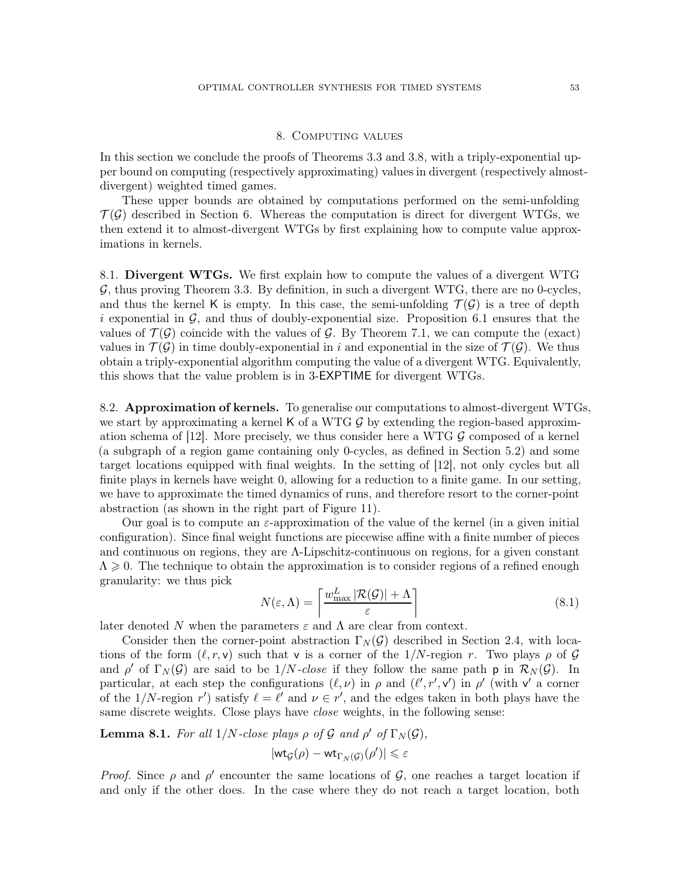## 8. Computing values

In this section we conclude the proofs of Theorems 3.3 and 3.8, with a triply-exponential upper bound on computing (respectively approximating) values in divergent (respectively almost-divergent) weighted timed games.

These upper bounds are obtained by computations performed on the semi-unfolding $\mathcal{T}(\mathcal{G})$ described in Section 6. Whereas the computation is direct for divergent WTGs, we then extend it to almost-divergent WTGs by first explaining how to compute value approximations in kernels.

8.1. **Divergent WTGs.** We first explain how to compute the values of a divergent WTG $\mathcal{G}$, thus proving Theorem 3.3. By definition, in such a divergent WTG, there are no 0-cycles, and thus the kernel $\mathsf{K}$ is empty. In this case, the semi-unfolding $\mathcal{T}(\mathcal{G})$ is a tree of depth $i$ exponential in $\mathcal{G}$, and thus of doubly-exponential size. Proposition 6.1 ensures that the values of $\mathcal{T}(\mathcal{G})$ coincide with the values of $\mathcal{G}$. By Theorem 7.1, we can compute the (exact) values in $\mathcal{T}(\mathcal{G})$ in time doubly-exponential in $i$ and exponential in the size of $\mathcal{T}(\mathcal{G})$. We thus obtain a triply-exponential algorithm computing the value of a divergent WTG. Equivalently, this shows that the value problem is in 3-EXPTIME for divergent WTGs.

8.2. **Approximation of kernels.** To generalise our computations to almost-divergent WTGs, we start by approximating a kernel $\mathsf{K}$ of a WTG $\mathcal{G}$ by extending the region-based approximation schema of [12]. More precisely, we thus consider here a WTG $\mathcal{G}$ composed of a kernel (a subgraph of a region game containing only 0-cycles, as defined in Section 5.2) and some target locations equipped with final weights. In the setting of [12], not only cycles but all finite plays in kernels have weight 0, allowing for a reduction to a finite game. In our setting, we have to approximate the timed dynamics of runs, and therefore resort to the corner-point abstraction (as shown in the right part of Figure 11).

Our goal is to compute an $\varepsilon$-approximation of the value of the kernel (in a given initial configuration). Since final weight functions are piecewise affine with a finite number of pieces and continuous on regions, they are $\Lambda$-Lipschitz-continuous on regions, for a given constant $\Lambda \geqslant 0$. The technique to obtain the approximation is to consider regions of a refined enough granularity: we thus pick

$$N(\varepsilon, \Lambda) = \left\lceil \frac{w^L_{\max} |\mathcal{R}(\mathcal{G})| + \Lambda}{\varepsilon} \right\rceil \tag{8.1}$$

later denoted $N$ when the parameters $\varepsilon$ and $\Lambda$ are clear from context.

Consider then the corner-point abstraction $\Gamma_N(\mathcal{G})$ described in Section 2.4, with locations of the form $(\ell, r, \mathsf{v})$ such that $\mathsf{v}$ is a corner of the $1/N$-region $r$. Two plays $\rho$ of $\mathcal{G}$ and $\rho'$ of $\Gamma_N(\mathcal{G})$ are said to be $1/N$-*close* if they follow the same path $\mathsf{p}$ in $\mathcal{R}_N(\mathcal{G})$. In particular, at each step the configurations $(\ell, \nu)$ in $\rho$ and $(\ell', r', \mathsf{v}')$ in $\rho'$ (with $\mathsf{v}'$ a corner of the $1/N$-region $r'$) satisfy $\ell = \ell'$ and $\nu \in r'$, and the edges taken in both plays have the same discrete weights. Close plays have *close* weights, in the following sense:

**Lemma 8.1.** *For all $1/N$-close plays $\rho$ of $\mathcal{G}$ and $\rho'$ of $\Gamma_N(\mathcal{G})$,*

$$|\mathsf{wt}_{\mathcal{G}}(\rho) - \mathsf{wt}_{\Gamma_N(\mathcal{G})}(\rho')| \leqslant \varepsilon$$

*Proof.* Since $\rho$ and $\rho'$ encounter the same locations of $\mathcal{G}$, one reaches a target location if and only if the other does. In the case where they do not reach a target location, both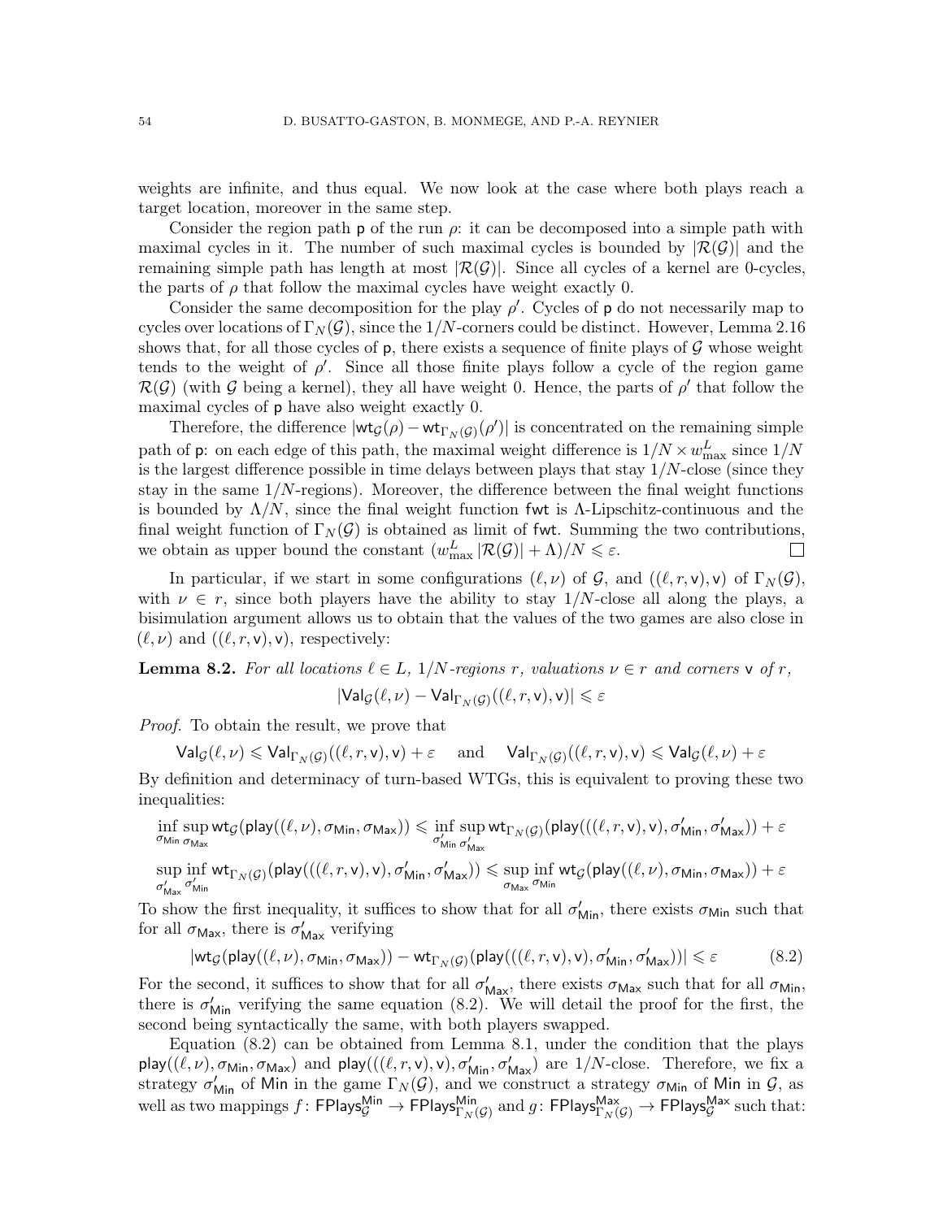weights are infinite, and thus equal. We now look at the case where both plays reach a target location, moreover in the same step.

Consider the region path $\mathsf{p}$ of the run $\rho$: it can be decomposed into a simple path with maximal cycles in it. The number of such maximal cycles is bounded by $|\mathcal{R}(\mathcal{G})|$ and the remaining simple path has length at most $|\mathcal{R}(\mathcal{G})|$. Since all cycles of a kernel are 0-cycles, the parts of $\rho$ that follow the maximal cycles have weight exactly 0.

Consider the same decomposition for the play $\rho'$. Cycles of $\mathsf{p}$ do not necessarily map to cycles over locations of $\Gamma_N(\mathcal{G})$, since the $1/N$-corners could be distinct. However, Lemma 2.16 shows that, for all those cycles of $\mathsf{p}$, there exists a sequence of finite plays of $\mathcal{G}$ whose weight tends to the weight of $\rho'$. Since all those finite plays follow a cycle of the region game $\mathcal{R}(\mathcal{G})$ (with $\mathcal{G}$ being a kernel), they all have weight 0. Hence, the parts of $\rho'$ that follow the maximal cycles of $\mathsf{p}$ have also weight exactly 0.

Therefore, the difference $|\mathsf{wt}_{\mathcal{G}}(\rho) - \mathsf{wt}_{\Gamma_N(\mathcal{G})}(\rho')|$ is concentrated on the remaining simple path of $\mathsf{p}$: on each edge of this path, the maximal weight difference is $1/N \times w^L_{\max}$ since $1/N$ is the largest difference possible in time delays between plays that stay $1/N$-close (since they stay in the same $1/N$-regions). Moreover, the difference between the final weight functions is bounded by $\Lambda/N$, since the final weight function $\mathsf{fwt}$ is $\Lambda$-Lipschitz-continuous and the final weight function of $\Gamma_N(\mathcal{G})$ is obtained as limit of $\mathsf{fwt}$. Summing the two contributions, we obtain as upper bound the constant $(w^L_{\max}|\mathcal{R}(\mathcal{G})| + \Lambda)/N \leqslant \varepsilon$. □

In particular, if we start in some configurations $(\ell,\nu)$ of $\mathcal{G}$, and $((\ell,r,\mathsf{v}),\mathsf{v})$ of $\Gamma_N(\mathcal{G})$, with $\nu \in r$, since both players have the ability to stay $1/N$-close all along the plays, a bisimulation argument allows us to obtain that the values of the two games are also close in $(\ell,\nu)$ and $((\ell,r,\mathsf{v}),\mathsf{v})$, respectively:

**Lemma 8.2.** *For all locations $\ell \in L$, $1/N$-regions $r$, valuations $\nu \in r$ and corners $\mathsf{v}$ of $r$,*

$$|\mathsf{Val}_{\mathcal{G}}(\ell,\nu) - \mathsf{Val}_{\Gamma_N(\mathcal{G})}((\ell,r,\mathsf{v}),\mathsf{v})| \leqslant \varepsilon$$

*Proof.* To obtain the result, we prove that

$$\mathsf{Val}_{\mathcal{G}}(\ell,\nu) \leqslant \mathsf{Val}_{\Gamma_N(\mathcal{G})}((\ell,r,\mathsf{v}),\mathsf{v}) + \varepsilon \quad \text{and} \quad \mathsf{Val}_{\Gamma_N(\mathcal{G})}((\ell,r,\mathsf{v}),\mathsf{v}) \leqslant \mathsf{Val}_{\mathcal{G}}(\ell,\nu) + \varepsilon$$

By definition and determinacy of turn-based WTGs, this is equivalent to proving these two inequalities:

$$\inf_{\sigma_{\mathsf{Min}}}\sup_{\sigma_{\mathsf{Max}}} \mathsf{wt}_{\mathcal{G}}(\mathsf{play}((\ell,\nu),\sigma_{\mathsf{Min}},\sigma_{\mathsf{Max}})) \leqslant \inf_{\sigma'_{\mathsf{Min}}}\sup_{\sigma'_{\mathsf{Max}}} \mathsf{wt}_{\Gamma_N(\mathcal{G})}(\mathsf{play}(((\ell,r,\mathsf{v}),\mathsf{v}),\sigma'_{\mathsf{Min}},\sigma'_{\mathsf{Max}})) + \varepsilon$$

$$\sup_{\sigma'_{\mathsf{Max}}}\inf_{\sigma'_{\mathsf{Min}}} \mathsf{wt}_{\Gamma_N(\mathcal{G})}(\mathsf{play}(((\ell,r,\mathsf{v}),\mathsf{v}),\sigma'_{\mathsf{Min}},\sigma'_{\mathsf{Max}})) \leqslant \sup_{\sigma_{\mathsf{Max}}}\inf_{\sigma_{\mathsf{Min}}} \mathsf{wt}_{\mathcal{G}}(\mathsf{play}((\ell,\nu),\sigma_{\mathsf{Min}},\sigma_{\mathsf{Max}})) + \varepsilon$$

To show the first inequality, it suffices to show that for all $\sigma'_{\mathsf{Min}}$, there exists $\sigma_{\mathsf{Min}}$ such that for all $\sigma_{\mathsf{Max}}$, there is $\sigma'_{\mathsf{Max}}$ verifying

$$|\mathsf{wt}_{\mathcal{G}}(\mathsf{play}((\ell,\nu),\sigma_{\mathsf{Min}},\sigma_{\mathsf{Max}})) - \mathsf{wt}_{\Gamma_N(\mathcal{G})}(\mathsf{play}(((\ell,r,\mathsf{v}),\mathsf{v}),\sigma'_{\mathsf{Min}},\sigma'_{\mathsf{Max}}))| \leqslant \varepsilon \tag{8.2}$$

For the second, it suffices to show that for all $\sigma'_{\mathsf{Max}}$, there exists $\sigma_{\mathsf{Max}}$ such that for all $\sigma_{\mathsf{Min}}$, there is $\sigma'_{\mathsf{Min}}$ verifying the same equation (8.2). We will detail the proof for the first, the second being syntactically the same, with both players swapped.

Equation (8.2) can be obtained from Lemma 8.1, under the condition that the plays $\mathsf{play}((\ell,\nu),\sigma_{\mathsf{Min}},\sigma_{\mathsf{Max}})$ and $\mathsf{play}(((\ell,r,\mathsf{v}),\mathsf{v}),\sigma'_{\mathsf{Min}},\sigma'_{\mathsf{Max}})$ are $1/N$-close. Therefore, we fix a strategy $\sigma'_{\mathsf{Min}}$ of $\mathsf{Min}$ in the game $\Gamma_N(\mathcal{G})$, and we construct a strategy $\sigma_{\mathsf{Min}}$ of $\mathsf{Min}$ in $\mathcal{G}$, as well as two mappings $f\colon \mathsf{FPlays}^{\mathsf{Min}}_{\mathcal{G}} \to \mathsf{FPlays}^{\mathsf{Min}}_{\Gamma_N(\mathcal{G})}$ and $g\colon \mathsf{FPlays}^{\mathsf{Max}}_{\Gamma_N(\mathcal{G})} \to \mathsf{FPlays}^{\mathsf{Max}}_{\mathcal{G}}$ such that: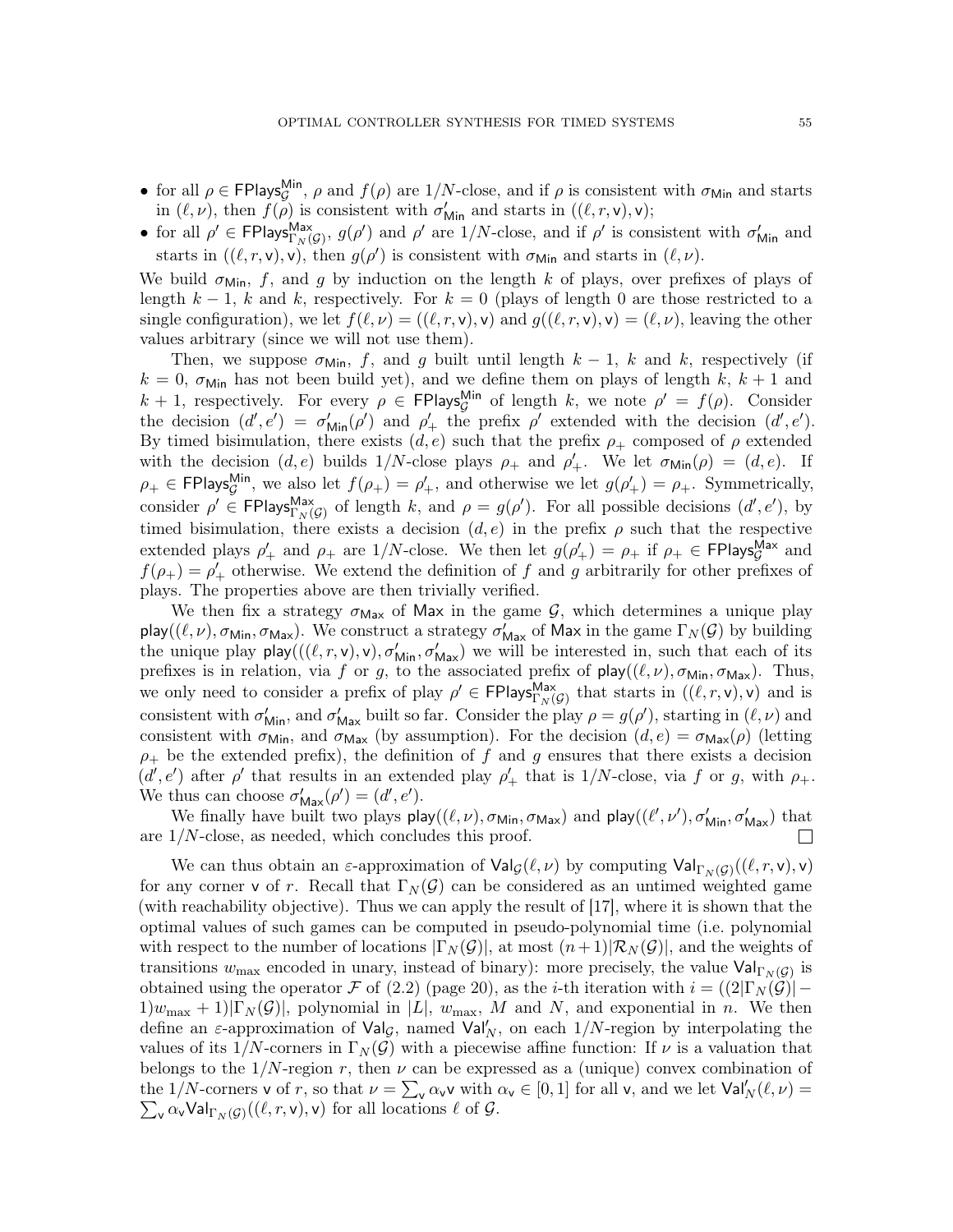- for all $\rho \in \mathsf{FPlays}^{\mathsf{Min}}_{\mathcal{G}}$, $\rho$ and $f(\rho)$ are $1/N$-close, and if $\rho$ is consistent with $\sigma_{\mathsf{Min}}$ and starts in $(\ell,\nu)$, then $f(\rho)$ is consistent with $\sigma'_{\mathsf{Min}}$ and starts in $((\ell,r,\mathsf{v}),\mathsf{v})$;
- for all $\rho' \in \mathsf{FPlays}^{\mathsf{Max}}_{\Gamma_N(\mathcal{G})}$, $g(\rho')$ and $\rho'$ are $1/N$-close, and if $\rho'$ is consistent with $\sigma'_{\mathsf{Min}}$ and starts in $((\ell,r,\mathsf{v}),\mathsf{v})$, then $g(\rho')$ is consistent with $\sigma_{\mathsf{Min}}$ and starts in $(\ell,\nu)$.

We build $\sigma_{\mathsf{Min}}$, $f$, and $g$ by induction on the length $k$ of plays, over prefixes of plays of length $k-1$, $k$ and $k$, respectively. For $k=0$ (plays of length 0 are those restricted to a single configuration), we let $f(\ell,\nu) = ((\ell,r,\mathsf{v}),\mathsf{v})$ and $g((\ell,r,\mathsf{v}),\mathsf{v}) = (\ell,\nu)$, leaving the other values arbitrary (since we will not use them).

Then, we suppose $\sigma_{\mathsf{Min}}$, $f$, and $g$ built until length $k-1$, $k$ and $k$, respectively (if $k=0$, $\sigma_{\mathsf{Min}}$ has not been build yet), and we define them on plays of length $k$, $k+1$ and $k+1$, respectively. For every $\rho \in \mathsf{FPlays}^{\mathsf{Min}}_{\mathcal{G}}$ of length $k$, we note $\rho' = f(\rho)$. Consider the decision $(d',e') = \sigma'_{\mathsf{Min}}(\rho')$ and $\rho'_+$ the prefix $\rho'$ extended with the decision $(d',e')$. By timed bisimulation, there exists $(d,e)$ such that the prefix $\rho_+$ composed of $\rho$ extended with the decision $(d,e)$ builds $1/N$-close plays $\rho_+$ and $\rho'_+$. We let $\sigma_{\mathsf{Min}}(\rho) = (d,e)$. If $\rho_+ \in \mathsf{FPlays}^{\mathsf{Min}}_{\mathcal{G}}$, we also let $f(\rho_+) = \rho'_+$, and otherwise we let $g(\rho'_+) = \rho_+$. Symmetrically, consider $\rho' \in \mathsf{FPlays}^{\mathsf{Max}}_{\Gamma_N(\mathcal{G})}$ of length $k$, and $\rho = g(\rho')$. For all possible decisions $(d',e')$, by timed bisimulation, there exists a decision $(d,e)$ in the prefix $\rho$ such that the respective extended plays $\rho'_+$ and $\rho_+$ are $1/N$-close. We then let $g(\rho'_+) = \rho_+$ if $\rho_+ \in \mathsf{FPlays}^{\mathsf{Max}}_{\mathcal{G}}$ and $f(\rho_+) = \rho'_+$ otherwise. We extend the definition of $f$ and $g$ arbitrarily for other prefixes of plays. The properties above are then trivially verified.

We then fix a strategy $\sigma_{\mathsf{Max}}$ of $\mathsf{Max}$ in the game $\mathcal{G}$, which determines a unique play $\mathsf{play}((\ell,\nu),\sigma_{\mathsf{Min}},\sigma_{\mathsf{Max}})$. We construct a strategy $\sigma'_{\mathsf{Max}}$ of $\mathsf{Max}$ in the game $\Gamma_N(\mathcal{G})$ by building the unique play $\mathsf{play}(((\ell,r,\mathsf{v}),\mathsf{v}),\sigma'_{\mathsf{Min}},\sigma'_{\mathsf{Max}})$ we will be interested in, such that each of its prefixes is in relation, via $f$ or $g$, to the associated prefix of $\mathsf{play}((\ell,\nu),\sigma_{\mathsf{Min}},\sigma_{\mathsf{Max}})$. Thus, we only need to consider a prefix of play $\rho' \in \mathsf{FPlays}^{\mathsf{Max}}_{\Gamma_N(\mathcal{G})}$ that starts in $((\ell,r,\mathsf{v}),\mathsf{v})$ and is consistent with $\sigma'_{\mathsf{Min}}$, and $\sigma'_{\mathsf{Max}}$ built so far. Consider the play $\rho = g(\rho')$, starting in $(\ell,\nu)$ and consistent with $\sigma_{\mathsf{Min}}$, and $\sigma_{\mathsf{Max}}$ (by assumption). For the decision $(d,e) = \sigma_{\mathsf{Max}}(\rho)$ (letting $\rho_+$ be the extended prefix), the definition of $f$ and $g$ ensures that there exists a decision $(d',e')$ after $\rho'$ that results in an extended play $\rho'_+$ that is $1/N$-close, via $f$ or $g$, with $\rho_+$. We thus can choose $\sigma'_{\mathsf{Max}}(\rho') = (d',e')$.

We finally have built two plays $\mathsf{play}((\ell,\nu),\sigma_{\mathsf{Min}},\sigma_{\mathsf{Max}})$ and $\mathsf{play}((\ell',\nu'),\sigma'_{\mathsf{Min}},\sigma'_{\mathsf{Max}})$ that are $1/N$-close, as needed, which concludes this proof. □

We can thus obtain an $\varepsilon$-approximation of $\mathsf{Val}_{\mathcal{G}}(\ell,\nu)$ by computing $\mathsf{Val}_{\Gamma_N(\mathcal{G})}((\ell,r,\mathsf{v}),\mathsf{v})$ for any corner $\mathsf{v}$ of $r$. Recall that $\Gamma_N(\mathcal{G})$ can be considered as an untimed weighted game (with reachability objective). Thus we can apply the result of [17], where it is shown that the optimal values of such games can be computed in pseudo-polynomial time (i.e. polynomial with respect to the number of locations $|\Gamma_N(\mathcal{G})|$, at most $(n+1)|\mathcal{R}_N(\mathcal{G})|$, and the weights of transitions $w_{\max}$ encoded in unary, instead of binary): more precisely, the value $\mathsf{Val}_{\Gamma_N(\mathcal{G})}$ is obtained using the operator $\mathcal{F}$ of (2.2) (page 20), as the $i$-th iteration with $i = ((2|\Gamma_N(\mathcal{G})|-1)w_{\max}+1)|\Gamma_N(\mathcal{G})|$, polynomial in $|L|$, $w_{\max}$, $M$ and $N$, and exponential in $n$. We then define an $\varepsilon$-approximation of $\mathsf{Val}_{\mathcal{G}}$, named $\mathsf{Val}'_N$, on each $1/N$-region by interpolating the values of its $1/N$-corners in $\Gamma_N(\mathcal{G})$ with a piecewise affine function: If $\nu$ is a valuation that belongs to the $1/N$-region $r$, then $\nu$ can be expressed as a (unique) convex combination of the $1/N$-corners $\mathsf{v}$ of $r$, so that $\nu = \sum_{\mathsf{v}} \alpha_{\mathsf{v}} \mathsf{v}$ with $\alpha_{\mathsf{v}} \in [0,1]$ for all $\mathsf{v}$, and we let $\mathsf{Val}'_N(\ell,\nu) = \sum_{\mathsf{v}} \alpha_{\mathsf{v}} \mathsf{Val}_{\Gamma_N(\mathcal{G})}((\ell,r,\mathsf{v}),\mathsf{v})$ for all locations $\ell$ of $\mathcal{G}$.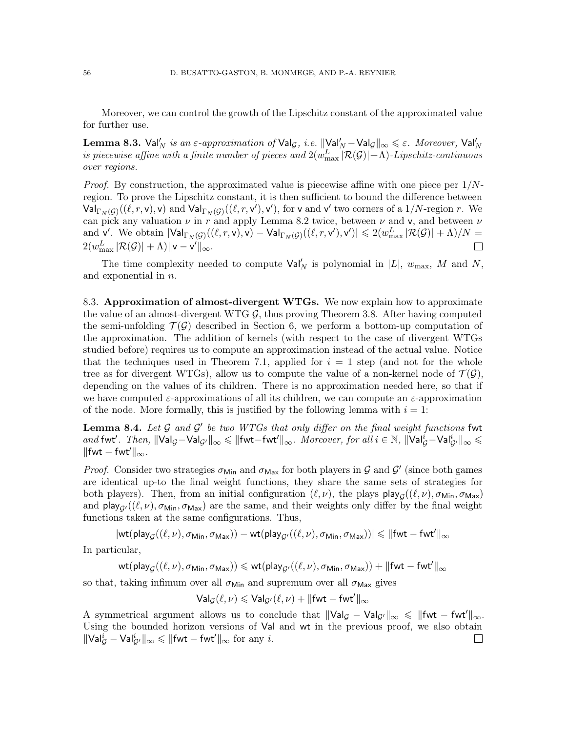Moreover, we can control the growth of the Lipschitz constant of the approximated value for further use.

**Lemma 8.3.** $\mathsf{Val}'_N$ *is an $\varepsilon$-approximation of $\mathsf{Val}_\mathcal{G}$, i.e. $\|\mathsf{Val}'_N - \mathsf{Val}_\mathcal{G}\|_\infty \leqslant \varepsilon$. Moreover, $\mathsf{Val}'_N$ is piecewise affine with a finite number of pieces and $2(w^L_{\max}|\mathcal{R}(\mathcal{G})|+\Lambda)$-Lipschitz-continuous over regions.*

*Proof.* By construction, the approximated value is piecewise affine with one piece per $1/N$-region. To prove the Lipschitz constant, it is then sufficient to bound the difference between $\mathsf{Val}_{\Gamma_N(\mathcal{G})}((\ell, r, \mathsf{v}), \mathsf{v})$ and $\mathsf{Val}_{\Gamma_N(\mathcal{G})}((\ell, r, \mathsf{v}'), \mathsf{v}')$, for $\mathsf{v}$ and $\mathsf{v}'$ two corners of a $1/N$-region $r$. We can pick any valuation $\nu$ in $r$ and apply Lemma 8.2 twice, between $\nu$ and $\mathsf{v}$, and between $\nu$ and $\mathsf{v}'$. We obtain $|\mathsf{Val}_{\Gamma_N(\mathcal{G})}((\ell, r, \mathsf{v}), \mathsf{v}) - \mathsf{Val}_{\Gamma_N(\mathcal{G})}((\ell, r, \mathsf{v}'), \mathsf{v}')| \leqslant 2(w^L_{\max}|\mathcal{R}(\mathcal{G})| + \Lambda)/N = 2(w^L_{\max}|\mathcal{R}(\mathcal{G})| + \Lambda)\|\mathsf{v} - \mathsf{v}'\|_\infty$. $\square$

The time complexity needed to compute $\mathsf{Val}'_N$ is polynomial in $|L|$, $w_{\max}$, $M$ and $N$, and exponential in $n$.

### 8.3. Approximation of almost-divergent WTGs.

We now explain how to approximate the value of an almost-divergent WTG $\mathcal{G}$, thus proving Theorem 3.8. After having computed the semi-unfolding $\mathcal{T}(\mathcal{G})$ described in Section 6, we perform a bottom-up computation of the approximation. The addition of kernels (with respect to the case of divergent WTGs studied before) requires us to compute an approximation instead of the actual value. Notice that the techniques used in Theorem 7.1, applied for $i = 1$ step (and not for the whole tree as for divergent WTGs), allow us to compute the value of a non-kernel node of $\mathcal{T}(\mathcal{G})$, depending on the values of its children. There is no approximation needed here, so that if we have computed $\varepsilon$-approximations of all its children, we can compute an $\varepsilon$-approximation of the node. More formally, this is justified by the following lemma with $i = 1$:

**Lemma 8.4.** *Let $\mathcal{G}$ and $\mathcal{G}'$ be two WTGs that only differ on the final weight functions $\mathsf{fwt}$ and $\mathsf{fwt}'$. Then, $\|\mathsf{Val}_\mathcal{G} - \mathsf{Val}_{\mathcal{G}'}\|_\infty \leqslant \|\mathsf{fwt} - \mathsf{fwt}'\|_\infty$. Moreover, for all $i \in \mathbb{N}$, $\|\mathsf{Val}^i_\mathcal{G} - \mathsf{Val}^i_{\mathcal{G}'}\|_\infty \leqslant \|\mathsf{fwt} - \mathsf{fwt}'\|_\infty$.*

*Proof.* Consider two strategies $\sigma_{\mathsf{Min}}$ and $\sigma_{\mathsf{Max}}$ for both players in $\mathcal{G}$ and $\mathcal{G}'$ (since both games are identical up-to the final weight functions, they share the same sets of strategies for both players). Then, from an initial configuration $(\ell, \nu)$, the plays $\mathsf{play}_\mathcal{G}((\ell, \nu), \sigma_{\mathsf{Min}}, \sigma_{\mathsf{Max}})$ and $\mathsf{play}_{\mathcal{G}'}((\ell, \nu), \sigma_{\mathsf{Min}}, \sigma_{\mathsf{Max}})$ are the same, and their weights only differ by the final weight functions taken at the same configurations. Thus,

$$|\mathsf{wt}(\mathsf{play}_\mathcal{G}((\ell, \nu), \sigma_{\mathsf{Min}}, \sigma_{\mathsf{Max}})) - \mathsf{wt}(\mathsf{play}_{\mathcal{G}'}((\ell, \nu), \sigma_{\mathsf{Min}}, \sigma_{\mathsf{Max}}))| \leqslant \|\mathsf{fwt} - \mathsf{fwt}'\|_\infty$$

In particular,

$$\mathsf{wt}(\mathsf{play}_\mathcal{G}((\ell, \nu), \sigma_{\mathsf{Min}}, \sigma_{\mathsf{Max}})) \leqslant \mathsf{wt}(\mathsf{play}_{\mathcal{G}'}((\ell, \nu), \sigma_{\mathsf{Min}}, \sigma_{\mathsf{Max}})) + \|\mathsf{fwt} - \mathsf{fwt}'\|_\infty$$

so that, taking infimum over all $\sigma_{\mathsf{Min}}$ and supremum over all $\sigma_{\mathsf{Max}}$ gives

$$\mathsf{Val}_\mathcal{G}(\ell, \nu) \leqslant \mathsf{Val}_{\mathcal{G}'}(\ell, \nu) + \|\mathsf{fwt} - \mathsf{fwt}'\|_\infty$$

A symmetrical argument allows us to conclude that $\|\mathsf{Val}_\mathcal{G} - \mathsf{Val}_{\mathcal{G}'}\|_\infty \leqslant \|\mathsf{fwt} - \mathsf{fwt}'\|_\infty$. Using the bounded horizon versions of $\mathsf{Val}$ and $\mathsf{wt}$ in the previous proof, we also obtain $\|\mathsf{Val}^i_\mathcal{G} - \mathsf{Val}^i_{\mathcal{G}'}\|_\infty \leqslant \|\mathsf{fwt} - \mathsf{fwt}'\|_\infty$ for any $i$. $\square$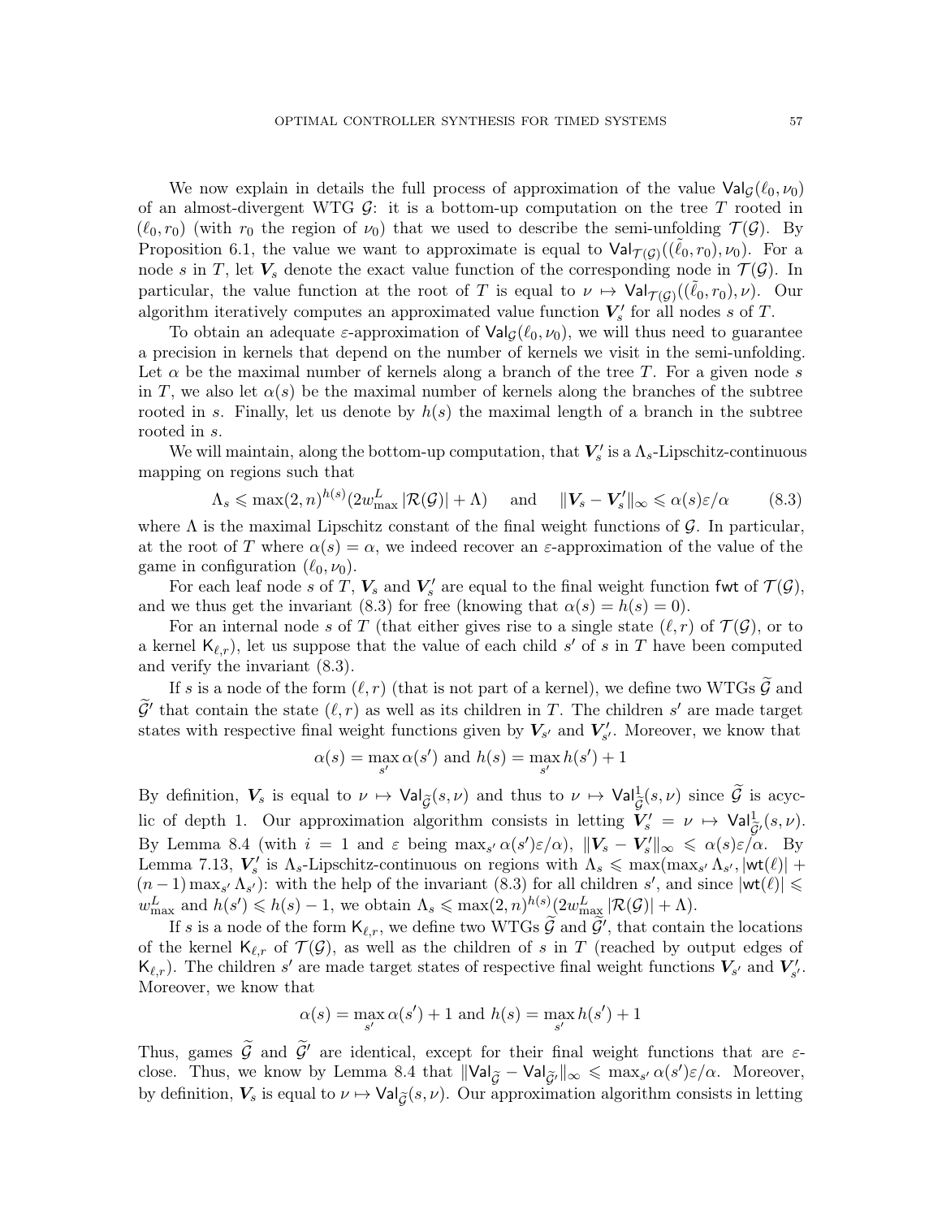We now explain in details the full process of approximation of the value $\mathsf{Val}_\mathcal{G}(\ell_0,\nu_0)$ of an almost-divergent WTG $\mathcal{G}$: it is a bottom-up computation on the tree $T$ rooted in $(\ell_0, r_0)$ (with $r_0$ the region of $\nu_0$) that we used to describe the semi-unfolding $\mathcal{T}(\mathcal{G})$. By Proposition 6.1, the value we want to approximate is equal to $\mathsf{Val}_{\mathcal{T}(\mathcal{G})}((\tilde{\ell}_0, r_0), \nu_0)$. For a node $s$ in $T$, let $\boldsymbol{V}_s$ denote the exact value function of the corresponding node in $\mathcal{T}(\mathcal{G})$. In particular, the value function at the root of $T$ is equal to $\nu \mapsto \mathsf{Val}_{\mathcal{T}(\mathcal{G})}((\tilde{\ell}_0, r_0), \nu)$. Our algorithm iteratively computes an approximated value function $\boldsymbol{V}'_s$ for all nodes $s$ of $T$.

To obtain an adequate $\varepsilon$-approximation of $\mathsf{Val}_\mathcal{G}(\ell_0,\nu_0)$, we will thus need to guarantee a precision in kernels that depend on the number of kernels we visit in the semi-unfolding. Let $\alpha$ be the maximal number of kernels along a branch of the tree $T$. For a given node $s$ in $T$, we also let $\alpha(s)$ be the maximal number of kernels along the branches of the subtree rooted in $s$. Finally, let us denote by $h(s)$ the maximal length of a branch in the subtree rooted in $s$.

We will maintain, along the bottom-up computation, that $\boldsymbol{V}'_s$ is a $\Lambda_s$-Lipschitz-continuous mapping on regions such that

$$\Lambda_s \leqslant \max(2,n)^{h(s)}(2w_{\max}^L\,|\mathcal{R}(\mathcal{G})| + \Lambda) \quad \text{ and } \quad \|\boldsymbol{V}_s - \boldsymbol{V}'_s\|_\infty \leqslant \alpha(s)\varepsilon/\alpha \tag{8.3}$$

where $\Lambda$ is the maximal Lipschitz constant of the final weight functions of $\mathcal{G}$. In particular, at the root of $T$ where $\alpha(s) = \alpha$, we indeed recover an $\varepsilon$-approximation of the value of the game in configuration $(\ell_0, \nu_0)$.

For each leaf node $s$ of $T$, $\boldsymbol{V}_s$ and $\boldsymbol{V}'_s$ are equal to the final weight function $\mathsf{fwt}$ of $\mathcal{T}(\mathcal{G})$, and we thus get the invariant (8.3) for free (knowing that $\alpha(s) = h(s) = 0$).

For an internal node $s$ of $T$ (that either gives rise to a single state $(\ell, r)$ of $\mathcal{T}(\mathcal{G})$, or to a kernel $\mathsf{K}_{\ell,r}$), let us suppose that the value of each child $s'$ of $s$ in $T$ have been computed and verify the invariant (8.3).

If $s$ is a node of the form $(\ell, r)$ (that is not part of a kernel), we define two WTGs $\widetilde{\mathcal{G}}$ and $\widetilde{\mathcal{G}}'$ that contain the state $(\ell, r)$ as well as its children in $T$. The children $s'$ are made target states with respective final weight functions given by $\boldsymbol{V}_{s'}$ and $\boldsymbol{V}'_{s'}$. Moreover, we know that

$$\alpha(s) = \max_{s'} \alpha(s') \text{ and } h(s) = \max_{s'} h(s') + 1$$

By definition, $\boldsymbol{V}_s$ is equal to $\nu \mapsto \mathsf{Val}_{\widetilde{\mathcal{G}}}(s,\nu)$ and thus to $\nu \mapsto \mathsf{Val}^1_{\widetilde{\mathcal{G}}}(s,\nu)$ since $\widetilde{\mathcal{G}}$ is acyclic of depth 1. Our approximation algorithm consists in letting $\boldsymbol{V}'_s = \nu \mapsto \mathsf{Val}^1_{\widetilde{\mathcal{G}}'}(s,\nu)$. By Lemma 8.4 (with $i=1$ and $\varepsilon$ being $\max_{s'} \alpha(s')\varepsilon/\alpha$), $\|\boldsymbol{V}_s - \boldsymbol{V}'_s\|_\infty \leqslant \alpha(s)\varepsilon/\alpha$. By Lemma 7.13, $\boldsymbol{V}'_s$ is $\Lambda_s$-Lipschitz-continuous on regions with $\Lambda_s \leqslant \max(\max_{s'} \Lambda_{s'}, |\mathsf{wt}(\ell)| + (n-1)\max_{s'} \Lambda_{s'})$: with the help of the invariant (8.3) for all children $s'$, and since $|\mathsf{wt}(\ell)| \leqslant w_{\max}^L$ and $h(s') \leqslant h(s) - 1$, we obtain $\Lambda_s \leqslant \max(2,n)^{h(s)}(2w_{\max}^L\,|\mathcal{R}(\mathcal{G})| + \Lambda)$.

If $s$ is a node of the form $\mathsf{K}_{\ell,r}$, we define two WTGs $\widetilde{\mathcal{G}}$ and $\widetilde{\mathcal{G}}'$, that contain the locations of the kernel $\mathsf{K}_{\ell,r}$ of $\mathcal{T}(\mathcal{G})$, as well as the children of $s$ in $T$ (reached by output edges of $\mathsf{K}_{\ell,r}$). The children $s'$ are made target states of respective final weight functions $\boldsymbol{V}_{s'}$ and $\boldsymbol{V}'_{s'}$. Moreover, we know that

$$\alpha(s) = \max_{s'} \alpha(s') + 1 \text{ and } h(s) = \max_{s'} h(s') + 1$$

Thus, games $\widetilde{\mathcal{G}}$ and $\widetilde{\mathcal{G}}'$ are identical, except for their final weight functions that are $\varepsilon$-close. Thus, we know by Lemma 8.4 that $\|\mathsf{Val}_{\widetilde{\mathcal{G}}} - \mathsf{Val}_{\widetilde{\mathcal{G}}'}\|_\infty \leqslant \max_{s'} \alpha(s')\varepsilon/\alpha$. Moreover, by definition, $\boldsymbol{V}_s$ is equal to $\nu \mapsto \mathsf{Val}_{\widetilde{\mathcal{G}}}(s,\nu)$. Our approximation algorithm consists in letting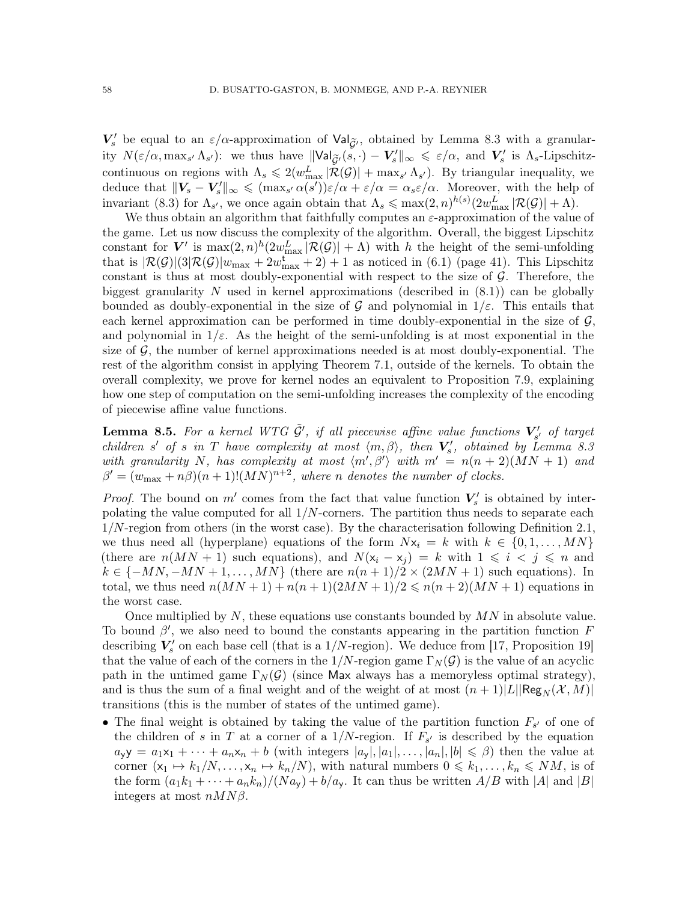$\boldsymbol{V}'_s$ be equal to an $\varepsilon/\alpha$-approximation of $\mathsf{Val}_{\widetilde{\mathcal{G}}'}$, obtained by Lemma 8.3 with a granularity $N(\varepsilon/\alpha, \max_{s'} \Lambda_{s'})$: we thus have $\|\mathsf{Val}_{\widetilde{\mathcal{G}}'}(s,\cdot) - \boldsymbol{V}'_s\|_\infty \leqslant \varepsilon/\alpha$, and $\boldsymbol{V}'_s$ is $\Lambda_s$-Lipschitz-continuous on regions with $\Lambda_s \leqslant 2(w^L_{\max} |\mathcal{R}(\mathcal{G})| + \max_{s'} \Lambda_{s'})$. By triangular inequality, we deduce that $\|\boldsymbol{V}_s - \boldsymbol{V}'_s\|_\infty \leqslant (\max_{s'} \alpha(s'))\varepsilon/\alpha + \varepsilon/\alpha = \alpha_s \varepsilon/\alpha$. Moreover, with the help of invariant (8.3) for $\Lambda_{s'}$, we once again obtain that $\Lambda_s \leqslant \max(2,n)^{h(s)}(2w^L_{\max}|\mathcal{R}(\mathcal{G})| + \Lambda)$.

We thus obtain an algorithm that faithfully computes an $\varepsilon$-approximation of the value of the game. Let us now discuss the complexity of the algorithm. Overall, the biggest Lipschitz constant for $\boldsymbol{V}'$ is $\max(2,n)^h(2w^L_{\max}|\mathcal{R}(\mathcal{G})| + \Lambda)$ with $h$ the height of the semi-unfolding that is $|\mathcal{R}(\mathcal{G})|(3|\mathcal{R}(\mathcal{G})|w_{\max} + 2w^{\mathsf{t}}_{\max} + 2) + 1$ as noticed in (6.1) (page 41). This Lipschitz constant is thus at most doubly-exponential with respect to the size of $\mathcal{G}$. Therefore, the biggest granularity $N$ used in kernel approximations (described in (8.1)) can be globally bounded as doubly-exponential in the size of $\mathcal{G}$ and polynomial in $1/\varepsilon$. This entails that each kernel approximation can be performed in time doubly-exponential in the size of $\mathcal{G}$, and polynomial in $1/\varepsilon$. As the height of the semi-unfolding is at most exponential in the size of $\mathcal{G}$, the number of kernel approximations needed is at most doubly-exponential. The rest of the algorithm consist in applying Theorem 7.1, outside of the kernels. To obtain the overall complexity, we prove for kernel nodes an equivalent to Proposition 7.9, explaining how one step of computation on the semi-unfolding increases the complexity of the encoding of piecewise affine value functions.

**Lemma 8.5.** *For a kernel WTG $\tilde{\mathcal{G}}'$, if all piecewise affine value functions $\boldsymbol{V}'_{s'}$ of target children $s'$ of $s$ in $T$ have complexity at most $\langle m, \beta\rangle$, then $\boldsymbol{V}'_s$, obtained by Lemma 8.3 with granularity $N$, has complexity at most $\langle m', \beta'\rangle$ with $m' = n(n+2)(MN+1)$ and $\beta' = (w_{\max} + n\beta)(n+1)!(MN)^{n+2}$, where $n$ denotes the number of clocks.*

*Proof.* The bound on $m'$ comes from the fact that value function $\boldsymbol{V}'_s$ is obtained by interpolating the value computed for all $1/N$-corners. The partition thus needs to separate each $1/N$-region from others (in the worst case). By the characterisation following Definition 2.1, we thus need all (hyperplane) equations of the form $N\mathsf{x}_i = k$ with $k \in \{0, 1, \dots, MN\}$ (there are $n(MN+1)$ such equations), and $N(\mathsf{x}_i - \mathsf{x}_j) = k$ with $1 \leqslant i < j \leqslant n$ and $k \in \{-MN, -MN+1, \dots, MN\}$ (there are $n(n+1)/2 \times (2MN+1)$ such equations). In total, we thus need $n(MN+1) + n(n+1)(2MN+1)/2 \leqslant n(n+2)(MN+1)$ equations in the worst case.

Once multiplied by $N$, these equations use constants bounded by $MN$ in absolute value. To bound $\beta'$, we also need to bound the constants appearing in the partition function $F$ describing $\boldsymbol{V}'_s$ on each base cell (that is a $1/N$-region). We deduce from [17, Proposition 19] that the value of each of the corners in the $1/N$-region game $\Gamma_N(\mathcal{G})$ is the value of an acyclic path in the untimed game $\Gamma_N(\mathcal{G})$ (since $\mathsf{Max}$ always has a memoryless optimal strategy), and is thus the sum of a final weight and of the weight of at most $(n+1)|L||\mathsf{Reg}_N(\mathcal{X}, M)|$ transitions (this is the number of states of the untimed game).

- The final weight is obtained by taking the value of the partition function $F_{s'}$ of one of the children of $s$ in $T$ at a corner of a $1/N$-region. If $F_{s'}$ is described by the equation $a_{\mathsf{y}}\mathsf{y} = a_1\mathsf{x}_1 + \cdots + a_n\mathsf{x}_n + b$ (with integers $|a_{\mathsf{y}}|, |a_1|, \dots, |a_n|, |b| \leqslant \beta$) then the value at corner $(\mathsf{x}_1 \mapsto k_1/N, \dots, \mathsf{x}_n \mapsto k_n/N)$, with natural numbers $0 \leqslant k_1, \dots, k_n \leqslant NM$, is of the form $(a_1k_1 + \cdots + a_nk_n)/(Na_{\mathsf{y}}) + b/a_{\mathsf{y}}$. It can thus be written $A/B$ with $|A|$ and $|B|$ integers at most $nMN\beta$.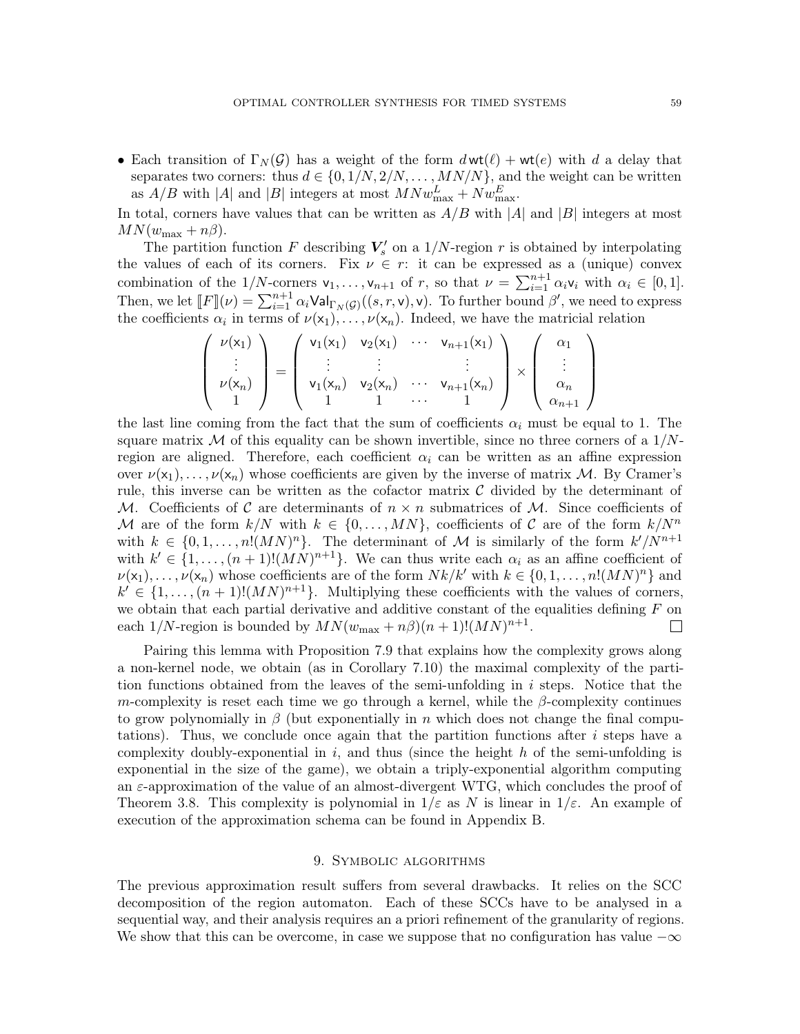- Each transition of $\Gamma_N(\mathcal{G})$ has a weight of the form $d\,\mathsf{wt}(\ell) + \mathsf{wt}(e)$ with $d$ a delay that separates two corners: thus $d \in \{0, 1/N, 2/N, \dots, MN/N\}$, and the weight can be written as $A/B$ with $|A|$ and $|B|$ integers at most $MNw^L_{\max} + Nw^E_{\max}$.

In total, corners have values that can be written as $A/B$ with $|A|$ and $|B|$ integers at most $MN(w_{\max} + n\beta)$.

The partition function $F$ describing $\boldsymbol{V}'_s$ on a $1/N$-region $r$ is obtained by interpolating the values of each of its corners. Fix $\nu \in r$: it can be expressed as a (unique) convex combination of the $1/N$-corners $\mathsf{v}_1, \dots, \mathsf{v}_{n+1}$ of $r$, so that $\nu = \sum_{i=1}^{n+1} \alpha_i \mathsf{v}_i$ with $\alpha_i \in [0,1]$. Then, we let $[\![F]\!](\nu) = \sum_{i=1}^{n+1} \alpha_i \mathsf{Val}_{\Gamma_N(\mathcal{G})}((s, r, \mathsf{v}), \mathsf{v})$. To further bound $\beta'$, we need to express the coefficients $\alpha_i$ in terms of $\nu(\mathsf{x}_1), \dots, \nu(\mathsf{x}_n)$. Indeed, we have the matricial relation

$$
\begin{pmatrix} \nu(\mathsf{x}_1) \\ \vdots \\ \nu(\mathsf{x}_n) \\ 1 \end{pmatrix} = \begin{pmatrix} \mathsf{v}_1(\mathsf{x}_1) & \mathsf{v}_2(\mathsf{x}_1) & \cdots & \mathsf{v}_{n+1}(\mathsf{x}_1) \\ \vdots & \vdots & & \vdots \\ \mathsf{v}_1(\mathsf{x}_n) & \mathsf{v}_2(\mathsf{x}_n) & \cdots & \mathsf{v}_{n+1}(\mathsf{x}_n) \\ 1 & 1 & \cdots & 1 \end{pmatrix} \times \begin{pmatrix} \alpha_1 \\ \vdots \\ \alpha_n \\ \alpha_{n+1} \end{pmatrix}
$$

the last line coming from the fact that the sum of coefficients $\alpha_i$ must be equal to 1. The square matrix $\mathcal{M}$ of this equality can be shown invertible, since no three corners of a $1/N$-region are aligned. Therefore, each coefficient $\alpha_i$ can be written as an affine expression over $\nu(\mathsf{x}_1), \dots, \nu(\mathsf{x}_n)$ whose coefficients are given by the inverse of matrix $\mathcal{M}$. By Cramer's rule, this inverse can be written as the cofactor matrix $\mathcal{C}$ divided by the determinant of $\mathcal{M}$. Coefficients of $\mathcal{C}$ are determinants of $n \times n$ submatrices of $\mathcal{M}$. Since coefficients of $\mathcal{M}$ are of the form $k/N$ with $k \in \{0, \dots, MN\}$, coefficients of $\mathcal{C}$ are of the form $k/N^n$ with $k \in \{0, 1, \dots, n!(MN)^n\}$. The determinant of $\mathcal{M}$ is similarly of the form $k'/N^{n+1}$ with $k' \in \{1, \dots, (n+1)!(MN)^{n+1}\}$. We can thus write each $\alpha_i$ as an affine coefficient of $\nu(\mathsf{x}_1), \dots, \nu(\mathsf{x}_n)$ whose coefficients are of the form $Nk/k'$ with $k \in \{0, 1, \dots, n!(MN)^n\}$ and $k' \in \{1, \dots, (n+1)!(MN)^{n+1}\}$. Multiplying these coefficients with the values of corners, we obtain that each partial derivative and additive constant of the equalities defining $F$ on each $1/N$-region is bounded by $MN(w_{\max} + n\beta)(n+1)!(MN)^{n+1}$. □

Pairing this lemma with Proposition 7.9 that explains how the complexity grows along a non-kernel node, we obtain (as in Corollary 7.10) the maximal complexity of the partition functions obtained from the leaves of the semi-unfolding in $i$ steps. Notice that the $m$-complexity is reset each time we go through a kernel, while the $\beta$-complexity continues to grow polynomially in $\beta$ (but exponentially in $n$ which does not change the final computations). Thus, we conclude once again that the partition functions after $i$ steps have a complexity doubly-exponential in $i$, and thus (since the height $h$ of the semi-unfolding is exponential in the size of the game), we obtain a triply-exponential algorithm computing an $\varepsilon$-approximation of the value of an almost-divergent WTG, which concludes the proof of Theorem 3.8. This complexity is polynomial in $1/\varepsilon$ as $N$ is linear in $1/\varepsilon$. An example of execution of the approximation schema can be found in Appendix B.

## 9. Symbolic algorithms

The previous approximation result suffers from several drawbacks. It relies on the SCC decomposition of the region automaton. Each of these SCCs have to be analysed in a sequential way, and their analysis requires an a priori refinement of the granularity of regions. We show that this can be overcome, in case we suppose that no configuration has value $-\infty$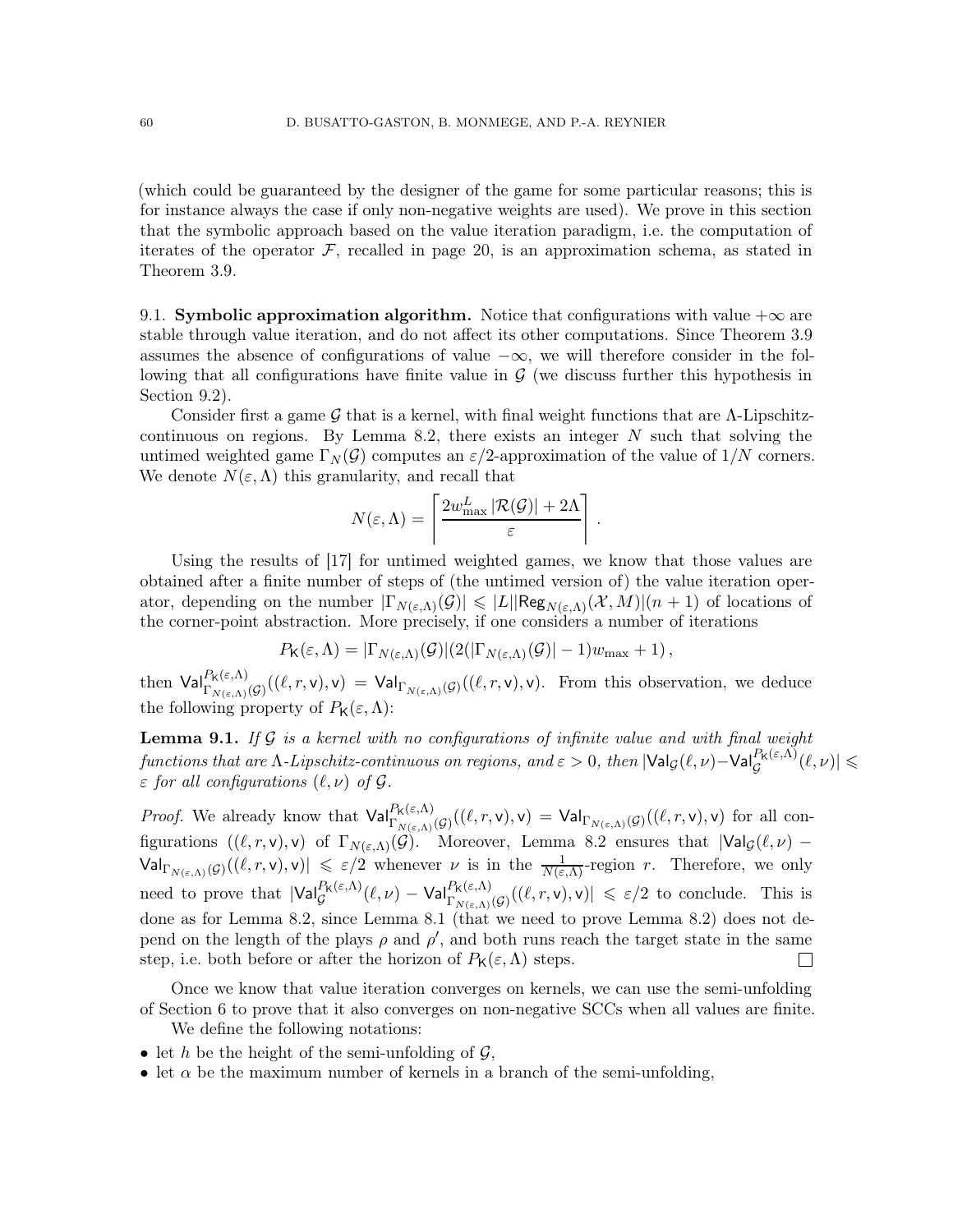(which could be guaranteed by the designer of the game for some particular reasons; this is for instance always the case if only non-negative weights are used). We prove in this section that the symbolic approach based on the value iteration paradigm, i.e. the computation of iterates of the operator $\mathcal{F}$, recalled in page 20, is an approximation schema, as stated in Theorem 3.9.

9.1. **Symbolic approximation algorithm.** Notice that configurations with value $+\infty$ are stable through value iteration, and do not affect its other computations. Since Theorem 3.9 assumes the absence of configurations of value $-\infty$, we will therefore consider in the following that all configurations have finite value in $\mathcal{G}$ (we discuss further this hypothesis in Section 9.2).

Consider first a game $\mathcal{G}$ that is a kernel, with final weight functions that are $\Lambda$-Lipschitz-continuous on regions. By Lemma 8.2, there exists an integer $N$ such that solving the untimed weighted game $\Gamma_N(\mathcal{G})$ computes an $\varepsilon/2$-approximation of the value of $1/N$ corners. We denote $N(\varepsilon, \Lambda)$ this granularity, and recall that

$$N(\varepsilon, \Lambda) = \left\lceil \frac{2w^L_{\max} |\mathcal{R}(\mathcal{G})| + 2\Lambda}{\varepsilon} \right\rceil .$$

Using the results of [17] for untimed weighted games, we know that those values are obtained after a finite number of steps of (the untimed version of) the value iteration operator, depending on the number $|\Gamma_{N(\varepsilon,\Lambda)}(\mathcal{G})| \leqslant |L||\mathsf{Reg}_{N(\varepsilon,\Lambda)}(\mathcal{X}, M)|(n+1)$ of locations of the corner-point abstraction. More precisely, if one considers a number of iterations

$$P_{\mathsf{K}}(\varepsilon, \Lambda) = |\Gamma_{N(\varepsilon,\Lambda)}(\mathcal{G})|(2(|\Gamma_{N(\varepsilon,\Lambda)}(\mathcal{G})| - 1)w_{\max} + 1)\,,$$

then $\mathsf{Val}^{P_{\mathsf{K}}(\varepsilon,\Lambda)}_{\Gamma_{N(\varepsilon,\Lambda)}(\mathcal{G})}((\ell, r, \mathsf{v}), \mathsf{v}) = \mathsf{Val}_{\Gamma_{N(\varepsilon,\Lambda)}(\mathcal{G})}((\ell, r, \mathsf{v}), \mathsf{v})$. From this observation, we deduce the following property of $P_{\mathsf{K}}(\varepsilon, \Lambda)$:

**Lemma 9.1.** *If $\mathcal{G}$ is a kernel with no configurations of infinite value and with final weight functions that are $\Lambda$-Lipschitz-continuous on regions, and $\varepsilon > 0$, then $|\mathsf{Val}_{\mathcal{G}}(\ell, \nu) - \mathsf{Val}^{P_{\mathsf{K}}(\varepsilon,\Lambda)}_{\mathcal{G}}(\ell, \nu)| \leqslant \varepsilon$ for all configurations $(\ell, \nu)$ of $\mathcal{G}$.*

*Proof.* We already know that $\mathsf{Val}^{P_{\mathsf{K}}(\varepsilon,\Lambda)}_{\Gamma_{N(\varepsilon,\Lambda)}(\mathcal{G})}((\ell, r, \mathsf{v}), \mathsf{v}) = \mathsf{Val}_{\Gamma_{N(\varepsilon,\Lambda)}(\mathcal{G})}((\ell, r, \mathsf{v}), \mathsf{v})$ for all configurations $((\ell, r, \mathsf{v}), \mathsf{v})$ of $\Gamma_{N(\varepsilon,\Lambda)}(\mathcal{G})$. Moreover, Lemma 8.2 ensures that $|\mathsf{Val}_{\mathcal{G}}(\ell, \nu) - \mathsf{Val}_{\Gamma_{N(\varepsilon,\Lambda)}(\mathcal{G})}((\ell, r, \mathsf{v}), \mathsf{v})| \leqslant \varepsilon/2$ whenever $\nu$ is in the $\frac{1}{N(\varepsilon,\Lambda)}$-region $r$. Therefore, we only need to prove that $|\mathsf{Val}^{P_{\mathsf{K}}(\varepsilon,\Lambda)}_{\mathcal{G}}(\ell, \nu) - \mathsf{Val}^{P_{\mathsf{K}}(\varepsilon,\Lambda)}_{\Gamma_{N(\varepsilon,\Lambda)}(\mathcal{G})}((\ell, r, \mathsf{v}), \mathsf{v})| \leqslant \varepsilon/2$ to conclude. This is done as for Lemma 8.2, since Lemma 8.1 (that we need to prove Lemma 8.2) does not depend on the length of the plays $\rho$ and $\rho'$, and both runs reach the target state in the same step, i.e. both before or after the horizon of $P_{\mathsf{K}}(\varepsilon, \Lambda)$ steps. □

Once we know that value iteration converges on kernels, we can use the semi-unfolding of Section 6 to prove that it also converges on non-negative SCCs when all values are finite.

We define the following notations:

- let $h$ be the height of the semi-unfolding of $\mathcal{G}$,
- let $\alpha$ be the maximum number of kernels in a branch of the semi-unfolding,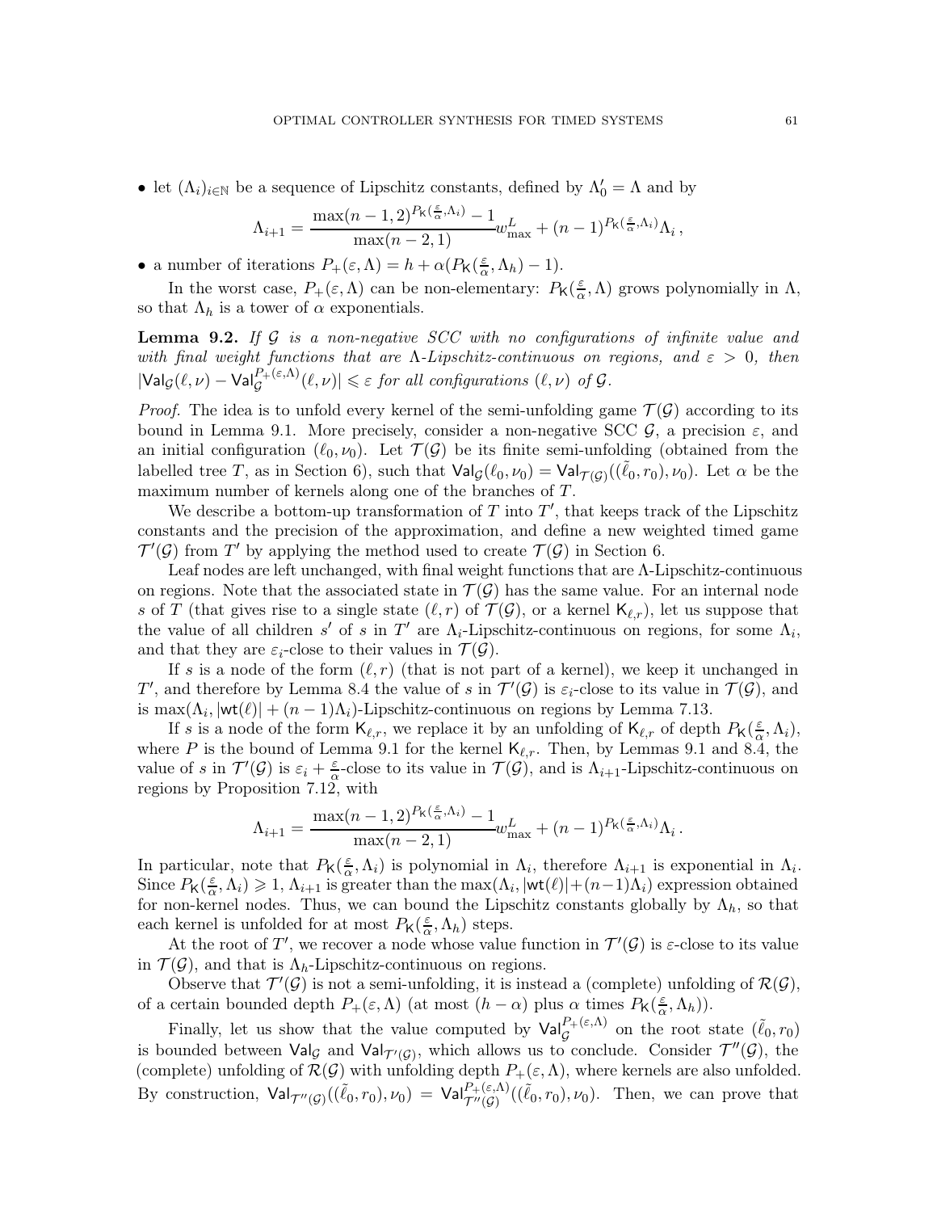- let $(\Lambda_i)_{i\in\mathbb{N}}$ be a sequence of Lipschitz constants, defined by $\Lambda'_0 = \Lambda$ and by

$$\Lambda_{i+1} = \frac{\max(n-1,2)^{P_{\mathsf{K}}(\frac{\varepsilon}{\alpha},\Lambda_i)} - 1}{\max(n-2,1)} w^L_{\max} + (n-1)^{P_{\mathsf{K}}(\frac{\varepsilon}{\alpha},\Lambda_i)}\Lambda_i\,,$$

- a number of iterations $P_+(\varepsilon,\Lambda) = h + \alpha(P_{\mathsf{K}}(\frac{\varepsilon}{\alpha},\Lambda_h) - 1)$.

In the worst case, $P_+(\varepsilon,\Lambda)$ can be non-elementary: $P_{\mathsf{K}}(\frac{\varepsilon}{\alpha},\Lambda)$ grows polynomially in $\Lambda$, so that $\Lambda_h$ is a tower of $\alpha$ exponentials.

**Lemma 9.2.** *If $\mathcal{G}$ is a non-negative SCC with no configurations of infinite value and with final weight functions that are $\Lambda$-Lipschitz-continuous on regions, and $\varepsilon > 0$, then $|\mathsf{Val}_{\mathcal{G}}(\ell,\nu) - \mathsf{Val}_{\mathcal{G}}^{P_+(\varepsilon,\Lambda)}(\ell,\nu)| \leqslant \varepsilon$ for all configurations $(\ell,\nu)$ of $\mathcal{G}$.*

*Proof.* The idea is to unfold every kernel of the semi-unfolding game $\mathcal{T}(\mathcal{G})$ according to its bound in Lemma 9.1. More precisely, consider a non-negative SCC $\mathcal{G}$, a precision $\varepsilon$, and an initial configuration $(\ell_0,\nu_0)$. Let $\mathcal{T}(\mathcal{G})$ be its finite semi-unfolding (obtained from the labelled tree $T$, as in Section 6), such that $\mathsf{Val}_{\mathcal{G}}(\ell_0,\nu_0) = \mathsf{Val}_{\mathcal{T}(\mathcal{G})}((\tilde{\ell}_0,r_0),\nu_0)$. Let $\alpha$ be the maximum number of kernels along one of the branches of $T$.

We describe a bottom-up transformation of $T$ into $T'$, that keeps track of the Lipschitz constants and the precision of the approximation, and define a new weighted timed game $\mathcal{T}'(\mathcal{G})$ from $T'$ by applying the method used to create $\mathcal{T}(\mathcal{G})$ in Section 6.

Leaf nodes are left unchanged, with final weight functions that are $\Lambda$-Lipschitz-continuous on regions. Note that the associated state in $\mathcal{T}(\mathcal{G})$ has the same value. For an internal node $s$ of $T$ (that gives rise to a single state $(\ell,r)$ of $\mathcal{T}(\mathcal{G})$, or a kernel $\mathsf{K}_{\ell,r}$), let us suppose that the value of all children $s'$ of $s$ in $T'$ are $\Lambda_i$-Lipschitz-continuous on regions, for some $\Lambda_i$, and that they are $\varepsilon_i$-close to their values in $\mathcal{T}(\mathcal{G})$.

If $s$ is a node of the form $(\ell,r)$ (that is not part of a kernel), we keep it unchanged in $T'$, and therefore by Lemma 8.4 the value of $s$ in $\mathcal{T}'(\mathcal{G})$ is $\varepsilon_i$-close to its value in $\mathcal{T}(\mathcal{G})$, and is $\max(\Lambda_i, |\mathsf{wt}(\ell)| + (n-1)\Lambda_i)$-Lipschitz-continuous on regions by Lemma 7.13.

If $s$ is a node of the form $\mathsf{K}_{\ell,r}$, we replace it by an unfolding of $\mathsf{K}_{\ell,r}$ of depth $P_{\mathsf{K}}(\frac{\varepsilon}{\alpha},\Lambda_i)$, where $P$ is the bound of Lemma 9.1 for the kernel $\mathsf{K}_{\ell,r}$. Then, by Lemmas 9.1 and 8.4, the value of $s$ in $\mathcal{T}'(\mathcal{G})$ is $\varepsilon_i + \frac{\varepsilon}{\alpha}$-close to its value in $\mathcal{T}(\mathcal{G})$, and is $\Lambda_{i+1}$-Lipschitz-continuous on regions by Proposition 7.12, with

$$\Lambda_{i+1} = \frac{\max(n-1,2)^{P_{\mathsf{K}}(\frac{\varepsilon}{\alpha},\Lambda_i)} - 1}{\max(n-2,1)} w^L_{\max} + (n-1)^{P_{\mathsf{K}}(\frac{\varepsilon}{\alpha},\Lambda_i)}\Lambda_i\,.$$

In particular, note that $P_{\mathsf{K}}(\frac{\varepsilon}{\alpha},\Lambda_i)$ is polynomial in $\Lambda_i$, therefore $\Lambda_{i+1}$ is exponential in $\Lambda_i$. Since $P_{\mathsf{K}}(\frac{\varepsilon}{\alpha},\Lambda_i) \geqslant 1$, $\Lambda_{i+1}$ is greater than the $\max(\Lambda_i, |\mathsf{wt}(\ell)| + (n-1)\Lambda_i)$ expression obtained for non-kernel nodes. Thus, we can bound the Lipschitz constants globally by $\Lambda_h$, so that each kernel is unfolded for at most $P_{\mathsf{K}}(\frac{\varepsilon}{\alpha},\Lambda_h)$ steps.

At the root of $T'$, we recover a node whose value function in $\mathcal{T}'(\mathcal{G})$ is $\varepsilon$-close to its value in $\mathcal{T}(\mathcal{G})$, and that is $\Lambda_h$-Lipschitz-continuous on regions.

Observe that $\mathcal{T}'(\mathcal{G})$ is not a semi-unfolding, it is instead a (complete) unfolding of $\mathcal{R}(\mathcal{G})$, of a certain bounded depth $P_+(\varepsilon,\Lambda)$ (at most $(h-\alpha)$ plus $\alpha$ times $P_{\mathsf{K}}(\frac{\varepsilon}{\alpha},\Lambda_h)$).

Finally, let us show that the value computed by $\mathsf{Val}_{\mathcal{G}}^{P_+(\varepsilon,\Lambda)}$ on the root state $(\tilde{\ell}_0,r_0)$ is bounded between $\mathsf{Val}_{\mathcal{G}}$ and $\mathsf{Val}_{\mathcal{T}'(\mathcal{G})}$, which allows us to conclude. Consider $\mathcal{T}''(\mathcal{G})$, the (complete) unfolding of $\mathcal{R}(\mathcal{G})$ with unfolding depth $P_+(\varepsilon,\Lambda)$, where kernels are also unfolded. By construction, $\mathsf{Val}_{\mathcal{T}''(\mathcal{G})}((\tilde{\ell}_0,r_0),\nu_0) = \mathsf{Val}_{\mathcal{T}''(\mathcal{G})}^{P_+(\varepsilon,\Lambda)}((\tilde{\ell}_0,r_0),\nu_0)$. Then, we can prove that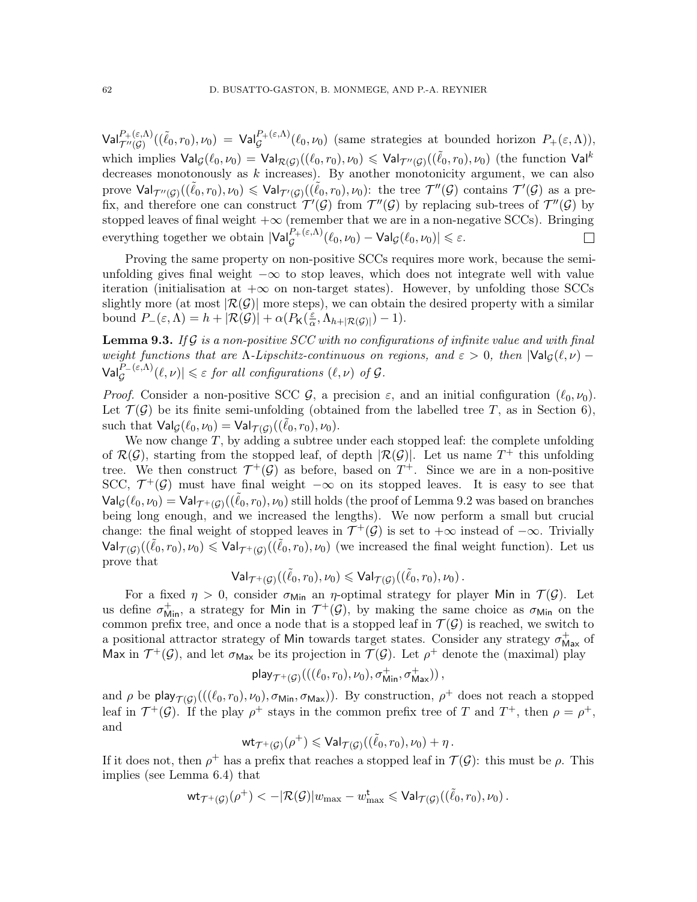$\mathsf{Val}^{P_+(\varepsilon,\Lambda)}_{\mathcal{T}''(\mathcal{G})}((\tilde{\ell}_0, r_0), \nu_0) = \mathsf{Val}^{P_+(\varepsilon,\Lambda)}_{\mathcal{G}}(\ell_0, \nu_0)$ (same strategies at bounded horizon $P_+(\varepsilon, \Lambda)$), which implies $\mathsf{Val}_{\mathcal{G}}(\ell_0, \nu_0) = \mathsf{Val}_{\mathcal{R}(\mathcal{G})}((\ell_0, r_0), \nu_0) \leqslant \mathsf{Val}_{\mathcal{T}''(\mathcal{G})}((\tilde{\ell}_0, r_0), \nu_0)$ (the function $\mathsf{Val}^k$ decreases monotonously as $k$ increases). By another monotonicity argument, we can also prove $\mathsf{Val}_{\mathcal{T}''(\mathcal{G})}((\tilde{\ell}_0, r_0), \nu_0) \leqslant \mathsf{Val}_{\mathcal{T}'(\mathcal{G})}((\tilde{\ell}_0, r_0), \nu_0)$: the tree $\mathcal{T}''(\mathcal{G})$ contains $\mathcal{T}'(\mathcal{G})$ as a prefix, and therefore one can construct $\mathcal{T}'(\mathcal{G})$ from $\mathcal{T}''(\mathcal{G})$ by replacing sub-trees of $\mathcal{T}''(\mathcal{G})$ by stopped leaves of final weight $+\infty$ (remember that we are in a non-negative SCCs). Bringing everything together we obtain $|\mathsf{Val}^{P_+(\varepsilon,\Lambda)}_{\mathcal{G}}(\ell_0, \nu_0) - \mathsf{Val}_{\mathcal{G}}(\ell_0, \nu_0)| \leqslant \varepsilon$. □

Proving the same property on non-positive SCCs requires more work, because the semi-unfolding gives final weight $-\infty$ to stop leaves, which does not integrate well with value iteration (initialisation at $+\infty$ on non-target states). However, by unfolding those SCCs slightly more (at most $|\mathcal{R}(\mathcal{G})|$ more steps), we can obtain the desired property with a similar bound $P_-(\varepsilon, \Lambda) = h + |\mathcal{R}(\mathcal{G})| + \alpha(P_{\mathsf{K}}(\frac{\varepsilon}{\alpha}, \Lambda_{h+|\mathcal{R}(\mathcal{G})|}) - 1)$.

**Lemma 9.3.** *If $\mathcal{G}$ is a non-positive SCC with no configurations of infinite value and with final weight functions that are $\Lambda$-Lipschitz-continuous on regions, and $\varepsilon > 0$, then $|\mathsf{Val}_{\mathcal{G}}(\ell, \nu) - \mathsf{Val}^{P_-(\varepsilon,\Lambda)}_{\mathcal{G}}(\ell, \nu)| \leqslant \varepsilon$ for all configurations $(\ell, \nu)$ of $\mathcal{G}$.*

*Proof.* Consider a non-positive SCC $\mathcal{G}$, a precision $\varepsilon$, and an initial configuration $(\ell_0, \nu_0)$. Let $\mathcal{T}(\mathcal{G})$ be its finite semi-unfolding (obtained from the labelled tree $T$, as in Section 6), such that $\mathsf{Val}_{\mathcal{G}}(\ell_0, \nu_0) = \mathsf{Val}_{\mathcal{T}(\mathcal{G})}((\tilde{\ell}_0, r_0), \nu_0)$.

We now change $T$, by adding a subtree under each stopped leaf: the complete unfolding of $\mathcal{R}(\mathcal{G})$, starting from the stopped leaf, of depth $|\mathcal{R}(\mathcal{G})|$. Let us name $T^+$ this unfolding tree. We then construct $\mathcal{T}^+(\mathcal{G})$ as before, based on $T^+$. Since we are in a non-positive SCC, $\mathcal{T}^+(\mathcal{G})$ must have final weight $-\infty$ on its stopped leaves. It is easy to see that $\mathsf{Val}_{\mathcal{G}}(\ell_0, \nu_0) = \mathsf{Val}_{\mathcal{T}^+(\mathcal{G})}((\tilde{\ell}_0, r_0), \nu_0)$ still holds (the proof of Lemma 9.2 was based on branches being long enough, and we increased the lengths). We now perform a small but crucial change: the final weight of stopped leaves in $\mathcal{T}^+(\mathcal{G})$ is set to $+\infty$ instead of $-\infty$. Trivially $\mathsf{Val}_{\mathcal{T}(\mathcal{G})}((\tilde{\ell}_0, r_0), \nu_0) \leqslant \mathsf{Val}_{\mathcal{T}^+(\mathcal{G})}((\tilde{\ell}_0, r_0), \nu_0)$ (we increased the final weight function). Let us prove that

$$\mathsf{Val}_{\mathcal{T}^+(\mathcal{G})}((\tilde{\ell}_0, r_0), \nu_0) \leqslant \mathsf{Val}_{\mathcal{T}(\mathcal{G})}((\tilde{\ell}_0, r_0), \nu_0)\,.$$

For a fixed $\eta > 0$, consider $\sigma_{\mathsf{Min}}$ an $\eta$-optimal strategy for player $\mathsf{Min}$ in $\mathcal{T}(\mathcal{G})$. Let us define $\sigma^+_{\mathsf{Min}}$, a strategy for $\mathsf{Min}$ in $\mathcal{T}^+(\mathcal{G})$, by making the same choice as $\sigma_{\mathsf{Min}}$ on the common prefix tree, and once a node that is a stopped leaf in $\mathcal{T}(\mathcal{G})$ is reached, we switch to a positional attractor strategy of $\mathsf{Min}$ towards target states. Consider any strategy $\sigma^+_{\mathsf{Max}}$ of $\mathsf{Max}$ in $\mathcal{T}^+(\mathcal{G})$, and let $\sigma_{\mathsf{Max}}$ be its projection in $\mathcal{T}(\mathcal{G})$. Let $\rho^+$ denote the (maximal) play

$$\mathsf{play}_{\mathcal{T}^+(\mathcal{G})}(((\ell_0, r_0), \nu_0), \sigma^+_{\mathsf{Min}}, \sigma^+_{\mathsf{Max}})\,,$$

and $\rho$ be $\mathsf{play}_{\mathcal{T}(\mathcal{G})}(((\ell_0, r_0), \nu_0), \sigma_{\mathsf{Min}}, \sigma_{\mathsf{Max}}))$. By construction, $\rho^+$ does not reach a stopped leaf in $\mathcal{T}^+(\mathcal{G})$. If the play $\rho^+$ stays in the common prefix tree of $T$ and $T^+$, then $\rho = \rho^+$, and

$$\mathsf{wt}_{\mathcal{T}^+(\mathcal{G})}(\rho^+) \leqslant \mathsf{Val}_{\mathcal{T}(\mathcal{G})}((\tilde{\ell}_0, r_0), \nu_0) + \eta\,.$$

If it does not, then $\rho^+$ has a prefix that reaches a stopped leaf in $\mathcal{T}(\mathcal{G})$: this must be $\rho$. This implies (see Lemma 6.4) that

$$\mathsf{wt}_{\mathcal{T}^+(\mathcal{G})}(\rho^+) < -|\mathcal{R}(\mathcal{G})|w_{\max} - w^{\mathsf{t}}_{\max} \leqslant \mathsf{Val}_{\mathcal{T}(\mathcal{G})}((\tilde{\ell}_0, r_0), \nu_0)\,.$$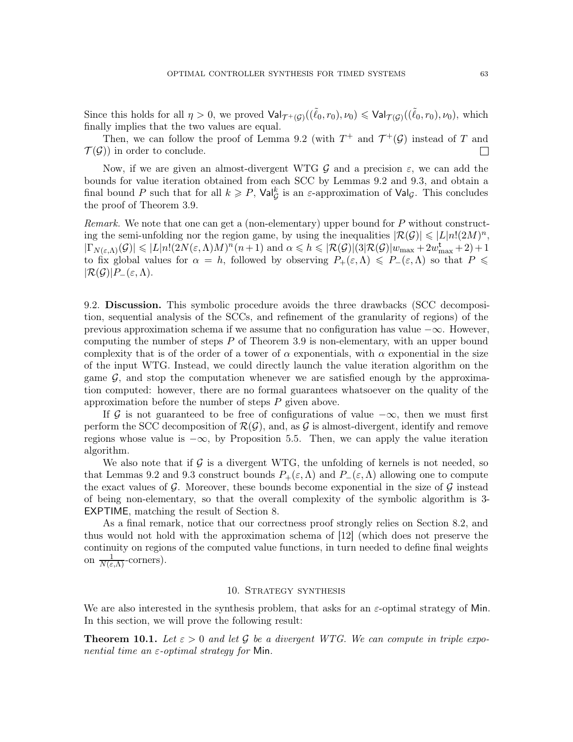Since this holds for all $\eta > 0$, we proved $\mathsf{Val}_{\mathcal{T}^+(\mathcal{G})}((\tilde{\ell}_0, r_0), \nu_0) \leqslant \mathsf{Val}_{\mathcal{T}(\mathcal{G})}((\tilde{\ell}_0, r_0), \nu_0)$, which finally implies that the two values are equal.

Then, we can follow the proof of Lemma 9.2 (with $T^+$ and $\mathcal{T}^+(\mathcal{G})$ instead of $T$ and $\mathcal{T}(\mathcal{G})$) in order to conclude. □

Now, if we are given an almost-divergent WTG $\mathcal{G}$ and a precision $\varepsilon$, we can add the bounds for value iteration obtained from each SCC by Lemmas 9.2 and 9.3, and obtain a final bound $P$ such that for all $k \geqslant P$, $\mathsf{Val}^k_{\mathcal{G}}$ is an $\varepsilon$-approximation of $\mathsf{Val}_{\mathcal{G}}$. This concludes the proof of Theorem 3.9.

*Remark.* We note that one can get a (non-elementary) upper bound for $P$ without constructing the semi-unfolding nor the region game, by using the inequalities $|\mathcal{R}(\mathcal{G})| \leqslant |L|n!(2M)^n$, $|\Gamma_{N(\varepsilon,\Lambda)}(\mathcal{G})| \leqslant |L|n!(2N(\varepsilon,\Lambda)M)^n(n+1)$ and $\alpha \leqslant h \leqslant |\mathcal{R}(\mathcal{G})|(3|\mathcal{R}(\mathcal{G})|w_{\max} + 2w^{\mathsf{t}}_{\max} + 2) + 1$ to fix global values for $\alpha = h$, followed by observing $P_+(\varepsilon, \Lambda) \leqslant P_-(\varepsilon, \Lambda)$ so that $P \leqslant |\mathcal{R}(\mathcal{G})|P_-(\varepsilon, \Lambda)$.

9.2. **Discussion.** This symbolic procedure avoids the three drawbacks (SCC decomposition, sequential analysis of the SCCs, and refinement of the granularity of regions) of the previous approximation schema if we assume that no configuration has value $-\infty$. However, computing the number of steps $P$ of Theorem 3.9 is non-elementary, with an upper bound complexity that is of the order of a tower of $\alpha$ exponentials, with $\alpha$ exponential in the size of the input WTG. Instead, we could directly launch the value iteration algorithm on the game $\mathcal{G}$, and stop the computation whenever we are satisfied enough by the approximation computed: however, there are no formal guarantees whatsoever on the quality of the approximation before the number of steps $P$ given above.

If $\mathcal{G}$ is not guaranteed to be free of configurations of value $-\infty$, then we must first perform the SCC decomposition of $\mathcal{R}(\mathcal{G})$, and, as $\mathcal{G}$ is almost-divergent, identify and remove regions whose value is $-\infty$, by Proposition 5.5. Then, we can apply the value iteration algorithm.

We also note that if $\mathcal{G}$ is a divergent WTG, the unfolding of kernels is not needed, so that Lemmas 9.2 and 9.3 construct bounds $P_+(\varepsilon, \Lambda)$ and $P_-(\varepsilon, \Lambda)$ allowing one to compute the exact values of $\mathcal{G}$. Moreover, these bounds become exponential in the size of $\mathcal{G}$ instead of being non-elementary, so that the overall complexity of the symbolic algorithm is 3-EXPTIME, matching the result of Section 8.

As a final remark, notice that our correctness proof strongly relies on Section 8.2, and thus would not hold with the approximation schema of [12] (which does not preserve the continuity on regions of the computed value functions, in turn needed to define final weights on $\frac{1}{N(\varepsilon,\Lambda)}$-corners).

## 10. Strategy synthesis

We are also interested in the synthesis problem, that asks for an $\varepsilon$-optimal strategy of Min. In this section, we will prove the following result:

**Theorem 10.1.** *Let $\varepsilon > 0$ and let $\mathcal{G}$ be a divergent WTG. We can compute in triple exponential time an $\varepsilon$-optimal strategy for* Min.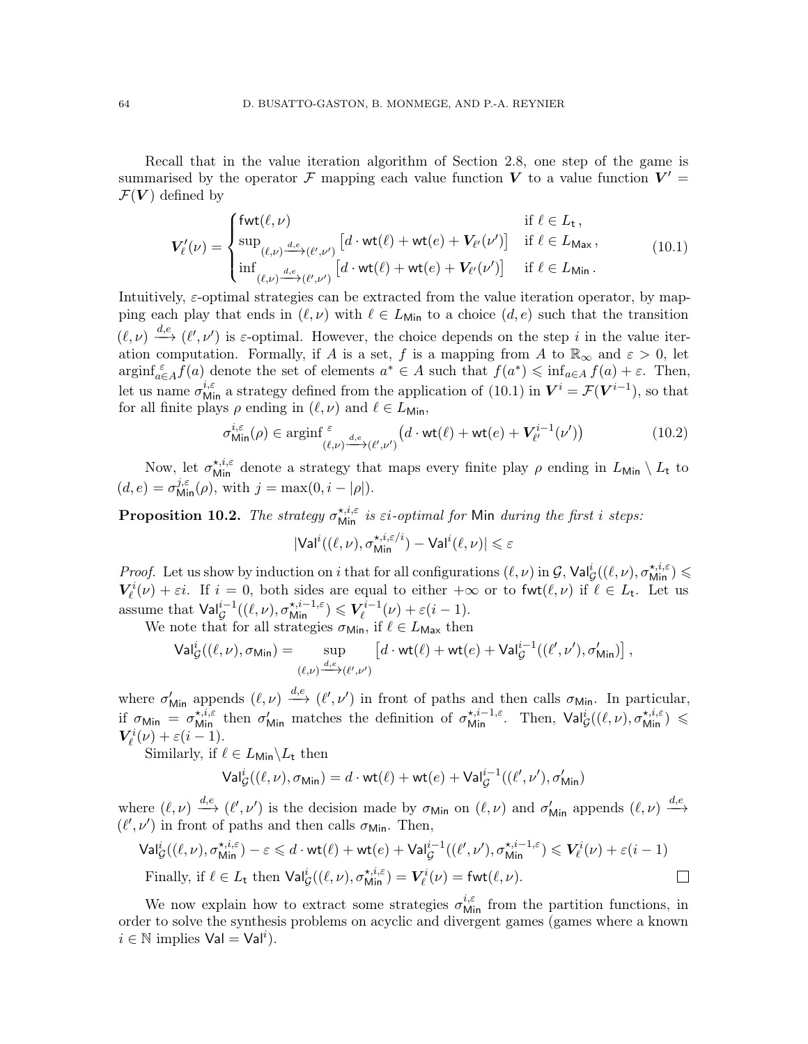Recall that in the value iteration algorithm of Section 2.8, one step of the game is summarised by the operator $\mathcal{F}$ mapping each value function $\boldsymbol{V}$ to a value function $\boldsymbol{V}' = \mathcal{F}(\boldsymbol{V})$ defined by

$$\boldsymbol{V}'_\ell(\nu) = \begin{cases} \mathsf{fwt}(\ell,\nu) & \text{if } \ell \in L_\mathsf{t}\,, \\ \sup_{(\ell,\nu)\xrightarrow{d,e}(\ell',\nu')} \left[d \cdot \mathsf{wt}(\ell) + \mathsf{wt}(e) + \boldsymbol{V}_{\ell'}(\nu')\right] & \text{if } \ell \in L_\mathsf{Max}\,, \\ \inf_{(\ell,\nu)\xrightarrow{d,e}(\ell',\nu')} \left[d \cdot \mathsf{wt}(\ell) + \mathsf{wt}(e) + \boldsymbol{V}_{\ell'}(\nu')\right] & \text{if } \ell \in L_\mathsf{Min}\,. \end{cases} \tag{10.1}$$

Intuitively, $\varepsilon$-optimal strategies can be extracted from the value iteration operator, by mapping each play that ends in $(\ell,\nu)$ with $\ell \in L_\mathsf{Min}$ to a choice $(d,e)$ such that the transition $(\ell,\nu) \xrightarrow{d,e} (\ell',\nu')$ is $\varepsilon$-optimal. However, the choice depends on the step $i$ in the value iteration computation. Formally, if $A$ is a set, $f$ is a mapping from $A$ to $\mathbb{R}_\infty$ and $\varepsilon > 0$, let $\operatorname{arginf}^{\varepsilon}_{a\in A} f(a)$ denote the set of elements $a^* \in A$ such that $f(a^*) \leqslant \inf_{a\in A} f(a) + \varepsilon$. Then, let us name $\sigma^{i,\varepsilon}_\mathsf{Min}$ a strategy defined from the application of (10.1) in $\boldsymbol{V}^i = \mathcal{F}(\boldsymbol{V}^{i-1})$, so that for all finite plays $\rho$ ending in $(\ell,\nu)$ and $\ell \in L_\mathsf{Min}$,

$$\sigma^{i,\varepsilon}_\mathsf{Min}(\rho) \in \operatorname{arginf}^{\,\varepsilon}_{(\ell,\nu)\xrightarrow{d,e}(\ell',\nu')} \left(d \cdot \mathsf{wt}(\ell) + \mathsf{wt}(e) + \boldsymbol{V}^{i-1}_{\ell'}(\nu')\right) \tag{10.2}$$

Now, let $\sigma^{\star,i,\varepsilon}_\mathsf{Min}$ denote a strategy that maps every finite play $\rho$ ending in $L_\mathsf{Min} \setminus L_\mathsf{t}$ to $(d,e) = \sigma^{j,\varepsilon}_\mathsf{Min}(\rho)$, with $j = \max(0, i - |\rho|)$.

**Proposition 10.2.** *The strategy $\sigma^{\star,i,\varepsilon}_\mathsf{Min}$ is $\varepsilon i$-optimal for* Min *during the first $i$ steps:*

$$|\mathsf{Val}^i((\ell,\nu), \sigma^{\star,i,\varepsilon/i}_\mathsf{Min}) - \mathsf{Val}^i(\ell,\nu)| \leqslant \varepsilon$$

*Proof.* Let us show by induction on $i$ that for all configurations $(\ell,\nu)$ in $\mathcal{G}$, $\mathsf{Val}^i_\mathcal{G}((\ell,\nu), \sigma^{\star,i,\varepsilon}_\mathsf{Min}) \leqslant \boldsymbol{V}^i_\ell(\nu) + \varepsilon i$. If $i = 0$, both sides are equal to either $+\infty$ or to $\mathsf{fwt}(\ell,\nu)$ if $\ell \in L_\mathsf{t}$. Let us assume that $\mathsf{Val}^{i-1}_\mathcal{G}((\ell,\nu), \sigma^{\star,i-1,\varepsilon}_\mathsf{Min}) \leqslant \boldsymbol{V}^{i-1}_\ell(\nu) + \varepsilon(i-1)$.

We note that for all strategies $\sigma_\mathsf{Min}$, if $\ell \in L_\mathsf{Max}$ then

$$\mathsf{Val}^i_\mathcal{G}((\ell,\nu), \sigma_\mathsf{Min}) = \sup_{(\ell,\nu)\xrightarrow{d,e}(\ell',\nu')} \left[d \cdot \mathsf{wt}(\ell) + \mathsf{wt}(e) + \mathsf{Val}^{i-1}_\mathcal{G}((\ell',\nu'), \sigma'_\mathsf{Min})\right],$$

where $\sigma'_\mathsf{Min}$ appends $(\ell,\nu) \xrightarrow{d,e} (\ell',\nu')$ in front of paths and then calls $\sigma_\mathsf{Min}$. In particular, if $\sigma_\mathsf{Min} = \sigma^{\star,i,\varepsilon}_\mathsf{Min}$ then $\sigma'_\mathsf{Min}$ matches the definition of $\sigma^{\star,i-1,\varepsilon}_\mathsf{Min}$. Then, $\mathsf{Val}^i_\mathcal{G}((\ell,\nu), \sigma^{\star,i,\varepsilon}_\mathsf{Min}) \leqslant \boldsymbol{V}^i_\ell(\nu) + \varepsilon(i-1)$.

Similarly, if $\ell \in L_\mathsf{Min} \setminus L_\mathsf{t}$ then

$$\mathsf{Val}^i_\mathcal{G}((\ell,\nu), \sigma_\mathsf{Min}) = d \cdot \mathsf{wt}(\ell) + \mathsf{wt}(e) + \mathsf{Val}^{i-1}_\mathcal{G}((\ell',\nu'), \sigma'_\mathsf{Min})$$

where $(\ell,\nu) \xrightarrow{d,e} (\ell',\nu')$ is the decision made by $\sigma_\mathsf{Min}$ on $(\ell,\nu)$ and $\sigma'_\mathsf{Min}$ appends $(\ell,\nu) \xrightarrow{d,e} (\ell',\nu')$ in front of paths and then calls $\sigma_\mathsf{Min}$. Then,

$$\mathsf{Val}^i_\mathcal{G}((\ell,\nu), \sigma^{\star,i,\varepsilon}_\mathsf{Min}) - \varepsilon \leqslant d \cdot \mathsf{wt}(\ell) + \mathsf{wt}(e) + \mathsf{Val}^{i-1}_\mathcal{G}((\ell',\nu'), \sigma^{\star,i-1,\varepsilon}_\mathsf{Min}) \leqslant \boldsymbol{V}^i_\ell(\nu) + \varepsilon(i-1)$$

Finally, if $\ell \in L_\mathsf{t}$ then $\mathsf{Val}^i_\mathcal{G}((\ell,\nu), \sigma^{\star,i,\varepsilon}_\mathsf{Min}) = \boldsymbol{V}^i_\ell(\nu) = \mathsf{fwt}(\ell,\nu)$. ☐

We now explain how to extract some strategies $\sigma^{i,\varepsilon}_\mathsf{Min}$ from the partition functions, in order to solve the synthesis problems on acyclic and divergent games (games where a known $i \in \mathbb{N}$ implies $\mathsf{Val} = \mathsf{Val}^i$).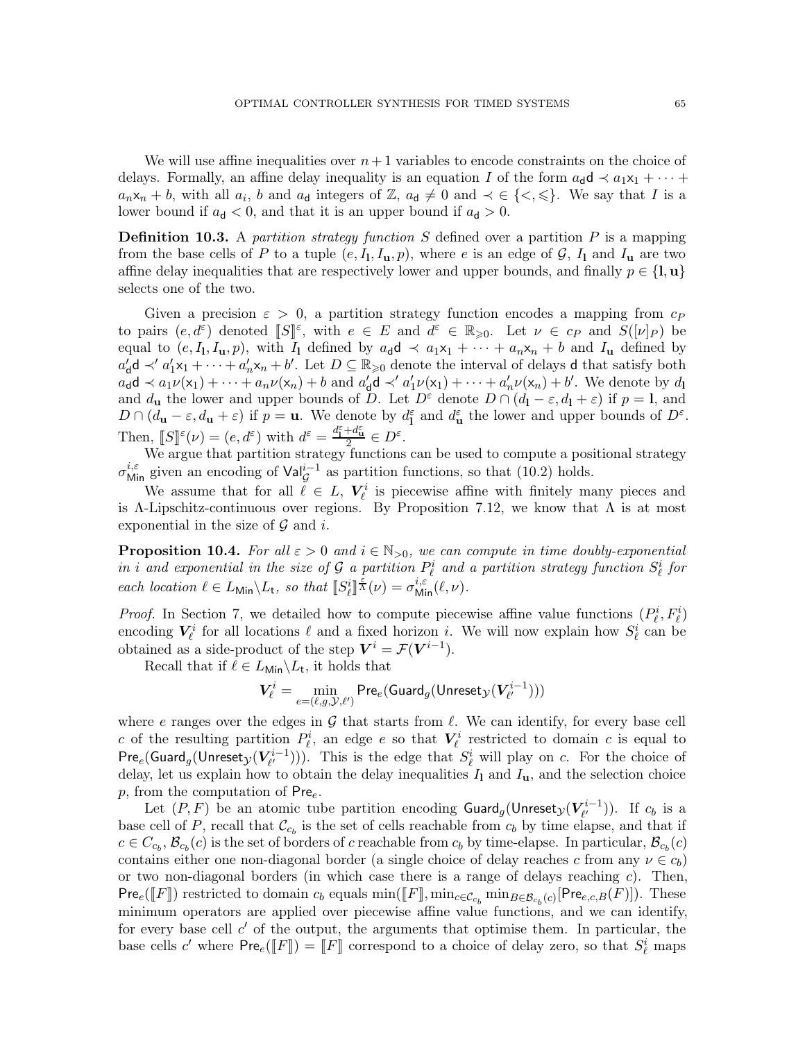We will use affine inequalities over $n+1$ variables to encode constraints on the choice of delays. Formally, an affine delay inequality is an equation $I$ of the form $a_{\mathsf{d}}\mathsf{d} \prec a_1\mathsf{x}_1 + \cdots + a_n\mathsf{x}_n + b$, with all $a_i$, $b$ and $a_{\mathsf{d}}$ integers of $\mathbb{Z}$, $a_{\mathsf{d}} \neq 0$ and $\prec \in \{<, \leqslant\}$. We say that $I$ is a lower bound if $a_{\mathsf{d}} < 0$, and that it is an upper bound if $a_{\mathsf{d}} > 0$.

**Definition 10.3.** *A partition strategy function $S$ defined over a partition $P$ is a mapping from the base cells of $P$ to a tuple $(e, I_{\mathbf{l}}, I_{\mathbf{u}}, p)$, where $e$ is an edge of $\mathcal{G}$, $I_{\mathbf{l}}$ and $I_{\mathbf{u}}$ are two affine delay inequalities that are respectively lower and upper bounds, and finally $p \in \{\mathbf{l}, \mathbf{u}\}$ selects one of the two.*

Given a precision $\varepsilon > 0$, a partition strategy function encodes a mapping from $c_P$ to pairs $(e, d^\varepsilon)$ denoted $[\![S]\!]^\varepsilon$, with $e \in E$ and $d^\varepsilon \in \mathbb{R}_{\geqslant 0}$. Let $\nu \in c_P$ and $S([\nu]_P)$ be equal to $(e, I_{\mathbf{l}}, I_{\mathbf{u}}, p)$, with $I_{\mathbf{l}}$ defined by $a_{\mathsf{d}}\mathsf{d} \prec a_1\mathsf{x}_1 + \cdots + a_n\mathsf{x}_n + b$ and $I_{\mathbf{u}}$ defined by $a'_{\mathsf{d}}\mathsf{d} \prec' a'_1\mathsf{x}_1 + \cdots + a'_n\mathsf{x}_n + b'$. Let $D \subseteq \mathbb{R}_{\geqslant 0}$ denote the interval of delays $\mathsf{d}$ that satisfy both $a_{\mathsf{d}}\mathsf{d} \prec a_1\nu(\mathsf{x}_1) + \cdots + a_n\nu(\mathsf{x}_n) + b$ and $a'_{\mathsf{d}}\mathsf{d} \prec' a'_1\nu(\mathsf{x}_1) + \cdots + a'_n\nu(\mathsf{x}_n) + b'$. We denote by $d_{\mathbf{l}}$ and $d_{\mathbf{u}}$ the lower and upper bounds of $D$. Let $D^\varepsilon$ denote $D \cap (d_{\mathbf{l}} - \varepsilon, d_{\mathbf{l}} + \varepsilon)$ if $p = \mathbf{l}$, and $D \cap (d_{\mathbf{u}} - \varepsilon, d_{\mathbf{u}} + \varepsilon)$ if $p = \mathbf{u}$. We denote by $d^\varepsilon_{\mathbf{l}}$ and $d^\varepsilon_{\mathbf{u}}$ the lower and upper bounds of $D^\varepsilon$. Then, $[\![S]\!]^\varepsilon(\nu) = (e, d^\varepsilon)$ with $d^\varepsilon = \frac{d^\varepsilon_{\mathbf{l}} + d^\varepsilon_{\mathbf{u}}}{2} \in D^\varepsilon$.

We argue that partition strategy functions can be used to compute a positional strategy $\sigma^{i,\varepsilon}_{\mathsf{Min}}$ given an encoding of $\mathsf{Val}^{i-1}_{\mathcal{G}}$ as partition functions, so that (10.2) holds.

We assume that for all $\ell \in L$, $\boldsymbol{V}^i_\ell$ is piecewise affine with finitely many pieces and is $\Lambda$-Lipschitz-continuous over regions. By Proposition 7.12, we know that $\Lambda$ is at most exponential in the size of $\mathcal{G}$ and $i$.

**Proposition 10.4.** *For all $\varepsilon > 0$ and $i \in \mathbb{N}_{>0}$, we can compute in time doubly-exponential in $i$ and exponential in the size of $\mathcal{G}$ a partition $P^i_\ell$ and a partition strategy function $S^i_\ell$ for each location $\ell \in L_{\mathsf{Min}} \backslash L_{\mathsf{t}}$, so that $[\![S^i_\ell]\!]^{\frac{\varepsilon}{\Lambda}}(\nu) = \sigma^{i,\varepsilon}_{\mathsf{Min}}(\ell, \nu)$.*

*Proof.* In Section 7, we detailed how to compute piecewise affine value functions $(P^i_\ell, F^i_\ell)$ encoding $\boldsymbol{V}^i_\ell$ for all locations $\ell$ and a fixed horizon $i$. We will now explain how $S^i_\ell$ can be obtained as a side-product of the step $\boldsymbol{V}^i = \mathcal{F}(\boldsymbol{V}^{i-1})$.

Recall that if $\ell \in L_{\mathsf{Min}} \backslash L_{\mathsf{t}}$, it holds that

$$\boldsymbol{V}^i_\ell = \min_{e=(\ell,g,\mathcal{Y},\ell')} \mathsf{Pre}_e(\mathsf{Guard}_g(\mathsf{Unreset}_{\mathcal{Y}}(\boldsymbol{V}^{i-1}_{\ell'})))$$

where $e$ ranges over the edges in $\mathcal{G}$ that starts from $\ell$. We can identify, for every base cell $c$ of the resulting partition $P^i_\ell$, an edge $e$ so that $\boldsymbol{V}^i_\ell$ restricted to domain $c$ is equal to $\mathsf{Pre}_e(\mathsf{Guard}_g(\mathsf{Unreset}_{\mathcal{Y}}(\boldsymbol{V}^{i-1}_{\ell'})))$. This is the edge that $S^i_\ell$ will play on $c$. For the choice of delay, let us explain how to obtain the delay inequalities $I_{\mathbf{l}}$ and $I_{\mathbf{u}}$, and the selection choice $p$, from the computation of $\mathsf{Pre}_e$.

Let $(P, F)$ be an atomic tube partition encoding $\mathsf{Guard}_g(\mathsf{Unreset}_{\mathcal{Y}}(\boldsymbol{V}^{i-1}_{\ell'}))$. If $c_b$ is a base cell of $P$, recall that $\mathcal{C}_{c_b}$ is the set of cells reachable from $c_b$ by time elapse, and that if $c \in C_{c_b}$, $\mathcal{B}_{c_b}(c)$ is the set of borders of $c$ reachable from $c_b$ by time-elapse. In particular, $\mathcal{B}_{c_b}(c)$ contains either one non-diagonal border (a single choice of delay reaches $c$ from any $\nu \in c_b$) or two non-diagonal borders (in which case there is a range of delays reaching $c$). Then, $\mathsf{Pre}_e([\![F]\!])$ restricted to domain $c_b$ equals $\min([\![F]\!], \min_{c \in \mathcal{C}_{c_b}} \min_{B \in \mathcal{B}_{c_b}(c)}[\mathsf{Pre}_{e,c,B}(F)])$. These minimum operators are applied over piecewise affine value functions, and we can identify, for every base cell $c'$ of the output, the arguments that optimise them. In particular, the base cells $c'$ where $\mathsf{Pre}_e([\![F]\!]) = [\![F]\!]$ correspond to a choice of delay zero, so that $S^i_\ell$ maps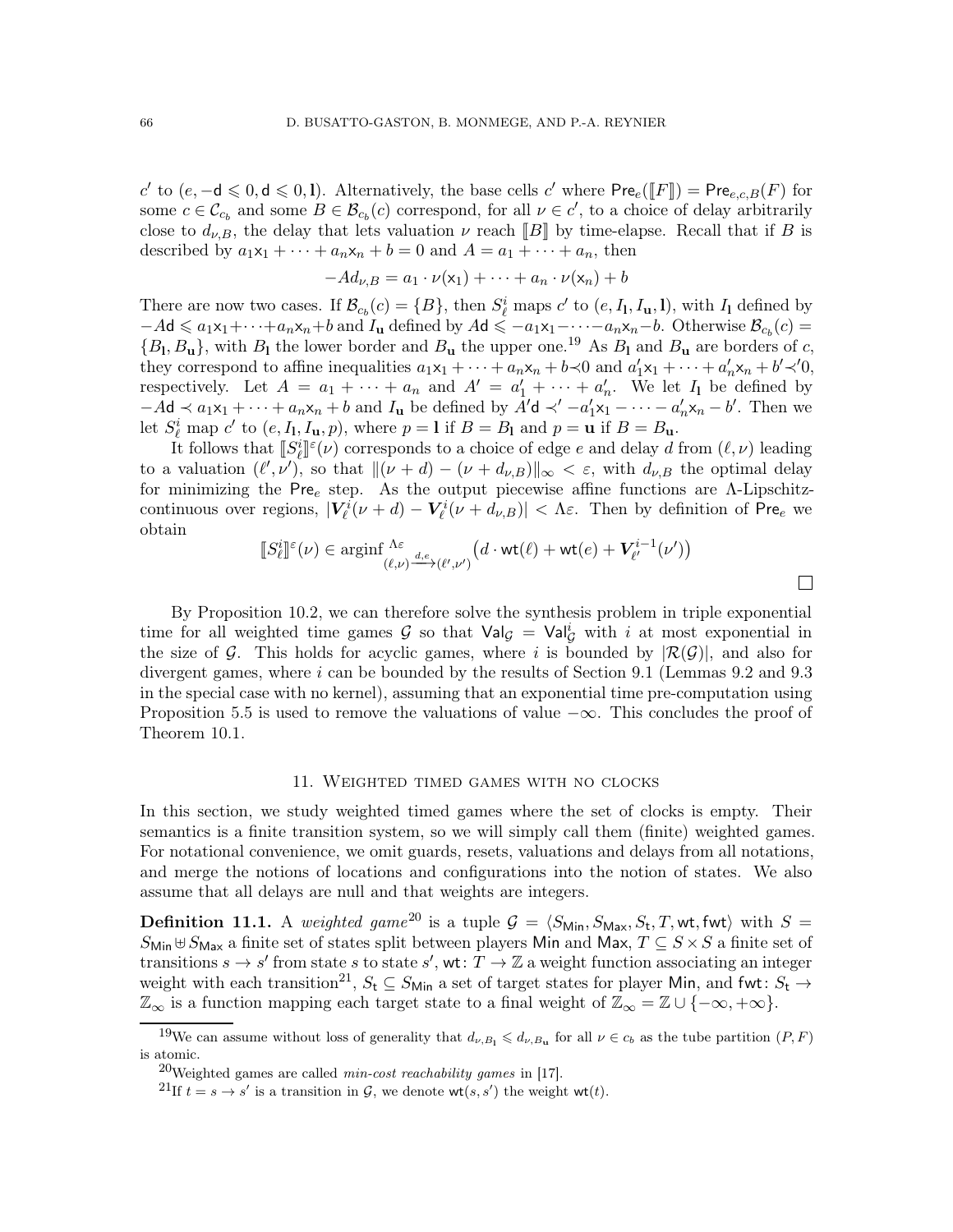$c'$ to $(e, -\mathsf{d} \leqslant 0, \mathsf{d} \leqslant 0, \mathbf{l})$. Alternatively, the base cells $c'$ where $\mathsf{Pre}_e(\llbracket F \rrbracket) = \mathsf{Pre}_{e,c,B}(F)$ for some $c \in \mathcal{C}_{c_b}$ and some $B \in \mathcal{B}_{c_b}(c)$ correspond, for all $\nu \in c'$, to a choice of delay arbitrarily close to $d_{\nu,B}$, the delay that lets valuation $\nu$ reach $\llbracket B \rrbracket$ by time-elapse. Recall that if $B$ is described by $a_1\mathsf{x}_1 + \cdots + a_n\mathsf{x}_n + b = 0$ and $A = a_1 + \cdots + a_n$, then

$$-Ad_{\nu,B} = a_1 \cdot \nu(\mathsf{x}_1) + \cdots + a_n \cdot \nu(\mathsf{x}_n) + b$$

There are now two cases. If $\mathcal{B}_{c_b}(c) = \{B\}$, then $S^i_\ell$ maps $c'$ to $(e, I_\mathbf{l}, I_\mathbf{u}, \mathbf{l})$, with $I_\mathbf{l}$ defined by $-A\mathsf{d} \leqslant a_1\mathsf{x}_1+\cdots+a_n\mathsf{x}_n+b$ and $I_\mathbf{u}$ defined by $A\mathsf{d} \leqslant -a_1\mathsf{x}_1-\cdots-a_n\mathsf{x}_n-b$. Otherwise $\mathcal{B}_{c_b}(c) = \{B_\mathbf{l}, B_\mathbf{u}\}$, with $B_\mathbf{l}$ the lower border and $B_\mathbf{u}$ the upper one.[19] As $B_\mathbf{l}$ and $B_\mathbf{u}$ are borders of $c$, they correspond to affine inequalities $a_1\mathsf{x}_1 + \cdots + a_n\mathsf{x}_n + b \prec 0$ and $a'_1\mathsf{x}_1 + \cdots + a'_n\mathsf{x}_n + b' \prec' 0$, respectively. Let $A = a_1 + \cdots + a_n$ and $A' = a'_1 + \cdots + a'_n$. We let $I_\mathbf{l}$ be defined by $-A\mathsf{d} \prec a_1\mathsf{x}_1 + \cdots + a_n\mathsf{x}_n + b$ and $I_\mathbf{u}$ be defined by $A'\mathsf{d} \prec' -a'_1\mathsf{x}_1 - \cdots - a'_n\mathsf{x}_n - b'$. Then we let $S^i_\ell$ map $c'$ to $(e, I_\mathbf{l}, I_\mathbf{u}, p)$, where $p = \mathbf{l}$ if $B = B_\mathbf{l}$ and $p = \mathbf{u}$ if $B = B_\mathbf{u}$.

It follows that $\llbracket S^i_\ell \rrbracket^\varepsilon(\nu)$ corresponds to a choice of edge $e$ and delay $d$ from $(\ell, \nu)$ leading to a valuation $(\ell', \nu')$, so that $\|(\nu + d) - (\nu + d_{\nu,B})\|_\infty < \varepsilon$, with $d_{\nu,B}$ the optimal delay for minimizing the $\mathsf{Pre}_e$ step. As the output piecewise affine functions are $\Lambda$-Lipschitz-continuous over regions, $|\boldsymbol{V}^i_\ell(\nu + d) - \boldsymbol{V}^i_\ell(\nu + d_{\nu,B})| < \Lambda\varepsilon$. Then by definition of $\mathsf{Pre}_e$ we obtain

$$\llbracket S^i_\ell \rrbracket^\varepsilon(\nu) \in \operatorname{arginf}^{\Lambda\varepsilon}_{(\ell,\nu)\xrightarrow{d,e}(\ell',\nu')} \big(d \cdot \mathsf{wt}(\ell) + \mathsf{wt}(e) + \boldsymbol{V}^{i-1}_{\ell'}(\nu')\big)$$

□

By Proposition 10.2, we can therefore solve the synthesis problem in triple exponential time for all weighted time games $\mathcal{G}$ so that $\mathsf{Val}_\mathcal{G} = \mathsf{Val}^i_\mathcal{G}$ with $i$ at most exponential in the size of $\mathcal{G}$. This holds for acyclic games, where $i$ is bounded by $|\mathcal{R}(\mathcal{G})|$, and also for divergent games, where $i$ can be bounded by the results of Section 9.1 (Lemmas 9.2 and 9.3 in the special case with no kernel), assuming that an exponential time pre-computation using Proposition 5.5 is used to remove the valuations of value $-\infty$. This concludes the proof of Theorem 10.1.

## 11. Weighted timed games with no clocks

In this section, we study weighted timed games where the set of clocks is empty. Their semantics is a finite transition system, so we will simply call them (finite) weighted games. For notational convenience, we omit guards, resets, valuations and delays from all notations, and merge the notions of locations and configurations into the notion of states. We also assume that all delays are null and that weights are integers.

**Definition 11.1.** A *weighted game*[20] is a tuple $\mathcal{G} = \langle S_\mathsf{Min}, S_\mathsf{Max}, S_\mathsf{t}, T, \mathsf{wt}, \mathsf{fwt}\rangle$ with $S = S_\mathsf{Min} \uplus S_\mathsf{Max}$ a finite set of states split between players Min and Max, $T \subseteq S \times S$ a finite set of transitions $s \to s'$ from state $s$ to state $s'$, $\mathsf{wt}\colon T \to \mathbb{Z}$ a weight function associating an integer weight with each transition[21], $S_\mathsf{t} \subseteq S_\mathsf{Min}$ a set of target states for player Min, and $\mathsf{fwt}\colon S_\mathsf{t} \to \mathbb{Z}_\infty$ is a function mapping each target state to a final weight of $\mathbb{Z}_\infty = \mathbb{Z} \cup \{-\infty, +\infty\}$.

[19] We can assume without loss of generality that $d_{\nu,B_\mathbf{l}} \leqslant d_{\nu,B_\mathbf{u}}$ for all $\nu \in c_b$ as the tube partition $(P, F)$ is atomic.

[20] Weighted games are called *min-cost reachability games* in [17].

[21] If $t = s \to s'$ is a transition in $\mathcal{G}$, we denote $\mathsf{wt}(s, s')$ the weight $\mathsf{wt}(t)$.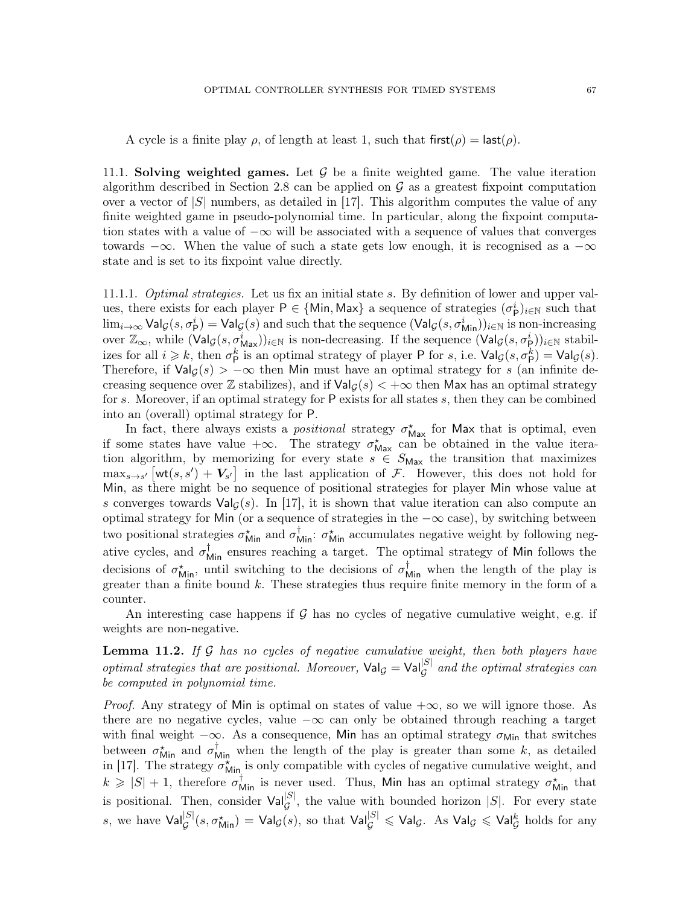A cycle is a finite play $\rho$, of length at least 1, such that $\mathsf{first}(\rho) = \mathsf{last}(\rho)$.

11.1. **Solving weighted games.** Let $\mathcal{G}$ be a finite weighted game. The value iteration algorithm described in Section 2.8 can be applied on $\mathcal{G}$ as a greatest fixpoint computation over a vector of $|S|$ numbers, as detailed in [17]. This algorithm computes the value of any finite weighted game in pseudo-polynomial time. In particular, along the fixpoint computation states with a value of $-\infty$ will be associated with a sequence of values that converges towards $-\infty$. When the value of such a state gets low enough, it is recognised as a $-\infty$ state and is set to its fixpoint value directly.

11.1.1. *Optimal strategies.* Let us fix an initial state $s$. By definition of lower and upper values, there exists for each player $\mathsf{P} \in \{\mathsf{Min}, \mathsf{Max}\}$ a sequence of strategies $(\sigma^i_{\mathsf{P}})_{i\in\mathbb{N}}$ such that $\lim_{i\to\infty} \mathsf{Val}_{\mathcal{G}}(s, \sigma^i_{\mathsf{P}}) = \mathsf{Val}_{\mathcal{G}}(s)$ and such that the sequence $(\mathsf{Val}_{\mathcal{G}}(s, \sigma^i_{\mathsf{Min}}))_{i\in\mathbb{N}}$ is non-increasing over $\mathbb{Z}_\infty$, while $(\mathsf{Val}_{\mathcal{G}}(s, \sigma^i_{\mathsf{Max}}))_{i\in\mathbb{N}}$ is non-decreasing. If the sequence $(\mathsf{Val}_{\mathcal{G}}(s, \sigma^i_{\mathsf{P}}))_{i\in\mathbb{N}}$ stabilizes for all $i \geqslant k$, then $\sigma^k_{\mathsf{P}}$ is an optimal strategy of player $\mathsf{P}$ for $s$, i.e. $\mathsf{Val}_{\mathcal{G}}(s, \sigma^k_{\mathsf{P}}) = \mathsf{Val}_{\mathcal{G}}(s)$. Therefore, if $\mathsf{Val}_{\mathcal{G}}(s) > -\infty$ then $\mathsf{Min}$ must have an optimal strategy for $s$ (an infinite decreasing sequence over $\mathbb{Z}$ stabilizes), and if $\mathsf{Val}_{\mathcal{G}}(s) < +\infty$ then $\mathsf{Max}$ has an optimal strategy for $s$. Moreover, if an optimal strategy for $\mathsf{P}$ exists for all states $s$, then they can be combined into an (overall) optimal strategy for $\mathsf{P}$.

In fact, there always exists a *positional* strategy $\sigma^\star_{\mathsf{Max}}$ for $\mathsf{Max}$ that is optimal, even if some states have value $+\infty$. The strategy $\sigma^\star_{\mathsf{Max}}$ can be obtained in the value iteration algorithm, by memorizing for every state $s \in S_{\mathsf{Max}}$ the transition that maximizes $\max_{s\to s'}\big[\mathsf{wt}(s,s') + \boldsymbol{V}_{s'}\big]$ in the last application of $\mathcal{F}$. However, this does not hold for $\mathsf{Min}$, as there might be no sequence of positional strategies for player $\mathsf{Min}$ whose value at $s$ converges towards $\mathsf{Val}_{\mathcal{G}}(s)$. In [17], it is shown that value iteration can also compute an optimal strategy for $\mathsf{Min}$ (or a sequence of strategies in the $-\infty$ case), by switching between two positional strategies $\sigma^\star_{\mathsf{Min}}$ and $\sigma^\dagger_{\mathsf{Min}}$: $\sigma^\star_{\mathsf{Min}}$ accumulates negative weight by following negative cycles, and $\sigma^\dagger_{\mathsf{Min}}$ ensures reaching a target. The optimal strategy of $\mathsf{Min}$ follows the decisions of $\sigma^\star_{\mathsf{Min}}$, until switching to the decisions of $\sigma^\dagger_{\mathsf{Min}}$ when the length of the play is greater than a finite bound $k$. These strategies thus require finite memory in the form of a counter.

An interesting case happens if $\mathcal{G}$ has no cycles of negative cumulative weight, e.g. if weights are non-negative.

**Lemma 11.2.** *If $\mathcal{G}$ has no cycles of negative cumulative weight, then both players have optimal strategies that are positional. Moreover, $\mathsf{Val}_{\mathcal{G}} = \mathsf{Val}^{|S|}_{\mathcal{G}}$ and the optimal strategies can be computed in polynomial time.*

*Proof.* Any strategy of $\mathsf{Min}$ is optimal on states of value $+\infty$, so we will ignore those. As there are no negative cycles, value $-\infty$ can only be obtained through reaching a target with final weight $-\infty$. As a consequence, $\mathsf{Min}$ has an optimal strategy $\sigma_{\mathsf{Min}}$ that switches between $\sigma^\star_{\mathsf{Min}}$ and $\sigma^\dagger_{\mathsf{Min}}$ when the length of the play is greater than some $k$, as detailed in [17]. The strategy $\sigma^\star_{\mathsf{Min}}$ is only compatible with cycles of negative cumulative weight, and $k \geqslant |S| + 1$, therefore $\sigma^\dagger_{\mathsf{Min}}$ is never used. Thus, $\mathsf{Min}$ has an optimal strategy $\sigma^\star_{\mathsf{Min}}$ that is positional. Then, consider $\mathsf{Val}^{|S|}_{\mathcal{G}}$, the value with bounded horizon $|S|$. For every state $s$, we have $\mathsf{Val}^{|S|}_{\mathcal{G}}(s, \sigma^\star_{\mathsf{Min}}) = \mathsf{Val}_{\mathcal{G}}(s)$, so that $\mathsf{Val}^{|S|}_{\mathcal{G}} \leqslant \mathsf{Val}_{\mathcal{G}}$. As $\mathsf{Val}_{\mathcal{G}} \leqslant \mathsf{Val}^k_{\mathcal{G}}$ holds for any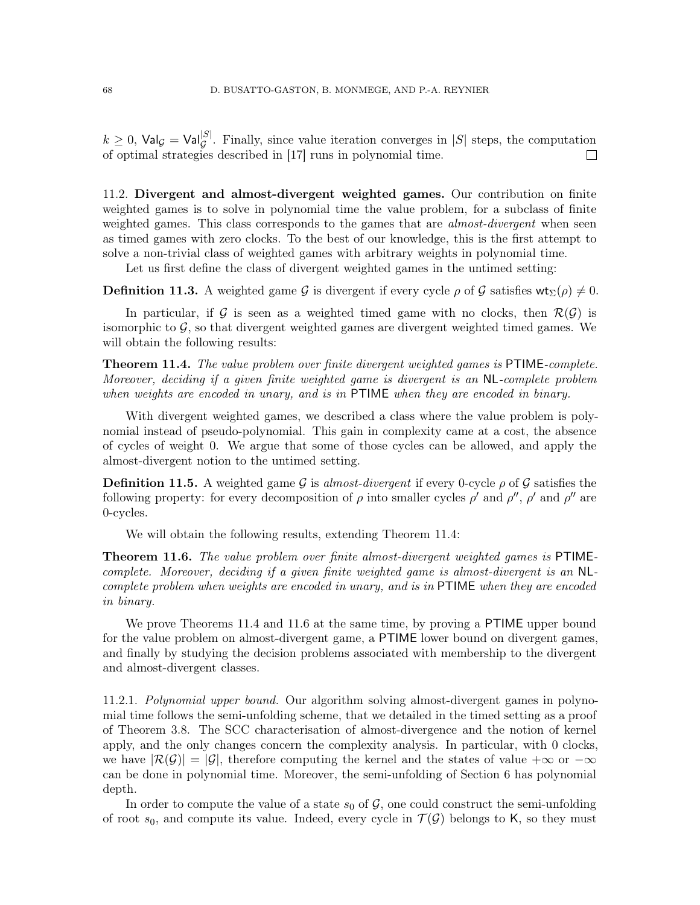$k \geq 0$, $\mathsf{Val}_\mathcal{G} = \mathsf{Val}_\mathcal{G}^{|S|}$. Finally, since value iteration converges in $|S|$ steps, the computation of optimal strategies described in [17] runs in polynomial time. □

11.2. **Divergent and almost-divergent weighted games.** Our contribution on finite weighted games is to solve in polynomial time the value problem, for a subclass of finite weighted games. This class corresponds to the games that are *almost-divergent* when seen as timed games with zero clocks. To the best of our knowledge, this is the first attempt to solve a non-trivial class of weighted games with arbitrary weights in polynomial time.

Let us first define the class of divergent weighted games in the untimed setting:

**Definition 11.3.** A weighted game $\mathcal{G}$ is divergent if every cycle $\rho$ of $\mathcal{G}$ satisfies $\mathsf{wt}_\Sigma(\rho) \neq 0$.

In particular, if $\mathcal{G}$ is seen as a weighted timed game with no clocks, then $\mathcal{R}(\mathcal{G})$ is isomorphic to $\mathcal{G}$, so that divergent weighted games are divergent weighted timed games. We will obtain the following results:

**Theorem 11.4.** *The value problem over finite divergent weighted games is* PTIME*-complete. Moreover, deciding if a given finite weighted game is divergent is an* NL*-complete problem when weights are encoded in unary, and is in* PTIME *when they are encoded in binary.*

With divergent weighted games, we described a class where the value problem is polynomial instead of pseudo-polynomial. This gain in complexity came at a cost, the absence of cycles of weight 0. We argue that some of those cycles can be allowed, and apply the almost-divergent notion to the untimed setting.

**Definition 11.5.** A weighted game $\mathcal{G}$ is *almost-divergent* if every 0-cycle $\rho$ of $\mathcal{G}$ satisfies the following property: for every decomposition of $\rho$ into smaller cycles $\rho'$ and $\rho''$, $\rho'$ and $\rho''$ are 0-cycles.

We will obtain the following results, extending Theorem 11.4:

**Theorem 11.6.** *The value problem over finite almost-divergent weighted games is* PTIME*-complete. Moreover, deciding if a given finite weighted game is almost-divergent is an* NL*-complete problem when weights are encoded in unary, and is in* PTIME *when they are encoded in binary.*

We prove Theorems 11.4 and 11.6 at the same time, by proving a PTIME upper bound for the value problem on almost-divergent game, a PTIME lower bound on divergent games, and finally by studying the decision problems associated with membership to the divergent and almost-divergent classes.

11.2.1. *Polynomial upper bound.* Our algorithm solving almost-divergent games in polynomial time follows the semi-unfolding scheme, that we detailed in the timed setting as a proof of Theorem 3.8. The SCC characterisation of almost-divergence and the notion of kernel apply, and the only changes concern the complexity analysis. In particular, with 0 clocks, we have $|\mathcal{R}(\mathcal{G})| = |\mathcal{G}|$, therefore computing the kernel and the states of value $+\infty$ or $-\infty$ can be done in polynomial time. Moreover, the semi-unfolding of Section 6 has polynomial depth.

In order to compute the value of a state $s_0$ of $\mathcal{G}$, one could construct the semi-unfolding of root $s_0$, and compute its value. Indeed, every cycle in $\mathcal{T}(\mathcal{G})$ belongs to $\mathsf{K}$, so they must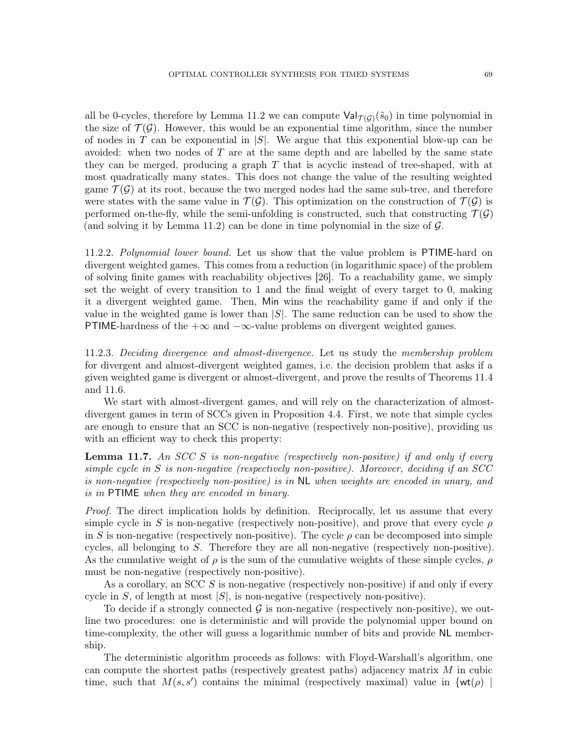all be 0-cycles, therefore by Lemma 11.2 we can compute $\mathsf{Val}_{\mathcal{T}(\mathcal{G})}(\tilde{s}_0)$ in time polynomial in the size of $\mathcal{T}(\mathcal{G})$. However, this would be an exponential time algorithm, since the number of nodes in $T$ can be exponential in $|S|$. We argue that this exponential blow-up can be avoided: when two nodes of $T$ are at the same depth and are labelled by the same state they can be merged, producing a graph $T$ that is acyclic instead of tree-shaped, with at most quadratically many states. This does not change the value of the resulting weighted game $\mathcal{T}(\mathcal{G})$ at its root, because the two merged nodes had the same sub-tree, and therefore were states with the same value in $\mathcal{T}(\mathcal{G})$. This optimization on the construction of $\mathcal{T}(\mathcal{G})$ is performed on-the-fly, while the semi-unfolding is constructed, such that constructing $\mathcal{T}(\mathcal{G})$ (and solving it by Lemma 11.2) can be done in time polynomial in the size of $\mathcal{G}$.

11.2.2. *Polynomial lower bound.* Let us show that the value problem is PTIME-hard on divergent weighted games. This comes from a reduction (in logarithmic space) of the problem of solving finite games with reachability objectives [26]. To a reachability game, we simply set the weight of every transition to 1 and the final weight of every target to 0, making it a divergent weighted game. Then, Min wins the reachability game if and only if the value in the weighted game is lower than $|S|$. The same reduction can be used to show the PTIME-hardness of the $+\infty$ and $-\infty$-value problems on divergent weighted games.

11.2.3. *Deciding divergence and almost-divergence.* Let us study the *membership problem* for divergent and almost-divergent weighted games, i.e. the decision problem that asks if a given weighted game is divergent or almost-divergent, and prove the results of Theorems 11.4 and 11.6.

We start with almost-divergent games, and will rely on the characterization of almost-divergent games in term of SCCs given in Proposition 4.4. First, we note that simple cycles are enough to ensure that an SCC is non-negative (respectively non-positive), providing us with an efficient way to check this property:

**Lemma 11.7.** *An SCC $S$ is non-negative (respectively non-positive) if and only if every simple cycle in $S$ is non-negative (respectively non-positive). Moreover, deciding if an SCC is non-negative (respectively non-positive) is in* NL *when weights are encoded in unary, and is in* PTIME *when they are encoded in binary.*

*Proof.* The direct implication holds by definition. Reciprocally, let us assume that every simple cycle in $S$ is non-negative (respectively non-positive), and prove that every cycle $\rho$ in $S$ is non-negative (respectively non-positive). The cycle $\rho$ can be decomposed into simple cycles, all belonging to $S$. Therefore they are all non-negative (respectively non-positive). As the cumulative weight of $\rho$ is the sum of the cumulative weights of these simple cycles, $\rho$ must be non-negative (respectively non-positive).

As a corollary, an SCC $S$ is non-negative (respectively non-positive) if and only if every cycle in $S$, of length at most $|S|$, is non-negative (respectively non-positive).

To decide if a strongly connected $\mathcal{G}$ is non-negative (respectively non-positive), we outline two procedures: one is deterministic and will provide the polynomial upper bound on time-complexity, the other will guess a logarithmic number of bits and provide NL membership.

The deterministic algorithm proceeds as follows: with Floyd-Warshall's algorithm, one can compute the shortest paths (respectively greatest paths) adjacency matrix $M$ in cubic time, such that $M(s, s')$ contains the minimal (respectively maximal) value in $\{\mathsf{wt}(\rho) \mid$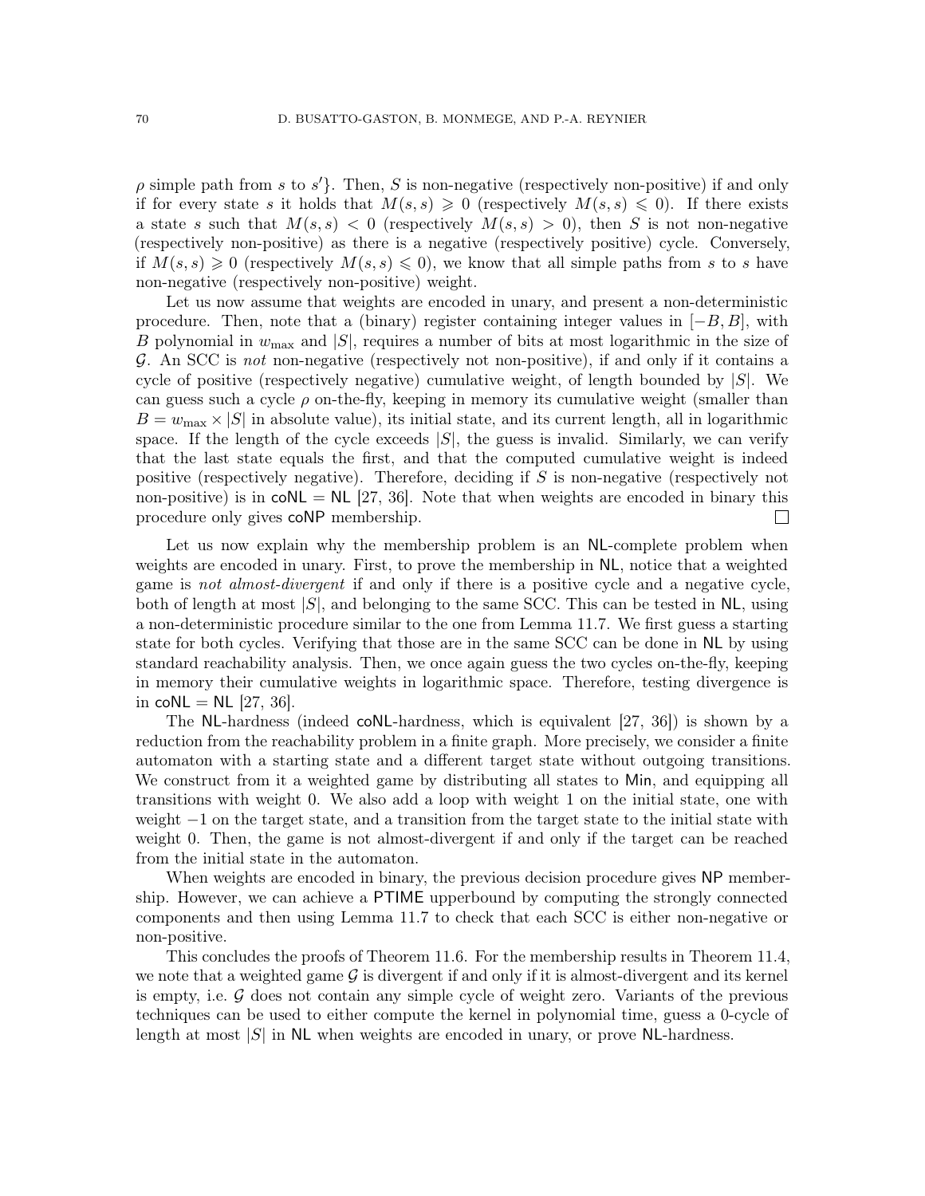$\rho$ simple path from $s$ to $s'$}. Then, $S$ is non-negative (respectively non-positive) if and only if for every state $s$ it holds that $M(s,s) \geqslant 0$ (respectively $M(s,s) \leqslant 0$). If there exists a state $s$ such that $M(s,s) < 0$ (respectively $M(s,s) > 0$), then $S$ is not non-negative (respectively non-positive) as there is a negative (respectively positive) cycle. Conversely, if $M(s,s) \geqslant 0$ (respectively $M(s,s) \leqslant 0$), we know that all simple paths from $s$ to $s$ have non-negative (respectively non-positive) weight.

Let us now assume that weights are encoded in unary, and present a non-deterministic procedure. Then, note that a (binary) register containing integer values in $[-B, B]$, with $B$ polynomial in $w_{\max}$ and $|S|$, requires a number of bits at most logarithmic in the size of $\mathcal{G}$. An SCC is *not* non-negative (respectively not non-positive), if and only if it contains a cycle of positive (respectively negative) cumulative weight, of length bounded by $|S|$. We can guess such a cycle $\rho$ on-the-fly, keeping in memory its cumulative weight (smaller than $B = w_{\max} \times |S|$ in absolute value), its initial state, and its current length, all in logarithmic space. If the length of the cycle exceeds $|S|$, the guess is invalid. Similarly, we can verify that the last state equals the first, and that the computed cumulative weight is indeed positive (respectively negative). Therefore, deciding if $S$ is non-negative (respectively not non-positive) is in coNL = NL [27, 36]. Note that when weights are encoded in binary this procedure only gives coNP membership. □

Let us now explain why the membership problem is an NL-complete problem when weights are encoded in unary. First, to prove the membership in NL, notice that a weighted game is *not almost-divergent* if and only if there is a positive cycle and a negative cycle, both of length at most $|S|$, and belonging to the same SCC. This can be tested in NL, using a non-deterministic procedure similar to the one from Lemma 11.7. We first guess a starting state for both cycles. Verifying that those are in the same SCC can be done in NL by using standard reachability analysis. Then, we once again guess the two cycles on-the-fly, keeping in memory their cumulative weights in logarithmic space. Therefore, testing divergence is in coNL = NL [27, 36].

The NL-hardness (indeed coNL-hardness, which is equivalent [27, 36]) is shown by a reduction from the reachability problem in a finite graph. More precisely, we consider a finite automaton with a starting state and a different target state without outgoing transitions. We construct from it a weighted game by distributing all states to Min, and equipping all transitions with weight 0. We also add a loop with weight 1 on the initial state, one with weight $-1$ on the target state, and a transition from the target state to the initial state with weight 0. Then, the game is not almost-divergent if and only if the target can be reached from the initial state in the automaton.

When weights are encoded in binary, the previous decision procedure gives NP membership. However, we can achieve a PTIME upperbound by computing the strongly connected components and then using Lemma 11.7 to check that each SCC is either non-negative or non-positive.

This concludes the proofs of Theorem 11.6. For the membership results in Theorem 11.4, we note that a weighted game $\mathcal{G}$ is divergent if and only if it is almost-divergent and its kernel is empty, i.e. $\mathcal{G}$ does not contain any simple cycle of weight zero. Variants of the previous techniques can be used to either compute the kernel in polynomial time, guess a 0-cycle of length at most $|S|$ in NL when weights are encoded in unary, or prove NL-hardness.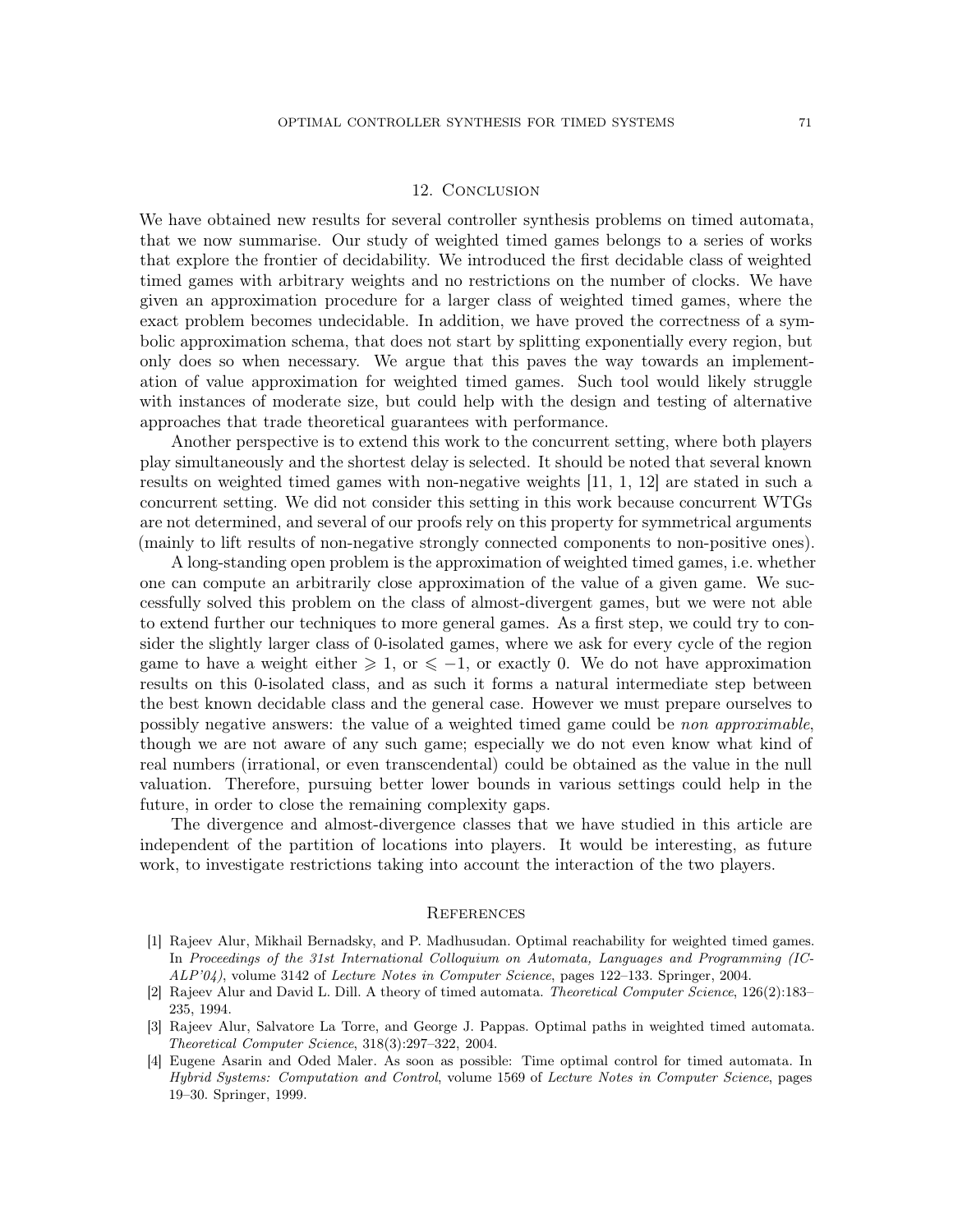## 12. Conclusion

We have obtained new results for several controller synthesis problems on timed automata, that we now summarise. Our study of weighted timed games belongs to a series of works that explore the frontier of decidability. We introduced the first decidable class of weighted timed games with arbitrary weights and no restrictions on the number of clocks. We have given an approximation procedure for a larger class of weighted timed games, where the exact problem becomes undecidable. In addition, we have proved the correctness of a symbolic approximation schema, that does not start by splitting exponentially every region, but only does so when necessary. We argue that this paves the way towards an implementation of value approximation for weighted timed games. Such tool would likely struggle with instances of moderate size, but could help with the design and testing of alternative approaches that trade theoretical guarantees with performance.

Another perspective is to extend this work to the concurrent setting, where both players play simultaneously and the shortest delay is selected. It should be noted that several known results on weighted timed games with non-negative weights [11, 1, 12] are stated in such a concurrent setting. We did not consider this setting in this work because concurrent WTGs are not determined, and several of our proofs rely on this property for symmetrical arguments (mainly to lift results of non-negative strongly connected components to non-positive ones).

A long-standing open problem is the approximation of weighted timed games, i.e. whether one can compute an arbitrarily close approximation of the value of a given game. We successfully solved this problem on the class of almost-divergent games, but we were not able to extend further our techniques to more general games. As a first step, we could try to consider the slightly larger class of 0-isolated games, where we ask for every cycle of the region game to have a weight either $\geqslant 1$, or $\leqslant -1$, or exactly 0. We do not have approximation results on this 0-isolated class, and as such it forms a natural intermediate step between the best known decidable class and the general case. However we must prepare ourselves to possibly negative answers: the value of a weighted timed game could be *non approximable*, though we are not aware of any such game; especially we do not even know what kind of real numbers (irrational, or even transcendental) could be obtained as the value in the null valuation. Therefore, pursuing better lower bounds in various settings could help in the future, in order to close the remaining complexity gaps.

The divergence and almost-divergence classes that we have studied in this article are independent of the partition of locations into players. It would be interesting, as future work, to investigate restrictions taking into account the interaction of the two players.

## References

[1] Rajeev Alur, Mikhail Bernadsky, and P. Madhusudan. Optimal reachability for weighted timed games. In *Proceedings of the 31st International Colloquium on Automata, Languages and Programming (ICALP'04)*, volume 3142 of *Lecture Notes in Computer Science*, pages 122–133. Springer, 2004.

[2] Rajeev Alur and David L. Dill. A theory of timed automata. *Theoretical Computer Science*, 126(2):183–235, 1994.

[3] Rajeev Alur, Salvatore La Torre, and George J. Pappas. Optimal paths in weighted timed automata. *Theoretical Computer Science*, 318(3):297–322, 2004.

[4] Eugene Asarin and Oded Maler. As soon as possible: Time optimal control for timed automata. In *Hybrid Systems: Computation and Control*, volume 1569 of *Lecture Notes in Computer Science*, pages 19–30. Springer, 1999.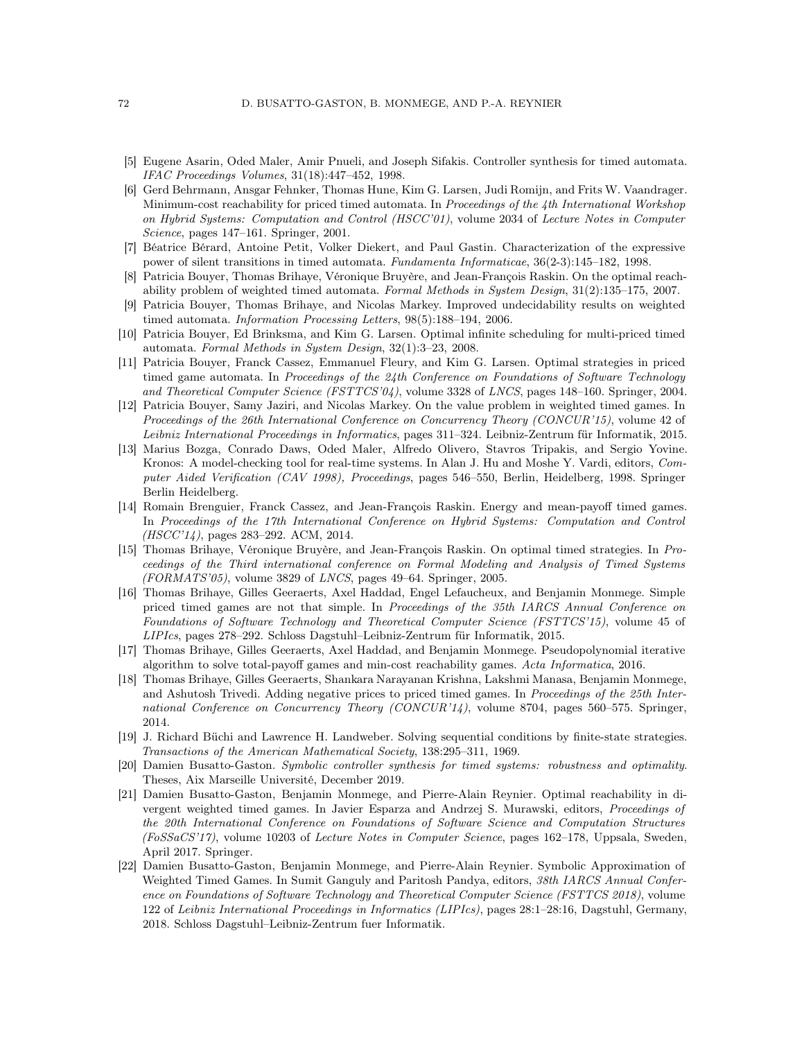[5] Eugene Asarin, Oded Maler, Amir Pnueli, and Joseph Sifakis. Controller synthesis for timed automata. *IFAC Proceedings Volumes*, 31(18):447–452, 1998.

[6] Gerd Behrmann, Ansgar Fehnker, Thomas Hune, Kim G. Larsen, Judi Romijn, and Frits W. Vaandrager. Minimum-cost reachability for priced timed automata. In *Proceedings of the 4th International Workshop on Hybrid Systems: Computation and Control (HSCC'01)*, volume 2034 of *Lecture Notes in Computer Science*, pages 147–161. Springer, 2001.

[7] Béatrice Bérard, Antoine Petit, Volker Diekert, and Paul Gastin. Characterization of the expressive power of silent transitions in timed automata. *Fundamenta Informaticae*, 36(2-3):145–182, 1998.

[8] Patricia Bouyer, Thomas Brihaye, Véronique Bruyère, and Jean-François Raskin. On the optimal reachability problem of weighted timed automata. *Formal Methods in System Design*, 31(2):135–175, 2007.

[9] Patricia Bouyer, Thomas Brihaye, and Nicolas Markey. Improved undecidability results on weighted timed automata. *Information Processing Letters*, 98(5):188–194, 2006.

[10] Patricia Bouyer, Ed Brinksma, and Kim G. Larsen. Optimal infinite scheduling for multi-priced timed automata. *Formal Methods in System Design*, 32(1):3–23, 2008.

[11] Patricia Bouyer, Franck Cassez, Emmanuel Fleury, and Kim G. Larsen. Optimal strategies in priced timed game automata. In *Proceedings of the 24th Conference on Foundations of Software Technology and Theoretical Computer Science (FSTTCS'04)*, volume 3328 of *LNCS*, pages 148–160. Springer, 2004.

[12] Patricia Bouyer, Samy Jaziri, and Nicolas Markey. On the value problem in weighted timed games. In *Proceedings of the 26th International Conference on Concurrency Theory (CONCUR'15)*, volume 42 of *Leibniz International Proceedings in Informatics*, pages 311–324. Leibniz-Zentrum für Informatik, 2015.

[13] Marius Bozga, Conrado Daws, Oded Maler, Alfredo Olivero, Stavros Tripakis, and Sergio Yovine. Kronos: A model-checking tool for real-time systems. In Alan J. Hu and Moshe Y. Vardi, editors, *Computer Aided Verification (CAV 1998), Proceedings*, pages 546–550, Berlin, Heidelberg, 1998. Springer Berlin Heidelberg.

[14] Romain Brenguier, Franck Cassez, and Jean-François Raskin. Energy and mean-payoff timed games. In *Proceedings of the 17th International Conference on Hybrid Systems: Computation and Control (HSCC'14)*, pages 283–292. ACM, 2014.

[15] Thomas Brihaye, Véronique Bruyère, and Jean-François Raskin. On optimal timed strategies. In *Proceedings of the Third international conference on Formal Modeling and Analysis of Timed Systems (FORMATS'05)*, volume 3829 of *LNCS*, pages 49–64. Springer, 2005.

[16] Thomas Brihaye, Gilles Geeraerts, Axel Haddad, Engel Lefaucheux, and Benjamin Monmege. Simple priced timed games are not that simple. In *Proceedings of the 35th IARCS Annual Conference on Foundations of Software Technology and Theoretical Computer Science (FSTTCS'15)*, volume 45 of *LIPIcs*, pages 278–292. Schloss Dagstuhl–Leibniz-Zentrum für Informatik, 2015.

[17] Thomas Brihaye, Gilles Geeraerts, Axel Haddad, and Benjamin Monmege. Pseudopolynomial iterative algorithm to solve total-payoff games and min-cost reachability games. *Acta Informatica*, 2016.

[18] Thomas Brihaye, Gilles Geeraerts, Shankara Narayanan Krishna, Lakshmi Manasa, Benjamin Monmege, and Ashutosh Trivedi. Adding negative prices to priced timed games. In *Proceedings of the 25th International Conference on Concurrency Theory (CONCUR'14)*, volume 8704, pages 560–575. Springer, 2014.

[19] J. Richard Büchi and Lawrence H. Landweber. Solving sequential conditions by finite-state strategies. *Transactions of the American Mathematical Society*, 138:295–311, 1969.

[20] Damien Busatto-Gaston. *Symbolic controller synthesis for timed systems: robustness and optimality*. Theses, Aix Marseille Université, December 2019.

[21] Damien Busatto-Gaston, Benjamin Monmege, and Pierre-Alain Reynier. Optimal reachability in divergent weighted timed games. In Javier Esparza and Andrzej S. Murawski, editors, *Proceedings of the 20th International Conference on Foundations of Software Science and Computation Structures (FoSSaCS'17)*, volume 10203 of *Lecture Notes in Computer Science*, pages 162–178, Uppsala, Sweden, April 2017. Springer.

[22] Damien Busatto-Gaston, Benjamin Monmege, and Pierre-Alain Reynier. Symbolic Approximation of Weighted Timed Games. In Sumit Ganguly and Paritosh Pandya, editors, *38th IARCS Annual Conference on Foundations of Software Technology and Theoretical Computer Science (FSTTCS 2018)*, volume 122 of *Leibniz International Proceedings in Informatics (LIPIcs)*, pages 28:1–28:16, Dagstuhl, Germany, 2018. Schloss Dagstuhl–Leibniz-Zentrum fuer Informatik.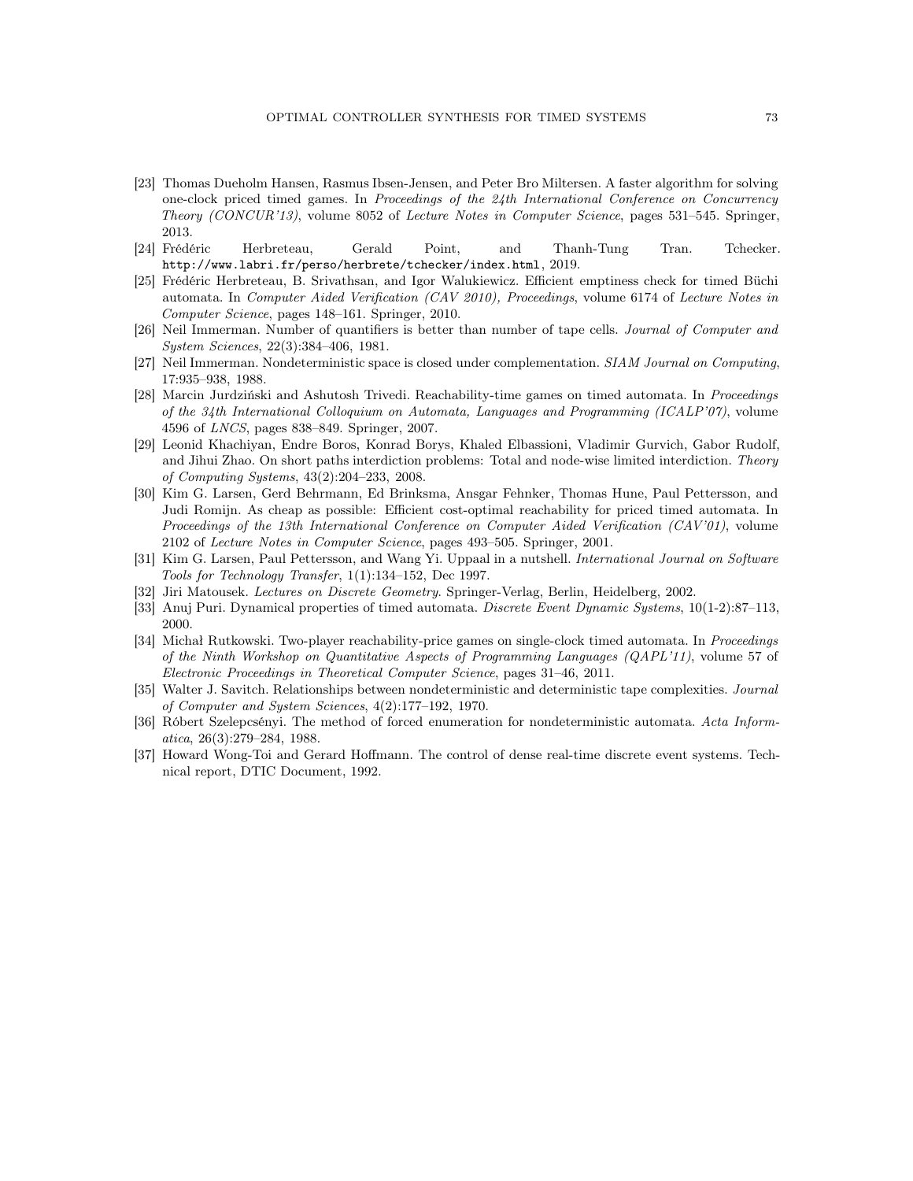[23] Thomas Dueholm Hansen, Rasmus Ibsen-Jensen, and Peter Bro Miltersen. A faster algorithm for solving one-clock priced timed games. In *Proceedings of the 24th International Conference on Concurrency Theory (CONCUR'13)*, volume 8052 of *Lecture Notes in Computer Science*, pages 531–545. Springer, 2013.

[24] Frédéric Herbreteau, Gerald Point, and Thanh-Tung Tran. Tchecker. `http://www.labri.fr/perso/herbrete/tchecker/index.html`, 2019.

[25] Frédéric Herbreteau, B. Srivathsan, and Igor Walukiewicz. Efficient emptiness check for timed Büchi automata. In *Computer Aided Verification (CAV 2010), Proceedings*, volume 6174 of *Lecture Notes in Computer Science*, pages 148–161. Springer, 2010.

[26] Neil Immerman. Number of quantifiers is better than number of tape cells. *Journal of Computer and System Sciences*, 22(3):384–406, 1981.

[27] Neil Immerman. Nondeterministic space is closed under complementation. *SIAM Journal on Computing*, 17:935–938, 1988.

[28] Marcin Jurdziński and Ashutosh Trivedi. Reachability-time games on timed automata. In *Proceedings of the 34th International Colloquium on Automata, Languages and Programming (ICALP'07)*, volume 4596 of *LNCS*, pages 838–849. Springer, 2007.

[29] Leonid Khachiyan, Endre Boros, Konrad Borys, Khaled Elbassioni, Vladimir Gurvich, Gabor Rudolf, and Jihui Zhao. On short paths interdiction problems: Total and node-wise limited interdiction. *Theory of Computing Systems*, 43(2):204–233, 2008.

[30] Kim G. Larsen, Gerd Behrmann, Ed Brinksma, Ansgar Fehnker, Thomas Hune, Paul Pettersson, and Judi Romijn. As cheap as possible: Efficient cost-optimal reachability for priced timed automata. In *Proceedings of the 13th International Conference on Computer Aided Verification (CAV'01)*, volume 2102 of *Lecture Notes in Computer Science*, pages 493–505. Springer, 2001.

[31] Kim G. Larsen, Paul Pettersson, and Wang Yi. Uppaal in a nutshell. *International Journal on Software Tools for Technology Transfer*, 1(1):134–152, Dec 1997.

[32] Jiri Matousek. *Lectures on Discrete Geometry*. Springer-Verlag, Berlin, Heidelberg, 2002.

[33] Anuj Puri. Dynamical properties of timed automata. *Discrete Event Dynamic Systems*, 10(1-2):87–113, 2000.

[34] Michał Rutkowski. Two-player reachability-price games on single-clock timed automata. In *Proceedings of the Ninth Workshop on Quantitative Aspects of Programming Languages (QAPL'11)*, volume 57 of *Electronic Proceedings in Theoretical Computer Science*, pages 31–46, 2011.

[35] Walter J. Savitch. Relationships between nondeterministic and deterministic tape complexities. *Journal of Computer and System Sciences*, 4(2):177–192, 1970.

[36] Róbert Szelepcsényi. The method of forced enumeration for nondeterministic automata. *Acta Informatica*, 26(3):279–284, 1988.

[37] Howard Wong-Toi and Gerard Hoffmann. The control of dense real-time discrete event systems. Technical report, DTIC Document, 1992.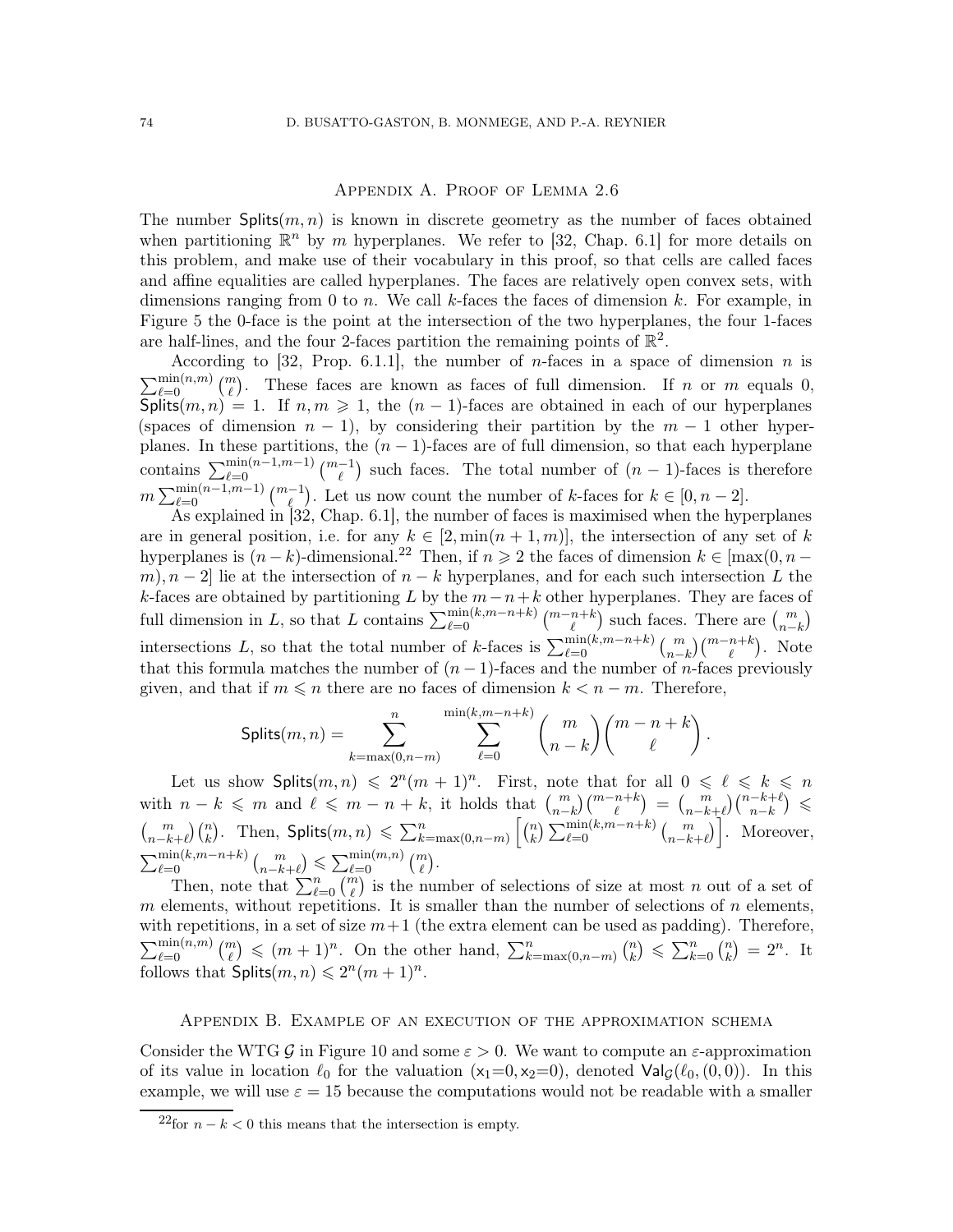## Appendix A. Proof of Lemma 2.6

The number $\mathsf{Splits}(m,n)$ is known in discrete geometry as the number of faces obtained when partitioning $\mathbb{R}^n$ by $m$ hyperplanes. We refer to [32, Chap. 6.1] for more details on this problem, and make use of their vocabulary in this proof, so that cells are called faces and affine equalities are called hyperplanes. The faces are relatively open convex sets, with dimensions ranging from 0 to $n$. We call $k$-faces the faces of dimension $k$. For example, in Figure 5 the 0-face is the point at the intersection of the two hyperplanes, the four 1-faces are half-lines, and the four 2-faces partition the remaining points of $\mathbb{R}^2$.

According to [32, Prop. 6.1.1], the number of $n$-faces in a space of dimension $n$ is $\sum_{\ell=0}^{\min(n,m)} \binom{m}{\ell}$. These faces are known as faces of full dimension. If $n$ or $m$ equals 0, $\mathsf{Splits}(m,n) = 1$. If $n, m \geqslant 1$, the $(n-1)$-faces are obtained in each of our hyperplanes (spaces of dimension $n-1$), by considering their partition by the $m-1$ other hyperplanes. In these partitions, the $(n-1)$-faces are of full dimension, so that each hyperplane contains $\sum_{\ell=0}^{\min(n-1,m-1)} \binom{m-1}{\ell}$ such faces. The total number of $(n-1)$-faces is therefore $m \sum_{\ell=0}^{\min(n-1,m-1)} \binom{m-1}{\ell}$. Let us now count the number of $k$-faces for $k \in [0, n-2]$.

As explained in [32, Chap. 6.1], the number of faces is maximised when the hyperplanes are in general position, i.e. for any $k \in [2, \min(n+1, m)]$, the intersection of any set of $k$ hyperplanes is $(n-k)$-dimensional.[22] Then, if $n \geqslant 2$ the faces of dimension $k \in [\max(0, n-m), n-2]$ lie at the intersection of $n-k$ hyperplanes, and for each such intersection $L$ the $k$-faces are obtained by partitioning $L$ by the $m-n+k$ other hyperplanes. They are faces of full dimension in $L$, so that $L$ contains $\sum_{\ell=0}^{\min(k,m-n+k)} \binom{m-n+k}{\ell}$ such faces. There are $\binom{m}{n-k}$ intersections $L$, so that the total number of $k$-faces is $\sum_{\ell=0}^{\min(k,m-n+k)} \binom{m}{n-k}\binom{m-n+k}{\ell}$. Note that this formula matches the number of $(n-1)$-faces and the number of $n$-faces previously given, and that if $m \leqslant n$ there are no faces of dimension $k < n-m$. Therefore,

$$\mathsf{Splits}(m,n) = \sum_{k=\max(0,n-m)}^{n} \sum_{\ell=0}^{\min(k,m-n+k)} \binom{m}{n-k}\binom{m-n+k}{\ell}.$$

Let us show $\mathsf{Splits}(m,n) \leqslant 2^n(m+1)^n$. First, note that for all $0 \leqslant \ell \leqslant k \leqslant n$ with $n-k \leqslant m$ and $\ell \leqslant m-n+k$, it holds that $\binom{m}{n-k}\binom{m-n+k}{\ell} = \binom{m}{n-k+\ell}\binom{n-k+\ell}{n-k} \leqslant \binom{m}{n-k+\ell}\binom{n}{k}$. Then, $\mathsf{Splits}(m,n) \leqslant \sum_{k=\max(0,n-m)}^{n} \left[\binom{n}{k} \sum_{\ell=0}^{\min(k,m-n+k)} \binom{m}{n-k+\ell}\right]$. Moreover, $\sum_{\ell=0}^{\min(k,m-n+k)} \binom{m}{n-k+\ell} \leqslant \sum_{\ell=0}^{\min(m,n)} \binom{m}{\ell}$.

Then, note that $\sum_{\ell=0}^{n} \binom{m}{\ell}$ is the number of selections of size at most $n$ out of a set of $m$ elements, without repetitions. It is smaller than the number of selections of $n$ elements, with repetitions, in a set of size $m+1$ (the extra element can be used as padding). Therefore, $\sum_{\ell=0}^{\min(n,m)} \binom{m}{\ell} \leqslant (m+1)^n$. On the other hand, $\sum_{k=\max(0,n-m)}^{n} \binom{n}{k} \leqslant \sum_{k=0}^{n} \binom{n}{k} = 2^n$. It follows that $\mathsf{Splits}(m,n) \leqslant 2^n(m+1)^n$.

## Appendix B. Example of an execution of the approximation schema

Consider the WTG $\mathcal{G}$ in Figure 10 and some $\varepsilon > 0$. We want to compute an $\varepsilon$-approximation of its value in location $\ell_0$ for the valuation $(\mathsf{x}_1{=}0, \mathsf{x}_2{=}0)$, denoted $\mathsf{Val}_{\mathcal{G}}(\ell_0, (0,0))$. In this example, we will use $\varepsilon = 15$ because the computations would not be readable with a smaller

[22] for $n-k < 0$ this means that the intersection is empty.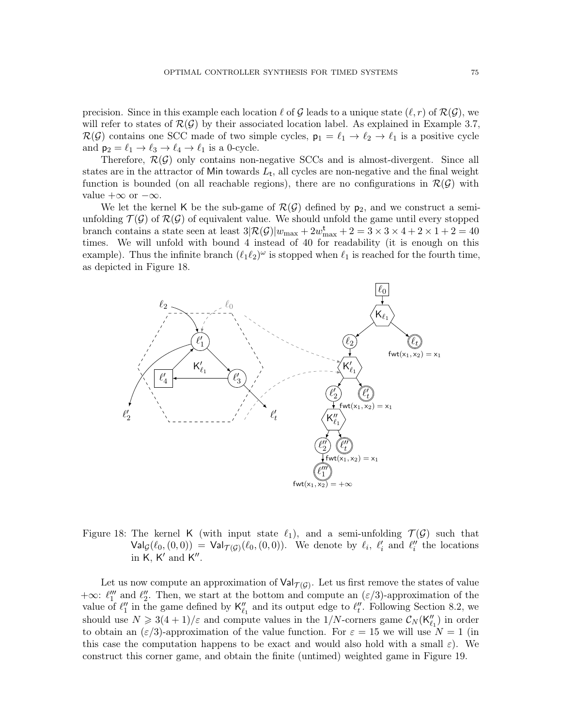precision. Since in this example each location $\ell$ of $\mathcal{G}$ leads to a unique state $(\ell, r)$ of $\mathcal{R}(\mathcal{G})$, we will refer to states of $\mathcal{R}(\mathcal{G})$ by their associated location label. As explained in Example 3.7, $\mathcal{R}(\mathcal{G})$ contains one SCC made of two simple cycles, $\mathsf{p}_1 = \ell_1 \to \ell_2 \to \ell_1$ is a positive cycle and $\mathsf{p}_2 = \ell_1 \to \ell_3 \to \ell_4 \to \ell_1$ is a 0-cycle.

Therefore, $\mathcal{R}(\mathcal{G})$ only contains non-negative SCCs and is almost-divergent. Since all states are in the attractor of Min towards $L_{\mathsf{t}}$, all cycles are non-negative and the final weight function is bounded (on all reachable regions), there are no configurations in $\mathcal{R}(\mathcal{G})$ with value $+\infty$ or $-\infty$.

We let the kernel $\mathsf{K}$ be the sub-game of $\mathcal{R}(\mathcal{G})$ defined by $\mathsf{p}_2$, and we construct a semi-unfolding $\mathcal{T}(\mathcal{G})$ of $\mathcal{R}(\mathcal{G})$ of equivalent value. We should unfold the game until every stopped branch contains a state seen at least $3|\mathcal{R}(\mathcal{G})|w_{\max} + 2w^{\mathsf{t}}_{\max} + 2 = 3 \times 3 \times 4 + 2 \times 1 + 2 = 40$ times. We will unfold with bound 4 instead of 40 for readability (it is enough on this example). Thus the infinite branch $(\ell_1\ell_2)^\omega$ is stopped when $\ell_1$ is reached for the fourth time, as depicted in Figure 18.

Figure 18: The kernel $\mathsf{K}$ (with input state $\ell_1$), and a semi-unfolding $\mathcal{T}(\mathcal{G})$ such that $\mathsf{Val}_{\mathcal{G}}(\ell_0, (0,0)) = \mathsf{Val}_{\mathcal{T}(\mathcal{G})}(\ell_0, (0,0))$. We denote by $\ell_i$, $\ell'_i$ and $\ell''_i$ the locations in $\mathsf{K}$, $\mathsf{K}'$ and $\mathsf{K}''$.

Let us now compute an approximation of $\mathsf{Val}_{\mathcal{T}(\mathcal{G})}$. Let us first remove the states of value $+\infty$: $\ell'''_1$ and $\ell''_2$. Then, we start at the bottom and compute an $(\varepsilon/3)$-approximation of the value of $\ell''_1$ in the game defined by $\mathsf{K}''_{\ell_1}$ and its output edge to $\ell''_t$. Following Section 8.2, we should use $N \geqslant 3(4+1)/\varepsilon$ and compute values in the $1/N$-corners game $\mathcal{C}_N(\mathsf{K}''_{\ell_1})$ in order to obtain an $(\varepsilon/3)$-approximation of the value function. For $\varepsilon = 15$ we will use $N = 1$ (in this case the computation happens to be exact and would also hold with a small $\varepsilon$). We construct this corner game, and obtain the finite (untimed) weighted game in Figure 19.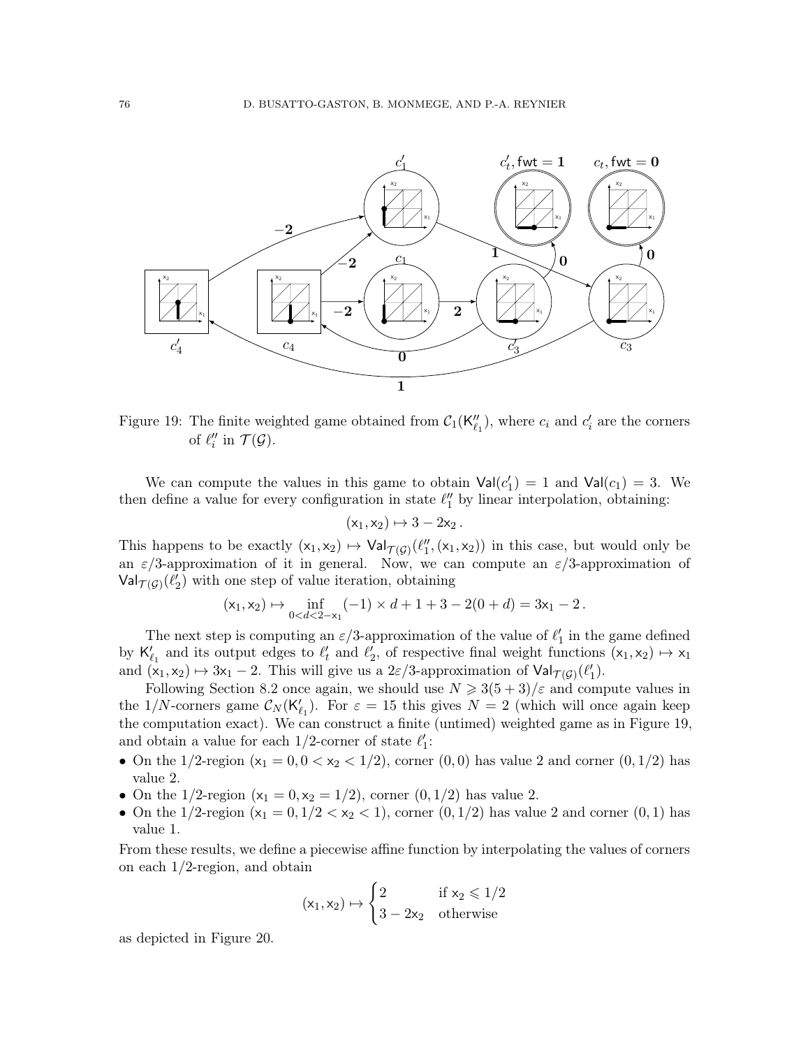Figure 19: The finite weighted game obtained from $\mathcal{C}_1(\mathsf{K}''_{\ell_1})$, where $c_i$ and $c'_i$ are the corners of $\ell''_i$ in $\mathcal{T}(\mathcal{G})$.

We can compute the values in this game to obtain $\mathsf{Val}(c'_1) = 1$ and $\mathsf{Val}(c_1) = 3$. We then define a value for every configuration in state $\ell''_1$ by linear interpolation, obtaining:

$$(\mathsf{x}_1, \mathsf{x}_2) \mapsto 3 - 2\mathsf{x}_2 .$$

This happens to be exactly $(\mathsf{x}_1, \mathsf{x}_2) \mapsto \mathsf{Val}_{\mathcal{T}(\mathcal{G})}(\ell''_1, (\mathsf{x}_1, \mathsf{x}_2))$ in this case, but would only be an $\varepsilon/3$-approximation of it in general. Now, we can compute an $\varepsilon/3$-approximation of $\mathsf{Val}_{\mathcal{T}(\mathcal{G})}(\ell'_2)$ with one step of value iteration, obtaining

$$(\mathsf{x}_1, \mathsf{x}_2) \mapsto \inf_{0<d<2-\mathsf{x}_1} (-1) \times d + 1 + 3 - 2(0 + d) = 3\mathsf{x}_1 - 2 .$$

The next step is computing an $\varepsilon/3$-approximation of the value of $\ell'_1$ in the game defined by $\mathsf{K}'_{\ell_1}$ and its output edges to $\ell'_t$ and $\ell'_2$, of respective final weight functions $(\mathsf{x}_1, \mathsf{x}_2) \mapsto \mathsf{x}_1$ and $(\mathsf{x}_1, \mathsf{x}_2) \mapsto 3\mathsf{x}_1 - 2$. This will give us a $2\varepsilon/3$-approximation of $\mathsf{Val}_{\mathcal{T}(\mathcal{G})}(\ell'_1)$.

Following Section 8.2 once again, we should use $N \geqslant 3(5+3)/\varepsilon$ and compute values in the $1/N$-corners game $\mathcal{C}_N(\mathsf{K}'_{\ell_1})$. For $\varepsilon = 15$ this gives $N = 2$ (which will once again keep the computation exact). We can construct a finite (untimed) weighted game as in Figure 19, and obtain a value for each $1/2$-corner of state $\ell'_1$:

- On the $1/2$-region $(\mathsf{x}_1 = 0, 0 < \mathsf{x}_2 < 1/2)$, corner $(0, 0)$ has value 2 and corner $(0, 1/2)$ has value 2.
- On the $1/2$-region $(\mathsf{x}_1 = 0, \mathsf{x}_2 = 1/2)$, corner $(0, 1/2)$ has value 2.
- On the $1/2$-region $(\mathsf{x}_1 = 0, 1/2 < \mathsf{x}_2 < 1)$, corner $(0, 1/2)$ has value 2 and corner $(0, 1)$ has value 1.

From these results, we define a piecewise affine function by interpolating the values of corners on each $1/2$-region, and obtain

$$(\mathsf{x}_1, \mathsf{x}_2) \mapsto \begin{cases} 2 & \text{if } \mathsf{x}_2 \leqslant 1/2 \\ 3 - 2\mathsf{x}_2 & \text{otherwise} \end{cases}$$

as depicted in Figure 20.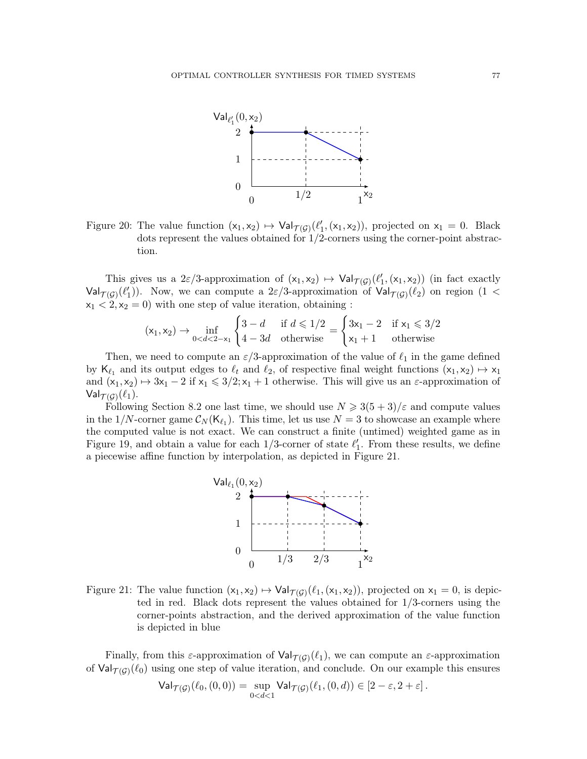$\mathsf{Val}_{\ell'_1}(0, \mathsf{x}_2)$

2

1

0

0

1/2

1

$\mathsf{x}_2$

Figure 20: The value function $(\mathsf{x}_1, \mathsf{x}_2) \mapsto \mathsf{Val}_{\mathcal{T}(\mathcal{G})}(\ell'_1, (\mathsf{x}_1, \mathsf{x}_2))$, projected on $\mathsf{x}_1 = 0$. Black dots represent the values obtained for 1/2-corners using the corner-point abstraction.

This gives us a $2\varepsilon/3$-approximation of $(\mathsf{x}_1, \mathsf{x}_2) \mapsto \mathsf{Val}_{\mathcal{T}(\mathcal{G})}(\ell'_1, (\mathsf{x}_1, \mathsf{x}_2))$ (in fact exactly $\mathsf{Val}_{\mathcal{T}(\mathcal{G})}(\ell'_1)$). Now, we can compute a $2\varepsilon/3$-approximation of $\mathsf{Val}_{\mathcal{T}(\mathcal{G})}(\ell_2)$ on region $(1 < \mathsf{x}_1 < 2, \mathsf{x}_2 = 0)$ with one step of value iteration, obtaining :

$$(\mathsf{x}_1, \mathsf{x}_2) \to \inf_{0<d<2-\mathsf{x}_1} \begin{cases} 3-d & \text{if } d \leqslant 1/2 \\ 4-3d & \text{otherwise} \end{cases} = \begin{cases} 3\mathsf{x}_1 - 2 & \text{if } \mathsf{x}_1 \leqslant 3/2 \\ \mathsf{x}_1 + 1 & \text{otherwise} \end{cases}$$

Then, we need to compute an $\varepsilon/3$-approximation of the value of $\ell_1$ in the game defined by $\mathsf{K}_{\ell_1}$ and its output edges to $\ell_t$ and $\ell_2$, of respective final weight functions $(\mathsf{x}_1, \mathsf{x}_2) \mapsto \mathsf{x}_1$ and $(\mathsf{x}_1, \mathsf{x}_2) \mapsto 3\mathsf{x}_1 - 2$ if $\mathsf{x}_1 \leqslant 3/2; \mathsf{x}_1 + 1$ otherwise. This will give us an $\varepsilon$-approximation of $\mathsf{Val}_{\mathcal{T}(\mathcal{G})}(\ell_1)$.

Following Section 8.2 one last time, we should use $N \geqslant 3(5+3)/\varepsilon$ and compute values in the $1/N$-corner game $\mathcal{C}_N(\mathsf{K}_{\ell_1})$. This time, let us use $N = 3$ to showcase an example where the computed value is not exact. We can construct a finite (untimed) weighted game as in Figure 19, and obtain a value for each 1/3-corner of state $\ell'_1$. From these results, we define a piecewise affine function by interpolation, as depicted in Figure 21.

$\mathsf{Val}_{\ell_1}(0, \mathsf{x}_2)$

2

1

0

0

1/3

2/3

1

$\mathsf{x}_2$

Figure 21: The value function $(\mathsf{x}_1, \mathsf{x}_2) \mapsto \mathsf{Val}_{\mathcal{T}(\mathcal{G})}(\ell_1, (\mathsf{x}_1, \mathsf{x}_2))$, projected on $\mathsf{x}_1 = 0$, is depicted in red. Black dots represent the values obtained for 1/3-corners using the corner-points abstraction, and the derived approximation of the value function is depicted in blue

Finally, from this $\varepsilon$-approximation of $\mathsf{Val}_{\mathcal{T}(\mathcal{G})}(\ell_1)$, we can compute an $\varepsilon$-approximation of $\mathsf{Val}_{\mathcal{T}(\mathcal{G})}(\ell_0)$ using one step of value iteration, and conclude. On our example this ensures

$$\mathsf{Val}_{\mathcal{T}(\mathcal{G})}(\ell_0, (0,0)) = \sup_{0<d<1} \mathsf{Val}_{\mathcal{T}(\mathcal{G})}(\ell_1, (0,d)) \in [2-\varepsilon, 2+\varepsilon] \,.$$